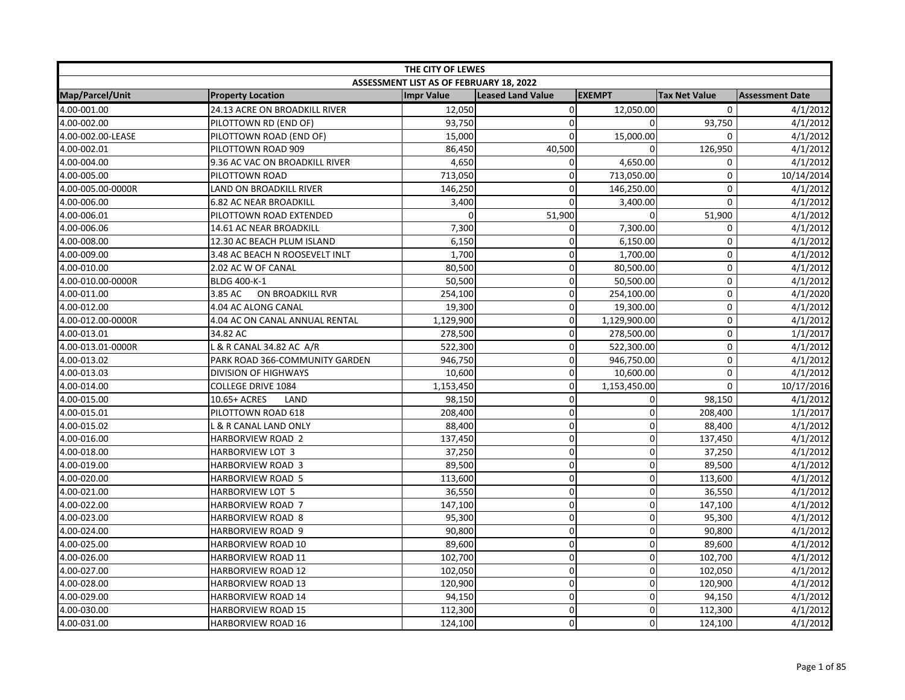| THE CITY OF LEWES | | | | | | |
|---|---|---|---|---|---|---|
| ASSESSMENT LIST AS OF FEBRUARY 18, 2022 | | | | | | |
| Map/Parcel/Unit | Property Location | Impr Value | Leased Land Value | EXEMPT | Tax Net Value | Assessment Date |
| 4.00-001.00 | 24.13 ACRE ON BROADKILL RIVER | 12,050 | 0 | 12,050.00 | 0 | 4/1/2012 |
| 4.00-002.00 | PILOTTOWN RD (END OF) | 93,750 | 0 | 0 | 93,750 | 4/1/2012 |
| 4.00-002.00-LEASE | PILOTTOWN ROAD (END OF) | 15,000 | 0 | 15,000.00 | 0 | 4/1/2012 |
| 4.00-002.01 | PILOTTOWN ROAD 909 | 86,450 | 40,500 | 0 | 126,950 | 4/1/2012 |
| 4.00-004.00 | 9.36 AC VAC ON BROADKILL RIVER | 4,650 | 0 | 4,650.00 | 0 | 4/1/2012 |
| 4.00-005.00 | PILOTTOWN ROAD | 713,050 | 0 | 713,050.00 | 0 | 10/14/2014 |
| 4.00-005.00-0000R | LAND ON BROADKILL RIVER | 146,250 | 0 | 146,250.00 | 0 | 4/1/2012 |
| 4.00-006.00 | 6.82 AC NEAR BROADKILL | 3,400 | 0 | 3,400.00 | 0 | 4/1/2012 |
| 4.00-006.01 | PILOTTOWN ROAD EXTENDED | 0 | 51,900 | 0 | 51,900 | 4/1/2012 |
| 4.00-006.06 | 14.61 AC NEAR BROADKILL | 7,300 | 0 | 7,300.00 | 0 | 4/1/2012 |
| 4.00-008.00 | 12.30 AC BEACH PLUM ISLAND | 6,150 | 0 | 6,150.00 | 0 | 4/1/2012 |
| 4.00-009.00 | 3.48 AC BEACH N ROOSEVELT INLT | 1,700 | 0 | 1,700.00 | 0 | 4/1/2012 |
| 4.00-010.00 | 2.02 AC W OF CANAL | 80,500 | 0 | 80,500.00 | 0 | 4/1/2012 |
| 4.00-010.00-0000R | BLDG 400-K-1 | 50,500 | 0 | 50,500.00 | 0 | 4/1/2012 |
| 4.00-011.00 | 3.85 AC ON BROADKILL RVR | 254,100 | 0 | 254,100.00 | 0 | 4/1/2020 |
| 4.00-012.00 | 4.04 AC ALONG CANAL | 19,300 | 0 | 19,300.00 | 0 | 4/1/2012 |
| 4.00-012.00-0000R | 4.04 AC ON CANAL ANNUAL RENTAL | 1,129,900 | 0 | 1,129,900.00 | 0 | 4/1/2012 |
| 4.00-013.01 | 34.82 AC | 278,500 | 0 | 278,500.00 | 0 | 1/1/2017 |
| 4.00-013.01-0000R | L & R CANAL 34.82 AC A/R | 522,300 | 0 | 522,300.00 | 0 | 4/1/2012 |
| 4.00-013.02 | PARK ROAD 366-COMMUNITY GARDEN | 946,750 | 0 | 946,750.00 | 0 | 4/1/2012 |
| 4.00-013.03 | DIVISION OF HIGHWAYS | 10,600 | 0 | 10,600.00 | 0 | 4/1/2012 |
| 4.00-014.00 | COLLEGE DRIVE 1084 | 1,153,450 | 0 | 1,153,450.00 | 0 | 10/17/2016 |
| 4.00-015.00 | 10.65+ ACRES LAND | 98,150 | 0 | 0 | 98,150 | 4/1/2012 |
| 4.00-015.01 | PILOTTOWN ROAD 618 | 208,400 | 0 | 0 | 208,400 | 1/1/2017 |
| 4.00-015.02 | L & R CANAL LAND ONLY | 88,400 | 0 | 0 | 88,400 | 4/1/2012 |
| 4.00-016.00 | HARBORVIEW ROAD 2 | 137,450 | 0 | 0 | 137,450 | 4/1/2012 |
| 4.00-018.00 | HARBORVIEW LOT 3 | 37,250 | 0 | 0 | 37,250 | 4/1/2012 |
| 4.00-019.00 | HARBORVIEW ROAD 3 | 89,500 | 0 | 0 | 89,500 | 4/1/2012 |
| 4.00-020.00 | HARBORVIEW ROAD 5 | 113,600 | 0 | 0 | 113,600 | 4/1/2012 |
| 4.00-021.00 | HARBORVIEW LOT 5 | 36,550 | 0 | 0 | 36,550 | 4/1/2012 |
| 4.00-022.00 | HARBORVIEW ROAD 7 | 147,100 | 0 | 0 | 147,100 | 4/1/2012 |
| 4.00-023.00 | HARBORVIEW ROAD 8 | 95,300 | 0 | 0 | 95,300 | 4/1/2012 |
| 4.00-024.00 | HARBORVIEW ROAD 9 | 90,800 | 0 | 0 | 90,800 | 4/1/2012 |
| 4.00-025.00 | HARBORVIEW ROAD 10 | 89,600 | 0 | 0 | 89,600 | 4/1/2012 |
| 4.00-026.00 | HARBORVIEW ROAD 11 | 102,700 | 0 | 0 | 102,700 | 4/1/2012 |
| 4.00-027.00 | HARBORVIEW ROAD 12 | 102,050 | 0 | 0 | 102,050 | 4/1/2012 |
| 4.00-028.00 | HARBORVIEW ROAD 13 | 120,900 | 0 | 0 | 120,900 | 4/1/2012 |
| 4.00-029.00 | HARBORVIEW ROAD 14 | 94,150 | 0 | 0 | 94,150 | 4/1/2012 |
| 4.00-030.00 | HARBORVIEW ROAD 15 | 112,300 | 0 | 0 | 112,300 | 4/1/2012 |
| 4.00-031.00 | HARBORVIEW ROAD 16 | 124,100 | 0 | 0 | 124,100 | 4/1/2012 |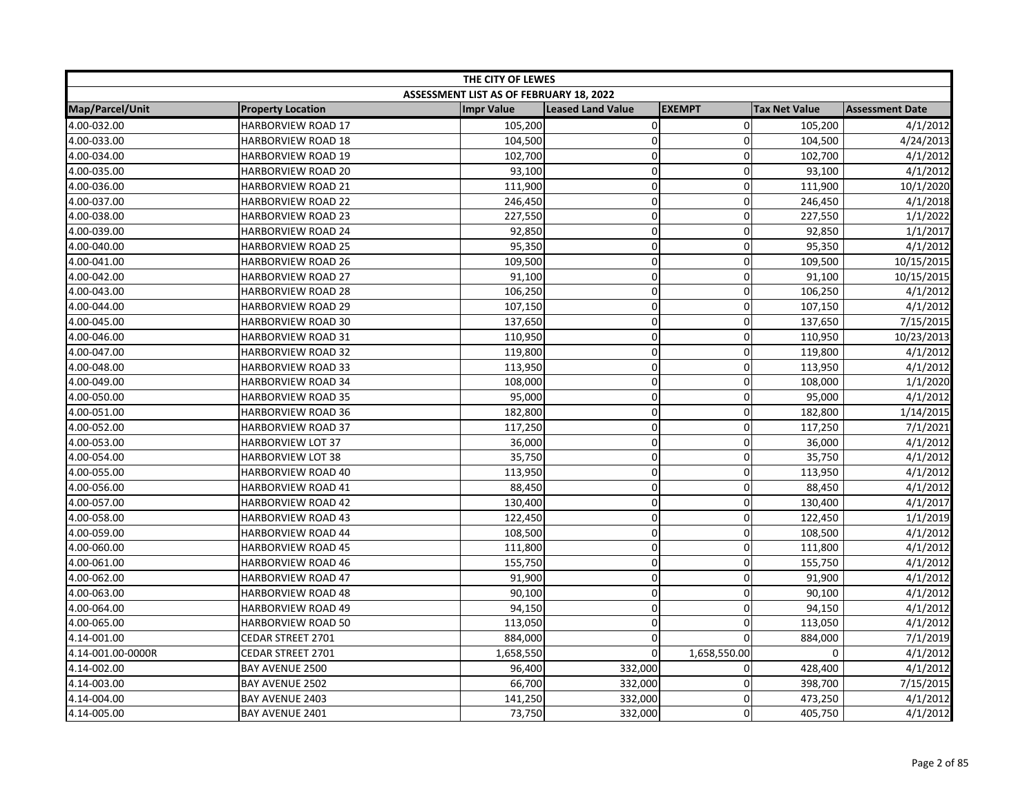| THE CITY OF LEWES | | | | | | |
|---|---|---|---|---|---|---|
| ASSESSMENT LIST AS OF FEBRUARY 18, 2022 | | | | | | |
| Map/Parcel/Unit | Property Location | Impr Value | Leased Land Value | EXEMPT | Tax Net Value | Assessment Date |
| 4.00-032.00 | HARBORVIEW ROAD 17 | 105,200 | 0 | 0 | 105,200 | 4/1/2012 |
| 4.00-033.00 | HARBORVIEW ROAD 18 | 104,500 | 0 | 0 | 104,500 | 4/24/2013 |
| 4.00-034.00 | HARBORVIEW ROAD 19 | 102,700 | 0 | 0 | 102,700 | 4/1/2012 |
| 4.00-035.00 | HARBORVIEW ROAD 20 | 93,100 | 0 | 0 | 93,100 | 4/1/2012 |
| 4.00-036.00 | HARBORVIEW ROAD 21 | 111,900 | 0 | 0 | 111,900 | 10/1/2020 |
| 4.00-037.00 | HARBORVIEW ROAD 22 | 246,450 | 0 | 0 | 246,450 | 4/1/2018 |
| 4.00-038.00 | HARBORVIEW ROAD 23 | 227,550 | 0 | 0 | 227,550 | 1/1/2022 |
| 4.00-039.00 | HARBORVIEW ROAD 24 | 92,850 | 0 | 0 | 92,850 | 1/1/2017 |
| 4.00-040.00 | HARBORVIEW ROAD 25 | 95,350 | 0 | 0 | 95,350 | 4/1/2012 |
| 4.00-041.00 | HARBORVIEW ROAD 26 | 109,500 | 0 | 0 | 109,500 | 10/15/2015 |
| 4.00-042.00 | HARBORVIEW ROAD 27 | 91,100 | 0 | 0 | 91,100 | 10/15/2015 |
| 4.00-043.00 | HARBORVIEW ROAD 28 | 106,250 | 0 | 0 | 106,250 | 4/1/2012 |
| 4.00-044.00 | HARBORVIEW ROAD 29 | 107,150 | 0 | 0 | 107,150 | 4/1/2012 |
| 4.00-045.00 | HARBORVIEW ROAD 30 | 137,650 | 0 | 0 | 137,650 | 7/15/2015 |
| 4.00-046.00 | HARBORVIEW ROAD 31 | 110,950 | 0 | 0 | 110,950 | 10/23/2013 |
| 4.00-047.00 | HARBORVIEW ROAD 32 | 119,800 | 0 | 0 | 119,800 | 4/1/2012 |
| 4.00-048.00 | HARBORVIEW ROAD 33 | 113,950 | 0 | 0 | 113,950 | 4/1/2012 |
| 4.00-049.00 | HARBORVIEW ROAD 34 | 108,000 | 0 | 0 | 108,000 | 1/1/2020 |
| 4.00-050.00 | HARBORVIEW ROAD 35 | 95,000 | 0 | 0 | 95,000 | 4/1/2012 |
| 4.00-051.00 | HARBORVIEW ROAD 36 | 182,800 | 0 | 0 | 182,800 | 1/14/2015 |
| 4.00-052.00 | HARBORVIEW ROAD 37 | 117,250 | 0 | 0 | 117,250 | 7/1/2021 |
| 4.00-053.00 | HARBORVIEW LOT 37 | 36,000 | 0 | 0 | 36,000 | 4/1/2012 |
| 4.00-054.00 | HARBORVIEW LOT 38 | 35,750 | 0 | 0 | 35,750 | 4/1/2012 |
| 4.00-055.00 | HARBORVIEW ROAD 40 | 113,950 | 0 | 0 | 113,950 | 4/1/2012 |
| 4.00-056.00 | HARBORVIEW ROAD 41 | 88,450 | 0 | 0 | 88,450 | 4/1/2012 |
| 4.00-057.00 | HARBORVIEW ROAD 42 | 130,400 | 0 | 0 | 130,400 | 4/1/2017 |
| 4.00-058.00 | HARBORVIEW ROAD 43 | 122,450 | 0 | 0 | 122,450 | 1/1/2019 |
| 4.00-059.00 | HARBORVIEW ROAD 44 | 108,500 | 0 | 0 | 108,500 | 4/1/2012 |
| 4.00-060.00 | HARBORVIEW ROAD 45 | 111,800 | 0 | 0 | 111,800 | 4/1/2012 |
| 4.00-061.00 | HARBORVIEW ROAD 46 | 155,750 | 0 | 0 | 155,750 | 4/1/2012 |
| 4.00-062.00 | HARBORVIEW ROAD 47 | 91,900 | 0 | 0 | 91,900 | 4/1/2012 |
| 4.00-063.00 | HARBORVIEW ROAD 48 | 90,100 | 0 | 0 | 90,100 | 4/1/2012 |
| 4.00-064.00 | HARBORVIEW ROAD 49 | 94,150 | 0 | 0 | 94,150 | 4/1/2012 |
| 4.00-065.00 | HARBORVIEW ROAD 50 | 113,050 | 0 | 0 | 113,050 | 4/1/2012 |
| 4.14-001.00 | CEDAR STREET 2701 | 884,000 | 0 | 0 | 884,000 | 7/1/2019 |
| 4.14-001.00-0000R | CEDAR STREET 2701 | 1,658,550 | 0 | 1,658,550.00 | 0 | 4/1/2012 |
| 4.14-002.00 | BAY AVENUE 2500 | 96,400 | 332,000 | 0 | 428,400 | 4/1/2012 |
| 4.14-003.00 | BAY AVENUE 2502 | 66,700 | 332,000 | 0 | 398,700 | 7/15/2015 |
| 4.14-004.00 | BAY AVENUE 2403 | 141,250 | 332,000 | 0 | 473,250 | 4/1/2012 |
| 4.14-005.00 | BAY AVENUE 2401 | 73,750 | 332,000 | 0 | 405,750 | 4/1/2012 |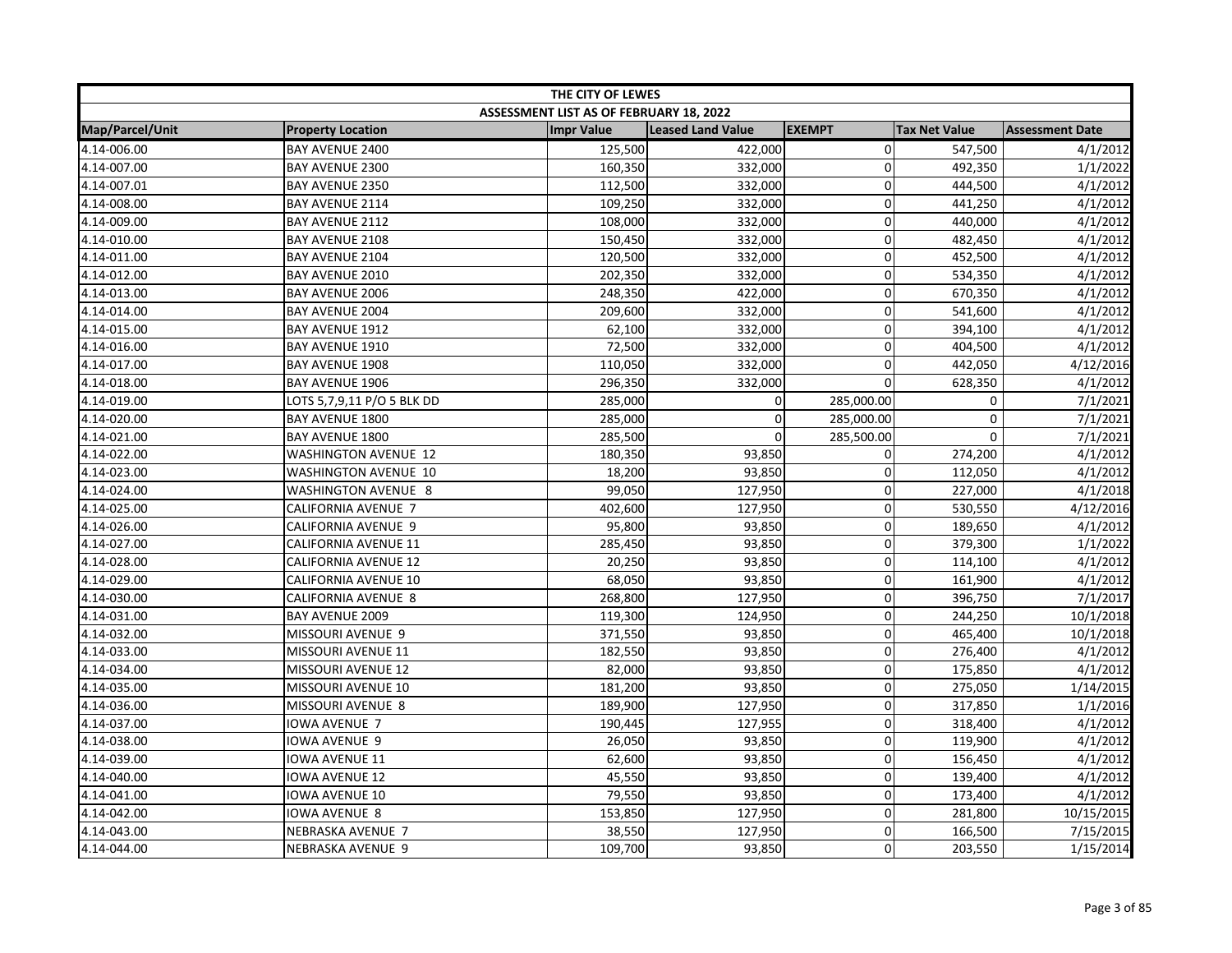| THE CITY OF LEWES | | | | | | |
|---|---|---|---|---|---|---|
| ASSESSMENT LIST AS OF FEBRUARY 18, 2022 | | | | | | |
| Map/Parcel/Unit | Property Location | Impr Value | Leased Land Value | EXEMPT | Tax Net Value | Assessment Date |
| 4.14-006.00 | BAY AVENUE 2400 | 125,500 | 422,000 | 0 | 547,500 | 4/1/2012 |
| 4.14-007.00 | BAY AVENUE 2300 | 160,350 | 332,000 | 0 | 492,350 | 1/1/2022 |
| 4.14-007.01 | BAY AVENUE 2350 | 112,500 | 332,000 | 0 | 444,500 | 4/1/2012 |
| 4.14-008.00 | BAY AVENUE 2114 | 109,250 | 332,000 | 0 | 441,250 | 4/1/2012 |
| 4.14-009.00 | BAY AVENUE 2112 | 108,000 | 332,000 | 0 | 440,000 | 4/1/2012 |
| 4.14-010.00 | BAY AVENUE 2108 | 150,450 | 332,000 | 0 | 482,450 | 4/1/2012 |
| 4.14-011.00 | BAY AVENUE 2104 | 120,500 | 332,000 | 0 | 452,500 | 4/1/2012 |
| 4.14-012.00 | BAY AVENUE 2010 | 202,350 | 332,000 | 0 | 534,350 | 4/1/2012 |
| 4.14-013.00 | BAY AVENUE 2006 | 248,350 | 422,000 | 0 | 670,350 | 4/1/2012 |
| 4.14-014.00 | BAY AVENUE 2004 | 209,600 | 332,000 | 0 | 541,600 | 4/1/2012 |
| 4.14-015.00 | BAY AVENUE 1912 | 62,100 | 332,000 | 0 | 394,100 | 4/1/2012 |
| 4.14-016.00 | BAY AVENUE 1910 | 72,500 | 332,000 | 0 | 404,500 | 4/1/2012 |
| 4.14-017.00 | BAY AVENUE 1908 | 110,050 | 332,000 | 0 | 442,050 | 4/12/2016 |
| 4.14-018.00 | BAY AVENUE 1906 | 296,350 | 332,000 | 0 | 628,350 | 4/1/2012 |
| 4.14-019.00 | LOTS 5,7,9,11 P/O 5 BLK DD | 285,000 | 0 | 285,000.00 | 0 | 7/1/2021 |
| 4.14-020.00 | BAY AVENUE 1800 | 285,000 | 0 | 285,000.00 | 0 | 7/1/2021 |
| 4.14-021.00 | BAY AVENUE 1800 | 285,500 | 0 | 285,500.00 | 0 | 7/1/2021 |
| 4.14-022.00 | WASHINGTON AVENUE 12 | 180,350 | 93,850 | 0 | 274,200 | 4/1/2012 |
| 4.14-023.00 | WASHINGTON AVENUE 10 | 18,200 | 93,850 | 0 | 112,050 | 4/1/2012 |
| 4.14-024.00 | WASHINGTON AVENUE 8 | 99,050 | 127,950 | 0 | 227,000 | 4/1/2018 |
| 4.14-025.00 | CALIFORNIA AVENUE 7 | 402,600 | 127,950 | 0 | 530,550 | 4/12/2016 |
| 4.14-026.00 | CALIFORNIA AVENUE 9 | 95,800 | 93,850 | 0 | 189,650 | 4/1/2012 |
| 4.14-027.00 | CALIFORNIA AVENUE 11 | 285,450 | 93,850 | 0 | 379,300 | 1/1/2022 |
| 4.14-028.00 | CALIFORNIA AVENUE 12 | 20,250 | 93,850 | 0 | 114,100 | 4/1/2012 |
| 4.14-029.00 | CALIFORNIA AVENUE 10 | 68,050 | 93,850 | 0 | 161,900 | 4/1/2012 |
| 4.14-030.00 | CALIFORNIA AVENUE 8 | 268,800 | 127,950 | 0 | 396,750 | 7/1/2017 |
| 4.14-031.00 | BAY AVENUE 2009 | 119,300 | 124,950 | 0 | 244,250 | 10/1/2018 |
| 4.14-032.00 | MISSOURI AVENUE 9 | 371,550 | 93,850 | 0 | 465,400 | 10/1/2018 |
| 4.14-033.00 | MISSOURI AVENUE 11 | 182,550 | 93,850 | 0 | 276,400 | 4/1/2012 |
| 4.14-034.00 | MISSOURI AVENUE 12 | 82,000 | 93,850 | 0 | 175,850 | 4/1/2012 |
| 4.14-035.00 | MISSOURI AVENUE 10 | 181,200 | 93,850 | 0 | 275,050 | 1/14/2015 |
| 4.14-036.00 | MISSOURI AVENUE 8 | 189,900 | 127,950 | 0 | 317,850 | 1/1/2016 |
| 4.14-037.00 | IOWA AVENUE 7 | 190,445 | 127,955 | 0 | 318,400 | 4/1/2012 |
| 4.14-038.00 | IOWA AVENUE 9 | 26,050 | 93,850 | 0 | 119,900 | 4/1/2012 |
| 4.14-039.00 | IOWA AVENUE 11 | 62,600 | 93,850 | 0 | 156,450 | 4/1/2012 |
| 4.14-040.00 | IOWA AVENUE 12 | 45,550 | 93,850 | 0 | 139,400 | 4/1/2012 |
| 4.14-041.00 | IOWA AVENUE 10 | 79,550 | 93,850 | 0 | 173,400 | 4/1/2012 |
| 4.14-042.00 | IOWA AVENUE 8 | 153,850 | 127,950 | 0 | 281,800 | 10/15/2015 |
| 4.14-043.00 | NEBRASKA AVENUE 7 | 38,550 | 127,950 | 0 | 166,500 | 7/15/2015 |
| 4.14-044.00 | NEBRASKA AVENUE 9 | 109,700 | 93,850 | 0 | 203,550 | 1/15/2014 |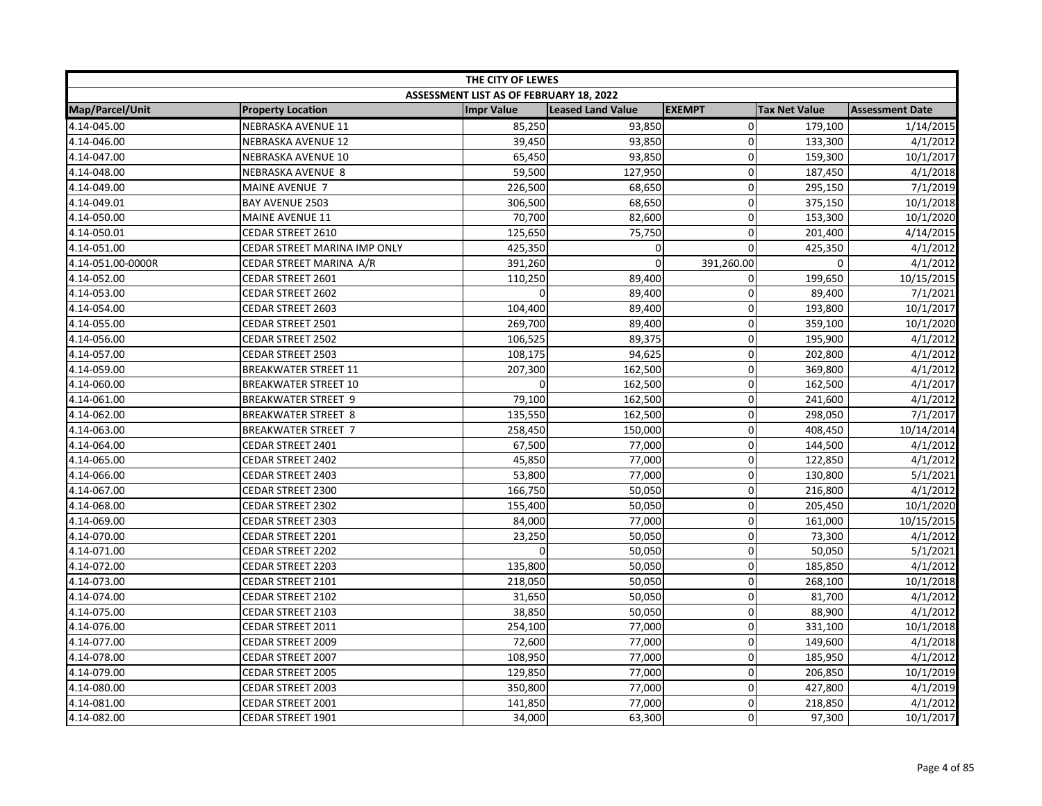| THE CITY OF LEWES | | | | | | |
|---|---|---|---|---|---|---|
| ASSESSMENT LIST AS OF FEBRUARY 18, 2022 | | | | | | |
| Map/Parcel/Unit | Property Location | Impr Value | Leased Land Value | EXEMPT | Tax Net Value | Assessment Date |
| 4.14-045.00 | NEBRASKA AVENUE 11 | 85,250 | 93,850 | 0 | 179,100 | 1/14/2015 |
| 4.14-046.00 | NEBRASKA AVENUE 12 | 39,450 | 93,850 | 0 | 133,300 | 4/1/2012 |
| 4.14-047.00 | NEBRASKA AVENUE 10 | 65,450 | 93,850 | 0 | 159,300 | 10/1/2017 |
| 4.14-048.00 | NEBRASKA AVENUE 8 | 59,500 | 127,950 | 0 | 187,450 | 4/1/2018 |
| 4.14-049.00 | MAINE AVENUE 7 | 226,500 | 68,650 | 0 | 295,150 | 7/1/2019 |
| 4.14-049.01 | BAY AVENUE 2503 | 306,500 | 68,650 | 0 | 375,150 | 10/1/2018 |
| 4.14-050.00 | MAINE AVENUE 11 | 70,700 | 82,600 | 0 | 153,300 | 10/1/2020 |
| 4.14-050.01 | CEDAR STREET 2610 | 125,650 | 75,750 | 0 | 201,400 | 4/14/2015 |
| 4.14-051.00 | CEDAR STREET MARINA IMP ONLY | 425,350 | 0 | 0 | 425,350 | 4/1/2012 |
| 4.14-051.00-0000R | CEDAR STREET MARINA A/R | 391,260 | 0 | 391,260.00 | 0 | 4/1/2012 |
| 4.14-052.00 | CEDAR STREET 2601 | 110,250 | 89,400 | 0 | 199,650 | 10/15/2015 |
| 4.14-053.00 | CEDAR STREET 2602 | 0 | 89,400 | 0 | 89,400 | 7/1/2021 |
| 4.14-054.00 | CEDAR STREET 2603 | 104,400 | 89,400 | 0 | 193,800 | 10/1/2017 |
| 4.14-055.00 | CEDAR STREET 2501 | 269,700 | 89,400 | 0 | 359,100 | 10/1/2020 |
| 4.14-056.00 | CEDAR STREET 2502 | 106,525 | 89,375 | 0 | 195,900 | 4/1/2012 |
| 4.14-057.00 | CEDAR STREET 2503 | 108,175 | 94,625 | 0 | 202,800 | 4/1/2012 |
| 4.14-059.00 | BREAKWATER STREET 11 | 207,300 | 162,500 | 0 | 369,800 | 4/1/2012 |
| 4.14-060.00 | BREAKWATER STREET 10 | 0 | 162,500 | 0 | 162,500 | 4/1/2017 |
| 4.14-061.00 | BREAKWATER STREET 9 | 79,100 | 162,500 | 0 | 241,600 | 4/1/2012 |
| 4.14-062.00 | BREAKWATER STREET 8 | 135,550 | 162,500 | 0 | 298,050 | 7/1/2017 |
| 4.14-063.00 | BREAKWATER STREET 7 | 258,450 | 150,000 | 0 | 408,450 | 10/14/2014 |
| 4.14-064.00 | CEDAR STREET 2401 | 67,500 | 77,000 | 0 | 144,500 | 4/1/2012 |
| 4.14-065.00 | CEDAR STREET 2402 | 45,850 | 77,000 | 0 | 122,850 | 4/1/2012 |
| 4.14-066.00 | CEDAR STREET 2403 | 53,800 | 77,000 | 0 | 130,800 | 5/1/2021 |
| 4.14-067.00 | CEDAR STREET 2300 | 166,750 | 50,050 | 0 | 216,800 | 4/1/2012 |
| 4.14-068.00 | CEDAR STREET 2302 | 155,400 | 50,050 | 0 | 205,450 | 10/1/2020 |
| 4.14-069.00 | CEDAR STREET 2303 | 84,000 | 77,000 | 0 | 161,000 | 10/15/2015 |
| 4.14-070.00 | CEDAR STREET 2201 | 23,250 | 50,050 | 0 | 73,300 | 4/1/2012 |
| 4.14-071.00 | CEDAR STREET 2202 | 0 | 50,050 | 0 | 50,050 | 5/1/2021 |
| 4.14-072.00 | CEDAR STREET 2203 | 135,800 | 50,050 | 0 | 185,850 | 4/1/2012 |
| 4.14-073.00 | CEDAR STREET 2101 | 218,050 | 50,050 | 0 | 268,100 | 10/1/2018 |
| 4.14-074.00 | CEDAR STREET 2102 | 31,650 | 50,050 | 0 | 81,700 | 4/1/2012 |
| 4.14-075.00 | CEDAR STREET 2103 | 38,850 | 50,050 | 0 | 88,900 | 4/1/2012 |
| 4.14-076.00 | CEDAR STREET 2011 | 254,100 | 77,000 | 0 | 331,100 | 10/1/2018 |
| 4.14-077.00 | CEDAR STREET 2009 | 72,600 | 77,000 | 0 | 149,600 | 4/1/2018 |
| 4.14-078.00 | CEDAR STREET 2007 | 108,950 | 77,000 | 0 | 185,950 | 4/1/2012 |
| 4.14-079.00 | CEDAR STREET 2005 | 129,850 | 77,000 | 0 | 206,850 | 10/1/2019 |
| 4.14-080.00 | CEDAR STREET 2003 | 350,800 | 77,000 | 0 | 427,800 | 4/1/2019 |
| 4.14-081.00 | CEDAR STREET 2001 | 141,850 | 77,000 | 0 | 218,850 | 4/1/2012 |
| 4.14-082.00 | CEDAR STREET 1901 | 34,000 | 63,300 | 0 | 97,300 | 10/1/2017 |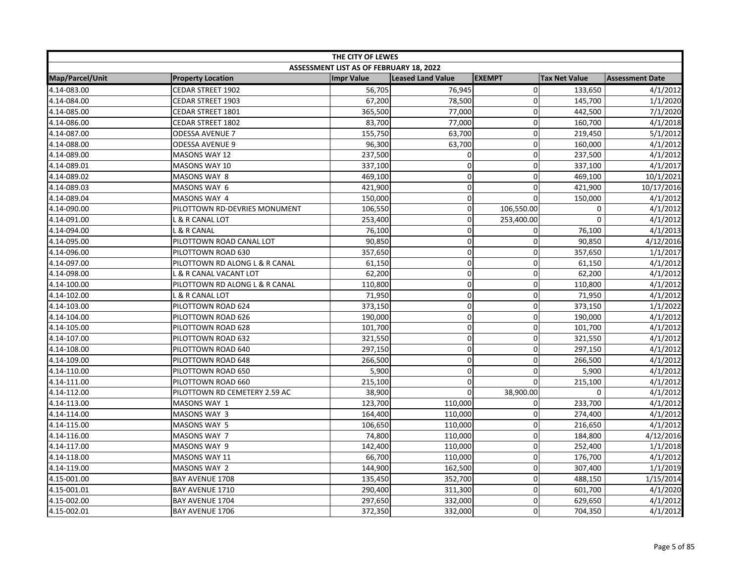| THE CITY OF LEWES | | | | | | |
|---|---|---|---|---|---|---|
| ASSESSMENT LIST AS OF FEBRUARY 18, 2022 | | | | | | |
| Map/Parcel/Unit | Property Location | Impr Value | Leased Land Value | EXEMPT | Tax Net Value | Assessment Date |
| 4.14-083.00 | CEDAR STREET 1902 | 56,705 | 76,945 | 0 | 133,650 | 4/1/2012 |
| 4.14-084.00 | CEDAR STREET 1903 | 67,200 | 78,500 | 0 | 145,700 | 1/1/2020 |
| 4.14-085.00 | CEDAR STREET 1801 | 365,500 | 77,000 | 0 | 442,500 | 7/1/2020 |
| 4.14-086.00 | CEDAR STREET 1802 | 83,700 | 77,000 | 0 | 160,700 | 4/1/2018 |
| 4.14-087.00 | ODESSA AVENUE 7 | 155,750 | 63,700 | 0 | 219,450 | 5/1/2012 |
| 4.14-088.00 | ODESSA AVENUE 9 | 96,300 | 63,700 | 0 | 160,000 | 4/1/2012 |
| 4.14-089.00 | MASONS WAY 12 | 237,500 | 0 | 0 | 237,500 | 4/1/2012 |
| 4.14-089.01 | MASONS WAY 10 | 337,100 | 0 | 0 | 337,100 | 4/1/2017 |
| 4.14-089.02 | MASONS WAY 8 | 469,100 | 0 | 0 | 469,100 | 10/1/2021 |
| 4.14-089.03 | MASONS WAY 6 | 421,900 | 0 | 0 | 421,900 | 10/17/2016 |
| 4.14-089.04 | MASONS WAY 4 | 150,000 | 0 | 0 | 150,000 | 4/1/2012 |
| 4.14-090.00 | PILOTTOWN RD-DEVRIES MONUMENT | 106,550 | 0 | 106,550.00 | 0 | 4/1/2012 |
| 4.14-091.00 | L & R CANAL LOT | 253,400 | 0 | 253,400.00 | 0 | 4/1/2012 |
| 4.14-094.00 | L & R CANAL | 76,100 | 0 | 0 | 76,100 | 4/1/2013 |
| 4.14-095.00 | PILOTTOWN ROAD CANAL LOT | 90,850 | 0 | 0 | 90,850 | 4/12/2016 |
| 4.14-096.00 | PILOTTOWN ROAD 630 | 357,650 | 0 | 0 | 357,650 | 1/1/2017 |
| 4.14-097.00 | PILOTTOWN RD ALONG L & R CANAL | 61,150 | 0 | 0 | 61,150 | 4/1/2012 |
| 4.14-098.00 | L & R CANAL VACANT LOT | 62,200 | 0 | 0 | 62,200 | 4/1/2012 |
| 4.14-100.00 | PILOTTOWN RD ALONG L & R CANAL | 110,800 | 0 | 0 | 110,800 | 4/1/2012 |
| 4.14-102.00 | L & R CANAL LOT | 71,950 | 0 | 0 | 71,950 | 4/1/2012 |
| 4.14-103.00 | PILOTTOWN ROAD 624 | 373,150 | 0 | 0 | 373,150 | 1/1/2022 |
| 4.14-104.00 | PILOTTOWN ROAD 626 | 190,000 | 0 | 0 | 190,000 | 4/1/2012 |
| 4.14-105.00 | PILOTTOWN ROAD 628 | 101,700 | 0 | 0 | 101,700 | 4/1/2012 |
| 4.14-107.00 | PILOTTOWN ROAD 632 | 321,550 | 0 | 0 | 321,550 | 4/1/2012 |
| 4.14-108.00 | PILOTTOWN ROAD 640 | 297,150 | 0 | 0 | 297,150 | 4/1/2012 |
| 4.14-109.00 | PILOTTOWN ROAD 648 | 266,500 | 0 | 0 | 266,500 | 4/1/2012 |
| 4.14-110.00 | PILOTTOWN ROAD 650 | 5,900 | 0 | 0 | 5,900 | 4/1/2012 |
| 4.14-111.00 | PILOTTOWN ROAD 660 | 215,100 | 0 | 0 | 215,100 | 4/1/2012 |
| 4.14-112.00 | PILOTTOWN RD CEMETERY 2.59 AC | 38,900 | 0 | 38,900.00 | 0 | 4/1/2012 |
| 4.14-113.00 | MASONS WAY 1 | 123,700 | 110,000 | 0 | 233,700 | 4/1/2012 |
| 4.14-114.00 | MASONS WAY 3 | 164,400 | 110,000 | 0 | 274,400 | 4/1/2012 |
| 4.14-115.00 | MASONS WAY 5 | 106,650 | 110,000 | 0 | 216,650 | 4/1/2012 |
| 4.14-116.00 | MASONS WAY 7 | 74,800 | 110,000 | 0 | 184,800 | 4/12/2016 |
| 4.14-117.00 | MASONS WAY 9 | 142,400 | 110,000 | 0 | 252,400 | 1/1/2018 |
| 4.14-118.00 | MASONS WAY 11 | 66,700 | 110,000 | 0 | 176,700 | 4/1/2012 |
| 4.14-119.00 | MASONS WAY 2 | 144,900 | 162,500 | 0 | 307,400 | 1/1/2019 |
| 4.15-001.00 | BAY AVENUE 1708 | 135,450 | 352,700 | 0 | 488,150 | 1/15/2014 |
| 4.15-001.01 | BAY AVENUE 1710 | 290,400 | 311,300 | 0 | 601,700 | 4/1/2020 |
| 4.15-002.00 | BAY AVENUE 1704 | 297,650 | 332,000 | 0 | 629,650 | 4/1/2012 |
| 4.15-002.01 | BAY AVENUE 1706 | 372,350 | 332,000 | 0 | 704,350 | 4/1/2012 |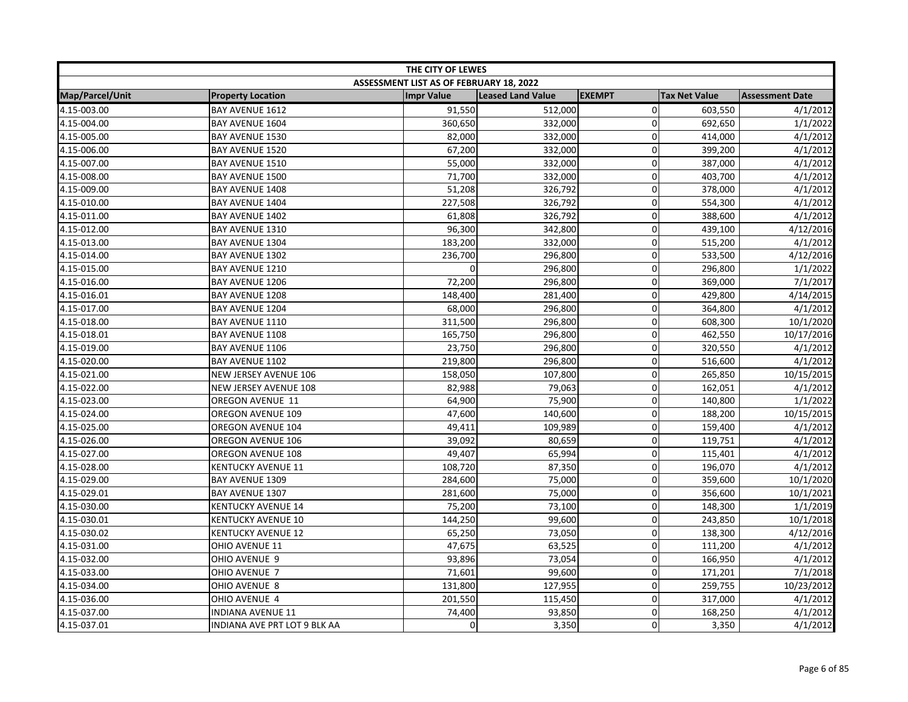| THE CITY OF LEWES | | | | | | |
|---|---|---|---|---|---|---|
| ASSESSMENT LIST AS OF FEBRUARY 18, 2022 | | | | | | |
| Map/Parcel/Unit | Property Location | Impr Value | Leased Land Value | EXEMPT | Tax Net Value | Assessment Date |
| 4.15-003.00 | BAY AVENUE 1612 | 91,550 | 512,000 | 0 | 603,550 | 4/1/2012 |
| 4.15-004.00 | BAY AVENUE 1604 | 360,650 | 332,000 | 0 | 692,650 | 1/1/2022 |
| 4.15-005.00 | BAY AVENUE 1530 | 82,000 | 332,000 | 0 | 414,000 | 4/1/2012 |
| 4.15-006.00 | BAY AVENUE 1520 | 67,200 | 332,000 | 0 | 399,200 | 4/1/2012 |
| 4.15-007.00 | BAY AVENUE 1510 | 55,000 | 332,000 | 0 | 387,000 | 4/1/2012 |
| 4.15-008.00 | BAY AVENUE 1500 | 71,700 | 332,000 | 0 | 403,700 | 4/1/2012 |
| 4.15-009.00 | BAY AVENUE 1408 | 51,208 | 326,792 | 0 | 378,000 | 4/1/2012 |
| 4.15-010.00 | BAY AVENUE 1404 | 227,508 | 326,792 | 0 | 554,300 | 4/1/2012 |
| 4.15-011.00 | BAY AVENUE 1402 | 61,808 | 326,792 | 0 | 388,600 | 4/1/2012 |
| 4.15-012.00 | BAY AVENUE 1310 | 96,300 | 342,800 | 0 | 439,100 | 4/12/2016 |
| 4.15-013.00 | BAY AVENUE 1304 | 183,200 | 332,000 | 0 | 515,200 | 4/1/2012 |
| 4.15-014.00 | BAY AVENUE 1302 | 236,700 | 296,800 | 0 | 533,500 | 4/12/2016 |
| 4.15-015.00 | BAY AVENUE 1210 | 0 | 296,800 | 0 | 296,800 | 1/1/2022 |
| 4.15-016.00 | BAY AVENUE 1206 | 72,200 | 296,800 | 0 | 369,000 | 7/1/2017 |
| 4.15-016.01 | BAY AVENUE 1208 | 148,400 | 281,400 | 0 | 429,800 | 4/14/2015 |
| 4.15-017.00 | BAY AVENUE 1204 | 68,000 | 296,800 | 0 | 364,800 | 4/1/2012 |
| 4.15-018.00 | BAY AVENUE 1110 | 311,500 | 296,800 | 0 | 608,300 | 10/1/2020 |
| 4.15-018.01 | BAY AVENUE 1108 | 165,750 | 296,800 | 0 | 462,550 | 10/17/2016 |
| 4.15-019.00 | BAY AVENUE 1106 | 23,750 | 296,800 | 0 | 320,550 | 4/1/2012 |
| 4.15-020.00 | BAY AVENUE 1102 | 219,800 | 296,800 | 0 | 516,600 | 4/1/2012 |
| 4.15-021.00 | NEW JERSEY AVENUE 106 | 158,050 | 107,800 | 0 | 265,850 | 10/15/2015 |
| 4.15-022.00 | NEW JERSEY AVENUE 108 | 82,988 | 79,063 | 0 | 162,051 | 4/1/2012 |
| 4.15-023.00 | OREGON AVENUE 11 | 64,900 | 75,900 | 0 | 140,800 | 1/1/2022 |
| 4.15-024.00 | OREGON AVENUE 109 | 47,600 | 140,600 | 0 | 188,200 | 10/15/2015 |
| 4.15-025.00 | OREGON AVENUE 104 | 49,411 | 109,989 | 0 | 159,400 | 4/1/2012 |
| 4.15-026.00 | OREGON AVENUE 106 | 39,092 | 80,659 | 0 | 119,751 | 4/1/2012 |
| 4.15-027.00 | OREGON AVENUE 108 | 49,407 | 65,994 | 0 | 115,401 | 4/1/2012 |
| 4.15-028.00 | KENTUCKY AVENUE 11 | 108,720 | 87,350 | 0 | 196,070 | 4/1/2012 |
| 4.15-029.00 | BAY AVENUE 1309 | 284,600 | 75,000 | 0 | 359,600 | 10/1/2020 |
| 4.15-029.01 | BAY AVENUE 1307 | 281,600 | 75,000 | 0 | 356,600 | 10/1/2021 |
| 4.15-030.00 | KENTUCKY AVENUE 14 | 75,200 | 73,100 | 0 | 148,300 | 1/1/2019 |
| 4.15-030.01 | KENTUCKY AVENUE 10 | 144,250 | 99,600 | 0 | 243,850 | 10/1/2018 |
| 4.15-030.02 | KENTUCKY AVENUE 12 | 65,250 | 73,050 | 0 | 138,300 | 4/12/2016 |
| 4.15-031.00 | OHIO AVENUE 11 | 47,675 | 63,525 | 0 | 111,200 | 4/1/2012 |
| 4.15-032.00 | OHIO AVENUE 9 | 93,896 | 73,054 | 0 | 166,950 | 4/1/2012 |
| 4.15-033.00 | OHIO AVENUE 7 | 71,601 | 99,600 | 0 | 171,201 | 7/1/2018 |
| 4.15-034.00 | OHIO AVENUE 8 | 131,800 | 127,955 | 0 | 259,755 | 10/23/2012 |
| 4.15-036.00 | OHIO AVENUE 4 | 201,550 | 115,450 | 0 | 317,000 | 4/1/2012 |
| 4.15-037.00 | INDIANA AVENUE 11 | 74,400 | 93,850 | 0 | 168,250 | 4/1/2012 |
| 4.15-037.01 | INDIANA AVE PRT LOT 9 BLK AA | 0 | 3,350 | 0 | 3,350 | 4/1/2012 |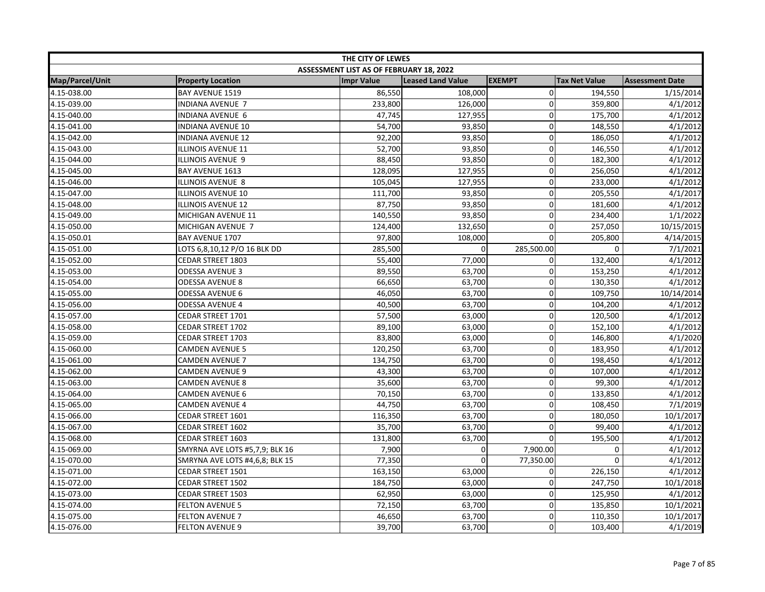| THE CITY OF LEWES | | | | | | |
|---|---|---|---|---|---|---|
| ASSESSMENT LIST AS OF FEBRUARY 18, 2022 | | | | | | |
| Map/Parcel/Unit | Property Location | Impr Value | Leased Land Value | EXEMPT | Tax Net Value | Assessment Date |
| 4.15-038.00 | BAY AVENUE 1519 | 86,550 | 108,000 | 0 | 194,550 | 1/15/2014 |
| 4.15-039.00 | INDIANA AVENUE 7 | 233,800 | 126,000 | 0 | 359,800 | 4/1/2012 |
| 4.15-040.00 | INDIANA AVENUE 6 | 47,745 | 127,955 | 0 | 175,700 | 4/1/2012 |
| 4.15-041.00 | INDIANA AVENUE 10 | 54,700 | 93,850 | 0 | 148,550 | 4/1/2012 |
| 4.15-042.00 | INDIANA AVENUE 12 | 92,200 | 93,850 | 0 | 186,050 | 4/1/2012 |
| 4.15-043.00 | ILLINOIS AVENUE 11 | 52,700 | 93,850 | 0 | 146,550 | 4/1/2012 |
| 4.15-044.00 | ILLINOIS AVENUE 9 | 88,450 | 93,850 | 0 | 182,300 | 4/1/2012 |
| 4.15-045.00 | BAY AVENUE 1613 | 128,095 | 127,955 | 0 | 256,050 | 4/1/2012 |
| 4.15-046.00 | ILLINOIS AVENUE 8 | 105,045 | 127,955 | 0 | 233,000 | 4/1/2012 |
| 4.15-047.00 | ILLINOIS AVENUE 10 | 111,700 | 93,850 | 0 | 205,550 | 4/1/2017 |
| 4.15-048.00 | ILLINOIS AVENUE 12 | 87,750 | 93,850 | 0 | 181,600 | 4/1/2012 |
| 4.15-049.00 | MICHIGAN AVENUE 11 | 140,550 | 93,850 | 0 | 234,400 | 1/1/2022 |
| 4.15-050.00 | MICHIGAN AVENUE 7 | 124,400 | 132,650 | 0 | 257,050 | 10/15/2015 |
| 4.15-050.01 | BAY AVENUE 1707 | 97,800 | 108,000 | 0 | 205,800 | 4/14/2015 |
| 4.15-051.00 | LOTS 6,8,10,12 P/O 16 BLK DD | 285,500 | 0 | 285,500.00 | 0 | 7/1/2021 |
| 4.15-052.00 | CEDAR STREET 1803 | 55,400 | 77,000 | 0 | 132,400 | 4/1/2012 |
| 4.15-053.00 | ODESSA AVENUE 3 | 89,550 | 63,700 | 0 | 153,250 | 4/1/2012 |
| 4.15-054.00 | ODESSA AVENUE 8 | 66,650 | 63,700 | 0 | 130,350 | 4/1/2012 |
| 4.15-055.00 | ODESSA AVENUE 6 | 46,050 | 63,700 | 0 | 109,750 | 10/14/2014 |
| 4.15-056.00 | ODESSA AVENUE 4 | 40,500 | 63,700 | 0 | 104,200 | 4/1/2012 |
| 4.15-057.00 | CEDAR STREET 1701 | 57,500 | 63,000 | 0 | 120,500 | 4/1/2012 |
| 4.15-058.00 | CEDAR STREET 1702 | 89,100 | 63,000 | 0 | 152,100 | 4/1/2012 |
| 4.15-059.00 | CEDAR STREET 1703 | 83,800 | 63,000 | 0 | 146,800 | 4/1/2020 |
| 4.15-060.00 | CAMDEN AVENUE 5 | 120,250 | 63,700 | 0 | 183,950 | 4/1/2012 |
| 4.15-061.00 | CAMDEN AVENUE 7 | 134,750 | 63,700 | 0 | 198,450 | 4/1/2012 |
| 4.15-062.00 | CAMDEN AVENUE 9 | 43,300 | 63,700 | 0 | 107,000 | 4/1/2012 |
| 4.15-063.00 | CAMDEN AVENUE 8 | 35,600 | 63,700 | 0 | 99,300 | 4/1/2012 |
| 4.15-064.00 | CAMDEN AVENUE 6 | 70,150 | 63,700 | 0 | 133,850 | 4/1/2012 |
| 4.15-065.00 | CAMDEN AVENUE 4 | 44,750 | 63,700 | 0 | 108,450 | 7/1/2019 |
| 4.15-066.00 | CEDAR STREET 1601 | 116,350 | 63,700 | 0 | 180,050 | 10/1/2017 |
| 4.15-067.00 | CEDAR STREET 1602 | 35,700 | 63,700 | 0 | 99,400 | 4/1/2012 |
| 4.15-068.00 | CEDAR STREET 1603 | 131,800 | 63,700 | 0 | 195,500 | 4/1/2012 |
| 4.15-069.00 | SMYRNA AVE LOTS #5,7,9; BLK 16 | 7,900 | 0 | 7,900.00 | 0 | 4/1/2012 |
| 4.15-070.00 | SMRYNA AVE LOTS #4,6,8; BLK 15 | 77,350 | 0 | 77,350.00 | 0 | 4/1/2012 |
| 4.15-071.00 | CEDAR STREET 1501 | 163,150 | 63,000 | 0 | 226,150 | 4/1/2012 |
| 4.15-072.00 | CEDAR STREET 1502 | 184,750 | 63,000 | 0 | 247,750 | 10/1/2018 |
| 4.15-073.00 | CEDAR STREET 1503 | 62,950 | 63,000 | 0 | 125,950 | 4/1/2012 |
| 4.15-074.00 | FELTON AVENUE 5 | 72,150 | 63,700 | 0 | 135,850 | 10/1/2021 |
| 4.15-075.00 | FELTON AVENUE 7 | 46,650 | 63,700 | 0 | 110,350 | 10/1/2017 |
| 4.15-076.00 | FELTON AVENUE 9 | 39,700 | 63,700 | 0 | 103,400 | 4/1/2019 |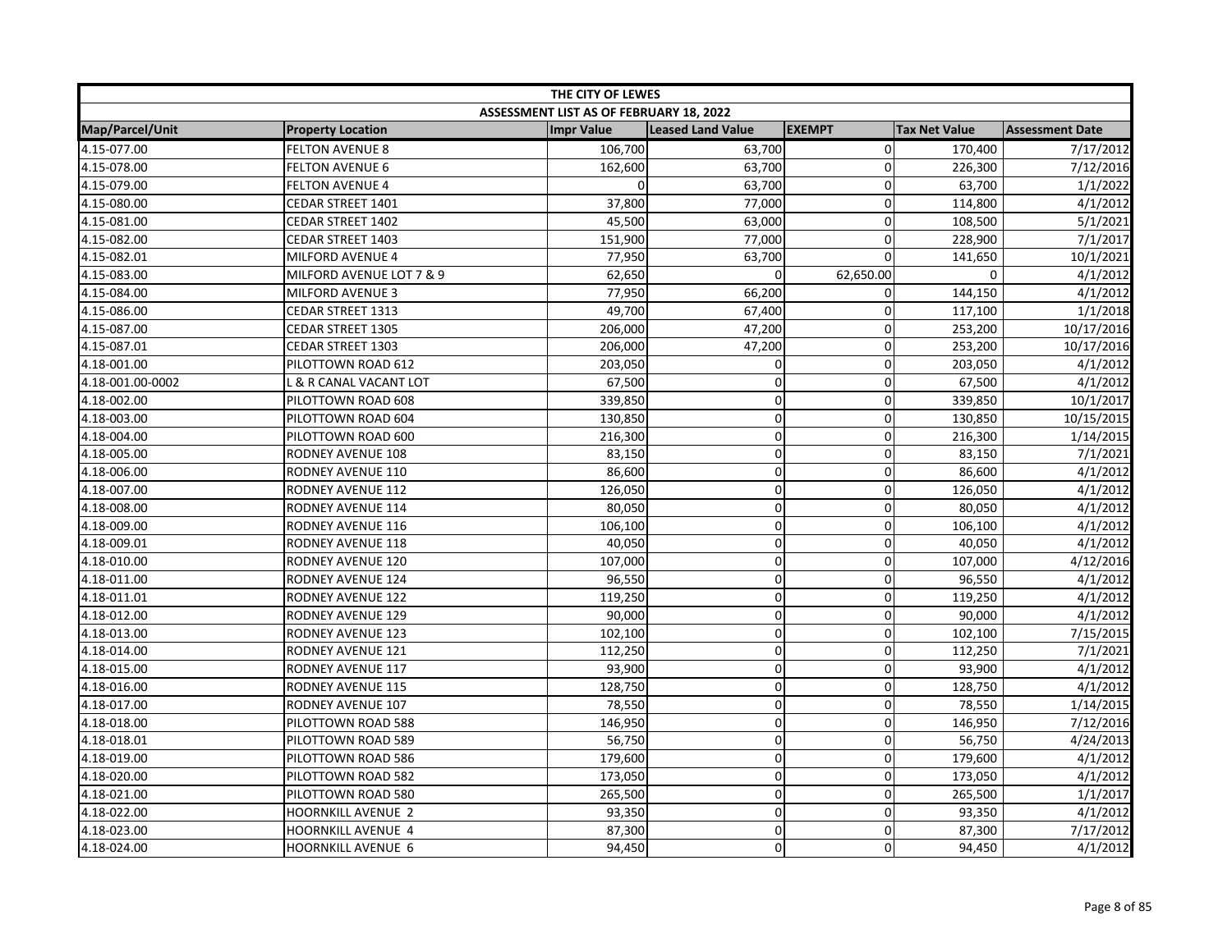| THE CITY OF LEWES | | | | | | |
|---|---|---|---|---|---|---|
| ASSESSMENT LIST AS OF FEBRUARY 18, 2022 | | | | | | |
| Map/Parcel/Unit | Property Location | Impr Value | Leased Land Value | EXEMPT | Tax Net Value | Assessment Date |
| 4.15-077.00 | FELTON AVENUE 8 | 106,700 | 63,700 | 0 | 170,400 | 7/17/2012 |
| 4.15-078.00 | FELTON AVENUE 6 | 162,600 | 63,700 | 0 | 226,300 | 7/12/2016 |
| 4.15-079.00 | FELTON AVENUE 4 | 0 | 63,700 | 0 | 63,700 | 1/1/2022 |
| 4.15-080.00 | CEDAR STREET 1401 | 37,800 | 77,000 | 0 | 114,800 | 4/1/2012 |
| 4.15-081.00 | CEDAR STREET 1402 | 45,500 | 63,000 | 0 | 108,500 | 5/1/2021 |
| 4.15-082.00 | CEDAR STREET 1403 | 151,900 | 77,000 | 0 | 228,900 | 7/1/2017 |
| 4.15-082.01 | MILFORD AVENUE 4 | 77,950 | 63,700 | 0 | 141,650 | 10/1/2021 |
| 4.15-083.00 | MILFORD AVENUE LOT 7 & 9 | 62,650 | 0 | 62,650.00 | 0 | 4/1/2012 |
| 4.15-084.00 | MILFORD AVENUE 3 | 77,950 | 66,200 | 0 | 144,150 | 4/1/2012 |
| 4.15-086.00 | CEDAR STREET 1313 | 49,700 | 67,400 | 0 | 117,100 | 1/1/2018 |
| 4.15-087.00 | CEDAR STREET 1305 | 206,000 | 47,200 | 0 | 253,200 | 10/17/2016 |
| 4.15-087.01 | CEDAR STREET 1303 | 206,000 | 47,200 | 0 | 253,200 | 10/17/2016 |
| 4.18-001.00 | PILOTTOWN ROAD 612 | 203,050 | 0 | 0 | 203,050 | 4/1/2012 |
| 4.18-001.00-0002 | L & R CANAL VACANT LOT | 67,500 | 0 | 0 | 67,500 | 4/1/2012 |
| 4.18-002.00 | PILOTTOWN ROAD 608 | 339,850 | 0 | 0 | 339,850 | 10/1/2017 |
| 4.18-003.00 | PILOTTOWN ROAD 604 | 130,850 | 0 | 0 | 130,850 | 10/15/2015 |
| 4.18-004.00 | PILOTTOWN ROAD 600 | 216,300 | 0 | 0 | 216,300 | 1/14/2015 |
| 4.18-005.00 | RODNEY AVENUE 108 | 83,150 | 0 | 0 | 83,150 | 7/1/2021 |
| 4.18-006.00 | RODNEY AVENUE 110 | 86,600 | 0 | 0 | 86,600 | 4/1/2012 |
| 4.18-007.00 | RODNEY AVENUE 112 | 126,050 | 0 | 0 | 126,050 | 4/1/2012 |
| 4.18-008.00 | RODNEY AVENUE 114 | 80,050 | 0 | 0 | 80,050 | 4/1/2012 |
| 4.18-009.00 | RODNEY AVENUE 116 | 106,100 | 0 | 0 | 106,100 | 4/1/2012 |
| 4.18-009.01 | RODNEY AVENUE 118 | 40,050 | 0 | 0 | 40,050 | 4/1/2012 |
| 4.18-010.00 | RODNEY AVENUE 120 | 107,000 | 0 | 0 | 107,000 | 4/12/2016 |
| 4.18-011.00 | RODNEY AVENUE 124 | 96,550 | 0 | 0 | 96,550 | 4/1/2012 |
| 4.18-011.01 | RODNEY AVENUE 122 | 119,250 | 0 | 0 | 119,250 | 4/1/2012 |
| 4.18-012.00 | RODNEY AVENUE 129 | 90,000 | 0 | 0 | 90,000 | 4/1/2012 |
| 4.18-013.00 | RODNEY AVENUE 123 | 102,100 | 0 | 0 | 102,100 | 7/15/2015 |
| 4.18-014.00 | RODNEY AVENUE 121 | 112,250 | 0 | 0 | 112,250 | 7/1/2021 |
| 4.18-015.00 | RODNEY AVENUE 117 | 93,900 | 0 | 0 | 93,900 | 4/1/2012 |
| 4.18-016.00 | RODNEY AVENUE 115 | 128,750 | 0 | 0 | 128,750 | 4/1/2012 |
| 4.18-017.00 | RODNEY AVENUE 107 | 78,550 | 0 | 0 | 78,550 | 1/14/2015 |
| 4.18-018.00 | PILOTTOWN ROAD 588 | 146,950 | 0 | 0 | 146,950 | 7/12/2016 |
| 4.18-018.01 | PILOTTOWN ROAD 589 | 56,750 | 0 | 0 | 56,750 | 4/24/2013 |
| 4.18-019.00 | PILOTTOWN ROAD 586 | 179,600 | 0 | 0 | 179,600 | 4/1/2012 |
| 4.18-020.00 | PILOTTOWN ROAD 582 | 173,050 | 0 | 0 | 173,050 | 4/1/2012 |
| 4.18-021.00 | PILOTTOWN ROAD 580 | 265,500 | 0 | 0 | 265,500 | 1/1/2017 |
| 4.18-022.00 | HOORNKILL AVENUE 2 | 93,350 | 0 | 0 | 93,350 | 4/1/2012 |
| 4.18-023.00 | HOORNKILL AVENUE 4 | 87,300 | 0 | 0 | 87,300 | 7/17/2012 |
| 4.18-024.00 | HOORNKILL AVENUE 6 | 94,450 | 0 | 0 | 94,450 | 4/1/2012 |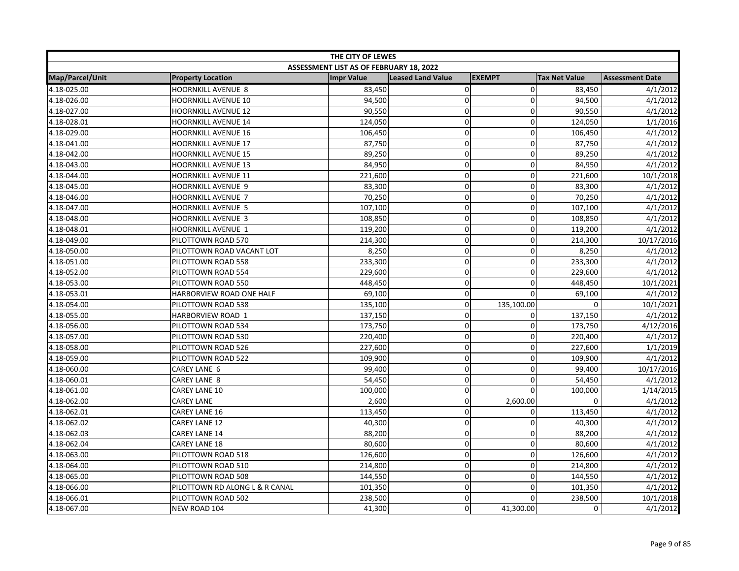| THE CITY OF LEWES | | | | | | |
|---|---|---|---|---|---|---|
| ASSESSMENT LIST AS OF FEBRUARY 18, 2022 | | | | | | |
| Map/Parcel/Unit | Property Location | Impr Value | Leased Land Value | EXEMPT | Tax Net Value | Assessment Date |
| 4.18-025.00 | HOORNKILL AVENUE 8 | 83,450 | 0 | 0 | 83,450 | 4/1/2012 |
| 4.18-026.00 | HOORNKILL AVENUE 10 | 94,500 | 0 | 0 | 94,500 | 4/1/2012 |
| 4.18-027.00 | HOORNKILL AVENUE 12 | 90,550 | 0 | 0 | 90,550 | 4/1/2012 |
| 4.18-028.01 | HOORNKILL AVENUE 14 | 124,050 | 0 | 0 | 124,050 | 1/1/2016 |
| 4.18-029.00 | HOORNKILL AVENUE 16 | 106,450 | 0 | 0 | 106,450 | 4/1/2012 |
| 4.18-041.00 | HOORNKILL AVENUE 17 | 87,750 | 0 | 0 | 87,750 | 4/1/2012 |
| 4.18-042.00 | HOORNKILL AVENUE 15 | 89,250 | 0 | 0 | 89,250 | 4/1/2012 |
| 4.18-043.00 | HOORNKILL AVENUE 13 | 84,950 | 0 | 0 | 84,950 | 4/1/2012 |
| 4.18-044.00 | HOORNKILL AVENUE 11 | 221,600 | 0 | 0 | 221,600 | 10/1/2018 |
| 4.18-045.00 | HOORNKILL AVENUE 9 | 83,300 | 0 | 0 | 83,300 | 4/1/2012 |
| 4.18-046.00 | HOORNKILL AVENUE 7 | 70,250 | 0 | 0 | 70,250 | 4/1/2012 |
| 4.18-047.00 | HOORNKILL AVENUE 5 | 107,100 | 0 | 0 | 107,100 | 4/1/2012 |
| 4.18-048.00 | HOORNKILL AVENUE 3 | 108,850 | 0 | 0 | 108,850 | 4/1/2012 |
| 4.18-048.01 | HOORNKILL AVENUE 1 | 119,200 | 0 | 0 | 119,200 | 4/1/2012 |
| 4.18-049.00 | PILOTTOWN ROAD 570 | 214,300 | 0 | 0 | 214,300 | 10/17/2016 |
| 4.18-050.00 | PILOTTOWN ROAD VACANT LOT | 8,250 | 0 | 0 | 8,250 | 4/1/2012 |
| 4.18-051.00 | PILOTTOWN ROAD 558 | 233,300 | 0 | 0 | 233,300 | 4/1/2012 |
| 4.18-052.00 | PILOTTOWN ROAD 554 | 229,600 | 0 | 0 | 229,600 | 4/1/2012 |
| 4.18-053.00 | PILOTTOWN ROAD 550 | 448,450 | 0 | 0 | 448,450 | 10/1/2021 |
| 4.18-053.01 | HARBORVIEW ROAD ONE HALF | 69,100 | 0 | 0 | 69,100 | 4/1/2012 |
| 4.18-054.00 | PILOTTOWN ROAD 538 | 135,100 | 0 | 135,100.00 | 0 | 10/1/2021 |
| 4.18-055.00 | HARBORVIEW ROAD 1 | 137,150 | 0 | 0 | 137,150 | 4/1/2012 |
| 4.18-056.00 | PILOTTOWN ROAD 534 | 173,750 | 0 | 0 | 173,750 | 4/12/2016 |
| 4.18-057.00 | PILOTTOWN ROAD 530 | 220,400 | 0 | 0 | 220,400 | 4/1/2012 |
| 4.18-058.00 | PILOTTOWN ROAD 526 | 227,600 | 0 | 0 | 227,600 | 1/1/2019 |
| 4.18-059.00 | PILOTTOWN ROAD 522 | 109,900 | 0 | 0 | 109,900 | 4/1/2012 |
| 4.18-060.00 | CAREY LANE 6 | 99,400 | 0 | 0 | 99,400 | 10/17/2016 |
| 4.18-060.01 | CAREY LANE 8 | 54,450 | 0 | 0 | 54,450 | 4/1/2012 |
| 4.18-061.00 | CAREY LANE 10 | 100,000 | 0 | 0 | 100,000 | 1/14/2015 |
| 4.18-062.00 | CAREY LANE | 2,600 | 0 | 2,600.00 | 0 | 4/1/2012 |
| 4.18-062.01 | CAREY LANE 16 | 113,450 | 0 | 0 | 113,450 | 4/1/2012 |
| 4.18-062.02 | CAREY LANE 12 | 40,300 | 0 | 0 | 40,300 | 4/1/2012 |
| 4.18-062.03 | CAREY LANE 14 | 88,200 | 0 | 0 | 88,200 | 4/1/2012 |
| 4.18-062.04 | CAREY LANE 18 | 80,600 | 0 | 0 | 80,600 | 4/1/2012 |
| 4.18-063.00 | PILOTTOWN ROAD 518 | 126,600 | 0 | 0 | 126,600 | 4/1/2012 |
| 4.18-064.00 | PILOTTOWN ROAD 510 | 214,800 | 0 | 0 | 214,800 | 4/1/2012 |
| 4.18-065.00 | PILOTTOWN ROAD 508 | 144,550 | 0 | 0 | 144,550 | 4/1/2012 |
| 4.18-066.00 | PILOTTOWN RD ALONG L & R CANAL | 101,350 | 0 | 0 | 101,350 | 4/1/2012 |
| 4.18-066.01 | PILOTTOWN ROAD 502 | 238,500 | 0 | 0 | 238,500 | 10/1/2018 |
| 4.18-067.00 | NEW ROAD 104 | 41,300 | 0 | 41,300.00 | 0 | 4/1/2012 |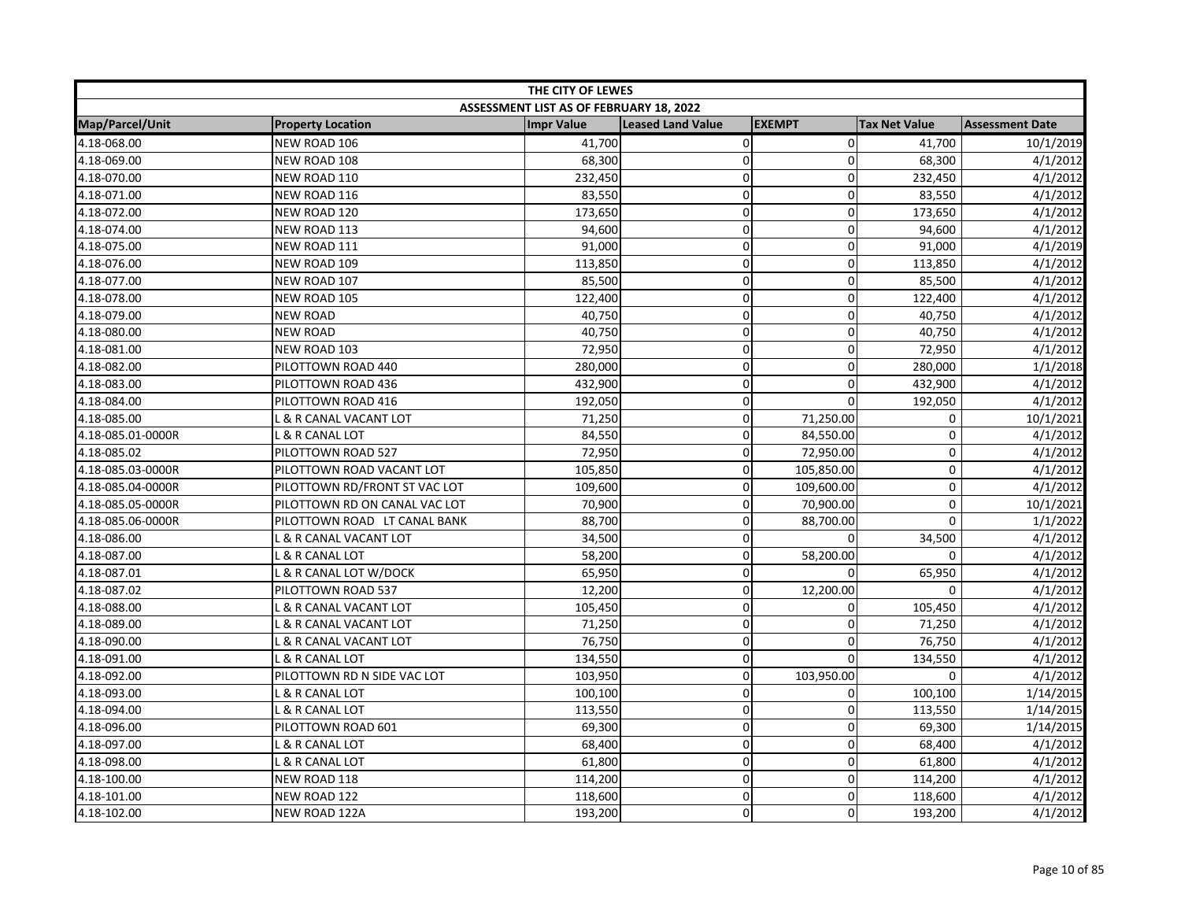| THE CITY OF LEWES | | | | | | |
|---|---|---|---|---|---|---|
| ASSESSMENT LIST AS OF FEBRUARY 18, 2022 | | | | | | |
| Map/Parcel/Unit | Property Location | Impr Value | Leased Land Value | EXEMPT | Tax Net Value | Assessment Date |
| 4.18-068.00 | NEW ROAD 106 | 41,700 | 0 | 0 | 41,700 | 10/1/2019 |
| 4.18-069.00 | NEW ROAD 108 | 68,300 | 0 | 0 | 68,300 | 4/1/2012 |
| 4.18-070.00 | NEW ROAD 110 | 232,450 | 0 | 0 | 232,450 | 4/1/2012 |
| 4.18-071.00 | NEW ROAD 116 | 83,550 | 0 | 0 | 83,550 | 4/1/2012 |
| 4.18-072.00 | NEW ROAD 120 | 173,650 | 0 | 0 | 173,650 | 4/1/2012 |
| 4.18-074.00 | NEW ROAD 113 | 94,600 | 0 | 0 | 94,600 | 4/1/2012 |
| 4.18-075.00 | NEW ROAD 111 | 91,000 | 0 | 0 | 91,000 | 4/1/2019 |
| 4.18-076.00 | NEW ROAD 109 | 113,850 | 0 | 0 | 113,850 | 4/1/2012 |
| 4.18-077.00 | NEW ROAD 107 | 85,500 | 0 | 0 | 85,500 | 4/1/2012 |
| 4.18-078.00 | NEW ROAD 105 | 122,400 | 0 | 0 | 122,400 | 4/1/2012 |
| 4.18-079.00 | NEW ROAD | 40,750 | 0 | 0 | 40,750 | 4/1/2012 |
| 4.18-080.00 | NEW ROAD | 40,750 | 0 | 0 | 40,750 | 4/1/2012 |
| 4.18-081.00 | NEW ROAD 103 | 72,950 | 0 | 0 | 72,950 | 4/1/2012 |
| 4.18-082.00 | PILOTTOWN ROAD 440 | 280,000 | 0 | 0 | 280,000 | 1/1/2018 |
| 4.18-083.00 | PILOTTOWN ROAD 436 | 432,900 | 0 | 0 | 432,900 | 4/1/2012 |
| 4.18-084.00 | PILOTTOWN ROAD 416 | 192,050 | 0 | 0 | 192,050 | 4/1/2012 |
| 4.18-085.00 | L & R CANAL VACANT LOT | 71,250 | 0 | 71,250.00 | 0 | 10/1/2021 |
| 4.18-085.01-0000R | L & R CANAL LOT | 84,550 | 0 | 84,550.00 | 0 | 4/1/2012 |
| 4.18-085.02 | PILOTTOWN ROAD 527 | 72,950 | 0 | 72,950.00 | 0 | 4/1/2012 |
| 4.18-085.03-0000R | PILOTTOWN ROAD VACANT LOT | 105,850 | 0 | 105,850.00 | 0 | 4/1/2012 |
| 4.18-085.04-0000R | PILOTTOWN RD/FRONT ST VAC LOT | 109,600 | 0 | 109,600.00 | 0 | 4/1/2012 |
| 4.18-085.05-0000R | PILOTTOWN RD ON CANAL VAC LOT | 70,900 | 0 | 70,900.00 | 0 | 10/1/2021 |
| 4.18-085.06-0000R | PILOTTOWN ROAD LT CANAL BANK | 88,700 | 0 | 88,700.00 | 0 | 1/1/2022 |
| 4.18-086.00 | L & R CANAL VACANT LOT | 34,500 | 0 | 0 | 34,500 | 4/1/2012 |
| 4.18-087.00 | L & R CANAL LOT | 58,200 | 0 | 58,200.00 | 0 | 4/1/2012 |
| 4.18-087.01 | L & R CANAL LOT W/DOCK | 65,950 | 0 | 0 | 65,950 | 4/1/2012 |
| 4.18-087.02 | PILOTTOWN ROAD 537 | 12,200 | 0 | 12,200.00 | 0 | 4/1/2012 |
| 4.18-088.00 | L & R CANAL VACANT LOT | 105,450 | 0 | 0 | 105,450 | 4/1/2012 |
| 4.18-089.00 | L & R CANAL VACANT LOT | 71,250 | 0 | 0 | 71,250 | 4/1/2012 |
| 4.18-090.00 | L & R CANAL VACANT LOT | 76,750 | 0 | 0 | 76,750 | 4/1/2012 |
| 4.18-091.00 | L & R CANAL LOT | 134,550 | 0 | 0 | 134,550 | 4/1/2012 |
| 4.18-092.00 | PILOTTOWN RD N SIDE VAC LOT | 103,950 | 0 | 103,950.00 | 0 | 4/1/2012 |
| 4.18-093.00 | L & R CANAL LOT | 100,100 | 0 | 0 | 100,100 | 1/14/2015 |
| 4.18-094.00 | L & R CANAL LOT | 113,550 | 0 | 0 | 113,550 | 1/14/2015 |
| 4.18-096.00 | PILOTTOWN ROAD 601 | 69,300 | 0 | 0 | 69,300 | 1/14/2015 |
| 4.18-097.00 | L & R CANAL LOT | 68,400 | 0 | 0 | 68,400 | 4/1/2012 |
| 4.18-098.00 | L & R CANAL LOT | 61,800 | 0 | 0 | 61,800 | 4/1/2012 |
| 4.18-100.00 | NEW ROAD 118 | 114,200 | 0 | 0 | 114,200 | 4/1/2012 |
| 4.18-101.00 | NEW ROAD 122 | 118,600 | 0 | 0 | 118,600 | 4/1/2012 |
| 4.18-102.00 | NEW ROAD 122A | 193,200 | 0 | 0 | 193,200 | 4/1/2012 |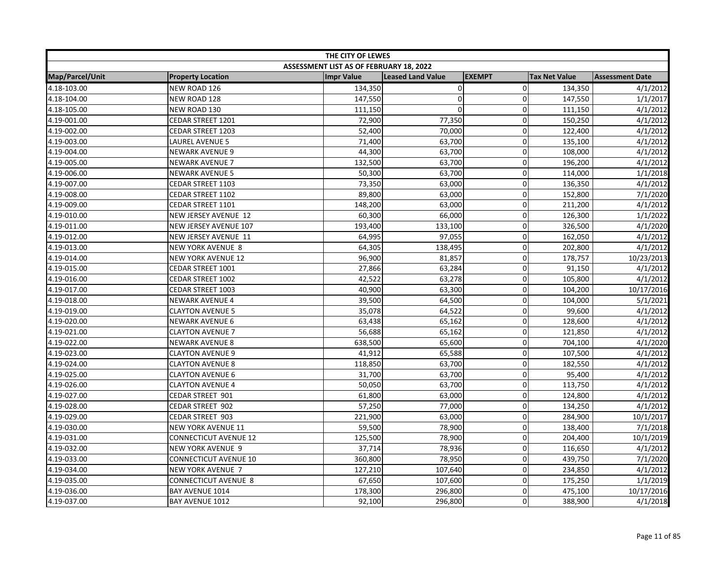| THE CITY OF LEWES | | | | | | |
|---|---|---|---|---|---|---|
| ASSESSMENT LIST AS OF FEBRUARY 18, 2022 | | | | | | |
| Map/Parcel/Unit | Property Location | Impr Value | Leased Land Value | EXEMPT | Tax Net Value | Assessment Date |
| 4.18-103.00 | NEW ROAD 126 | 134,350 | 0 | 0 | 134,350 | 4/1/2012 |
| 4.18-104.00 | NEW ROAD 128 | 147,550 | 0 | 0 | 147,550 | 1/1/2017 |
| 4.18-105.00 | NEW ROAD 130 | 111,150 | 0 | 0 | 111,150 | 4/1/2012 |
| 4.19-001.00 | CEDAR STREET 1201 | 72,900 | 77,350 | 0 | 150,250 | 4/1/2012 |
| 4.19-002.00 | CEDAR STREET 1203 | 52,400 | 70,000 | 0 | 122,400 | 4/1/2012 |
| 4.19-003.00 | LAUREL AVENUE 5 | 71,400 | 63,700 | 0 | 135,100 | 4/1/2012 |
| 4.19-004.00 | NEWARK AVENUE 9 | 44,300 | 63,700 | 0 | 108,000 | 4/1/2012 |
| 4.19-005.00 | NEWARK AVENUE 7 | 132,500 | 63,700 | 0 | 196,200 | 4/1/2012 |
| 4.19-006.00 | NEWARK AVENUE 5 | 50,300 | 63,700 | 0 | 114,000 | 1/1/2018 |
| 4.19-007.00 | CEDAR STREET 1103 | 73,350 | 63,000 | 0 | 136,350 | 4/1/2012 |
| 4.19-008.00 | CEDAR STREET 1102 | 89,800 | 63,000 | 0 | 152,800 | 7/1/2020 |
| 4.19-009.00 | CEDAR STREET 1101 | 148,200 | 63,000 | 0 | 211,200 | 4/1/2012 |
| 4.19-010.00 | NEW JERSEY AVENUE 12 | 60,300 | 66,000 | 0 | 126,300 | 1/1/2022 |
| 4.19-011.00 | NEW JERSEY AVENUE 107 | 193,400 | 133,100 | 0 | 326,500 | 4/1/2020 |
| 4.19-012.00 | NEW JERSEY AVENUE 11 | 64,995 | 97,055 | 0 | 162,050 | 4/1/2012 |
| 4.19-013.00 | NEW YORK AVENUE 8 | 64,305 | 138,495 | 0 | 202,800 | 4/1/2012 |
| 4.19-014.00 | NEW YORK AVENUE 12 | 96,900 | 81,857 | 0 | 178,757 | 10/23/2013 |
| 4.19-015.00 | CEDAR STREET 1001 | 27,866 | 63,284 | 0 | 91,150 | 4/1/2012 |
| 4.19-016.00 | CEDAR STREET 1002 | 42,522 | 63,278 | 0 | 105,800 | 4/1/2012 |
| 4.19-017.00 | CEDAR STREET 1003 | 40,900 | 63,300 | 0 | 104,200 | 10/17/2016 |
| 4.19-018.00 | NEWARK AVENUE 4 | 39,500 | 64,500 | 0 | 104,000 | 5/1/2021 |
| 4.19-019.00 | CLAYTON AVENUE 5 | 35,078 | 64,522 | 0 | 99,600 | 4/1/2012 |
| 4.19-020.00 | NEWARK AVENUE 6 | 63,438 | 65,162 | 0 | 128,600 | 4/1/2012 |
| 4.19-021.00 | CLAYTON AVENUE 7 | 56,688 | 65,162 | 0 | 121,850 | 4/1/2012 |
| 4.19-022.00 | NEWARK AVENUE 8 | 638,500 | 65,600 | 0 | 704,100 | 4/1/2020 |
| 4.19-023.00 | CLAYTON AVENUE 9 | 41,912 | 65,588 | 0 | 107,500 | 4/1/2012 |
| 4.19-024.00 | CLAYTON AVENUE 8 | 118,850 | 63,700 | 0 | 182,550 | 4/1/2012 |
| 4.19-025.00 | CLAYTON AVENUE 6 | 31,700 | 63,700 | 0 | 95,400 | 4/1/2012 |
| 4.19-026.00 | CLAYTON AVENUE 4 | 50,050 | 63,700 | 0 | 113,750 | 4/1/2012 |
| 4.19-027.00 | CEDAR STREET 901 | 61,800 | 63,000 | 0 | 124,800 | 4/1/2012 |
| 4.19-028.00 | CEDAR STREET 902 | 57,250 | 77,000 | 0 | 134,250 | 4/1/2012 |
| 4.19-029.00 | CEDAR STREET 903 | 221,900 | 63,000 | 0 | 284,900 | 10/1/2017 |
| 4.19-030.00 | NEW YORK AVENUE 11 | 59,500 | 78,900 | 0 | 138,400 | 7/1/2018 |
| 4.19-031.00 | CONNECTICUT AVENUE 12 | 125,500 | 78,900 | 0 | 204,400 | 10/1/2019 |
| 4.19-032.00 | NEW YORK AVENUE 9 | 37,714 | 78,936 | 0 | 116,650 | 4/1/2012 |
| 4.19-033.00 | CONNECTICUT AVENUE 10 | 360,800 | 78,950 | 0 | 439,750 | 7/1/2020 |
| 4.19-034.00 | NEW YORK AVENUE 7 | 127,210 | 107,640 | 0 | 234,850 | 4/1/2012 |
| 4.19-035.00 | CONNECTICUT AVENUE 8 | 67,650 | 107,600 | 0 | 175,250 | 1/1/2019 |
| 4.19-036.00 | BAY AVENUE 1014 | 178,300 | 296,800 | 0 | 475,100 | 10/17/2016 |
| 4.19-037.00 | BAY AVENUE 1012 | 92,100 | 296,800 | 0 | 388,900 | 4/1/2018 |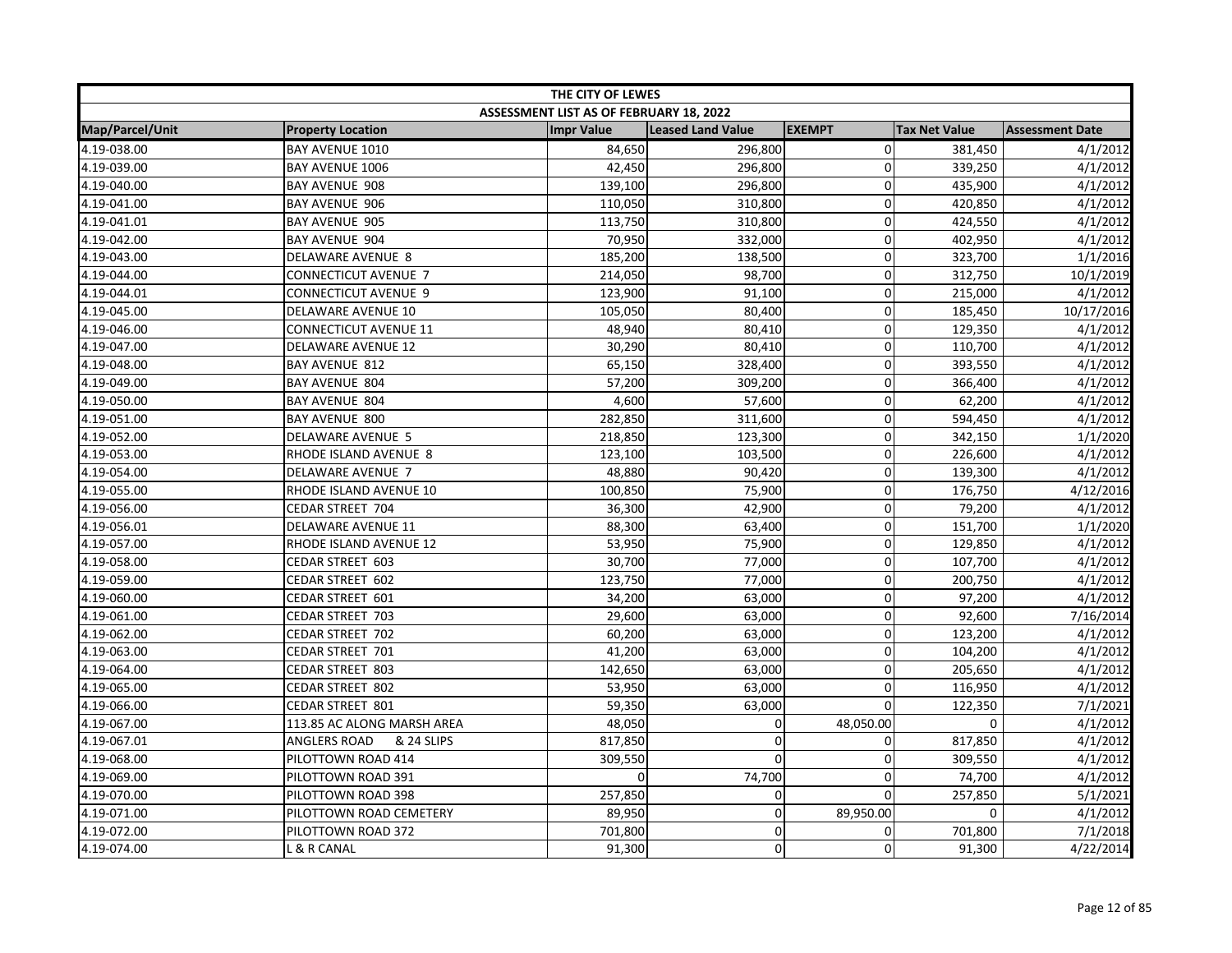| THE CITY OF LEWES | | | | | | |
|---|---|---|---|---|---|---|
| ASSESSMENT LIST AS OF FEBRUARY 18, 2022 | | | | | | |
| Map/Parcel/Unit | Property Location | Impr Value | Leased Land Value | EXEMPT | Tax Net Value | Assessment Date |
| 4.19-038.00 | BAY AVENUE 1010 | 84,650 | 296,800 | 0 | 381,450 | 4/1/2012 |
| 4.19-039.00 | BAY AVENUE 1006 | 42,450 | 296,800 | 0 | 339,250 | 4/1/2012 |
| 4.19-040.00 | BAY AVENUE 908 | 139,100 | 296,800 | 0 | 435,900 | 4/1/2012 |
| 4.19-041.00 | BAY AVENUE 906 | 110,050 | 310,800 | 0 | 420,850 | 4/1/2012 |
| 4.19-041.01 | BAY AVENUE 905 | 113,750 | 310,800 | 0 | 424,550 | 4/1/2012 |
| 4.19-042.00 | BAY AVENUE 904 | 70,950 | 332,000 | 0 | 402,950 | 4/1/2012 |
| 4.19-043.00 | DELAWARE AVENUE 8 | 185,200 | 138,500 | 0 | 323,700 | 1/1/2016 |
| 4.19-044.00 | CONNECTICUT AVENUE 7 | 214,050 | 98,700 | 0 | 312,750 | 10/1/2019 |
| 4.19-044.01 | CONNECTICUT AVENUE 9 | 123,900 | 91,100 | 0 | 215,000 | 4/1/2012 |
| 4.19-045.00 | DELAWARE AVENUE 10 | 105,050 | 80,400 | 0 | 185,450 | 10/17/2016 |
| 4.19-046.00 | CONNECTICUT AVENUE 11 | 48,940 | 80,410 | 0 | 129,350 | 4/1/2012 |
| 4.19-047.00 | DELAWARE AVENUE 12 | 30,290 | 80,410 | 0 | 110,700 | 4/1/2012 |
| 4.19-048.00 | BAY AVENUE 812 | 65,150 | 328,400 | 0 | 393,550 | 4/1/2012 |
| 4.19-049.00 | BAY AVENUE 804 | 57,200 | 309,200 | 0 | 366,400 | 4/1/2012 |
| 4.19-050.00 | BAY AVENUE 804 | 4,600 | 57,600 | 0 | 62,200 | 4/1/2012 |
| 4.19-051.00 | BAY AVENUE 800 | 282,850 | 311,600 | 0 | 594,450 | 4/1/2012 |
| 4.19-052.00 | DELAWARE AVENUE 5 | 218,850 | 123,300 | 0 | 342,150 | 1/1/2020 |
| 4.19-053.00 | RHODE ISLAND AVENUE 8 | 123,100 | 103,500 | 0 | 226,600 | 4/1/2012 |
| 4.19-054.00 | DELAWARE AVENUE 7 | 48,880 | 90,420 | 0 | 139,300 | 4/1/2012 |
| 4.19-055.00 | RHODE ISLAND AVENUE 10 | 100,850 | 75,900 | 0 | 176,750 | 4/12/2016 |
| 4.19-056.00 | CEDAR STREET 704 | 36,300 | 42,900 | 0 | 79,200 | 4/1/2012 |
| 4.19-056.01 | DELAWARE AVENUE 11 | 88,300 | 63,400 | 0 | 151,700 | 1/1/2020 |
| 4.19-057.00 | RHODE ISLAND AVENUE 12 | 53,950 | 75,900 | 0 | 129,850 | 4/1/2012 |
| 4.19-058.00 | CEDAR STREET 603 | 30,700 | 77,000 | 0 | 107,700 | 4/1/2012 |
| 4.19-059.00 | CEDAR STREET 602 | 123,750 | 77,000 | 0 | 200,750 | 4/1/2012 |
| 4.19-060.00 | CEDAR STREET 601 | 34,200 | 63,000 | 0 | 97,200 | 4/1/2012 |
| 4.19-061.00 | CEDAR STREET 703 | 29,600 | 63,000 | 0 | 92,600 | 7/16/2014 |
| 4.19-062.00 | CEDAR STREET 702 | 60,200 | 63,000 | 0 | 123,200 | 4/1/2012 |
| 4.19-063.00 | CEDAR STREET 701 | 41,200 | 63,000 | 0 | 104,200 | 4/1/2012 |
| 4.19-064.00 | CEDAR STREET 803 | 142,650 | 63,000 | 0 | 205,650 | 4/1/2012 |
| 4.19-065.00 | CEDAR STREET 802 | 53,950 | 63,000 | 0 | 116,950 | 4/1/2012 |
| 4.19-066.00 | CEDAR STREET 801 | 59,350 | 63,000 | 0 | 122,350 | 7/1/2021 |
| 4.19-067.00 | 113.85 AC ALONG MARSH AREA | 48,050 | 0 | 48,050.00 | 0 | 4/1/2012 |
| 4.19-067.01 | ANGLERS ROAD & 24 SLIPS | 817,850 | 0 | 0 | 817,850 | 4/1/2012 |
| 4.19-068.00 | PILOTTOWN ROAD 414 | 309,550 | 0 | 0 | 309,550 | 4/1/2012 |
| 4.19-069.00 | PILOTTOWN ROAD 391 | 0 | 74,700 | 0 | 74,700 | 4/1/2012 |
| 4.19-070.00 | PILOTTOWN ROAD 398 | 257,850 | 0 | 0 | 257,850 | 5/1/2021 |
| 4.19-071.00 | PILOTTOWN ROAD CEMETERY | 89,950 | 0 | 89,950.00 | 0 | 4/1/2012 |
| 4.19-072.00 | PILOTTOWN ROAD 372 | 701,800 | 0 | 0 | 701,800 | 7/1/2018 |
| 4.19-074.00 | L & R CANAL | 91,300 | 0 | 0 | 91,300 | 4/22/2014 |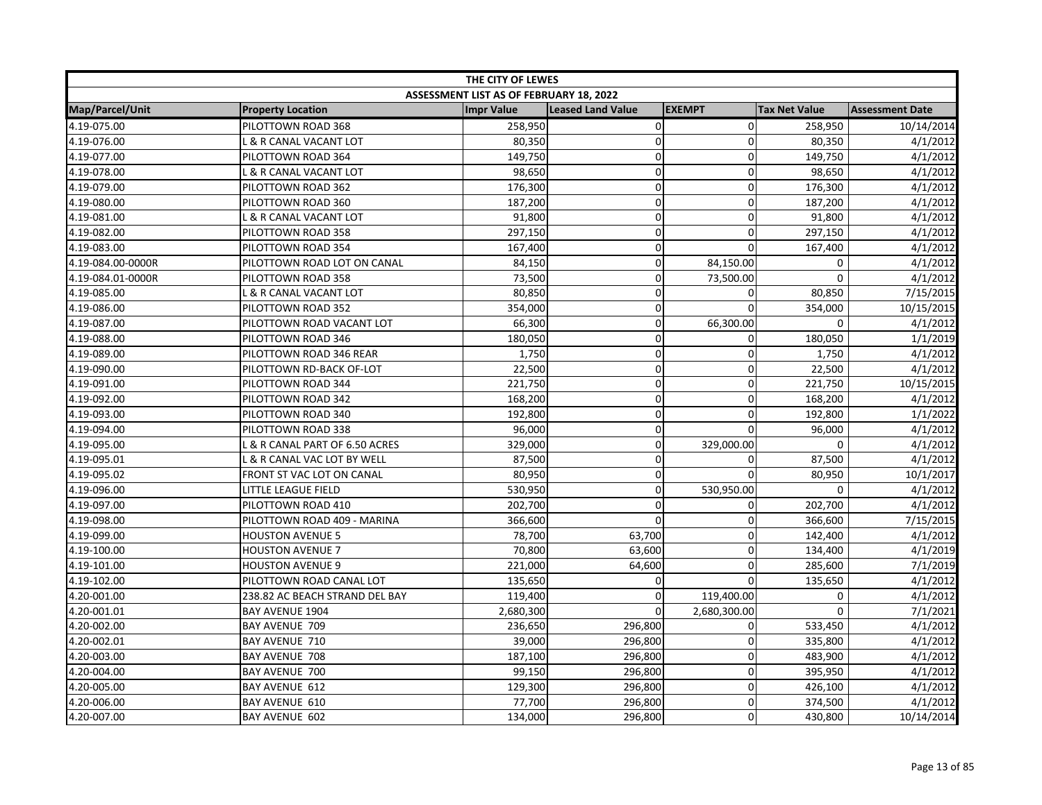| THE CITY OF LEWES | | | | | | |
|---|---|---|---|---|---|---|
| ASSESSMENT LIST AS OF FEBRUARY 18, 2022 | | | | | | |
| Map/Parcel/Unit | Property Location | Impr Value | Leased Land Value | EXEMPT | Tax Net Value | Assessment Date |
| 4.19-075.00 | PILOTTOWN ROAD 368 | 258,950 | 0 | 0 | 258,950 | 10/14/2014 |
| 4.19-076.00 | L & R CANAL VACANT LOT | 80,350 | 0 | 0 | 80,350 | 4/1/2012 |
| 4.19-077.00 | PILOTTOWN ROAD 364 | 149,750 | 0 | 0 | 149,750 | 4/1/2012 |
| 4.19-078.00 | L & R CANAL VACANT LOT | 98,650 | 0 | 0 | 98,650 | 4/1/2012 |
| 4.19-079.00 | PILOTTOWN ROAD 362 | 176,300 | 0 | 0 | 176,300 | 4/1/2012 |
| 4.19-080.00 | PILOTTOWN ROAD 360 | 187,200 | 0 | 0 | 187,200 | 4/1/2012 |
| 4.19-081.00 | L & R CANAL VACANT LOT | 91,800 | 0 | 0 | 91,800 | 4/1/2012 |
| 4.19-082.00 | PILOTTOWN ROAD 358 | 297,150 | 0 | 0 | 297,150 | 4/1/2012 |
| 4.19-083.00 | PILOTTOWN ROAD 354 | 167,400 | 0 | 0 | 167,400 | 4/1/2012 |
| 4.19-084.00-0000R | PILOTTOWN ROAD LOT ON CANAL | 84,150 | 0 | 84,150.00 | 0 | 4/1/2012 |
| 4.19-084.01-0000R | PILOTTOWN ROAD 358 | 73,500 | 0 | 73,500.00 | 0 | 4/1/2012 |
| 4.19-085.00 | L & R CANAL VACANT LOT | 80,850 | 0 | 0 | 80,850 | 7/15/2015 |
| 4.19-086.00 | PILOTTOWN ROAD 352 | 354,000 | 0 | 0 | 354,000 | 10/15/2015 |
| 4.19-087.00 | PILOTTOWN ROAD VACANT LOT | 66,300 | 0 | 66,300.00 | 0 | 4/1/2012 |
| 4.19-088.00 | PILOTTOWN ROAD 346 | 180,050 | 0 | 0 | 180,050 | 1/1/2019 |
| 4.19-089.00 | PILOTTOWN ROAD 346 REAR | 1,750 | 0 | 0 | 1,750 | 4/1/2012 |
| 4.19-090.00 | PILOTTOWN RD-BACK OF-LOT | 22,500 | 0 | 0 | 22,500 | 4/1/2012 |
| 4.19-091.00 | PILOTTOWN ROAD 344 | 221,750 | 0 | 0 | 221,750 | 10/15/2015 |
| 4.19-092.00 | PILOTTOWN ROAD 342 | 168,200 | 0 | 0 | 168,200 | 4/1/2012 |
| 4.19-093.00 | PILOTTOWN ROAD 340 | 192,800 | 0 | 0 | 192,800 | 1/1/2022 |
| 4.19-094.00 | PILOTTOWN ROAD 338 | 96,000 | 0 | 0 | 96,000 | 4/1/2012 |
| 4.19-095.00 | L & R CANAL PART OF 6.50 ACRES | 329,000 | 0 | 329,000.00 | 0 | 4/1/2012 |
| 4.19-095.01 | L & R CANAL VAC LOT BY WELL | 87,500 | 0 | 0 | 87,500 | 4/1/2012 |
| 4.19-095.02 | FRONT ST VAC LOT ON CANAL | 80,950 | 0 | 0 | 80,950 | 10/1/2017 |
| 4.19-096.00 | LITTLE LEAGUE FIELD | 530,950 | 0 | 530,950.00 | 0 | 4/1/2012 |
| 4.19-097.00 | PILOTTOWN ROAD 410 | 202,700 | 0 | 0 | 202,700 | 4/1/2012 |
| 4.19-098.00 | PILOTTOWN ROAD 409 - MARINA | 366,600 | 0 | 0 | 366,600 | 7/15/2015 |
| 4.19-099.00 | HOUSTON AVENUE 5 | 78,700 | 63,700 | 0 | 142,400 | 4/1/2012 |
| 4.19-100.00 | HOUSTON AVENUE 7 | 70,800 | 63,600 | 0 | 134,400 | 4/1/2019 |
| 4.19-101.00 | HOUSTON AVENUE 9 | 221,000 | 64,600 | 0 | 285,600 | 7/1/2019 |
| 4.19-102.00 | PILOTTOWN ROAD CANAL LOT | 135,650 | 0 | 0 | 135,650 | 4/1/2012 |
| 4.20-001.00 | 238.82 AC BEACH STRAND DEL BAY | 119,400 | 0 | 119,400.00 | 0 | 4/1/2012 |
| 4.20-001.01 | BAY AVENUE 1904 | 2,680,300 | 0 | 2,680,300.00 | 0 | 7/1/2021 |
| 4.20-002.00 | BAY AVENUE 709 | 236,650 | 296,800 | 0 | 533,450 | 4/1/2012 |
| 4.20-002.01 | BAY AVENUE 710 | 39,000 | 296,800 | 0 | 335,800 | 4/1/2012 |
| 4.20-003.00 | BAY AVENUE 708 | 187,100 | 296,800 | 0 | 483,900 | 4/1/2012 |
| 4.20-004.00 | BAY AVENUE 700 | 99,150 | 296,800 | 0 | 395,950 | 4/1/2012 |
| 4.20-005.00 | BAY AVENUE 612 | 129,300 | 296,800 | 0 | 426,100 | 4/1/2012 |
| 4.20-006.00 | BAY AVENUE 610 | 77,700 | 296,800 | 0 | 374,500 | 4/1/2012 |
| 4.20-007.00 | BAY AVENUE 602 | 134,000 | 296,800 | 0 | 430,800 | 10/14/2014 |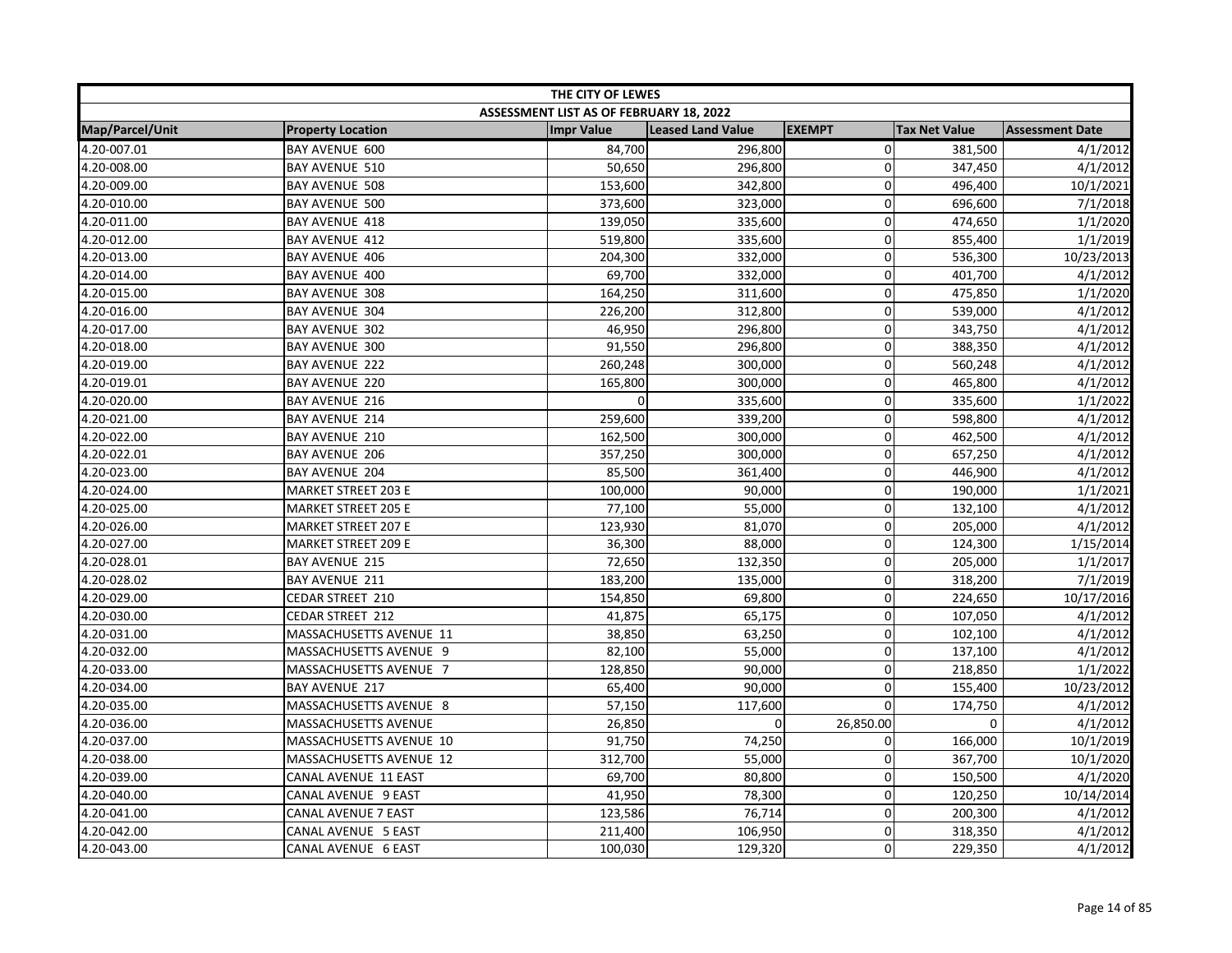| THE CITY OF LEWES | | | | | | |
|---|---|---|---|---|---|---|
| ASSESSMENT LIST AS OF FEBRUARY 18, 2022 | | | | | | |
| Map/Parcel/Unit | Property Location | Impr Value | Leased Land Value | EXEMPT | Tax Net Value | Assessment Date |
| 4.20-007.01 | BAY AVENUE 600 | 84,700 | 296,800 | 0 | 381,500 | 4/1/2012 |
| 4.20-008.00 | BAY AVENUE 510 | 50,650 | 296,800 | 0 | 347,450 | 4/1/2012 |
| 4.20-009.00 | BAY AVENUE 508 | 153,600 | 342,800 | 0 | 496,400 | 10/1/2021 |
| 4.20-010.00 | BAY AVENUE 500 | 373,600 | 323,000 | 0 | 696,600 | 7/1/2018 |
| 4.20-011.00 | BAY AVENUE 418 | 139,050 | 335,600 | 0 | 474,650 | 1/1/2020 |
| 4.20-012.00 | BAY AVENUE 412 | 519,800 | 335,600 | 0 | 855,400 | 1/1/2019 |
| 4.20-013.00 | BAY AVENUE 406 | 204,300 | 332,000 | 0 | 536,300 | 10/23/2013 |
| 4.20-014.00 | BAY AVENUE 400 | 69,700 | 332,000 | 0 | 401,700 | 4/1/2012 |
| 4.20-015.00 | BAY AVENUE 308 | 164,250 | 311,600 | 0 | 475,850 | 1/1/2020 |
| 4.20-016.00 | BAY AVENUE 304 | 226,200 | 312,800 | 0 | 539,000 | 4/1/2012 |
| 4.20-017.00 | BAY AVENUE 302 | 46,950 | 296,800 | 0 | 343,750 | 4/1/2012 |
| 4.20-018.00 | BAY AVENUE 300 | 91,550 | 296,800 | 0 | 388,350 | 4/1/2012 |
| 4.20-019.00 | BAY AVENUE 222 | 260,248 | 300,000 | 0 | 560,248 | 4/1/2012 |
| 4.20-019.01 | BAY AVENUE 220 | 165,800 | 300,000 | 0 | 465,800 | 4/1/2012 |
| 4.20-020.00 | BAY AVENUE 216 | 0 | 335,600 | 0 | 335,600 | 1/1/2022 |
| 4.20-021.00 | BAY AVENUE 214 | 259,600 | 339,200 | 0 | 598,800 | 4/1/2012 |
| 4.20-022.00 | BAY AVENUE 210 | 162,500 | 300,000 | 0 | 462,500 | 4/1/2012 |
| 4.20-022.01 | BAY AVENUE 206 | 357,250 | 300,000 | 0 | 657,250 | 4/1/2012 |
| 4.20-023.00 | BAY AVENUE 204 | 85,500 | 361,400 | 0 | 446,900 | 4/1/2012 |
| 4.20-024.00 | MARKET STREET 203 E | 100,000 | 90,000 | 0 | 190,000 | 1/1/2021 |
| 4.20-025.00 | MARKET STREET 205 E | 77,100 | 55,000 | 0 | 132,100 | 4/1/2012 |
| 4.20-026.00 | MARKET STREET 207 E | 123,930 | 81,070 | 0 | 205,000 | 4/1/2012 |
| 4.20-027.00 | MARKET STREET 209 E | 36,300 | 88,000 | 0 | 124,300 | 1/15/2014 |
| 4.20-028.01 | BAY AVENUE 215 | 72,650 | 132,350 | 0 | 205,000 | 1/1/2017 |
| 4.20-028.02 | BAY AVENUE 211 | 183,200 | 135,000 | 0 | 318,200 | 7/1/2019 |
| 4.20-029.00 | CEDAR STREET 210 | 154,850 | 69,800 | 0 | 224,650 | 10/17/2016 |
| 4.20-030.00 | CEDAR STREET 212 | 41,875 | 65,175 | 0 | 107,050 | 4/1/2012 |
| 4.20-031.00 | MASSACHUSETTS AVENUE 11 | 38,850 | 63,250 | 0 | 102,100 | 4/1/2012 |
| 4.20-032.00 | MASSACHUSETTS AVENUE 9 | 82,100 | 55,000 | 0 | 137,100 | 4/1/2012 |
| 4.20-033.00 | MASSACHUSETTS AVENUE 7 | 128,850 | 90,000 | 0 | 218,850 | 1/1/2022 |
| 4.20-034.00 | BAY AVENUE 217 | 65,400 | 90,000 | 0 | 155,400 | 10/23/2012 |
| 4.20-035.00 | MASSACHUSETTS AVENUE 8 | 57,150 | 117,600 | 0 | 174,750 | 4/1/2012 |
| 4.20-036.00 | MASSACHUSETTS AVENUE | 26,850 | 0 | 26,850.00 | 0 | 4/1/2012 |
| 4.20-037.00 | MASSACHUSETTS AVENUE 10 | 91,750 | 74,250 | 0 | 166,000 | 10/1/2019 |
| 4.20-038.00 | MASSACHUSETTS AVENUE 12 | 312,700 | 55,000 | 0 | 367,700 | 10/1/2020 |
| 4.20-039.00 | CANAL AVENUE 11 EAST | 69,700 | 80,800 | 0 | 150,500 | 4/1/2020 |
| 4.20-040.00 | CANAL AVENUE 9 EAST | 41,950 | 78,300 | 0 | 120,250 | 10/14/2014 |
| 4.20-041.00 | CANAL AVENUE 7 EAST | 123,586 | 76,714 | 0 | 200,300 | 4/1/2012 |
| 4.20-042.00 | CANAL AVENUE 5 EAST | 211,400 | 106,950 | 0 | 318,350 | 4/1/2012 |
| 4.20-043.00 | CANAL AVENUE 6 EAST | 100,030 | 129,320 | 0 | 229,350 | 4/1/2012 |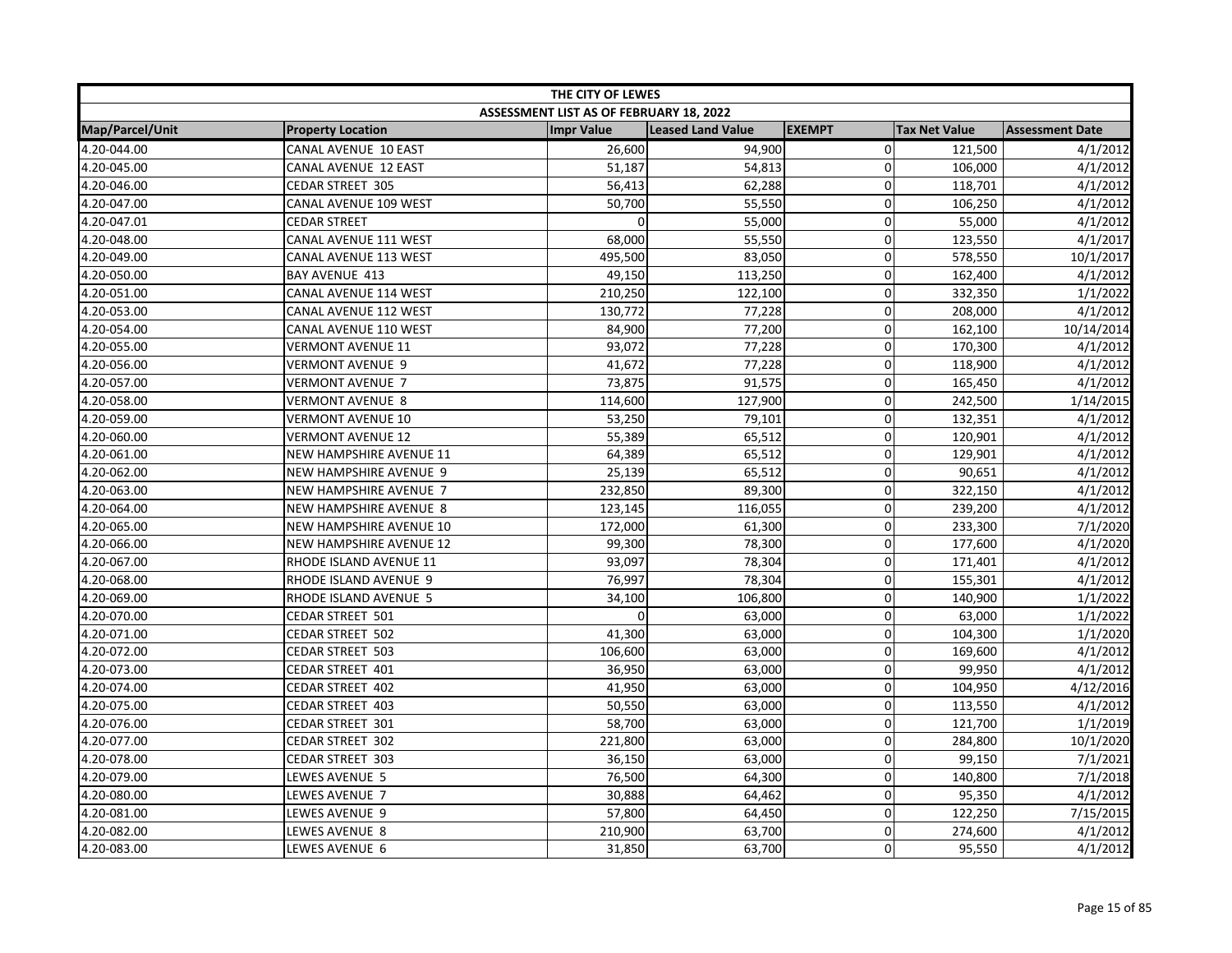| THE CITY OF LEWES | | | | | | |
|---|---|---|---|---|---|---|
| ASSESSMENT LIST AS OF FEBRUARY 18, 2022 | | | | | | |
| Map/Parcel/Unit | Property Location | Impr Value | Leased Land Value | EXEMPT | Tax Net Value | Assessment Date |
| 4.20-044.00 | CANAL AVENUE 10 EAST | 26,600 | 94,900 | 0 | 121,500 | 4/1/2012 |
| 4.20-045.00 | CANAL AVENUE 12 EAST | 51,187 | 54,813 | 0 | 106,000 | 4/1/2012 |
| 4.20-046.00 | CEDAR STREET 305 | 56,413 | 62,288 | 0 | 118,701 | 4/1/2012 |
| 4.20-047.00 | CANAL AVENUE 109 WEST | 50,700 | 55,550 | 0 | 106,250 | 4/1/2012 |
| 4.20-047.01 | CEDAR STREET | 0 | 55,000 | 0 | 55,000 | 4/1/2012 |
| 4.20-048.00 | CANAL AVENUE 111 WEST | 68,000 | 55,550 | 0 | 123,550 | 4/1/2017 |
| 4.20-049.00 | CANAL AVENUE 113 WEST | 495,500 | 83,050 | 0 | 578,550 | 10/1/2017 |
| 4.20-050.00 | BAY AVENUE 413 | 49,150 | 113,250 | 0 | 162,400 | 4/1/2012 |
| 4.20-051.00 | CANAL AVENUE 114 WEST | 210,250 | 122,100 | 0 | 332,350 | 1/1/2022 |
| 4.20-053.00 | CANAL AVENUE 112 WEST | 130,772 | 77,228 | 0 | 208,000 | 4/1/2012 |
| 4.20-054.00 | CANAL AVENUE 110 WEST | 84,900 | 77,200 | 0 | 162,100 | 10/14/2014 |
| 4.20-055.00 | VERMONT AVENUE 11 | 93,072 | 77,228 | 0 | 170,300 | 4/1/2012 |
| 4.20-056.00 | VERMONT AVENUE 9 | 41,672 | 77,228 | 0 | 118,900 | 4/1/2012 |
| 4.20-057.00 | VERMONT AVENUE 7 | 73,875 | 91,575 | 0 | 165,450 | 4/1/2012 |
| 4.20-058.00 | VERMONT AVENUE 8 | 114,600 | 127,900 | 0 | 242,500 | 1/14/2015 |
| 4.20-059.00 | VERMONT AVENUE 10 | 53,250 | 79,101 | 0 | 132,351 | 4/1/2012 |
| 4.20-060.00 | VERMONT AVENUE 12 | 55,389 | 65,512 | 0 | 120,901 | 4/1/2012 |
| 4.20-061.00 | NEW HAMPSHIRE AVENUE 11 | 64,389 | 65,512 | 0 | 129,901 | 4/1/2012 |
| 4.20-062.00 | NEW HAMPSHIRE AVENUE 9 | 25,139 | 65,512 | 0 | 90,651 | 4/1/2012 |
| 4.20-063.00 | NEW HAMPSHIRE AVENUE 7 | 232,850 | 89,300 | 0 | 322,150 | 4/1/2012 |
| 4.20-064.00 | NEW HAMPSHIRE AVENUE 8 | 123,145 | 116,055 | 0 | 239,200 | 4/1/2012 |
| 4.20-065.00 | NEW HAMPSHIRE AVENUE 10 | 172,000 | 61,300 | 0 | 233,300 | 7/1/2020 |
| 4.20-066.00 | NEW HAMPSHIRE AVENUE 12 | 99,300 | 78,300 | 0 | 177,600 | 4/1/2020 |
| 4.20-067.00 | RHODE ISLAND AVENUE 11 | 93,097 | 78,304 | 0 | 171,401 | 4/1/2012 |
| 4.20-068.00 | RHODE ISLAND AVENUE 9 | 76,997 | 78,304 | 0 | 155,301 | 4/1/2012 |
| 4.20-069.00 | RHODE ISLAND AVENUE 5 | 34,100 | 106,800 | 0 | 140,900 | 1/1/2022 |
| 4.20-070.00 | CEDAR STREET 501 | 0 | 63,000 | 0 | 63,000 | 1/1/2022 |
| 4.20-071.00 | CEDAR STREET 502 | 41,300 | 63,000 | 0 | 104,300 | 1/1/2020 |
| 4.20-072.00 | CEDAR STREET 503 | 106,600 | 63,000 | 0 | 169,600 | 4/1/2012 |
| 4.20-073.00 | CEDAR STREET 401 | 36,950 | 63,000 | 0 | 99,950 | 4/1/2012 |
| 4.20-074.00 | CEDAR STREET 402 | 41,950 | 63,000 | 0 | 104,950 | 4/12/2016 |
| 4.20-075.00 | CEDAR STREET 403 | 50,550 | 63,000 | 0 | 113,550 | 4/1/2012 |
| 4.20-076.00 | CEDAR STREET 301 | 58,700 | 63,000 | 0 | 121,700 | 1/1/2019 |
| 4.20-077.00 | CEDAR STREET 302 | 221,800 | 63,000 | 0 | 284,800 | 10/1/2020 |
| 4.20-078.00 | CEDAR STREET 303 | 36,150 | 63,000 | 0 | 99,150 | 7/1/2021 |
| 4.20-079.00 | LEWES AVENUE 5 | 76,500 | 64,300 | 0 | 140,800 | 7/1/2018 |
| 4.20-080.00 | LEWES AVENUE 7 | 30,888 | 64,462 | 0 | 95,350 | 4/1/2012 |
| 4.20-081.00 | LEWES AVENUE 9 | 57,800 | 64,450 | 0 | 122,250 | 7/15/2015 |
| 4.20-082.00 | LEWES AVENUE 8 | 210,900 | 63,700 | 0 | 274,600 | 4/1/2012 |
| 4.20-083.00 | LEWES AVENUE 6 | 31,850 | 63,700 | 0 | 95,550 | 4/1/2012 |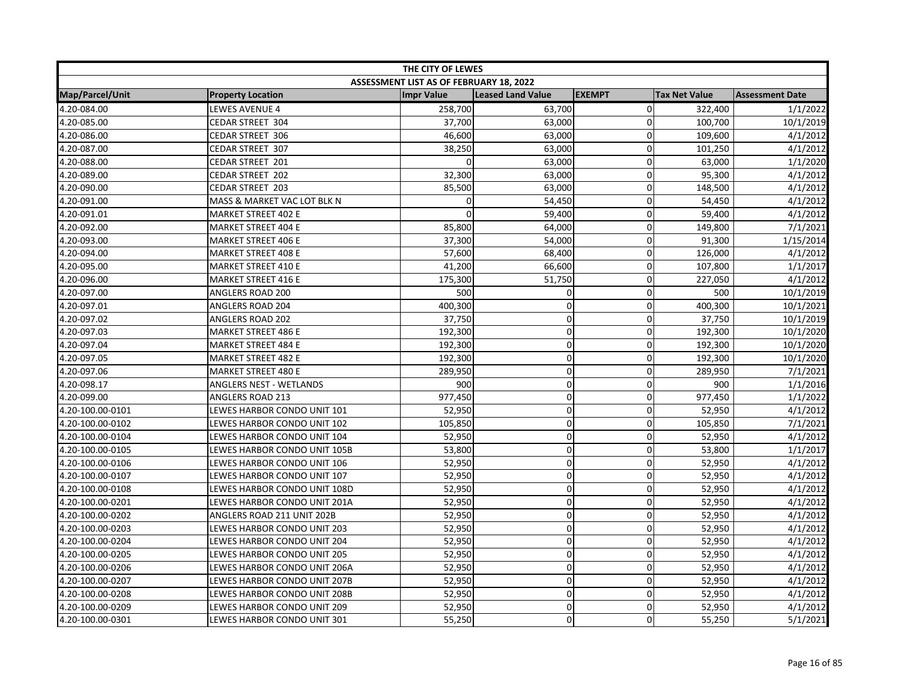| THE CITY OF LEWES | | | | | | |
|---|---|---|---|---|---|---|
| ASSESSMENT LIST AS OF FEBRUARY 18, 2022 | | | | | | |
| Map/Parcel/Unit | Property Location | Impr Value | Leased Land Value | EXEMPT | Tax Net Value | Assessment Date |
| 4.20-084.00 | LEWES AVENUE 4 | 258,700 | 63,700 | 0 | 322,400 | 1/1/2022 |
| 4.20-085.00 | CEDAR STREET 304 | 37,700 | 63,000 | 0 | 100,700 | 10/1/2019 |
| 4.20-086.00 | CEDAR STREET 306 | 46,600 | 63,000 | 0 | 109,600 | 4/1/2012 |
| 4.20-087.00 | CEDAR STREET 307 | 38,250 | 63,000 | 0 | 101,250 | 4/1/2012 |
| 4.20-088.00 | CEDAR STREET 201 | 0 | 63,000 | 0 | 63,000 | 1/1/2020 |
| 4.20-089.00 | CEDAR STREET 202 | 32,300 | 63,000 | 0 | 95,300 | 4/1/2012 |
| 4.20-090.00 | CEDAR STREET 203 | 85,500 | 63,000 | 0 | 148,500 | 4/1/2012 |
| 4.20-091.00 | MASS & MARKET VAC LOT BLK N | 0 | 54,450 | 0 | 54,450 | 4/1/2012 |
| 4.20-091.01 | MARKET STREET 402 E | 0 | 59,400 | 0 | 59,400 | 4/1/2012 |
| 4.20-092.00 | MARKET STREET 404 E | 85,800 | 64,000 | 0 | 149,800 | 7/1/2021 |
| 4.20-093.00 | MARKET STREET 406 E | 37,300 | 54,000 | 0 | 91,300 | 1/15/2014 |
| 4.20-094.00 | MARKET STREET 408 E | 57,600 | 68,400 | 0 | 126,000 | 4/1/2012 |
| 4.20-095.00 | MARKET STREET 410 E | 41,200 | 66,600 | 0 | 107,800 | 1/1/2017 |
| 4.20-096.00 | MARKET STREET 416 E | 175,300 | 51,750 | 0 | 227,050 | 4/1/2012 |
| 4.20-097.00 | ANGLERS ROAD 200 | 500 | 0 | 0 | 500 | 10/1/2019 |
| 4.20-097.01 | ANGLERS ROAD 204 | 400,300 | 0 | 0 | 400,300 | 10/1/2021 |
| 4.20-097.02 | ANGLERS ROAD 202 | 37,750 | 0 | 0 | 37,750 | 10/1/2019 |
| 4.20-097.03 | MARKET STREET 486 E | 192,300 | 0 | 0 | 192,300 | 10/1/2020 |
| 4.20-097.04 | MARKET STREET 484 E | 192,300 | 0 | 0 | 192,300 | 10/1/2020 |
| 4.20-097.05 | MARKET STREET 482 E | 192,300 | 0 | 0 | 192,300 | 10/1/2020 |
| 4.20-097.06 | MARKET STREET 480 E | 289,950 | 0 | 0 | 289,950 | 7/1/2021 |
| 4.20-098.17 | ANGLERS NEST - WETLANDS | 900 | 0 | 0 | 900 | 1/1/2016 |
| 4.20-099.00 | ANGLERS ROAD 213 | 977,450 | 0 | 0 | 977,450 | 1/1/2022 |
| 4.20-100.00-0101 | LEWES HARBOR CONDO UNIT 101 | 52,950 | 0 | 0 | 52,950 | 4/1/2012 |
| 4.20-100.00-0102 | LEWES HARBOR CONDO UNIT 102 | 105,850 | 0 | 0 | 105,850 | 7/1/2021 |
| 4.20-100.00-0104 | LEWES HARBOR CONDO UNIT 104 | 52,950 | 0 | 0 | 52,950 | 4/1/2012 |
| 4.20-100.00-0105 | LEWES HARBOR CONDO UNIT 105B | 53,800 | 0 | 0 | 53,800 | 1/1/2017 |
| 4.20-100.00-0106 | LEWES HARBOR CONDO UNIT 106 | 52,950 | 0 | 0 | 52,950 | 4/1/2012 |
| 4.20-100.00-0107 | LEWES HARBOR CONDO UNIT 107 | 52,950 | 0 | 0 | 52,950 | 4/1/2012 |
| 4.20-100.00-0108 | LEWES HARBOR CONDO UNIT 108D | 52,950 | 0 | 0 | 52,950 | 4/1/2012 |
| 4.20-100.00-0201 | LEWES HARBOR CONDO UNIT 201A | 52,950 | 0 | 0 | 52,950 | 4/1/2012 |
| 4.20-100.00-0202 | ANGLERS ROAD 211 UNIT 202B | 52,950 | 0 | 0 | 52,950 | 4/1/2012 |
| 4.20-100.00-0203 | LEWES HARBOR CONDO UNIT 203 | 52,950 | 0 | 0 | 52,950 | 4/1/2012 |
| 4.20-100.00-0204 | LEWES HARBOR CONDO UNIT 204 | 52,950 | 0 | 0 | 52,950 | 4/1/2012 |
| 4.20-100.00-0205 | LEWES HARBOR CONDO UNIT 205 | 52,950 | 0 | 0 | 52,950 | 4/1/2012 |
| 4.20-100.00-0206 | LEWES HARBOR CONDO UNIT 206A | 52,950 | 0 | 0 | 52,950 | 4/1/2012 |
| 4.20-100.00-0207 | LEWES HARBOR CONDO UNIT 207B | 52,950 | 0 | 0 | 52,950 | 4/1/2012 |
| 4.20-100.00-0208 | LEWES HARBOR CONDO UNIT 208B | 52,950 | 0 | 0 | 52,950 | 4/1/2012 |
| 4.20-100.00-0209 | LEWES HARBOR CONDO UNIT 209 | 52,950 | 0 | 0 | 52,950 | 4/1/2012 |
| 4.20-100.00-0301 | LEWES HARBOR CONDO UNIT 301 | 55,250 | 0 | 0 | 55,250 | 5/1/2021 |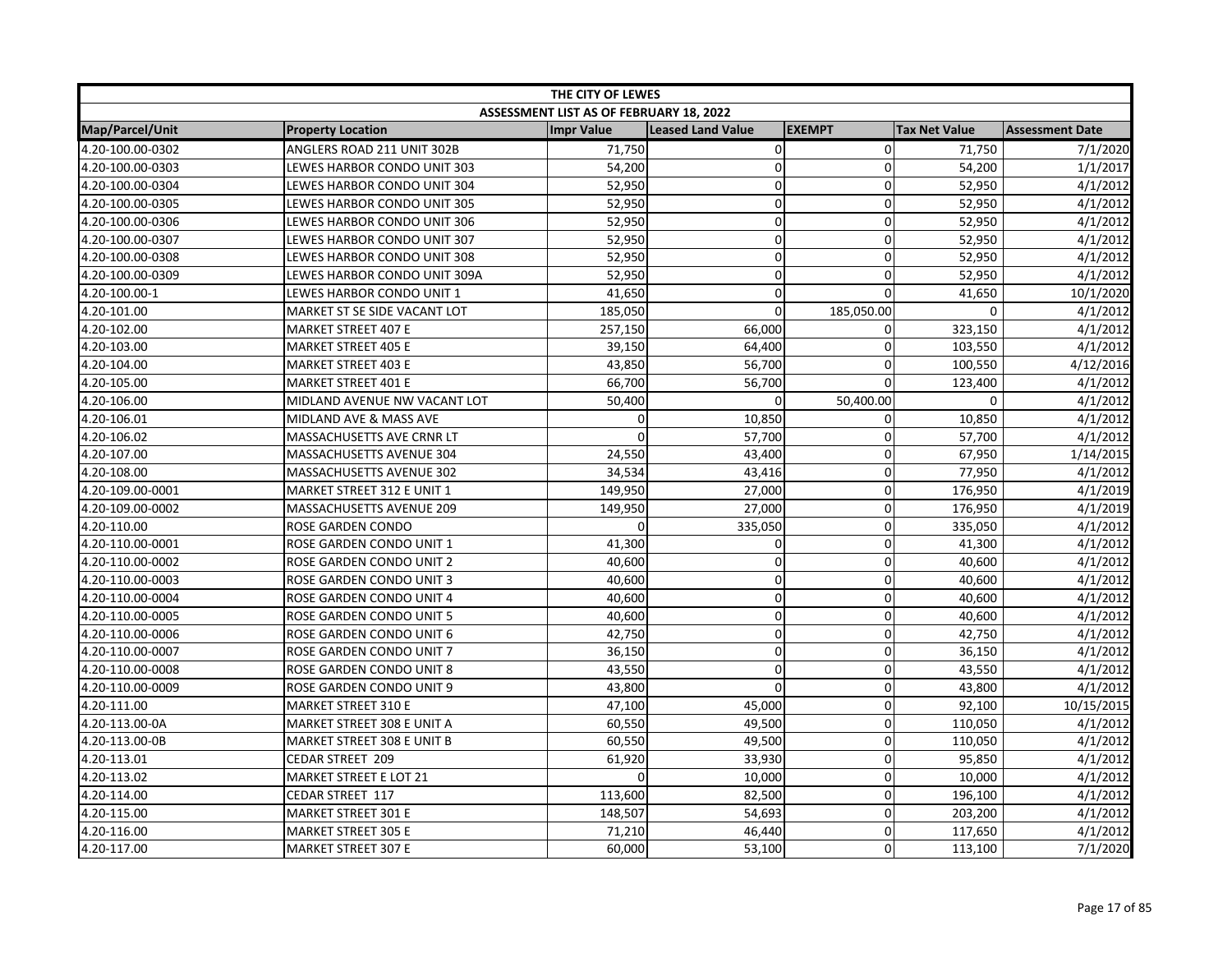| THE CITY OF LEWES | | | | | | |
|---|---|---|---|---|---|---|
| ASSESSMENT LIST AS OF FEBRUARY 18, 2022 | | | | | | |
| Map/Parcel/Unit | Property Location | Impr Value | Leased Land Value | EXEMPT | Tax Net Value | Assessment Date |
| 4.20-100.00-0302 | ANGLERS ROAD 211 UNIT 302B | 71,750 | 0 | 0 | 71,750 | 7/1/2020 |
| 4.20-100.00-0303 | LEWES HARBOR CONDO UNIT 303 | 54,200 | 0 | 0 | 54,200 | 1/1/2017 |
| 4.20-100.00-0304 | LEWES HARBOR CONDO UNIT 304 | 52,950 | 0 | 0 | 52,950 | 4/1/2012 |
| 4.20-100.00-0305 | LEWES HARBOR CONDO UNIT 305 | 52,950 | 0 | 0 | 52,950 | 4/1/2012 |
| 4.20-100.00-0306 | LEWES HARBOR CONDO UNIT 306 | 52,950 | 0 | 0 | 52,950 | 4/1/2012 |
| 4.20-100.00-0307 | LEWES HARBOR CONDO UNIT 307 | 52,950 | 0 | 0 | 52,950 | 4/1/2012 |
| 4.20-100.00-0308 | LEWES HARBOR CONDO UNIT 308 | 52,950 | 0 | 0 | 52,950 | 4/1/2012 |
| 4.20-100.00-0309 | LEWES HARBOR CONDO UNIT 309A | 52,950 | 0 | 0 | 52,950 | 4/1/2012 |
| 4.20-100.00-1 | LEWES HARBOR CONDO UNIT 1 | 41,650 | 0 | 0 | 41,650 | 10/1/2020 |
| 4.20-101.00 | MARKET ST SE SIDE VACANT LOT | 185,050 | 0 | 185,050.00 | 0 | 4/1/2012 |
| 4.20-102.00 | MARKET STREET 407 E | 257,150 | 66,000 | 0 | 323,150 | 4/1/2012 |
| 4.20-103.00 | MARKET STREET 405 E | 39,150 | 64,400 | 0 | 103,550 | 4/1/2012 |
| 4.20-104.00 | MARKET STREET 403 E | 43,850 | 56,700 | 0 | 100,550 | 4/12/2016 |
| 4.20-105.00 | MARKET STREET 401 E | 66,700 | 56,700 | 0 | 123,400 | 4/1/2012 |
| 4.20-106.00 | MIDLAND AVENUE NW VACANT LOT | 50,400 | 0 | 50,400.00 | 0 | 4/1/2012 |
| 4.20-106.01 | MIDLAND AVE & MASS AVE | 0 | 10,850 | 0 | 10,850 | 4/1/2012 |
| 4.20-106.02 | MASSACHUSETTS AVE CRNR LT | 0 | 57,700 | 0 | 57,700 | 4/1/2012 |
| 4.20-107.00 | MASSACHUSETTS AVENUE 304 | 24,550 | 43,400 | 0 | 67,950 | 1/14/2015 |
| 4.20-108.00 | MASSACHUSETTS AVENUE 302 | 34,534 | 43,416 | 0 | 77,950 | 4/1/2012 |
| 4.20-109.00-0001 | MARKET STREET 312 E UNIT 1 | 149,950 | 27,000 | 0 | 176,950 | 4/1/2019 |
| 4.20-109.00-0002 | MASSACHUSETTS AVENUE 209 | 149,950 | 27,000 | 0 | 176,950 | 4/1/2019 |
| 4.20-110.00 | ROSE GARDEN CONDO | 0 | 335,050 | 0 | 335,050 | 4/1/2012 |
| 4.20-110.00-0001 | ROSE GARDEN CONDO UNIT 1 | 41,300 | 0 | 0 | 41,300 | 4/1/2012 |
| 4.20-110.00-0002 | ROSE GARDEN CONDO UNIT 2 | 40,600 | 0 | 0 | 40,600 | 4/1/2012 |
| 4.20-110.00-0003 | ROSE GARDEN CONDO UNIT 3 | 40,600 | 0 | 0 | 40,600 | 4/1/2012 |
| 4.20-110.00-0004 | ROSE GARDEN CONDO UNIT 4 | 40,600 | 0 | 0 | 40,600 | 4/1/2012 |
| 4.20-110.00-0005 | ROSE GARDEN CONDO UNIT 5 | 40,600 | 0 | 0 | 40,600 | 4/1/2012 |
| 4.20-110.00-0006 | ROSE GARDEN CONDO UNIT 6 | 42,750 | 0 | 0 | 42,750 | 4/1/2012 |
| 4.20-110.00-0007 | ROSE GARDEN CONDO UNIT 7 | 36,150 | 0 | 0 | 36,150 | 4/1/2012 |
| 4.20-110.00-0008 | ROSE GARDEN CONDO UNIT 8 | 43,550 | 0 | 0 | 43,550 | 4/1/2012 |
| 4.20-110.00-0009 | ROSE GARDEN CONDO UNIT 9 | 43,800 | 0 | 0 | 43,800 | 4/1/2012 |
| 4.20-111.00 | MARKET STREET 310 E | 47,100 | 45,000 | 0 | 92,100 | 10/15/2015 |
| 4.20-113.00-0A | MARKET STREET 308 E UNIT A | 60,550 | 49,500 | 0 | 110,050 | 4/1/2012 |
| 4.20-113.00-0B | MARKET STREET 308 E UNIT B | 60,550 | 49,500 | 0 | 110,050 | 4/1/2012 |
| 4.20-113.01 | CEDAR STREET 209 | 61,920 | 33,930 | 0 | 95,850 | 4/1/2012 |
| 4.20-113.02 | MARKET STREET E LOT 21 | 0 | 10,000 | 0 | 10,000 | 4/1/2012 |
| 4.20-114.00 | CEDAR STREET 117 | 113,600 | 82,500 | 0 | 196,100 | 4/1/2012 |
| 4.20-115.00 | MARKET STREET 301 E | 148,507 | 54,693 | 0 | 203,200 | 4/1/2012 |
| 4.20-116.00 | MARKET STREET 305 E | 71,210 | 46,440 | 0 | 117,650 | 4/1/2012 |
| 4.20-117.00 | MARKET STREET 307 E | 60,000 | 53,100 | 0 | 113,100 | 7/1/2020 |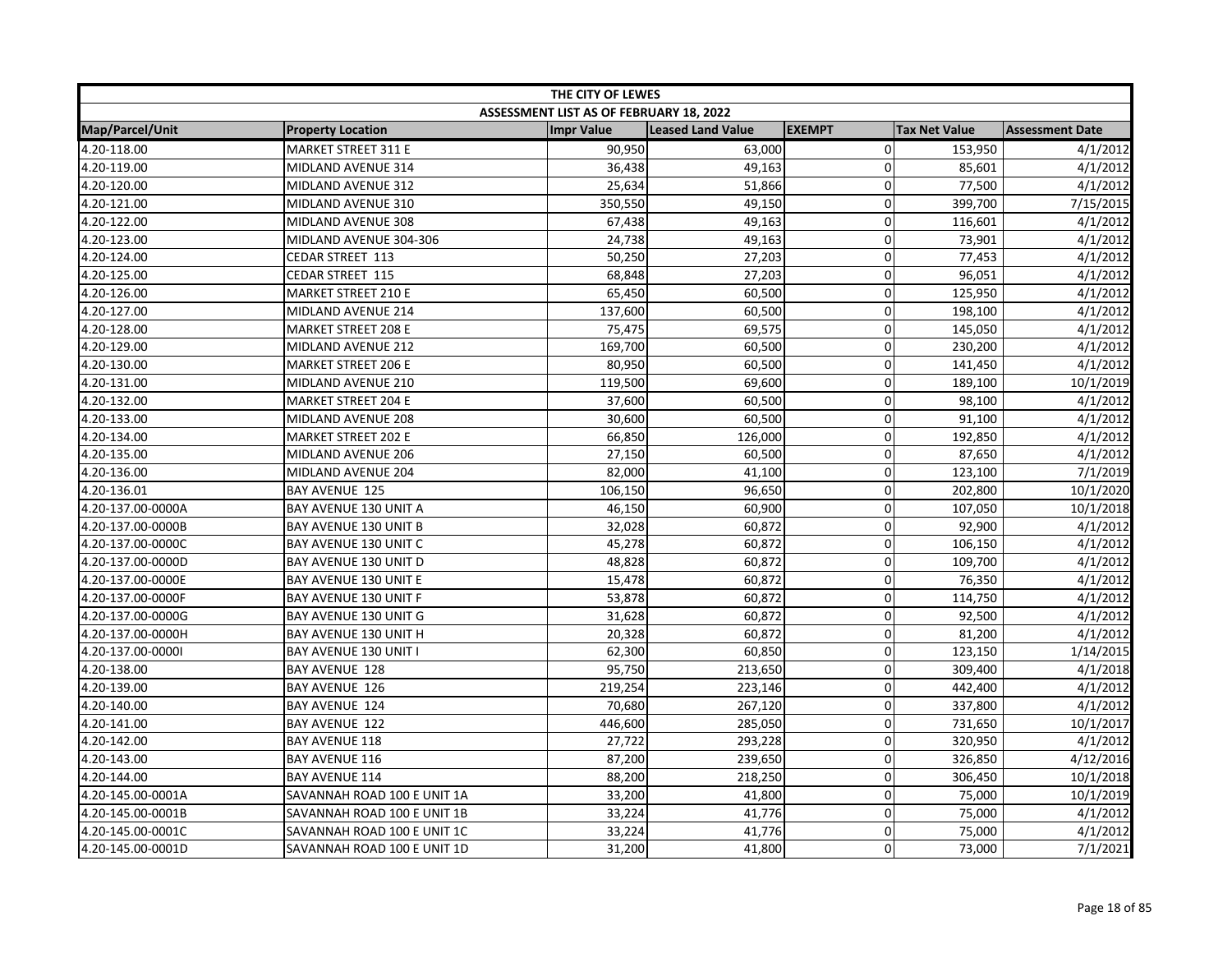| THE CITY OF LEWES | | | | | | |
|---|---|---|---|---|---|---|
| ASSESSMENT LIST AS OF FEBRUARY 18, 2022 | | | | | | |
| Map/Parcel/Unit | Property Location | Impr Value | Leased Land Value | EXEMPT | Tax Net Value | Assessment Date |
| 4.20-118.00 | MARKET STREET 311 E | 90,950 | 63,000 | 0 | 153,950 | 4/1/2012 |
| 4.20-119.00 | MIDLAND AVENUE 314 | 36,438 | 49,163 | 0 | 85,601 | 4/1/2012 |
| 4.20-120.00 | MIDLAND AVENUE 312 | 25,634 | 51,866 | 0 | 77,500 | 4/1/2012 |
| 4.20-121.00 | MIDLAND AVENUE 310 | 350,550 | 49,150 | 0 | 399,700 | 7/15/2015 |
| 4.20-122.00 | MIDLAND AVENUE 308 | 67,438 | 49,163 | 0 | 116,601 | 4/1/2012 |
| 4.20-123.00 | MIDLAND AVENUE 304-306 | 24,738 | 49,163 | 0 | 73,901 | 4/1/2012 |
| 4.20-124.00 | CEDAR STREET 113 | 50,250 | 27,203 | 0 | 77,453 | 4/1/2012 |
| 4.20-125.00 | CEDAR STREET 115 | 68,848 | 27,203 | 0 | 96,051 | 4/1/2012 |
| 4.20-126.00 | MARKET STREET 210 E | 65,450 | 60,500 | 0 | 125,950 | 4/1/2012 |
| 4.20-127.00 | MIDLAND AVENUE 214 | 137,600 | 60,500 | 0 | 198,100 | 4/1/2012 |
| 4.20-128.00 | MARKET STREET 208 E | 75,475 | 69,575 | 0 | 145,050 | 4/1/2012 |
| 4.20-129.00 | MIDLAND AVENUE 212 | 169,700 | 60,500 | 0 | 230,200 | 4/1/2012 |
| 4.20-130.00 | MARKET STREET 206 E | 80,950 | 60,500 | 0 | 141,450 | 4/1/2012 |
| 4.20-131.00 | MIDLAND AVENUE 210 | 119,500 | 69,600 | 0 | 189,100 | 10/1/2019 |
| 4.20-132.00 | MARKET STREET 204 E | 37,600 | 60,500 | 0 | 98,100 | 4/1/2012 |
| 4.20-133.00 | MIDLAND AVENUE 208 | 30,600 | 60,500 | 0 | 91,100 | 4/1/2012 |
| 4.20-134.00 | MARKET STREET 202 E | 66,850 | 126,000 | 0 | 192,850 | 4/1/2012 |
| 4.20-135.00 | MIDLAND AVENUE 206 | 27,150 | 60,500 | 0 | 87,650 | 4/1/2012 |
| 4.20-136.00 | MIDLAND AVENUE 204 | 82,000 | 41,100 | 0 | 123,100 | 7/1/2019 |
| 4.20-136.01 | BAY AVENUE 125 | 106,150 | 96,650 | 0 | 202,800 | 10/1/2020 |
| 4.20-137.00-0000A | BAY AVENUE 130 UNIT A | 46,150 | 60,900 | 0 | 107,050 | 10/1/2018 |
| 4.20-137.00-0000B | BAY AVENUE 130 UNIT B | 32,028 | 60,872 | 0 | 92,900 | 4/1/2012 |
| 4.20-137.00-0000C | BAY AVENUE 130 UNIT C | 45,278 | 60,872 | 0 | 106,150 | 4/1/2012 |
| 4.20-137.00-0000D | BAY AVENUE 130 UNIT D | 48,828 | 60,872 | 0 | 109,700 | 4/1/2012 |
| 4.20-137.00-0000E | BAY AVENUE 130 UNIT E | 15,478 | 60,872 | 0 | 76,350 | 4/1/2012 |
| 4.20-137.00-0000F | BAY AVENUE 130 UNIT F | 53,878 | 60,872 | 0 | 114,750 | 4/1/2012 |
| 4.20-137.00-0000G | BAY AVENUE 130 UNIT G | 31,628 | 60,872 | 0 | 92,500 | 4/1/2012 |
| 4.20-137.00-0000H | BAY AVENUE 130 UNIT H | 20,328 | 60,872 | 0 | 81,200 | 4/1/2012 |
| 4.20-137.00-0000I | BAY AVENUE 130 UNIT I | 62,300 | 60,850 | 0 | 123,150 | 1/14/2015 |
| 4.20-138.00 | BAY AVENUE 128 | 95,750 | 213,650 | 0 | 309,400 | 4/1/2018 |
| 4.20-139.00 | BAY AVENUE 126 | 219,254 | 223,146 | 0 | 442,400 | 4/1/2012 |
| 4.20-140.00 | BAY AVENUE 124 | 70,680 | 267,120 | 0 | 337,800 | 4/1/2012 |
| 4.20-141.00 | BAY AVENUE 122 | 446,600 | 285,050 | 0 | 731,650 | 10/1/2017 |
| 4.20-142.00 | BAY AVENUE 118 | 27,722 | 293,228 | 0 | 320,950 | 4/1/2012 |
| 4.20-143.00 | BAY AVENUE 116 | 87,200 | 239,650 | 0 | 326,850 | 4/12/2016 |
| 4.20-144.00 | BAY AVENUE 114 | 88,200 | 218,250 | 0 | 306,450 | 10/1/2018 |
| 4.20-145.00-0001A | SAVANNAH ROAD 100 E UNIT 1A | 33,200 | 41,800 | 0 | 75,000 | 10/1/2019 |
| 4.20-145.00-0001B | SAVANNAH ROAD 100 E UNIT 1B | 33,224 | 41,776 | 0 | 75,000 | 4/1/2012 |
| 4.20-145.00-0001C | SAVANNAH ROAD 100 E UNIT 1C | 33,224 | 41,776 | 0 | 75,000 | 4/1/2012 |
| 4.20-145.00-0001D | SAVANNAH ROAD 100 E UNIT 1D | 31,200 | 41,800 | 0 | 73,000 | 7/1/2021 |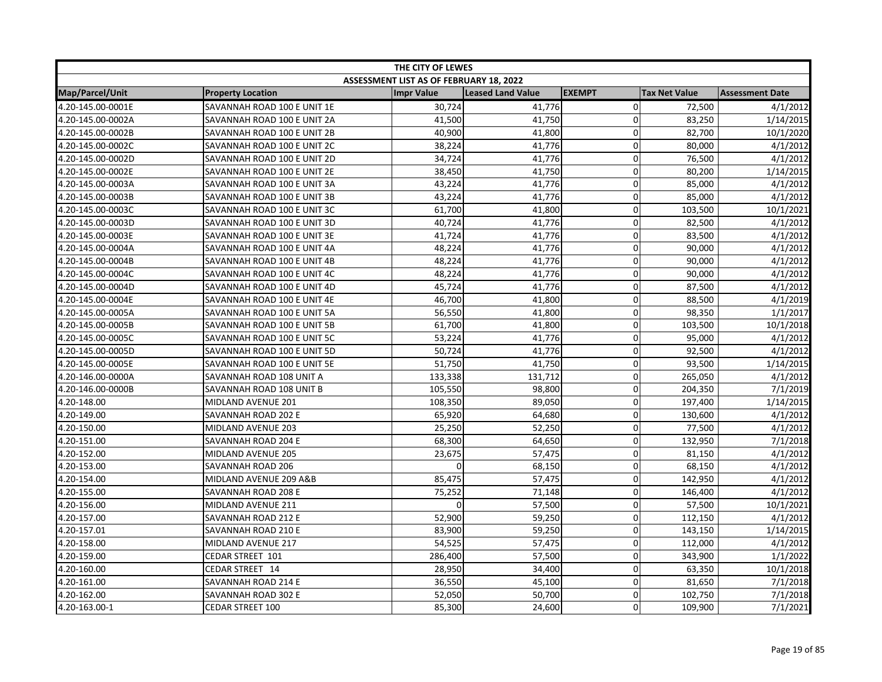| THE CITY OF LEWES | | | | | | |
|---|---|---|---|---|---|---|
| ASSESSMENT LIST AS OF FEBRUARY 18, 2022 | | | | | | |
| Map/Parcel/Unit | Property Location | Impr Value | Leased Land Value | EXEMPT | Tax Net Value | Assessment Date |
| 4.20-145.00-0001E | SAVANNAH ROAD 100 E UNIT 1E | 30,724 | 41,776 | 0 | 72,500 | 4/1/2012 |
| 4.20-145.00-0002A | SAVANNAH ROAD 100 E UNIT 2A | 41,500 | 41,750 | 0 | 83,250 | 1/14/2015 |
| 4.20-145.00-0002B | SAVANNAH ROAD 100 E UNIT 2B | 40,900 | 41,800 | 0 | 82,700 | 10/1/2020 |
| 4.20-145.00-0002C | SAVANNAH ROAD 100 E UNIT 2C | 38,224 | 41,776 | 0 | 80,000 | 4/1/2012 |
| 4.20-145.00-0002D | SAVANNAH ROAD 100 E UNIT 2D | 34,724 | 41,776 | 0 | 76,500 | 4/1/2012 |
| 4.20-145.00-0002E | SAVANNAH ROAD 100 E UNIT 2E | 38,450 | 41,750 | 0 | 80,200 | 1/14/2015 |
| 4.20-145.00-0003A | SAVANNAH ROAD 100 E UNIT 3A | 43,224 | 41,776 | 0 | 85,000 | 4/1/2012 |
| 4.20-145.00-0003B | SAVANNAH ROAD 100 E UNIT 3B | 43,224 | 41,776 | 0 | 85,000 | 4/1/2012 |
| 4.20-145.00-0003C | SAVANNAH ROAD 100 E UNIT 3C | 61,700 | 41,800 | 0 | 103,500 | 10/1/2021 |
| 4.20-145.00-0003D | SAVANNAH ROAD 100 E UNIT 3D | 40,724 | 41,776 | 0 | 82,500 | 4/1/2012 |
| 4.20-145.00-0003E | SAVANNAH ROAD 100 E UNIT 3E | 41,724 | 41,776 | 0 | 83,500 | 4/1/2012 |
| 4.20-145.00-0004A | SAVANNAH ROAD 100 E UNIT 4A | 48,224 | 41,776 | 0 | 90,000 | 4/1/2012 |
| 4.20-145.00-0004B | SAVANNAH ROAD 100 E UNIT 4B | 48,224 | 41,776 | 0 | 90,000 | 4/1/2012 |
| 4.20-145.00-0004C | SAVANNAH ROAD 100 E UNIT 4C | 48,224 | 41,776 | 0 | 90,000 | 4/1/2012 |
| 4.20-145.00-0004D | SAVANNAH ROAD 100 E UNIT 4D | 45,724 | 41,776 | 0 | 87,500 | 4/1/2012 |
| 4.20-145.00-0004E | SAVANNAH ROAD 100 E UNIT 4E | 46,700 | 41,800 | 0 | 88,500 | 4/1/2019 |
| 4.20-145.00-0005A | SAVANNAH ROAD 100 E UNIT 5A | 56,550 | 41,800 | 0 | 98,350 | 1/1/2017 |
| 4.20-145.00-0005B | SAVANNAH ROAD 100 E UNIT 5B | 61,700 | 41,800 | 0 | 103,500 | 10/1/2018 |
| 4.20-145.00-0005C | SAVANNAH ROAD 100 E UNIT 5C | 53,224 | 41,776 | 0 | 95,000 | 4/1/2012 |
| 4.20-145.00-0005D | SAVANNAH ROAD 100 E UNIT 5D | 50,724 | 41,776 | 0 | 92,500 | 4/1/2012 |
| 4.20-145.00-0005E | SAVANNAH ROAD 100 E UNIT 5E | 51,750 | 41,750 | 0 | 93,500 | 1/14/2015 |
| 4.20-146.00-0000A | SAVANNAH ROAD 108 UNIT A | 133,338 | 131,712 | 0 | 265,050 | 4/1/2012 |
| 4.20-146.00-0000B | SAVANNAH ROAD 108 UNIT B | 105,550 | 98,800 | 0 | 204,350 | 7/1/2019 |
| 4.20-148.00 | MIDLAND AVENUE 201 | 108,350 | 89,050 | 0 | 197,400 | 1/14/2015 |
| 4.20-149.00 | SAVANNAH ROAD 202 E | 65,920 | 64,680 | 0 | 130,600 | 4/1/2012 |
| 4.20-150.00 | MIDLAND AVENUE 203 | 25,250 | 52,250 | 0 | 77,500 | 4/1/2012 |
| 4.20-151.00 | SAVANNAH ROAD 204 E | 68,300 | 64,650 | 0 | 132,950 | 7/1/2018 |
| 4.20-152.00 | MIDLAND AVENUE 205 | 23,675 | 57,475 | 0 | 81,150 | 4/1/2012 |
| 4.20-153.00 | SAVANNAH ROAD 206 | 0 | 68,150 | 0 | 68,150 | 4/1/2012 |
| 4.20-154.00 | MIDLAND AVENUE 209 A&B | 85,475 | 57,475 | 0 | 142,950 | 4/1/2012 |
| 4.20-155.00 | SAVANNAH ROAD 208 E | 75,252 | 71,148 | 0 | 146,400 | 4/1/2012 |
| 4.20-156.00 | MIDLAND AVENUE 211 | 0 | 57,500 | 0 | 57,500 | 10/1/2021 |
| 4.20-157.00 | SAVANNAH ROAD 212 E | 52,900 | 59,250 | 0 | 112,150 | 4/1/2012 |
| 4.20-157.01 | SAVANNAH ROAD 210 E | 83,900 | 59,250 | 0 | 143,150 | 1/14/2015 |
| 4.20-158.00 | MIDLAND AVENUE 217 | 54,525 | 57,475 | 0 | 112,000 | 4/1/2012 |
| 4.20-159.00 | CEDAR STREET 101 | 286,400 | 57,500 | 0 | 343,900 | 1/1/2022 |
| 4.20-160.00 | CEDAR STREET 14 | 28,950 | 34,400 | 0 | 63,350 | 10/1/2018 |
| 4.20-161.00 | SAVANNAH ROAD 214 E | 36,550 | 45,100 | 0 | 81,650 | 7/1/2018 |
| 4.20-162.00 | SAVANNAH ROAD 302 E | 52,050 | 50,700 | 0 | 102,750 | 7/1/2018 |
| 4.20-163.00-1 | CEDAR STREET 100 | 85,300 | 24,600 | 0 | 109,900 | 7/1/2021 |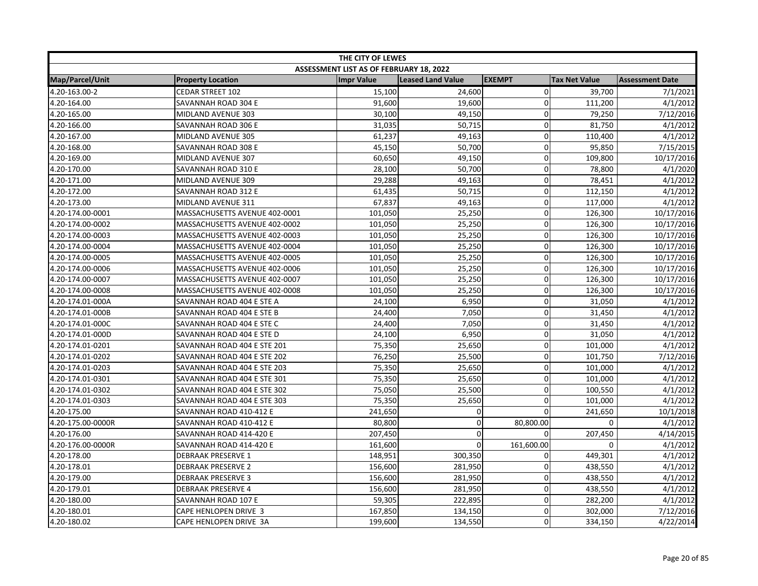| THE CITY OF LEWES | | | | | | |
|---|---|---|---|---|---|---|
| ASSESSMENT LIST AS OF FEBRUARY 18, 2022 | | | | | | |
| Map/Parcel/Unit | Property Location | Impr Value | Leased Land Value | EXEMPT | Tax Net Value | Assessment Date |
| 4.20-163.00-2 | CEDAR STREET 102 | 15,100 | 24,600 | 0 | 39,700 | 7/1/2021 |
| 4.20-164.00 | SAVANNAH ROAD 304 E | 91,600 | 19,600 | 0 | 111,200 | 4/1/2012 |
| 4.20-165.00 | MIDLAND AVENUE 303 | 30,100 | 49,150 | 0 | 79,250 | 7/12/2016 |
| 4.20-166.00 | SAVANNAH ROAD 306 E | 31,035 | 50,715 | 0 | 81,750 | 4/1/2012 |
| 4.20-167.00 | MIDLAND AVENUE 305 | 61,237 | 49,163 | 0 | 110,400 | 4/1/2012 |
| 4.20-168.00 | SAVANNAH ROAD 308 E | 45,150 | 50,700 | 0 | 95,850 | 7/15/2015 |
| 4.20-169.00 | MIDLAND AVENUE 307 | 60,650 | 49,150 | 0 | 109,800 | 10/17/2016 |
| 4.20-170.00 | SAVANNAH ROAD 310 E | 28,100 | 50,700 | 0 | 78,800 | 4/1/2020 |
| 4.20-171.00 | MIDLAND AVENUE 309 | 29,288 | 49,163 | 0 | 78,451 | 4/1/2012 |
| 4.20-172.00 | SAVANNAH ROAD 312 E | 61,435 | 50,715 | 0 | 112,150 | 4/1/2012 |
| 4.20-173.00 | MIDLAND AVENUE 311 | 67,837 | 49,163 | 0 | 117,000 | 4/1/2012 |
| 4.20-174.00-0001 | MASSACHUSETTS AVENUE 402-0001 | 101,050 | 25,250 | 0 | 126,300 | 10/17/2016 |
| 4.20-174.00-0002 | MASSACHUSETTS AVENUE 402-0002 | 101,050 | 25,250 | 0 | 126,300 | 10/17/2016 |
| 4.20-174.00-0003 | MASSACHUSETTS AVENUE 402-0003 | 101,050 | 25,250 | 0 | 126,300 | 10/17/2016 |
| 4.20-174.00-0004 | MASSACHUSETTS AVENUE 402-0004 | 101,050 | 25,250 | 0 | 126,300 | 10/17/2016 |
| 4.20-174.00-0005 | MASSACHUSETTS AVENUE 402-0005 | 101,050 | 25,250 | 0 | 126,300 | 10/17/2016 |
| 4.20-174.00-0006 | MASSACHUSETTS AVENUE 402-0006 | 101,050 | 25,250 | 0 | 126,300 | 10/17/2016 |
| 4.20-174.00-0007 | MASSACHUSETTS AVENUE 402-0007 | 101,050 | 25,250 | 0 | 126,300 | 10/17/2016 |
| 4.20-174.00-0008 | MASSACHUSETTS AVENUE 402-0008 | 101,050 | 25,250 | 0 | 126,300 | 10/17/2016 |
| 4.20-174.01-000A | SAVANNAH ROAD 404 E STE A | 24,100 | 6,950 | 0 | 31,050 | 4/1/2012 |
| 4.20-174.01-000B | SAVANNAH ROAD 404 E STE B | 24,400 | 7,050 | 0 | 31,450 | 4/1/2012 |
| 4.20-174.01-000C | SAVANNAH ROAD 404 E STE C | 24,400 | 7,050 | 0 | 31,450 | 4/1/2012 |
| 4.20-174.01-000D | SAVANNAH ROAD 404 E STE D | 24,100 | 6,950 | 0 | 31,050 | 4/1/2012 |
| 4.20-174.01-0201 | SAVANNAH ROAD 404 E STE 201 | 75,350 | 25,650 | 0 | 101,000 | 4/1/2012 |
| 4.20-174.01-0202 | SAVANNAH ROAD 404 E STE 202 | 76,250 | 25,500 | 0 | 101,750 | 7/12/2016 |
| 4.20-174.01-0203 | SAVANNAH ROAD 404 E STE 203 | 75,350 | 25,650 | 0 | 101,000 | 4/1/2012 |
| 4.20-174.01-0301 | SAVANNAH ROAD 404 E STE 301 | 75,350 | 25,650 | 0 | 101,000 | 4/1/2012 |
| 4.20-174.01-0302 | SAVANNAH ROAD 404 E STE 302 | 75,050 | 25,500 | 0 | 100,550 | 4/1/2012 |
| 4.20-174.01-0303 | SAVANNAH ROAD 404 E STE 303 | 75,350 | 25,650 | 0 | 101,000 | 4/1/2012 |
| 4.20-175.00 | SAVANNAH ROAD 410-412 E | 241,650 | 0 | 0 | 241,650 | 10/1/2018 |
| 4.20-175.00-0000R | SAVANNAH ROAD 410-412 E | 80,800 | 0 | 80,800.00 | 0 | 4/1/2012 |
| 4.20-176.00 | SAVANNAH ROAD 414-420 E | 207,450 | 0 | 0 | 207,450 | 4/14/2015 |
| 4.20-176.00-0000R | SAVANNAH ROAD 414-420 E | 161,600 | 0 | 161,600.00 | 0 | 4/1/2012 |
| 4.20-178.00 | DEBRAAK PRESERVE 1 | 148,951 | 300,350 | 0 | 449,301 | 4/1/2012 |
| 4.20-178.01 | DEBRAAK PRESERVE 2 | 156,600 | 281,950 | 0 | 438,550 | 4/1/2012 |
| 4.20-179.00 | DEBRAAK PRESERVE 3 | 156,600 | 281,950 | 0 | 438,550 | 4/1/2012 |
| 4.20-179.01 | DEBRAAK PRESERVE 4 | 156,600 | 281,950 | 0 | 438,550 | 4/1/2012 |
| 4.20-180.00 | SAVANNAH ROAD 107 E | 59,305 | 222,895 | 0 | 282,200 | 4/1/2012 |
| 4.20-180.01 | CAPE HENLOPEN DRIVE 3 | 167,850 | 134,150 | 0 | 302,000 | 7/12/2016 |
| 4.20-180.02 | CAPE HENLOPEN DRIVE 3A | 199,600 | 134,550 | 0 | 334,150 | 4/22/2014 |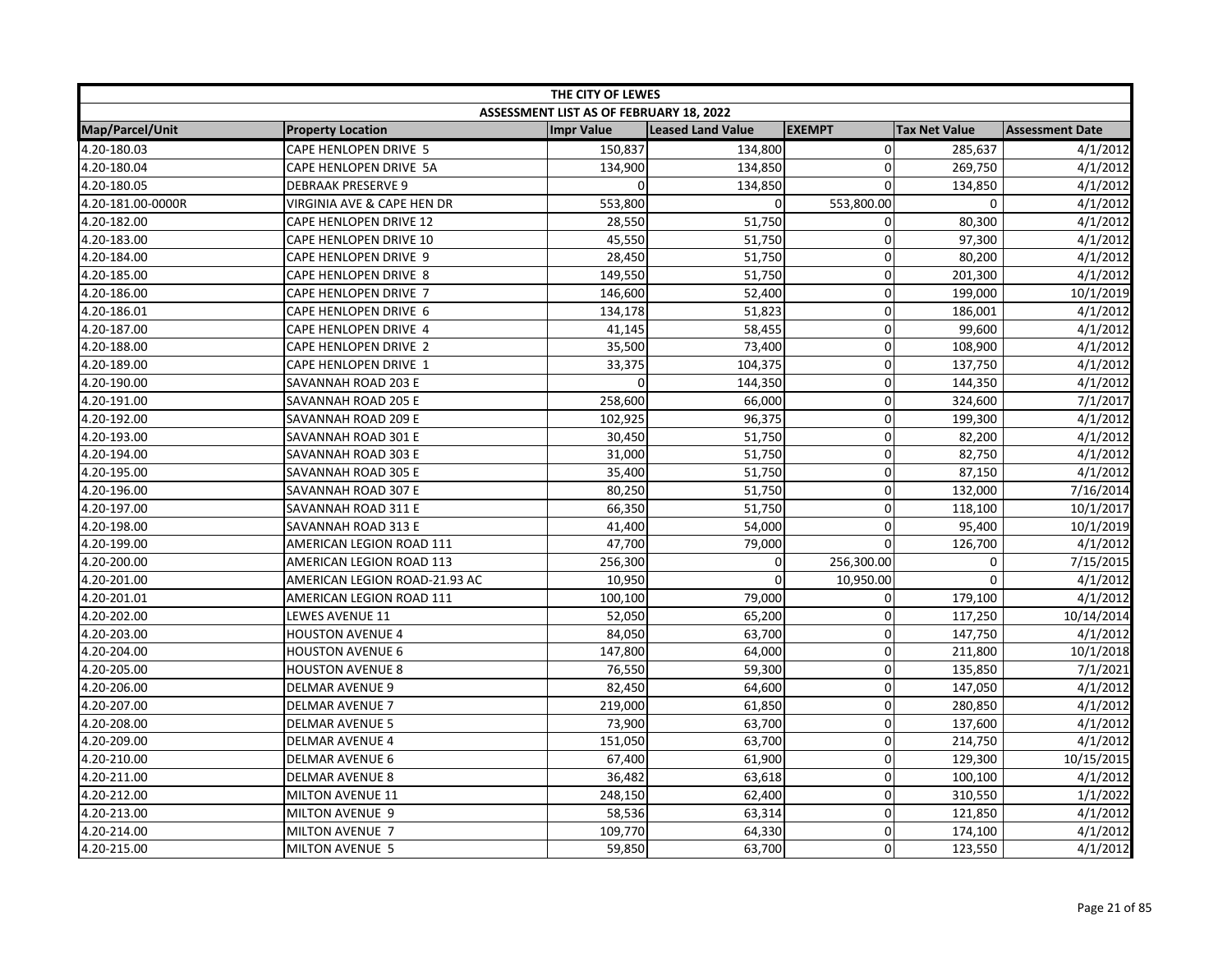| THE CITY OF LEWES | | | | | | |
|---|---|---|---|---|---|---|
| ASSESSMENT LIST AS OF FEBRUARY 18, 2022 | | | | | | |
| Map/Parcel/Unit | Property Location | Impr Value | Leased Land Value | EXEMPT | Tax Net Value | Assessment Date |
| 4.20-180.03 | CAPE HENLOPEN DRIVE 5 | 150,837 | 134,800 | 0 | 285,637 | 4/1/2012 |
| 4.20-180.04 | CAPE HENLOPEN DRIVE 5A | 134,900 | 134,850 | 0 | 269,750 | 4/1/2012 |
| 4.20-180.05 | DEBRAAK PRESERVE 9 | 0 | 134,850 | 0 | 134,850 | 4/1/2012 |
| 4.20-181.00-0000R | VIRGINIA AVE & CAPE HEN DR | 553,800 | 0 | 553,800.00 | 0 | 4/1/2012 |
| 4.20-182.00 | CAPE HENLOPEN DRIVE 12 | 28,550 | 51,750 | 0 | 80,300 | 4/1/2012 |
| 4.20-183.00 | CAPE HENLOPEN DRIVE 10 | 45,550 | 51,750 | 0 | 97,300 | 4/1/2012 |
| 4.20-184.00 | CAPE HENLOPEN DRIVE 9 | 28,450 | 51,750 | 0 | 80,200 | 4/1/2012 |
| 4.20-185.00 | CAPE HENLOPEN DRIVE 8 | 149,550 | 51,750 | 0 | 201,300 | 4/1/2012 |
| 4.20-186.00 | CAPE HENLOPEN DRIVE 7 | 146,600 | 52,400 | 0 | 199,000 | 10/1/2019 |
| 4.20-186.01 | CAPE HENLOPEN DRIVE 6 | 134,178 | 51,823 | 0 | 186,001 | 4/1/2012 |
| 4.20-187.00 | CAPE HENLOPEN DRIVE 4 | 41,145 | 58,455 | 0 | 99,600 | 4/1/2012 |
| 4.20-188.00 | CAPE HENLOPEN DRIVE 2 | 35,500 | 73,400 | 0 | 108,900 | 4/1/2012 |
| 4.20-189.00 | CAPE HENLOPEN DRIVE 1 | 33,375 | 104,375 | 0 | 137,750 | 4/1/2012 |
| 4.20-190.00 | SAVANNAH ROAD 203 E | 0 | 144,350 | 0 | 144,350 | 4/1/2012 |
| 4.20-191.00 | SAVANNAH ROAD 205 E | 258,600 | 66,000 | 0 | 324,600 | 7/1/2017 |
| 4.20-192.00 | SAVANNAH ROAD 209 E | 102,925 | 96,375 | 0 | 199,300 | 4/1/2012 |
| 4.20-193.00 | SAVANNAH ROAD 301 E | 30,450 | 51,750 | 0 | 82,200 | 4/1/2012 |
| 4.20-194.00 | SAVANNAH ROAD 303 E | 31,000 | 51,750 | 0 | 82,750 | 4/1/2012 |
| 4.20-195.00 | SAVANNAH ROAD 305 E | 35,400 | 51,750 | 0 | 87,150 | 4/1/2012 |
| 4.20-196.00 | SAVANNAH ROAD 307 E | 80,250 | 51,750 | 0 | 132,000 | 7/16/2014 |
| 4.20-197.00 | SAVANNAH ROAD 311 E | 66,350 | 51,750 | 0 | 118,100 | 10/1/2017 |
| 4.20-198.00 | SAVANNAH ROAD 313 E | 41,400 | 54,000 | 0 | 95,400 | 10/1/2019 |
| 4.20-199.00 | AMERICAN LEGION ROAD 111 | 47,700 | 79,000 | 0 | 126,700 | 4/1/2012 |
| 4.20-200.00 | AMERICAN LEGION ROAD 113 | 256,300 | 0 | 256,300.00 | 0 | 7/15/2015 |
| 4.20-201.00 | AMERICAN LEGION ROAD-21.93 AC | 10,950 | 0 | 10,950.00 | 0 | 4/1/2012 |
| 4.20-201.01 | AMERICAN LEGION ROAD 111 | 100,100 | 79,000 | 0 | 179,100 | 4/1/2012 |
| 4.20-202.00 | LEWES AVENUE 11 | 52,050 | 65,200 | 0 | 117,250 | 10/14/2014 |
| 4.20-203.00 | HOUSTON AVENUE 4 | 84,050 | 63,700 | 0 | 147,750 | 4/1/2012 |
| 4.20-204.00 | HOUSTON AVENUE 6 | 147,800 | 64,000 | 0 | 211,800 | 10/1/2018 |
| 4.20-205.00 | HOUSTON AVENUE 8 | 76,550 | 59,300 | 0 | 135,850 | 7/1/2021 |
| 4.20-206.00 | DELMAR AVENUE 9 | 82,450 | 64,600 | 0 | 147,050 | 4/1/2012 |
| 4.20-207.00 | DELMAR AVENUE 7 | 219,000 | 61,850 | 0 | 280,850 | 4/1/2012 |
| 4.20-208.00 | DELMAR AVENUE 5 | 73,900 | 63,700 | 0 | 137,600 | 4/1/2012 |
| 4.20-209.00 | DELMAR AVENUE 4 | 151,050 | 63,700 | 0 | 214,750 | 4/1/2012 |
| 4.20-210.00 | DELMAR AVENUE 6 | 67,400 | 61,900 | 0 | 129,300 | 10/15/2015 |
| 4.20-211.00 | DELMAR AVENUE 8 | 36,482 | 63,618 | 0 | 100,100 | 4/1/2012 |
| 4.20-212.00 | MILTON AVENUE 11 | 248,150 | 62,400 | 0 | 310,550 | 1/1/2022 |
| 4.20-213.00 | MILTON AVENUE 9 | 58,536 | 63,314 | 0 | 121,850 | 4/1/2012 |
| 4.20-214.00 | MILTON AVENUE 7 | 109,770 | 64,330 | 0 | 174,100 | 4/1/2012 |
| 4.20-215.00 | MILTON AVENUE 5 | 59,850 | 63,700 | 0 | 123,550 | 4/1/2012 |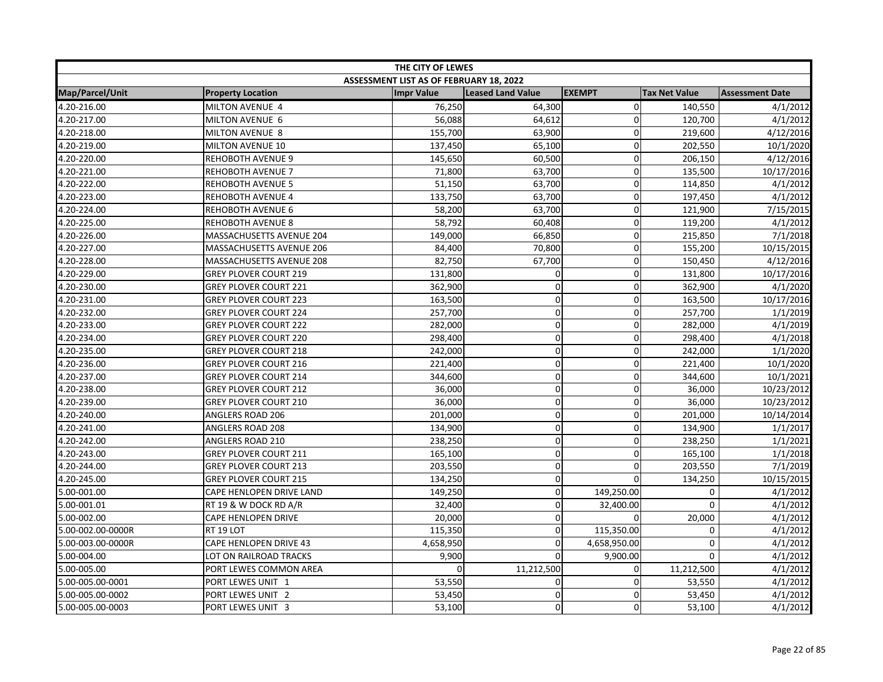| THE CITY OF LEWES | | | | | | |
|---|---|---|---|---|---|---|
| ASSESSMENT LIST AS OF FEBRUARY 18, 2022 | | | | | | |
| Map/Parcel/Unit | Property Location | Impr Value | Leased Land Value | EXEMPT | Tax Net Value | Assessment Date |
| 4.20-216.00 | MILTON AVENUE 4 | 76,250 | 64,300 | 0 | 140,550 | 4/1/2012 |
| 4.20-217.00 | MILTON AVENUE 6 | 56,088 | 64,612 | 0 | 120,700 | 4/1/2012 |
| 4.20-218.00 | MILTON AVENUE 8 | 155,700 | 63,900 | 0 | 219,600 | 4/12/2016 |
| 4.20-219.00 | MILTON AVENUE 10 | 137,450 | 65,100 | 0 | 202,550 | 10/1/2020 |
| 4.20-220.00 | REHOBOTH AVENUE 9 | 145,650 | 60,500 | 0 | 206,150 | 4/12/2016 |
| 4.20-221.00 | REHOBOTH AVENUE 7 | 71,800 | 63,700 | 0 | 135,500 | 10/17/2016 |
| 4.20-222.00 | REHOBOTH AVENUE 5 | 51,150 | 63,700 | 0 | 114,850 | 4/1/2012 |
| 4.20-223.00 | REHOBOTH AVENUE 4 | 133,750 | 63,700 | 0 | 197,450 | 4/1/2012 |
| 4.20-224.00 | REHOBOTH AVENUE 6 | 58,200 | 63,700 | 0 | 121,900 | 7/15/2015 |
| 4.20-225.00 | REHOBOTH AVENUE 8 | 58,792 | 60,408 | 0 | 119,200 | 4/1/2012 |
| 4.20-226.00 | MASSACHUSETTS AVENUE 204 | 149,000 | 66,850 | 0 | 215,850 | 7/1/2018 |
| 4.20-227.00 | MASSACHUSETTS AVENUE 206 | 84,400 | 70,800 | 0 | 155,200 | 10/15/2015 |
| 4.20-228.00 | MASSACHUSETTS AVENUE 208 | 82,750 | 67,700 | 0 | 150,450 | 4/12/2016 |
| 4.20-229.00 | GREY PLOVER COURT 219 | 131,800 | 0 | 0 | 131,800 | 10/17/2016 |
| 4.20-230.00 | GREY PLOVER COURT 221 | 362,900 | 0 | 0 | 362,900 | 4/1/2020 |
| 4.20-231.00 | GREY PLOVER COURT 223 | 163,500 | 0 | 0 | 163,500 | 10/17/2016 |
| 4.20-232.00 | GREY PLOVER COURT 224 | 257,700 | 0 | 0 | 257,700 | 1/1/2019 |
| 4.20-233.00 | GREY PLOVER COURT 222 | 282,000 | 0 | 0 | 282,000 | 4/1/2019 |
| 4.20-234.00 | GREY PLOVER COURT 220 | 298,400 | 0 | 0 | 298,400 | 4/1/2018 |
| 4.20-235.00 | GREY PLOVER COURT 218 | 242,000 | 0 | 0 | 242,000 | 1/1/2020 |
| 4.20-236.00 | GREY PLOVER COURT 216 | 221,400 | 0 | 0 | 221,400 | 10/1/2020 |
| 4.20-237.00 | GREY PLOVER COURT 214 | 344,600 | 0 | 0 | 344,600 | 10/1/2021 |
| 4.20-238.00 | GREY PLOVER COURT 212 | 36,000 | 0 | 0 | 36,000 | 10/23/2012 |
| 4.20-239.00 | GREY PLOVER COURT 210 | 36,000 | 0 | 0 | 36,000 | 10/23/2012 |
| 4.20-240.00 | ANGLERS ROAD 206 | 201,000 | 0 | 0 | 201,000 | 10/14/2014 |
| 4.20-241.00 | ANGLERS ROAD 208 | 134,900 | 0 | 0 | 134,900 | 1/1/2017 |
| 4.20-242.00 | ANGLERS ROAD 210 | 238,250 | 0 | 0 | 238,250 | 1/1/2021 |
| 4.20-243.00 | GREY PLOVER COURT 211 | 165,100 | 0 | 0 | 165,100 | 1/1/2018 |
| 4.20-244.00 | GREY PLOVER COURT 213 | 203,550 | 0 | 0 | 203,550 | 7/1/2019 |
| 4.20-245.00 | GREY PLOVER COURT 215 | 134,250 | 0 | 0 | 134,250 | 10/15/2015 |
| 5.00-001.00 | CAPE HENLOPEN DRIVE LAND | 149,250 | 0 | 149,250.00 | 0 | 4/1/2012 |
| 5.00-001.01 | RT 19 & W DOCK RD A/R | 32,400 | 0 | 32,400.00 | 0 | 4/1/2012 |
| 5.00-002.00 | CAPE HENLOPEN DRIVE | 20,000 | 0 | 0 | 20,000 | 4/1/2012 |
| 5.00-002.00-0000R | RT 19 LOT | 115,350 | 0 | 115,350.00 | 0 | 4/1/2012 |
| 5.00-003.00-0000R | CAPE HENLOPEN DRIVE 43 | 4,658,950 | 0 | 4,658,950.00 | 0 | 4/1/2012 |
| 5.00-004.00 | LOT ON RAILROAD TRACKS | 9,900 | 0 | 9,900.00 | 0 | 4/1/2012 |
| 5.00-005.00 | PORT LEWES COMMON AREA | 0 | 11,212,500 | 0 | 11,212,500 | 4/1/2012 |
| 5.00-005.00-0001 | PORT LEWES UNIT 1 | 53,550 | 0 | 0 | 53,550 | 4/1/2012 |
| 5.00-005.00-0002 | PORT LEWES UNIT 2 | 53,450 | 0 | 0 | 53,450 | 4/1/2012 |
| 5.00-005.00-0003 | PORT LEWES UNIT 3 | 53,100 | 0 | 0 | 53,100 | 4/1/2012 |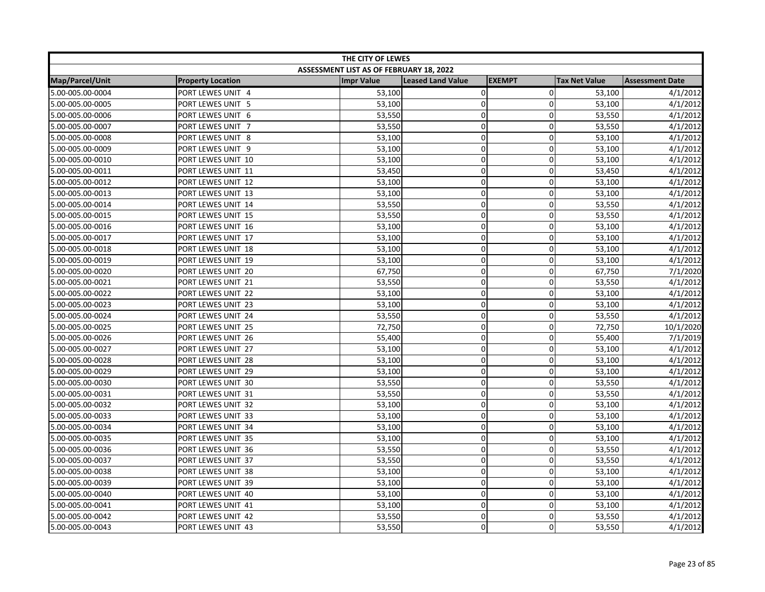| THE CITY OF LEWES | | | | | | |
|---|---|---|---|---|---|---|
| ASSESSMENT LIST AS OF FEBRUARY 18, 2022 | | | | | | |
| Map/Parcel/Unit | Property Location | Impr Value | Leased Land Value | EXEMPT | Tax Net Value | Assessment Date |
| 5.00-005.00-0004 | PORT LEWES UNIT 4 | 53,100 | 0 | 0 | 53,100 | 4/1/2012 |
| 5.00-005.00-0005 | PORT LEWES UNIT 5 | 53,100 | 0 | 0 | 53,100 | 4/1/2012 |
| 5.00-005.00-0006 | PORT LEWES UNIT 6 | 53,550 | 0 | 0 | 53,550 | 4/1/2012 |
| 5.00-005.00-0007 | PORT LEWES UNIT 7 | 53,550 | 0 | 0 | 53,550 | 4/1/2012 |
| 5.00-005.00-0008 | PORT LEWES UNIT 8 | 53,100 | 0 | 0 | 53,100 | 4/1/2012 |
| 5.00-005.00-0009 | PORT LEWES UNIT 9 | 53,100 | 0 | 0 | 53,100 | 4/1/2012 |
| 5.00-005.00-0010 | PORT LEWES UNIT 10 | 53,100 | 0 | 0 | 53,100 | 4/1/2012 |
| 5.00-005.00-0011 | PORT LEWES UNIT 11 | 53,450 | 0 | 0 | 53,450 | 4/1/2012 |
| 5.00-005.00-0012 | PORT LEWES UNIT 12 | 53,100 | 0 | 0 | 53,100 | 4/1/2012 |
| 5.00-005.00-0013 | PORT LEWES UNIT 13 | 53,100 | 0 | 0 | 53,100 | 4/1/2012 |
| 5.00-005.00-0014 | PORT LEWES UNIT 14 | 53,550 | 0 | 0 | 53,550 | 4/1/2012 |
| 5.00-005.00-0015 | PORT LEWES UNIT 15 | 53,550 | 0 | 0 | 53,550 | 4/1/2012 |
| 5.00-005.00-0016 | PORT LEWES UNIT 16 | 53,100 | 0 | 0 | 53,100 | 4/1/2012 |
| 5.00-005.00-0017 | PORT LEWES UNIT 17 | 53,100 | 0 | 0 | 53,100 | 4/1/2012 |
| 5.00-005.00-0018 | PORT LEWES UNIT 18 | 53,100 | 0 | 0 | 53,100 | 4/1/2012 |
| 5.00-005.00-0019 | PORT LEWES UNIT 19 | 53,100 | 0 | 0 | 53,100 | 4/1/2012 |
| 5.00-005.00-0020 | PORT LEWES UNIT 20 | 67,750 | 0 | 0 | 67,750 | 7/1/2020 |
| 5.00-005.00-0021 | PORT LEWES UNIT 21 | 53,550 | 0 | 0 | 53,550 | 4/1/2012 |
| 5.00-005.00-0022 | PORT LEWES UNIT 22 | 53,100 | 0 | 0 | 53,100 | 4/1/2012 |
| 5.00-005.00-0023 | PORT LEWES UNIT 23 | 53,100 | 0 | 0 | 53,100 | 4/1/2012 |
| 5.00-005.00-0024 | PORT LEWES UNIT 24 | 53,550 | 0 | 0 | 53,550 | 4/1/2012 |
| 5.00-005.00-0025 | PORT LEWES UNIT 25 | 72,750 | 0 | 0 | 72,750 | 10/1/2020 |
| 5.00-005.00-0026 | PORT LEWES UNIT 26 | 55,400 | 0 | 0 | 55,400 | 7/1/2019 |
| 5.00-005.00-0027 | PORT LEWES UNIT 27 | 53,100 | 0 | 0 | 53,100 | 4/1/2012 |
| 5.00-005.00-0028 | PORT LEWES UNIT 28 | 53,100 | 0 | 0 | 53,100 | 4/1/2012 |
| 5.00-005.00-0029 | PORT LEWES UNIT 29 | 53,100 | 0 | 0 | 53,100 | 4/1/2012 |
| 5.00-005.00-0030 | PORT LEWES UNIT 30 | 53,550 | 0 | 0 | 53,550 | 4/1/2012 |
| 5.00-005.00-0031 | PORT LEWES UNIT 31 | 53,550 | 0 | 0 | 53,550 | 4/1/2012 |
| 5.00-005.00-0032 | PORT LEWES UNIT 32 | 53,100 | 0 | 0 | 53,100 | 4/1/2012 |
| 5.00-005.00-0033 | PORT LEWES UNIT 33 | 53,100 | 0 | 0 | 53,100 | 4/1/2012 |
| 5.00-005.00-0034 | PORT LEWES UNIT 34 | 53,100 | 0 | 0 | 53,100 | 4/1/2012 |
| 5.00-005.00-0035 | PORT LEWES UNIT 35 | 53,100 | 0 | 0 | 53,100 | 4/1/2012 |
| 5.00-005.00-0036 | PORT LEWES UNIT 36 | 53,550 | 0 | 0 | 53,550 | 4/1/2012 |
| 5.00-005.00-0037 | PORT LEWES UNIT 37 | 53,550 | 0 | 0 | 53,550 | 4/1/2012 |
| 5.00-005.00-0038 | PORT LEWES UNIT 38 | 53,100 | 0 | 0 | 53,100 | 4/1/2012 |
| 5.00-005.00-0039 | PORT LEWES UNIT 39 | 53,100 | 0 | 0 | 53,100 | 4/1/2012 |
| 5.00-005.00-0040 | PORT LEWES UNIT 40 | 53,100 | 0 | 0 | 53,100 | 4/1/2012 |
| 5.00-005.00-0041 | PORT LEWES UNIT 41 | 53,100 | 0 | 0 | 53,100 | 4/1/2012 |
| 5.00-005.00-0042 | PORT LEWES UNIT 42 | 53,550 | 0 | 0 | 53,550 | 4/1/2012 |
| 5.00-005.00-0043 | PORT LEWES UNIT 43 | 53,550 | 0 | 0 | 53,550 | 4/1/2012 |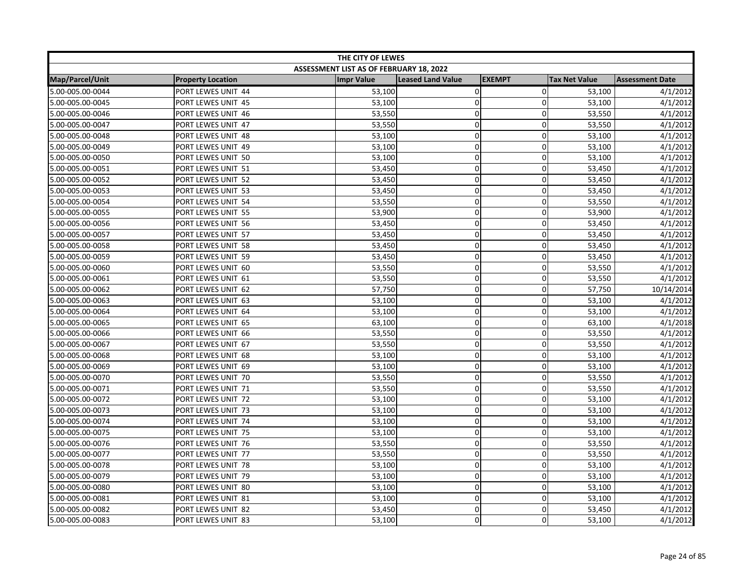| THE CITY OF LEWES | | | | | | |
|---|---|---|---|---|---|---|
| ASSESSMENT LIST AS OF FEBRUARY 18, 2022 | | | | | | |
| Map/Parcel/Unit | Property Location | Impr Value | Leased Land Value | EXEMPT | Tax Net Value | Assessment Date |
| 5.00-005.00-0044 | PORT LEWES UNIT 44 | 53,100 | 0 | 0 | 53,100 | 4/1/2012 |
| 5.00-005.00-0045 | PORT LEWES UNIT 45 | 53,100 | 0 | 0 | 53,100 | 4/1/2012 |
| 5.00-005.00-0046 | PORT LEWES UNIT 46 | 53,550 | 0 | 0 | 53,550 | 4/1/2012 |
| 5.00-005.00-0047 | PORT LEWES UNIT 47 | 53,550 | 0 | 0 | 53,550 | 4/1/2012 |
| 5.00-005.00-0048 | PORT LEWES UNIT 48 | 53,100 | 0 | 0 | 53,100 | 4/1/2012 |
| 5.00-005.00-0049 | PORT LEWES UNIT 49 | 53,100 | 0 | 0 | 53,100 | 4/1/2012 |
| 5.00-005.00-0050 | PORT LEWES UNIT 50 | 53,100 | 0 | 0 | 53,100 | 4/1/2012 |
| 5.00-005.00-0051 | PORT LEWES UNIT 51 | 53,450 | 0 | 0 | 53,450 | 4/1/2012 |
| 5.00-005.00-0052 | PORT LEWES UNIT 52 | 53,450 | 0 | 0 | 53,450 | 4/1/2012 |
| 5.00-005.00-0053 | PORT LEWES UNIT 53 | 53,450 | 0 | 0 | 53,450 | 4/1/2012 |
| 5.00-005.00-0054 | PORT LEWES UNIT 54 | 53,550 | 0 | 0 | 53,550 | 4/1/2012 |
| 5.00-005.00-0055 | PORT LEWES UNIT 55 | 53,900 | 0 | 0 | 53,900 | 4/1/2012 |
| 5.00-005.00-0056 | PORT LEWES UNIT 56 | 53,450 | 0 | 0 | 53,450 | 4/1/2012 |
| 5.00-005.00-0057 | PORT LEWES UNIT 57 | 53,450 | 0 | 0 | 53,450 | 4/1/2012 |
| 5.00-005.00-0058 | PORT LEWES UNIT 58 | 53,450 | 0 | 0 | 53,450 | 4/1/2012 |
| 5.00-005.00-0059 | PORT LEWES UNIT 59 | 53,450 | 0 | 0 | 53,450 | 4/1/2012 |
| 5.00-005.00-0060 | PORT LEWES UNIT 60 | 53,550 | 0 | 0 | 53,550 | 4/1/2012 |
| 5.00-005.00-0061 | PORT LEWES UNIT 61 | 53,550 | 0 | 0 | 53,550 | 4/1/2012 |
| 5.00-005.00-0062 | PORT LEWES UNIT 62 | 57,750 | 0 | 0 | 57,750 | 10/14/2014 |
| 5.00-005.00-0063 | PORT LEWES UNIT 63 | 53,100 | 0 | 0 | 53,100 | 4/1/2012 |
| 5.00-005.00-0064 | PORT LEWES UNIT 64 | 53,100 | 0 | 0 | 53,100 | 4/1/2012 |
| 5.00-005.00-0065 | PORT LEWES UNIT 65 | 63,100 | 0 | 0 | 63,100 | 4/1/2018 |
| 5.00-005.00-0066 | PORT LEWES UNIT 66 | 53,550 | 0 | 0 | 53,550 | 4/1/2012 |
| 5.00-005.00-0067 | PORT LEWES UNIT 67 | 53,550 | 0 | 0 | 53,550 | 4/1/2012 |
| 5.00-005.00-0068 | PORT LEWES UNIT 68 | 53,100 | 0 | 0 | 53,100 | 4/1/2012 |
| 5.00-005.00-0069 | PORT LEWES UNIT 69 | 53,100 | 0 | 0 | 53,100 | 4/1/2012 |
| 5.00-005.00-0070 | PORT LEWES UNIT 70 | 53,550 | 0 | 0 | 53,550 | 4/1/2012 |
| 5.00-005.00-0071 | PORT LEWES UNIT 71 | 53,550 | 0 | 0 | 53,550 | 4/1/2012 |
| 5.00-005.00-0072 | PORT LEWES UNIT 72 | 53,100 | 0 | 0 | 53,100 | 4/1/2012 |
| 5.00-005.00-0073 | PORT LEWES UNIT 73 | 53,100 | 0 | 0 | 53,100 | 4/1/2012 |
| 5.00-005.00-0074 | PORT LEWES UNIT 74 | 53,100 | 0 | 0 | 53,100 | 4/1/2012 |
| 5.00-005.00-0075 | PORT LEWES UNIT 75 | 53,100 | 0 | 0 | 53,100 | 4/1/2012 |
| 5.00-005.00-0076 | PORT LEWES UNIT 76 | 53,550 | 0 | 0 | 53,550 | 4/1/2012 |
| 5.00-005.00-0077 | PORT LEWES UNIT 77 | 53,550 | 0 | 0 | 53,550 | 4/1/2012 |
| 5.00-005.00-0078 | PORT LEWES UNIT 78 | 53,100 | 0 | 0 | 53,100 | 4/1/2012 |
| 5.00-005.00-0079 | PORT LEWES UNIT 79 | 53,100 | 0 | 0 | 53,100 | 4/1/2012 |
| 5.00-005.00-0080 | PORT LEWES UNIT 80 | 53,100 | 0 | 0 | 53,100 | 4/1/2012 |
| 5.00-005.00-0081 | PORT LEWES UNIT 81 | 53,100 | 0 | 0 | 53,100 | 4/1/2012 |
| 5.00-005.00-0082 | PORT LEWES UNIT 82 | 53,450 | 0 | 0 | 53,450 | 4/1/2012 |
| 5.00-005.00-0083 | PORT LEWES UNIT 83 | 53,100 | 0 | 0 | 53,100 | 4/1/2012 |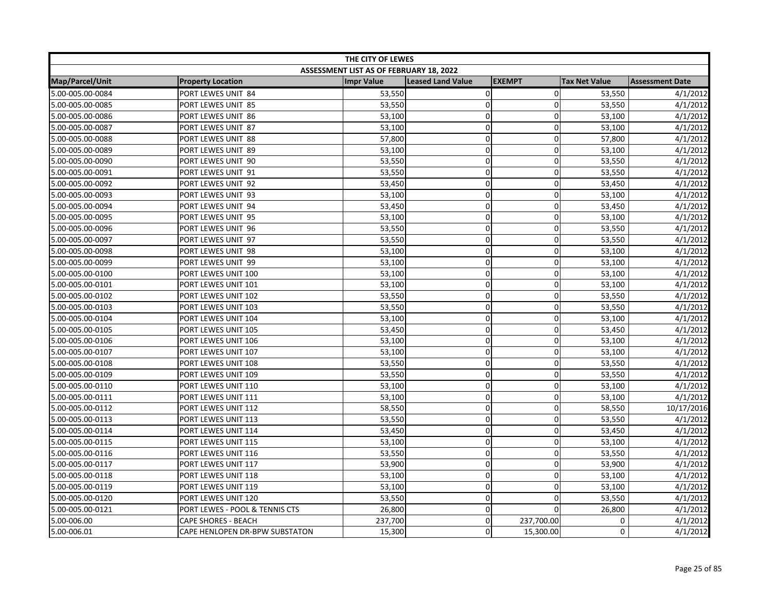| THE CITY OF LEWES | | | | | | |
|---|---|---|---|---|---|---|
| ASSESSMENT LIST AS OF FEBRUARY 18, 2022 | | | | | | |
| Map/Parcel/Unit | Property Location | Impr Value | Leased Land Value | EXEMPT | Tax Net Value | Assessment Date |
| 5.00-005.00-0084 | PORT LEWES UNIT 84 | 53,550 | 0 | 0 | 53,550 | 4/1/2012 |
| 5.00-005.00-0085 | PORT LEWES UNIT 85 | 53,550 | 0 | 0 | 53,550 | 4/1/2012 |
| 5.00-005.00-0086 | PORT LEWES UNIT 86 | 53,100 | 0 | 0 | 53,100 | 4/1/2012 |
| 5.00-005.00-0087 | PORT LEWES UNIT 87 | 53,100 | 0 | 0 | 53,100 | 4/1/2012 |
| 5.00-005.00-0088 | PORT LEWES UNIT 88 | 57,800 | 0 | 0 | 57,800 | 4/1/2012 |
| 5.00-005.00-0089 | PORT LEWES UNIT 89 | 53,100 | 0 | 0 | 53,100 | 4/1/2012 |
| 5.00-005.00-0090 | PORT LEWES UNIT 90 | 53,550 | 0 | 0 | 53,550 | 4/1/2012 |
| 5.00-005.00-0091 | PORT LEWES UNIT 91 | 53,550 | 0 | 0 | 53,550 | 4/1/2012 |
| 5.00-005.00-0092 | PORT LEWES UNIT 92 | 53,450 | 0 | 0 | 53,450 | 4/1/2012 |
| 5.00-005.00-0093 | PORT LEWES UNIT 93 | 53,100 | 0 | 0 | 53,100 | 4/1/2012 |
| 5.00-005.00-0094 | PORT LEWES UNIT 94 | 53,450 | 0 | 0 | 53,450 | 4/1/2012 |
| 5.00-005.00-0095 | PORT LEWES UNIT 95 | 53,100 | 0 | 0 | 53,100 | 4/1/2012 |
| 5.00-005.00-0096 | PORT LEWES UNIT 96 | 53,550 | 0 | 0 | 53,550 | 4/1/2012 |
| 5.00-005.00-0097 | PORT LEWES UNIT 97 | 53,550 | 0 | 0 | 53,550 | 4/1/2012 |
| 5.00-005.00-0098 | PORT LEWES UNIT 98 | 53,100 | 0 | 0 | 53,100 | 4/1/2012 |
| 5.00-005.00-0099 | PORT LEWES UNIT 99 | 53,100 | 0 | 0 | 53,100 | 4/1/2012 |
| 5.00-005.00-0100 | PORT LEWES UNIT 100 | 53,100 | 0 | 0 | 53,100 | 4/1/2012 |
| 5.00-005.00-0101 | PORT LEWES UNIT 101 | 53,100 | 0 | 0 | 53,100 | 4/1/2012 |
| 5.00-005.00-0102 | PORT LEWES UNIT 102 | 53,550 | 0 | 0 | 53,550 | 4/1/2012 |
| 5.00-005.00-0103 | PORT LEWES UNIT 103 | 53,550 | 0 | 0 | 53,550 | 4/1/2012 |
| 5.00-005.00-0104 | PORT LEWES UNIT 104 | 53,100 | 0 | 0 | 53,100 | 4/1/2012 |
| 5.00-005.00-0105 | PORT LEWES UNIT 105 | 53,450 | 0 | 0 | 53,450 | 4/1/2012 |
| 5.00-005.00-0106 | PORT LEWES UNIT 106 | 53,100 | 0 | 0 | 53,100 | 4/1/2012 |
| 5.00-005.00-0107 | PORT LEWES UNIT 107 | 53,100 | 0 | 0 | 53,100 | 4/1/2012 |
| 5.00-005.00-0108 | PORT LEWES UNIT 108 | 53,550 | 0 | 0 | 53,550 | 4/1/2012 |
| 5.00-005.00-0109 | PORT LEWES UNIT 109 | 53,550 | 0 | 0 | 53,550 | 4/1/2012 |
| 5.00-005.00-0110 | PORT LEWES UNIT 110 | 53,100 | 0 | 0 | 53,100 | 4/1/2012 |
| 5.00-005.00-0111 | PORT LEWES UNIT 111 | 53,100 | 0 | 0 | 53,100 | 4/1/2012 |
| 5.00-005.00-0112 | PORT LEWES UNIT 112 | 58,550 | 0 | 0 | 58,550 | 10/17/2016 |
| 5.00-005.00-0113 | PORT LEWES UNIT 113 | 53,550 | 0 | 0 | 53,550 | 4/1/2012 |
| 5.00-005.00-0114 | PORT LEWES UNIT 114 | 53,450 | 0 | 0 | 53,450 | 4/1/2012 |
| 5.00-005.00-0115 | PORT LEWES UNIT 115 | 53,100 | 0 | 0 | 53,100 | 4/1/2012 |
| 5.00-005.00-0116 | PORT LEWES UNIT 116 | 53,550 | 0 | 0 | 53,550 | 4/1/2012 |
| 5.00-005.00-0117 | PORT LEWES UNIT 117 | 53,900 | 0 | 0 | 53,900 | 4/1/2012 |
| 5.00-005.00-0118 | PORT LEWES UNIT 118 | 53,100 | 0 | 0 | 53,100 | 4/1/2012 |
| 5.00-005.00-0119 | PORT LEWES UNIT 119 | 53,100 | 0 | 0 | 53,100 | 4/1/2012 |
| 5.00-005.00-0120 | PORT LEWES UNIT 120 | 53,550 | 0 | 0 | 53,550 | 4/1/2012 |
| 5.00-005.00-0121 | PORT LEWES - POOL & TENNIS CTS | 26,800 | 0 | 0 | 26,800 | 4/1/2012 |
| 5.00-006.00 | CAPE SHORES - BEACH | 237,700 | 0 | 237,700.00 | 0 | 4/1/2012 |
| 5.00-006.01 | CAPE HENLOPEN DR-BPW SUBSTATON | 15,300 | 0 | 15,300.00 | 0 | 4/1/2012 |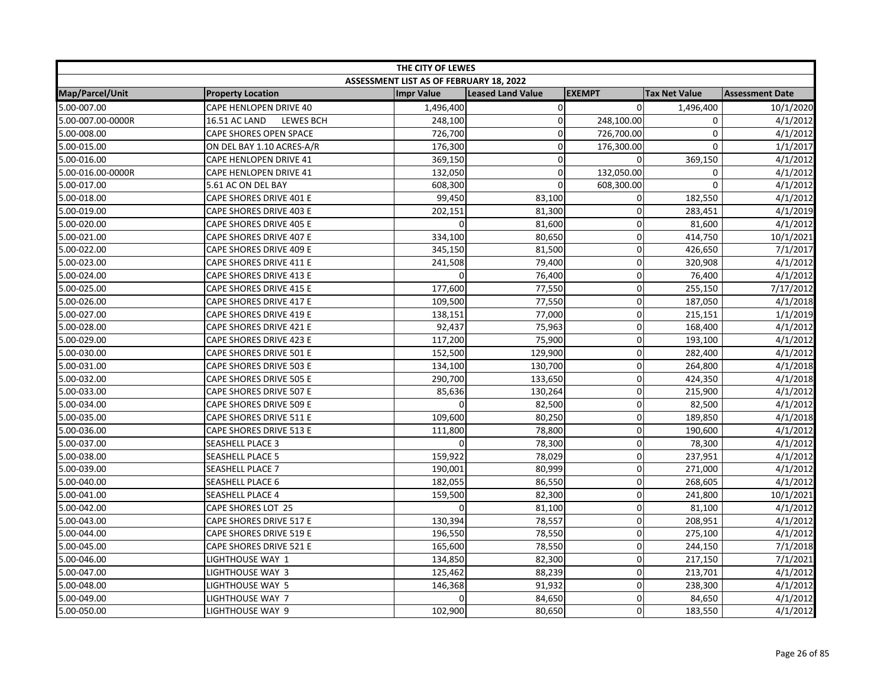| THE CITY OF LEWES | | | | | | |
|---|---|---|---|---|---|---|
| ASSESSMENT LIST AS OF FEBRUARY 18, 2022 | | | | | | |
| Map/Parcel/Unit | Property Location | Impr Value | Leased Land Value | EXEMPT | Tax Net Value | Assessment Date |
| 5.00-007.00 | CAPE HENLOPEN DRIVE 40 | 1,496,400 | 0 | 0 | 1,496,400 | 10/1/2020 |
| 5.00-007.00-0000R | 16.51 AC LAND LEWES BCH | 248,100 | 0 | 248,100.00 | 0 | 4/1/2012 |
| 5.00-008.00 | CAPE SHORES OPEN SPACE | 726,700 | 0 | 726,700.00 | 0 | 4/1/2012 |
| 5.00-015.00 | ON DEL BAY 1.10 ACRES-A/R | 176,300 | 0 | 176,300.00 | 0 | 1/1/2017 |
| 5.00-016.00 | CAPE HENLOPEN DRIVE 41 | 369,150 | 0 | 0 | 369,150 | 4/1/2012 |
| 5.00-016.00-0000R | CAPE HENLOPEN DRIVE 41 | 132,050 | 0 | 132,050.00 | 0 | 4/1/2012 |
| 5.00-017.00 | 5.61 AC ON DEL BAY | 608,300 | 0 | 608,300.00 | 0 | 4/1/2012 |
| 5.00-018.00 | CAPE SHORES DRIVE 401 E | 99,450 | 83,100 | 0 | 182,550 | 4/1/2012 |
| 5.00-019.00 | CAPE SHORES DRIVE 403 E | 202,151 | 81,300 | 0 | 283,451 | 4/1/2019 |
| 5.00-020.00 | CAPE SHORES DRIVE 405 E | 0 | 81,600 | 0 | 81,600 | 4/1/2012 |
| 5.00-021.00 | CAPE SHORES DRIVE 407 E | 334,100 | 80,650 | 0 | 414,750 | 10/1/2021 |
| 5.00-022.00 | CAPE SHORES DRIVE 409 E | 345,150 | 81,500 | 0 | 426,650 | 7/1/2017 |
| 5.00-023.00 | CAPE SHORES DRIVE 411 E | 241,508 | 79,400 | 0 | 320,908 | 4/1/2012 |
| 5.00-024.00 | CAPE SHORES DRIVE 413 E | 0 | 76,400 | 0 | 76,400 | 4/1/2012 |
| 5.00-025.00 | CAPE SHORES DRIVE 415 E | 177,600 | 77,550 | 0 | 255,150 | 7/17/2012 |
| 5.00-026.00 | CAPE SHORES DRIVE 417 E | 109,500 | 77,550 | 0 | 187,050 | 4/1/2018 |
| 5.00-027.00 | CAPE SHORES DRIVE 419 E | 138,151 | 77,000 | 0 | 215,151 | 1/1/2019 |
| 5.00-028.00 | CAPE SHORES DRIVE 421 E | 92,437 | 75,963 | 0 | 168,400 | 4/1/2012 |
| 5.00-029.00 | CAPE SHORES DRIVE 423 E | 117,200 | 75,900 | 0 | 193,100 | 4/1/2012 |
| 5.00-030.00 | CAPE SHORES DRIVE 501 E | 152,500 | 129,900 | 0 | 282,400 | 4/1/2012 |
| 5.00-031.00 | CAPE SHORES DRIVE 503 E | 134,100 | 130,700 | 0 | 264,800 | 4/1/2018 |
| 5.00-032.00 | CAPE SHORES DRIVE 505 E | 290,700 | 133,650 | 0 | 424,350 | 4/1/2018 |
| 5.00-033.00 | CAPE SHORES DRIVE 507 E | 85,636 | 130,264 | 0 | 215,900 | 4/1/2012 |
| 5.00-034.00 | CAPE SHORES DRIVE 509 E | 0 | 82,500 | 0 | 82,500 | 4/1/2012 |
| 5.00-035.00 | CAPE SHORES DRIVE 511 E | 109,600 | 80,250 | 0 | 189,850 | 4/1/2018 |
| 5.00-036.00 | CAPE SHORES DRIVE 513 E | 111,800 | 78,800 | 0 | 190,600 | 4/1/2012 |
| 5.00-037.00 | SEASHELL PLACE 3 | 0 | 78,300 | 0 | 78,300 | 4/1/2012 |
| 5.00-038.00 | SEASHELL PLACE 5 | 159,922 | 78,029 | 0 | 237,951 | 4/1/2012 |
| 5.00-039.00 | SEASHELL PLACE 7 | 190,001 | 80,999 | 0 | 271,000 | 4/1/2012 |
| 5.00-040.00 | SEASHELL PLACE 6 | 182,055 | 86,550 | 0 | 268,605 | 4/1/2012 |
| 5.00-041.00 | SEASHELL PLACE 4 | 159,500 | 82,300 | 0 | 241,800 | 10/1/2021 |
| 5.00-042.00 | CAPE SHORES LOT 25 | 0 | 81,100 | 0 | 81,100 | 4/1/2012 |
| 5.00-043.00 | CAPE SHORES DRIVE 517 E | 130,394 | 78,557 | 0 | 208,951 | 4/1/2012 |
| 5.00-044.00 | CAPE SHORES DRIVE 519 E | 196,550 | 78,550 | 0 | 275,100 | 4/1/2012 |
| 5.00-045.00 | CAPE SHORES DRIVE 521 E | 165,600 | 78,550 | 0 | 244,150 | 7/1/2018 |
| 5.00-046.00 | LIGHTHOUSE WAY 1 | 134,850 | 82,300 | 0 | 217,150 | 7/1/2021 |
| 5.00-047.00 | LIGHTHOUSE WAY 3 | 125,462 | 88,239 | 0 | 213,701 | 4/1/2012 |
| 5.00-048.00 | LIGHTHOUSE WAY 5 | 146,368 | 91,932 | 0 | 238,300 | 4/1/2012 |
| 5.00-049.00 | LIGHTHOUSE WAY 7 | 0 | 84,650 | 0 | 84,650 | 4/1/2012 |
| 5.00-050.00 | LIGHTHOUSE WAY 9 | 102,900 | 80,650 | 0 | 183,550 | 4/1/2012 |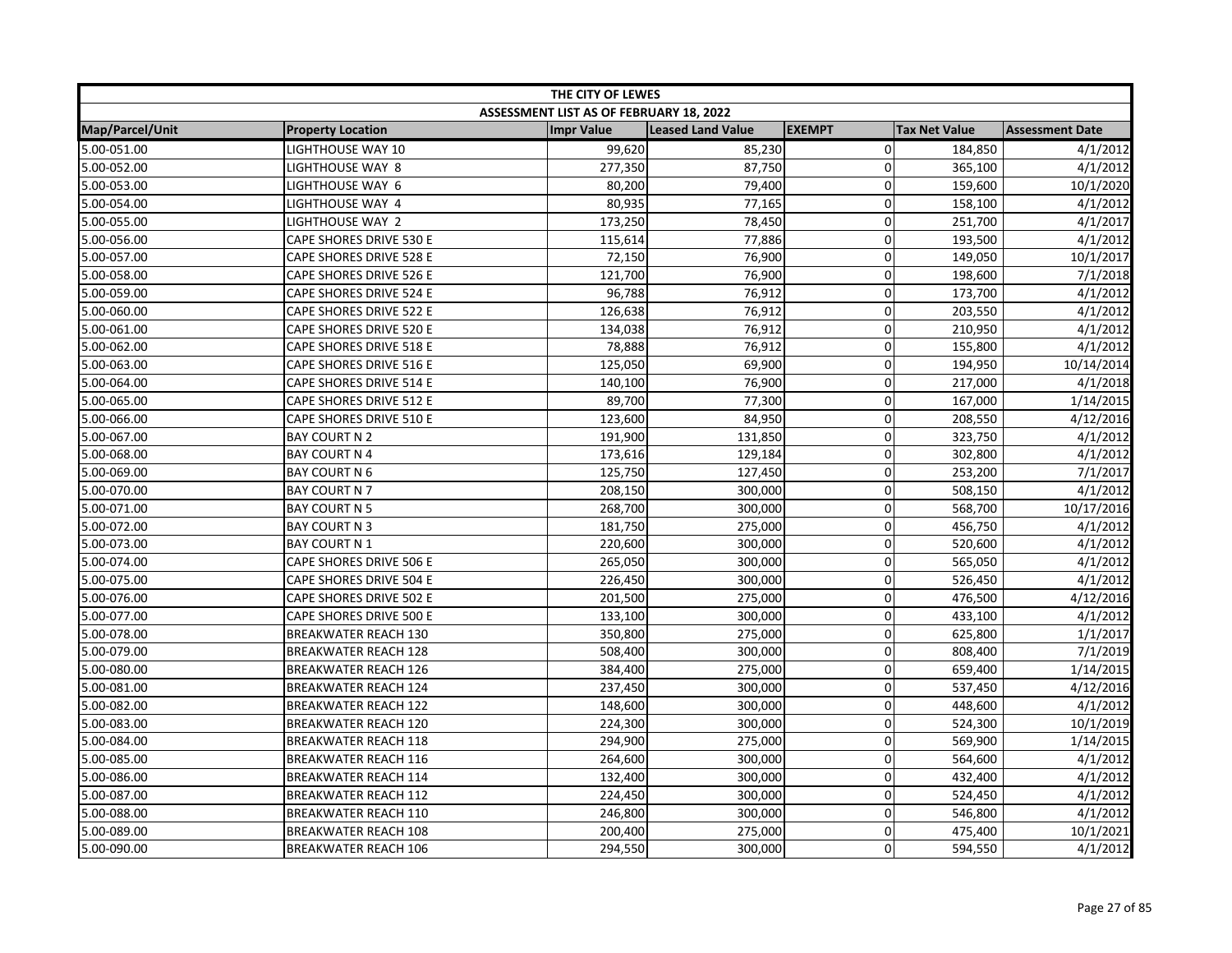| THE CITY OF LEWES | | | | | | |
|---|---|---|---|---|---|---|
| ASSESSMENT LIST AS OF FEBRUARY 18, 2022 | | | | | | |
| Map/Parcel/Unit | Property Location | Impr Value | Leased Land Value | EXEMPT | Tax Net Value | Assessment Date |
| 5.00-051.00 | LIGHTHOUSE WAY 10 | 99,620 | 85,230 | 0 | 184,850 | 4/1/2012 |
| 5.00-052.00 | LIGHTHOUSE WAY 8 | 277,350 | 87,750 | 0 | 365,100 | 4/1/2012 |
| 5.00-053.00 | LIGHTHOUSE WAY 6 | 80,200 | 79,400 | 0 | 159,600 | 10/1/2020 |
| 5.00-054.00 | LIGHTHOUSE WAY 4 | 80,935 | 77,165 | 0 | 158,100 | 4/1/2012 |
| 5.00-055.00 | LIGHTHOUSE WAY 2 | 173,250 | 78,450 | 0 | 251,700 | 4/1/2017 |
| 5.00-056.00 | CAPE SHORES DRIVE 530 E | 115,614 | 77,886 | 0 | 193,500 | 4/1/2012 |
| 5.00-057.00 | CAPE SHORES DRIVE 528 E | 72,150 | 76,900 | 0 | 149,050 | 10/1/2017 |
| 5.00-058.00 | CAPE SHORES DRIVE 526 E | 121,700 | 76,900 | 0 | 198,600 | 7/1/2018 |
| 5.00-059.00 | CAPE SHORES DRIVE 524 E | 96,788 | 76,912 | 0 | 173,700 | 4/1/2012 |
| 5.00-060.00 | CAPE SHORES DRIVE 522 E | 126,638 | 76,912 | 0 | 203,550 | 4/1/2012 |
| 5.00-061.00 | CAPE SHORES DRIVE 520 E | 134,038 | 76,912 | 0 | 210,950 | 4/1/2012 |
| 5.00-062.00 | CAPE SHORES DRIVE 518 E | 78,888 | 76,912 | 0 | 155,800 | 4/1/2012 |
| 5.00-063.00 | CAPE SHORES DRIVE 516 E | 125,050 | 69,900 | 0 | 194,950 | 10/14/2014 |
| 5.00-064.00 | CAPE SHORES DRIVE 514 E | 140,100 | 76,900 | 0 | 217,000 | 4/1/2018 |
| 5.00-065.00 | CAPE SHORES DRIVE 512 E | 89,700 | 77,300 | 0 | 167,000 | 1/14/2015 |
| 5.00-066.00 | CAPE SHORES DRIVE 510 E | 123,600 | 84,950 | 0 | 208,550 | 4/12/2016 |
| 5.00-067.00 | BAY COURT N 2 | 191,900 | 131,850 | 0 | 323,750 | 4/1/2012 |
| 5.00-068.00 | BAY COURT N 4 | 173,616 | 129,184 | 0 | 302,800 | 4/1/2012 |
| 5.00-069.00 | BAY COURT N 6 | 125,750 | 127,450 | 0 | 253,200 | 7/1/2017 |
| 5.00-070.00 | BAY COURT N 7 | 208,150 | 300,000 | 0 | 508,150 | 4/1/2012 |
| 5.00-071.00 | BAY COURT N 5 | 268,700 | 300,000 | 0 | 568,700 | 10/17/2016 |
| 5.00-072.00 | BAY COURT N 3 | 181,750 | 275,000 | 0 | 456,750 | 4/1/2012 |
| 5.00-073.00 | BAY COURT N 1 | 220,600 | 300,000 | 0 | 520,600 | 4/1/2012 |
| 5.00-074.00 | CAPE SHORES DRIVE 506 E | 265,050 | 300,000 | 0 | 565,050 | 4/1/2012 |
| 5.00-075.00 | CAPE SHORES DRIVE 504 E | 226,450 | 300,000 | 0 | 526,450 | 4/1/2012 |
| 5.00-076.00 | CAPE SHORES DRIVE 502 E | 201,500 | 275,000 | 0 | 476,500 | 4/12/2016 |
| 5.00-077.00 | CAPE SHORES DRIVE 500 E | 133,100 | 300,000 | 0 | 433,100 | 4/1/2012 |
| 5.00-078.00 | BREAKWATER REACH 130 | 350,800 | 275,000 | 0 | 625,800 | 1/1/2017 |
| 5.00-079.00 | BREAKWATER REACH 128 | 508,400 | 300,000 | 0 | 808,400 | 7/1/2019 |
| 5.00-080.00 | BREAKWATER REACH 126 | 384,400 | 275,000 | 0 | 659,400 | 1/14/2015 |
| 5.00-081.00 | BREAKWATER REACH 124 | 237,450 | 300,000 | 0 | 537,450 | 4/12/2016 |
| 5.00-082.00 | BREAKWATER REACH 122 | 148,600 | 300,000 | 0 | 448,600 | 4/1/2012 |
| 5.00-083.00 | BREAKWATER REACH 120 | 224,300 | 300,000 | 0 | 524,300 | 10/1/2019 |
| 5.00-084.00 | BREAKWATER REACH 118 | 294,900 | 275,000 | 0 | 569,900 | 1/14/2015 |
| 5.00-085.00 | BREAKWATER REACH 116 | 264,600 | 300,000 | 0 | 564,600 | 4/1/2012 |
| 5.00-086.00 | BREAKWATER REACH 114 | 132,400 | 300,000 | 0 | 432,400 | 4/1/2012 |
| 5.00-087.00 | BREAKWATER REACH 112 | 224,450 | 300,000 | 0 | 524,450 | 4/1/2012 |
| 5.00-088.00 | BREAKWATER REACH 110 | 246,800 | 300,000 | 0 | 546,800 | 4/1/2012 |
| 5.00-089.00 | BREAKWATER REACH 108 | 200,400 | 275,000 | 0 | 475,400 | 10/1/2021 |
| 5.00-090.00 | BREAKWATER REACH 106 | 294,550 | 300,000 | 0 | 594,550 | 4/1/2012 |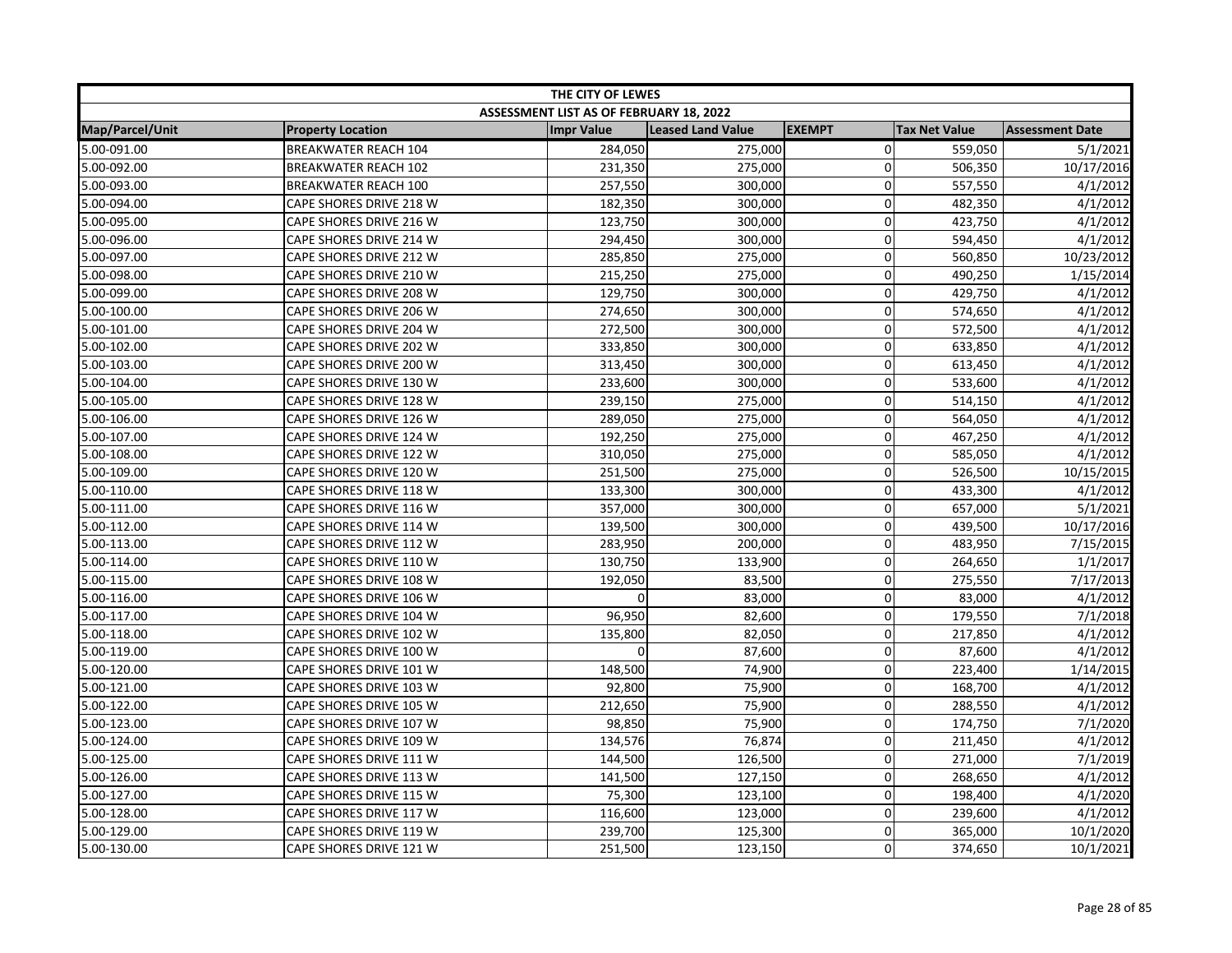| THE CITY OF LEWES | | | | | | |
|---|---|---|---|---|---|---|
| ASSESSMENT LIST AS OF FEBRUARY 18, 2022 | | | | | | |
| Map/Parcel/Unit | Property Location | Impr Value | Leased Land Value | EXEMPT | Tax Net Value | Assessment Date |
| 5.00-091.00 | BREAKWATER REACH 104 | 284,050 | 275,000 | 0 | 559,050 | 5/1/2021 |
| 5.00-092.00 | BREAKWATER REACH 102 | 231,350 | 275,000 | 0 | 506,350 | 10/17/2016 |
| 5.00-093.00 | BREAKWATER REACH 100 | 257,550 | 300,000 | 0 | 557,550 | 4/1/2012 |
| 5.00-094.00 | CAPE SHORES DRIVE 218 W | 182,350 | 300,000 | 0 | 482,350 | 4/1/2012 |
| 5.00-095.00 | CAPE SHORES DRIVE 216 W | 123,750 | 300,000 | 0 | 423,750 | 4/1/2012 |
| 5.00-096.00 | CAPE SHORES DRIVE 214 W | 294,450 | 300,000 | 0 | 594,450 | 4/1/2012 |
| 5.00-097.00 | CAPE SHORES DRIVE 212 W | 285,850 | 275,000 | 0 | 560,850 | 10/23/2012 |
| 5.00-098.00 | CAPE SHORES DRIVE 210 W | 215,250 | 275,000 | 0 | 490,250 | 1/15/2014 |
| 5.00-099.00 | CAPE SHORES DRIVE 208 W | 129,750 | 300,000 | 0 | 429,750 | 4/1/2012 |
| 5.00-100.00 | CAPE SHORES DRIVE 206 W | 274,650 | 300,000 | 0 | 574,650 | 4/1/2012 |
| 5.00-101.00 | CAPE SHORES DRIVE 204 W | 272,500 | 300,000 | 0 | 572,500 | 4/1/2012 |
| 5.00-102.00 | CAPE SHORES DRIVE 202 W | 333,850 | 300,000 | 0 | 633,850 | 4/1/2012 |
| 5.00-103.00 | CAPE SHORES DRIVE 200 W | 313,450 | 300,000 | 0 | 613,450 | 4/1/2012 |
| 5.00-104.00 | CAPE SHORES DRIVE 130 W | 233,600 | 300,000 | 0 | 533,600 | 4/1/2012 |
| 5.00-105.00 | CAPE SHORES DRIVE 128 W | 239,150 | 275,000 | 0 | 514,150 | 4/1/2012 |
| 5.00-106.00 | CAPE SHORES DRIVE 126 W | 289,050 | 275,000 | 0 | 564,050 | 4/1/2012 |
| 5.00-107.00 | CAPE SHORES DRIVE 124 W | 192,250 | 275,000 | 0 | 467,250 | 4/1/2012 |
| 5.00-108.00 | CAPE SHORES DRIVE 122 W | 310,050 | 275,000 | 0 | 585,050 | 4/1/2012 |
| 5.00-109.00 | CAPE SHORES DRIVE 120 W | 251,500 | 275,000 | 0 | 526,500 | 10/15/2015 |
| 5.00-110.00 | CAPE SHORES DRIVE 118 W | 133,300 | 300,000 | 0 | 433,300 | 4/1/2012 |
| 5.00-111.00 | CAPE SHORES DRIVE 116 W | 357,000 | 300,000 | 0 | 657,000 | 5/1/2021 |
| 5.00-112.00 | CAPE SHORES DRIVE 114 W | 139,500 | 300,000 | 0 | 439,500 | 10/17/2016 |
| 5.00-113.00 | CAPE SHORES DRIVE 112 W | 283,950 | 200,000 | 0 | 483,950 | 7/15/2015 |
| 5.00-114.00 | CAPE SHORES DRIVE 110 W | 130,750 | 133,900 | 0 | 264,650 | 1/1/2017 |
| 5.00-115.00 | CAPE SHORES DRIVE 108 W | 192,050 | 83,500 | 0 | 275,550 | 7/17/2013 |
| 5.00-116.00 | CAPE SHORES DRIVE 106 W | 0 | 83,000 | 0 | 83,000 | 4/1/2012 |
| 5.00-117.00 | CAPE SHORES DRIVE 104 W | 96,950 | 82,600 | 0 | 179,550 | 7/1/2018 |
| 5.00-118.00 | CAPE SHORES DRIVE 102 W | 135,800 | 82,050 | 0 | 217,850 | 4/1/2012 |
| 5.00-119.00 | CAPE SHORES DRIVE 100 W | 0 | 87,600 | 0 | 87,600 | 4/1/2012 |
| 5.00-120.00 | CAPE SHORES DRIVE 101 W | 148,500 | 74,900 | 0 | 223,400 | 1/14/2015 |
| 5.00-121.00 | CAPE SHORES DRIVE 103 W | 92,800 | 75,900 | 0 | 168,700 | 4/1/2012 |
| 5.00-122.00 | CAPE SHORES DRIVE 105 W | 212,650 | 75,900 | 0 | 288,550 | 4/1/2012 |
| 5.00-123.00 | CAPE SHORES DRIVE 107 W | 98,850 | 75,900 | 0 | 174,750 | 7/1/2020 |
| 5.00-124.00 | CAPE SHORES DRIVE 109 W | 134,576 | 76,874 | 0 | 211,450 | 4/1/2012 |
| 5.00-125.00 | CAPE SHORES DRIVE 111 W | 144,500 | 126,500 | 0 | 271,000 | 7/1/2019 |
| 5.00-126.00 | CAPE SHORES DRIVE 113 W | 141,500 | 127,150 | 0 | 268,650 | 4/1/2012 |
| 5.00-127.00 | CAPE SHORES DRIVE 115 W | 75,300 | 123,100 | 0 | 198,400 | 4/1/2020 |
| 5.00-128.00 | CAPE SHORES DRIVE 117 W | 116,600 | 123,000 | 0 | 239,600 | 4/1/2012 |
| 5.00-129.00 | CAPE SHORES DRIVE 119 W | 239,700 | 125,300 | 0 | 365,000 | 10/1/2020 |
| 5.00-130.00 | CAPE SHORES DRIVE 121 W | 251,500 | 123,150 | 0 | 374,650 | 10/1/2021 |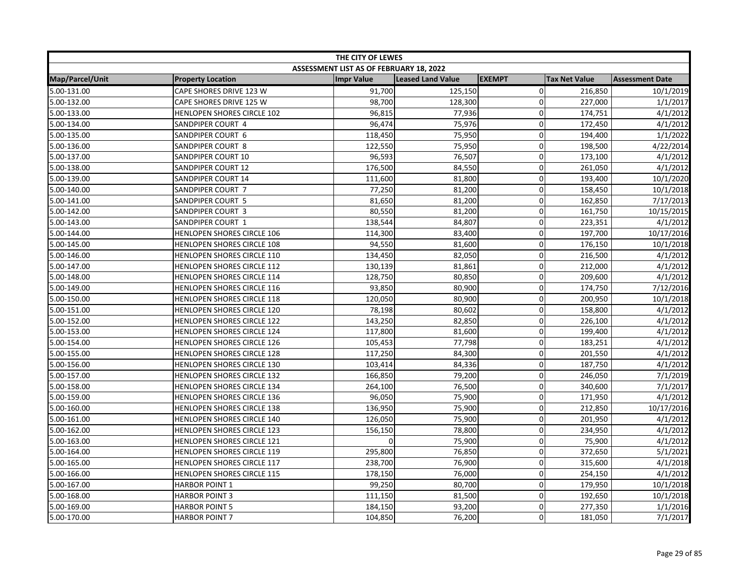| THE CITY OF LEWES | | | | | | |
|---|---|---|---|---|---|---|
| ASSESSMENT LIST AS OF FEBRUARY 18, 2022 | | | | | | |
| Map/Parcel/Unit | Property Location | Impr Value | Leased Land Value | EXEMPT | Tax Net Value | Assessment Date |
| 5.00-131.00 | CAPE SHORES DRIVE 123 W | 91,700 | 125,150 | 0 | 216,850 | 10/1/2019 |
| 5.00-132.00 | CAPE SHORES DRIVE 125 W | 98,700 | 128,300 | 0 | 227,000 | 1/1/2017 |
| 5.00-133.00 | HENLOPEN SHORES CIRCLE 102 | 96,815 | 77,936 | 0 | 174,751 | 4/1/2012 |
| 5.00-134.00 | SANDPIPER COURT 4 | 96,474 | 75,976 | 0 | 172,450 | 4/1/2012 |
| 5.00-135.00 | SANDPIPER COURT 6 | 118,450 | 75,950 | 0 | 194,400 | 1/1/2022 |
| 5.00-136.00 | SANDPIPER COURT 8 | 122,550 | 75,950 | 0 | 198,500 | 4/22/2014 |
| 5.00-137.00 | SANDPIPER COURT 10 | 96,593 | 76,507 | 0 | 173,100 | 4/1/2012 |
| 5.00-138.00 | SANDPIPER COURT 12 | 176,500 | 84,550 | 0 | 261,050 | 4/1/2012 |
| 5.00-139.00 | SANDPIPER COURT 14 | 111,600 | 81,800 | 0 | 193,400 | 10/1/2020 |
| 5.00-140.00 | SANDPIPER COURT 7 | 77,250 | 81,200 | 0 | 158,450 | 10/1/2018 |
| 5.00-141.00 | SANDPIPER COURT 5 | 81,650 | 81,200 | 0 | 162,850 | 7/17/2013 |
| 5.00-142.00 | SANDPIPER COURT 3 | 80,550 | 81,200 | 0 | 161,750 | 10/15/2015 |
| 5.00-143.00 | SANDPIPER COURT 1 | 138,544 | 84,807 | 0 | 223,351 | 4/1/2012 |
| 5.00-144.00 | HENLOPEN SHORES CIRCLE 106 | 114,300 | 83,400 | 0 | 197,700 | 10/17/2016 |
| 5.00-145.00 | HENLOPEN SHORES CIRCLE 108 | 94,550 | 81,600 | 0 | 176,150 | 10/1/2018 |
| 5.00-146.00 | HENLOPEN SHORES CIRCLE 110 | 134,450 | 82,050 | 0 | 216,500 | 4/1/2012 |
| 5.00-147.00 | HENLOPEN SHORES CIRCLE 112 | 130,139 | 81,861 | 0 | 212,000 | 4/1/2012 |
| 5.00-148.00 | HENLOPEN SHORES CIRCLE 114 | 128,750 | 80,850 | 0 | 209,600 | 4/1/2012 |
| 5.00-149.00 | HENLOPEN SHORES CIRCLE 116 | 93,850 | 80,900 | 0 | 174,750 | 7/12/2016 |
| 5.00-150.00 | HENLOPEN SHORES CIRCLE 118 | 120,050 | 80,900 | 0 | 200,950 | 10/1/2018 |
| 5.00-151.00 | HENLOPEN SHORES CIRCLE 120 | 78,198 | 80,602 | 0 | 158,800 | 4/1/2012 |
| 5.00-152.00 | HENLOPEN SHORES CIRCLE 122 | 143,250 | 82,850 | 0 | 226,100 | 4/1/2012 |
| 5.00-153.00 | HENLOPEN SHORES CIRCLE 124 | 117,800 | 81,600 | 0 | 199,400 | 4/1/2012 |
| 5.00-154.00 | HENLOPEN SHORES CIRCLE 126 | 105,453 | 77,798 | 0 | 183,251 | 4/1/2012 |
| 5.00-155.00 | HENLOPEN SHORES CIRCLE 128 | 117,250 | 84,300 | 0 | 201,550 | 4/1/2012 |
| 5.00-156.00 | HENLOPEN SHORES CIRCLE 130 | 103,414 | 84,336 | 0 | 187,750 | 4/1/2012 |
| 5.00-157.00 | HENLOPEN SHORES CIRCLE 132 | 166,850 | 79,200 | 0 | 246,050 | 7/1/2019 |
| 5.00-158.00 | HENLOPEN SHORES CIRCLE 134 | 264,100 | 76,500 | 0 | 340,600 | 7/1/2017 |
| 5.00-159.00 | HENLOPEN SHORES CIRCLE 136 | 96,050 | 75,900 | 0 | 171,950 | 4/1/2012 |
| 5.00-160.00 | HENLOPEN SHORES CIRCLE 138 | 136,950 | 75,900 | 0 | 212,850 | 10/17/2016 |
| 5.00-161.00 | HENLOPEN SHORES CIRCLE 140 | 126,050 | 75,900 | 0 | 201,950 | 4/1/2012 |
| 5.00-162.00 | HENLOPEN SHORES CIRCLE 123 | 156,150 | 78,800 | 0 | 234,950 | 4/1/2012 |
| 5.00-163.00 | HENLOPEN SHORES CIRCLE 121 | 0 | 75,900 | 0 | 75,900 | 4/1/2012 |
| 5.00-164.00 | HENLOPEN SHORES CIRCLE 119 | 295,800 | 76,850 | 0 | 372,650 | 5/1/2021 |
| 5.00-165.00 | HENLOPEN SHORES CIRCLE 117 | 238,700 | 76,900 | 0 | 315,600 | 4/1/2018 |
| 5.00-166.00 | HENLOPEN SHORES CIRCLE 115 | 178,150 | 76,000 | 0 | 254,150 | 4/1/2012 |
| 5.00-167.00 | HARBOR POINT 1 | 99,250 | 80,700 | 0 | 179,950 | 10/1/2018 |
| 5.00-168.00 | HARBOR POINT 3 | 111,150 | 81,500 | 0 | 192,650 | 10/1/2018 |
| 5.00-169.00 | HARBOR POINT 5 | 184,150 | 93,200 | 0 | 277,350 | 1/1/2016 |
| 5.00-170.00 | HARBOR POINT 7 | 104,850 | 76,200 | 0 | 181,050 | 7/1/2017 |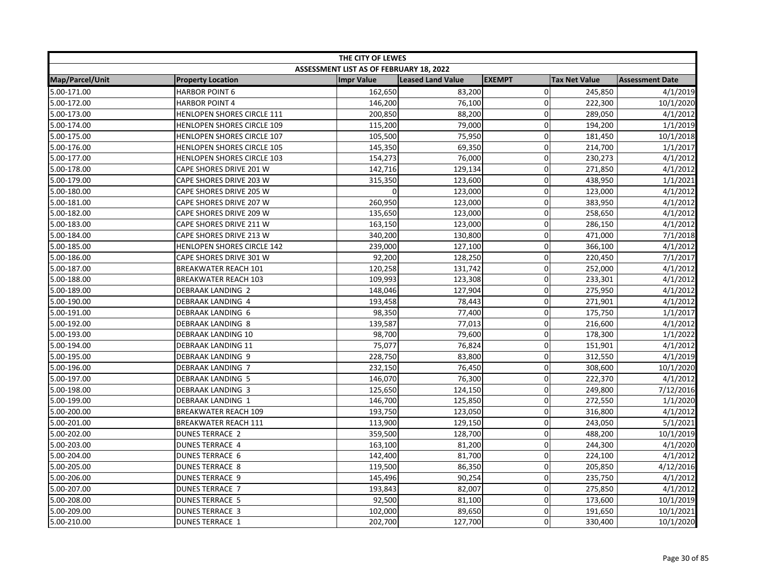| THE CITY OF LEWES | | | | | | |
|---|---|---|---|---|---|---|
| ASSESSMENT LIST AS OF FEBRUARY 18, 2022 | | | | | | |
| Map/Parcel/Unit | Property Location | Impr Value | Leased Land Value | EXEMPT | Tax Net Value | Assessment Date |
| 5.00-171.00 | HARBOR POINT 6 | 162,650 | 83,200 | 0 | 245,850 | 4/1/2019 |
| 5.00-172.00 | HARBOR POINT 4 | 146,200 | 76,100 | 0 | 222,300 | 10/1/2020 |
| 5.00-173.00 | HENLOPEN SHORES CIRCLE 111 | 200,850 | 88,200 | 0 | 289,050 | 4/1/2012 |
| 5.00-174.00 | HENLOPEN SHORES CIRCLE 109 | 115,200 | 79,000 | 0 | 194,200 | 1/1/2019 |
| 5.00-175.00 | HENLOPEN SHORES CIRCLE 107 | 105,500 | 75,950 | 0 | 181,450 | 10/1/2018 |
| 5.00-176.00 | HENLOPEN SHORES CIRCLE 105 | 145,350 | 69,350 | 0 | 214,700 | 1/1/2017 |
| 5.00-177.00 | HENLOPEN SHORES CIRCLE 103 | 154,273 | 76,000 | 0 | 230,273 | 4/1/2012 |
| 5.00-178.00 | CAPE SHORES DRIVE 201 W | 142,716 | 129,134 | 0 | 271,850 | 4/1/2012 |
| 5.00-179.00 | CAPE SHORES DRIVE 203 W | 315,350 | 123,600 | 0 | 438,950 | 1/1/2021 |
| 5.00-180.00 | CAPE SHORES DRIVE 205 W | 0 | 123,000 | 0 | 123,000 | 4/1/2012 |
| 5.00-181.00 | CAPE SHORES DRIVE 207 W | 260,950 | 123,000 | 0 | 383,950 | 4/1/2012 |
| 5.00-182.00 | CAPE SHORES DRIVE 209 W | 135,650 | 123,000 | 0 | 258,650 | 4/1/2012 |
| 5.00-183.00 | CAPE SHORES DRIVE 211 W | 163,150 | 123,000 | 0 | 286,150 | 4/1/2012 |
| 5.00-184.00 | CAPE SHORES DRIVE 213 W | 340,200 | 130,800 | 0 | 471,000 | 7/1/2018 |
| 5.00-185.00 | HENLOPEN SHORES CIRCLE 142 | 239,000 | 127,100 | 0 | 366,100 | 4/1/2012 |
| 5.00-186.00 | CAPE SHORES DRIVE 301 W | 92,200 | 128,250 | 0 | 220,450 | 7/1/2017 |
| 5.00-187.00 | BREAKWATER REACH 101 | 120,258 | 131,742 | 0 | 252,000 | 4/1/2012 |
| 5.00-188.00 | BREAKWATER REACH 103 | 109,993 | 123,308 | 0 | 233,301 | 4/1/2012 |
| 5.00-189.00 | DEBRAAK LANDING 2 | 148,046 | 127,904 | 0 | 275,950 | 4/1/2012 |
| 5.00-190.00 | DEBRAAK LANDING 4 | 193,458 | 78,443 | 0 | 271,901 | 4/1/2012 |
| 5.00-191.00 | DEBRAAK LANDING 6 | 98,350 | 77,400 | 0 | 175,750 | 1/1/2017 |
| 5.00-192.00 | DEBRAAK LANDING 8 | 139,587 | 77,013 | 0 | 216,600 | 4/1/2012 |
| 5.00-193.00 | DEBRAAK LANDING 10 | 98,700 | 79,600 | 0 | 178,300 | 1/1/2022 |
| 5.00-194.00 | DEBRAAK LANDING 11 | 75,077 | 76,824 | 0 | 151,901 | 4/1/2012 |
| 5.00-195.00 | DEBRAAK LANDING 9 | 228,750 | 83,800 | 0 | 312,550 | 4/1/2019 |
| 5.00-196.00 | DEBRAAK LANDING 7 | 232,150 | 76,450 | 0 | 308,600 | 10/1/2020 |
| 5.00-197.00 | DEBRAAK LANDING 5 | 146,070 | 76,300 | 0 | 222,370 | 4/1/2012 |
| 5.00-198.00 | DEBRAAK LANDING 3 | 125,650 | 124,150 | 0 | 249,800 | 7/12/2016 |
| 5.00-199.00 | DEBRAAK LANDING 1 | 146,700 | 125,850 | 0 | 272,550 | 1/1/2020 |
| 5.00-200.00 | BREAKWATER REACH 109 | 193,750 | 123,050 | 0 | 316,800 | 4/1/2012 |
| 5.00-201.00 | BREAKWATER REACH 111 | 113,900 | 129,150 | 0 | 243,050 | 5/1/2021 |
| 5.00-202.00 | DUNES TERRACE 2 | 359,500 | 128,700 | 0 | 488,200 | 10/1/2019 |
| 5.00-203.00 | DUNES TERRACE 4 | 163,100 | 81,200 | 0 | 244,300 | 4/1/2020 |
| 5.00-204.00 | DUNES TERRACE 6 | 142,400 | 81,700 | 0 | 224,100 | 4/1/2012 |
| 5.00-205.00 | DUNES TERRACE 8 | 119,500 | 86,350 | 0 | 205,850 | 4/12/2016 |
| 5.00-206.00 | DUNES TERRACE 9 | 145,496 | 90,254 | 0 | 235,750 | 4/1/2012 |
| 5.00-207.00 | DUNES TERRACE 7 | 193,843 | 82,007 | 0 | 275,850 | 4/1/2012 |
| 5.00-208.00 | DUNES TERRACE 5 | 92,500 | 81,100 | 0 | 173,600 | 10/1/2019 |
| 5.00-209.00 | DUNES TERRACE 3 | 102,000 | 89,650 | 0 | 191,650 | 10/1/2021 |
| 5.00-210.00 | DUNES TERRACE 1 | 202,700 | 127,700 | 0 | 330,400 | 10/1/2020 |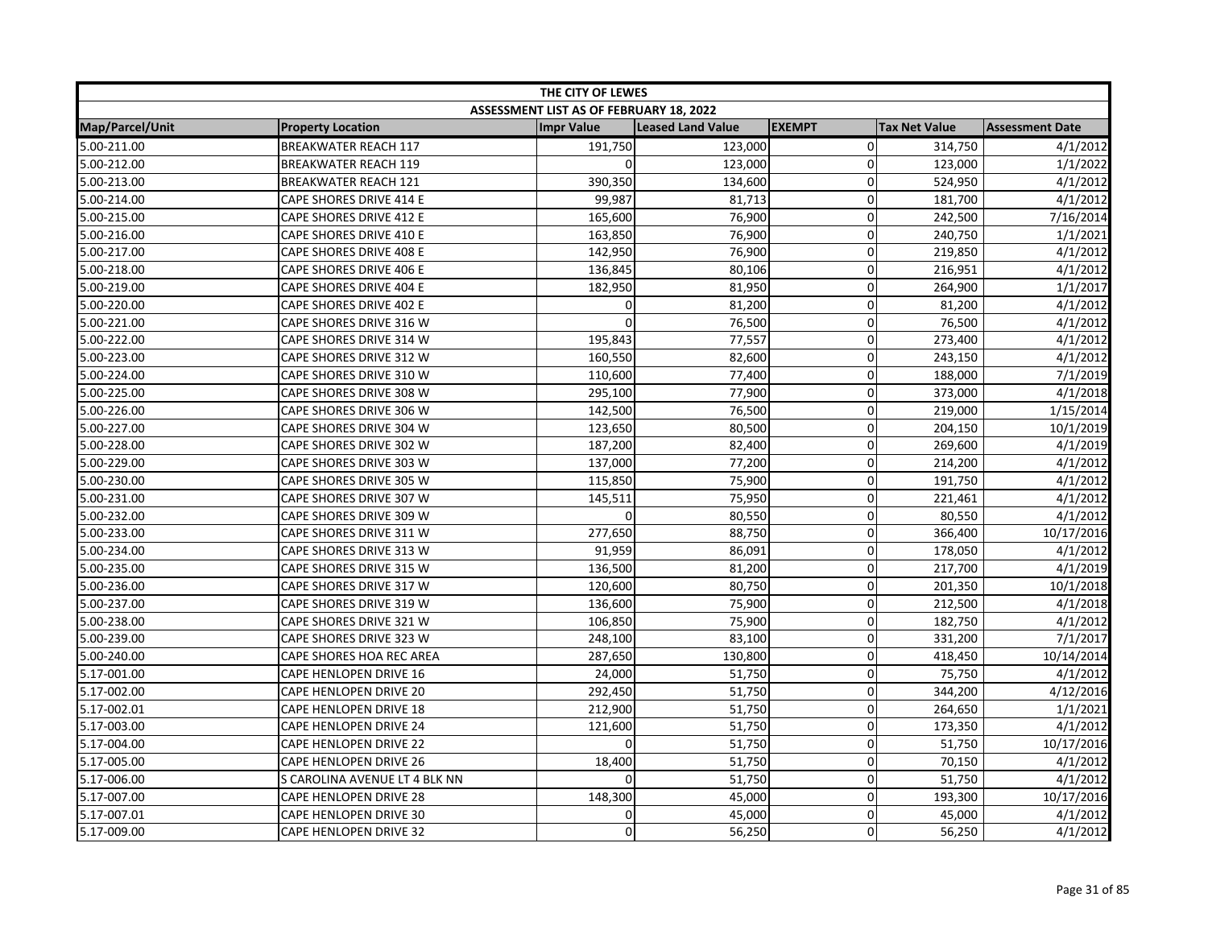| THE CITY OF LEWES | | | | | | |
|---|---|---|---|---|---|---|
| ASSESSMENT LIST AS OF FEBRUARY 18, 2022 | | | | | | |
| Map/Parcel/Unit | Property Location | Impr Value | Leased Land Value | EXEMPT | Tax Net Value | Assessment Date |
| 5.00-211.00 | BREAKWATER REACH 117 | 191,750 | 123,000 | 0 | 314,750 | 4/1/2012 |
| 5.00-212.00 | BREAKWATER REACH 119 | 0 | 123,000 | 0 | 123,000 | 1/1/2022 |
| 5.00-213.00 | BREAKWATER REACH 121 | 390,350 | 134,600 | 0 | 524,950 | 4/1/2012 |
| 5.00-214.00 | CAPE SHORES DRIVE 414 E | 99,987 | 81,713 | 0 | 181,700 | 4/1/2012 |
| 5.00-215.00 | CAPE SHORES DRIVE 412 E | 165,600 | 76,900 | 0 | 242,500 | 7/16/2014 |
| 5.00-216.00 | CAPE SHORES DRIVE 410 E | 163,850 | 76,900 | 0 | 240,750 | 1/1/2021 |
| 5.00-217.00 | CAPE SHORES DRIVE 408 E | 142,950 | 76,900 | 0 | 219,850 | 4/1/2012 |
| 5.00-218.00 | CAPE SHORES DRIVE 406 E | 136,845 | 80,106 | 0 | 216,951 | 4/1/2012 |
| 5.00-219.00 | CAPE SHORES DRIVE 404 E | 182,950 | 81,950 | 0 | 264,900 | 1/1/2017 |
| 5.00-220.00 | CAPE SHORES DRIVE 402 E | 0 | 81,200 | 0 | 81,200 | 4/1/2012 |
| 5.00-221.00 | CAPE SHORES DRIVE 316 W | 0 | 76,500 | 0 | 76,500 | 4/1/2012 |
| 5.00-222.00 | CAPE SHORES DRIVE 314 W | 195,843 | 77,557 | 0 | 273,400 | 4/1/2012 |
| 5.00-223.00 | CAPE SHORES DRIVE 312 W | 160,550 | 82,600 | 0 | 243,150 | 4/1/2012 |
| 5.00-224.00 | CAPE SHORES DRIVE 310 W | 110,600 | 77,400 | 0 | 188,000 | 7/1/2019 |
| 5.00-225.00 | CAPE SHORES DRIVE 308 W | 295,100 | 77,900 | 0 | 373,000 | 4/1/2018 |
| 5.00-226.00 | CAPE SHORES DRIVE 306 W | 142,500 | 76,500 | 0 | 219,000 | 1/15/2014 |
| 5.00-227.00 | CAPE SHORES DRIVE 304 W | 123,650 | 80,500 | 0 | 204,150 | 10/1/2019 |
| 5.00-228.00 | CAPE SHORES DRIVE 302 W | 187,200 | 82,400 | 0 | 269,600 | 4/1/2019 |
| 5.00-229.00 | CAPE SHORES DRIVE 303 W | 137,000 | 77,200 | 0 | 214,200 | 4/1/2012 |
| 5.00-230.00 | CAPE SHORES DRIVE 305 W | 115,850 | 75,900 | 0 | 191,750 | 4/1/2012 |
| 5.00-231.00 | CAPE SHORES DRIVE 307 W | 145,511 | 75,950 | 0 | 221,461 | 4/1/2012 |
| 5.00-232.00 | CAPE SHORES DRIVE 309 W | 0 | 80,550 | 0 | 80,550 | 4/1/2012 |
| 5.00-233.00 | CAPE SHORES DRIVE 311 W | 277,650 | 88,750 | 0 | 366,400 | 10/17/2016 |
| 5.00-234.00 | CAPE SHORES DRIVE 313 W | 91,959 | 86,091 | 0 | 178,050 | 4/1/2012 |
| 5.00-235.00 | CAPE SHORES DRIVE 315 W | 136,500 | 81,200 | 0 | 217,700 | 4/1/2019 |
| 5.00-236.00 | CAPE SHORES DRIVE 317 W | 120,600 | 80,750 | 0 | 201,350 | 10/1/2018 |
| 5.00-237.00 | CAPE SHORES DRIVE 319 W | 136,600 | 75,900 | 0 | 212,500 | 4/1/2018 |
| 5.00-238.00 | CAPE SHORES DRIVE 321 W | 106,850 | 75,900 | 0 | 182,750 | 4/1/2012 |
| 5.00-239.00 | CAPE SHORES DRIVE 323 W | 248,100 | 83,100 | 0 | 331,200 | 7/1/2017 |
| 5.00-240.00 | CAPE SHORES HOA REC AREA | 287,650 | 130,800 | 0 | 418,450 | 10/14/2014 |
| 5.17-001.00 | CAPE HENLOPEN DRIVE 16 | 24,000 | 51,750 | 0 | 75,750 | 4/1/2012 |
| 5.17-002.00 | CAPE HENLOPEN DRIVE 20 | 292,450 | 51,750 | 0 | 344,200 | 4/12/2016 |
| 5.17-002.01 | CAPE HENLOPEN DRIVE 18 | 212,900 | 51,750 | 0 | 264,650 | 1/1/2021 |
| 5.17-003.00 | CAPE HENLOPEN DRIVE 24 | 121,600 | 51,750 | 0 | 173,350 | 4/1/2012 |
| 5.17-004.00 | CAPE HENLOPEN DRIVE 22 | 0 | 51,750 | 0 | 51,750 | 10/17/2016 |
| 5.17-005.00 | CAPE HENLOPEN DRIVE 26 | 18,400 | 51,750 | 0 | 70,150 | 4/1/2012 |
| 5.17-006.00 | S CAROLINA AVENUE LT 4 BLK NN | 0 | 51,750 | 0 | 51,750 | 4/1/2012 |
| 5.17-007.00 | CAPE HENLOPEN DRIVE 28 | 148,300 | 45,000 | 0 | 193,300 | 10/17/2016 |
| 5.17-007.01 | CAPE HENLOPEN DRIVE 30 | 0 | 45,000 | 0 | 45,000 | 4/1/2012 |
| 5.17-009.00 | CAPE HENLOPEN DRIVE 32 | 0 | 56,250 | 0 | 56,250 | 4/1/2012 |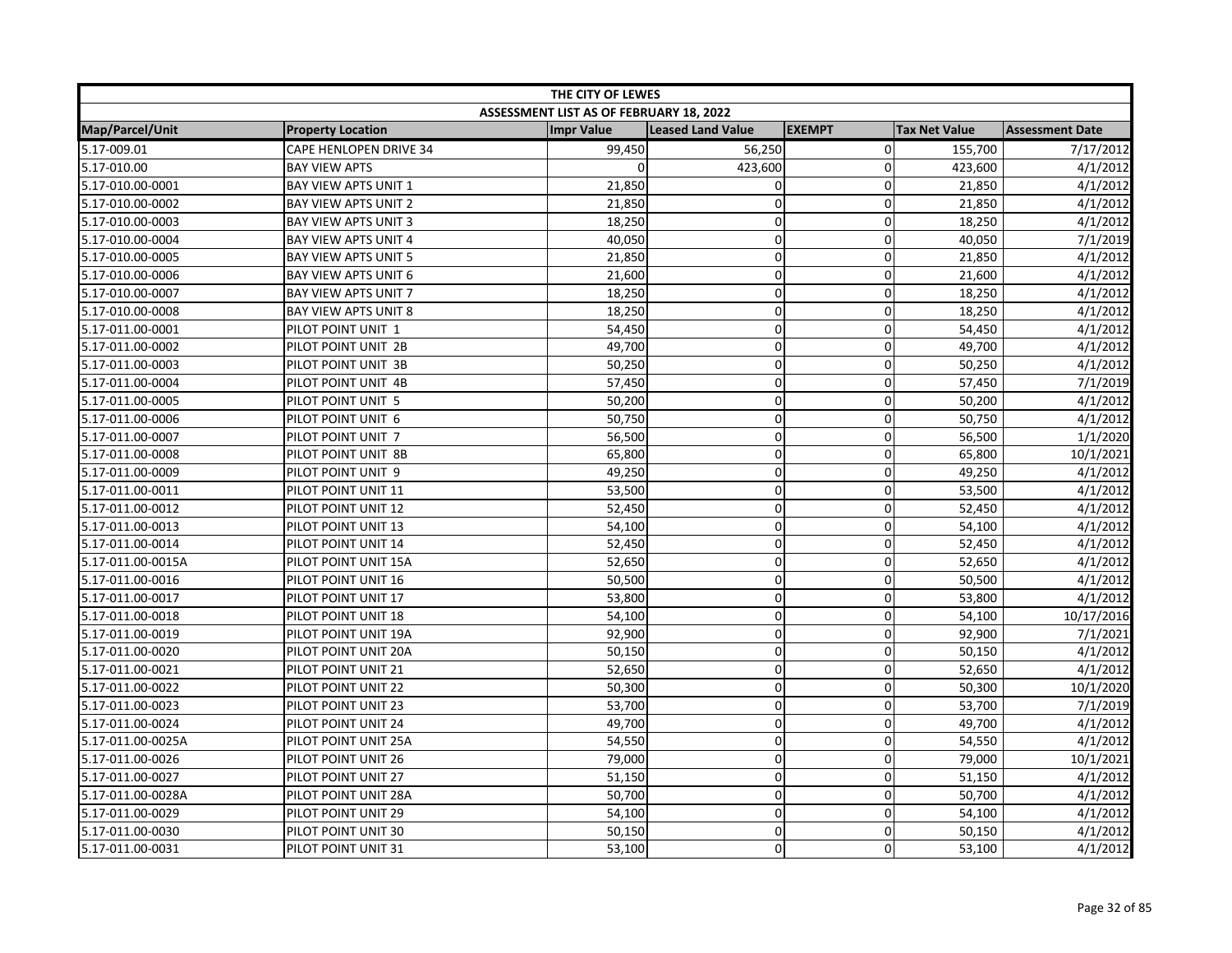| THE CITY OF LEWES | | | | | | |
|---|---|---|---|---|---|---|
| ASSESSMENT LIST AS OF FEBRUARY 18, 2022 | | | | | | |
| Map/Parcel/Unit | Property Location | Impr Value | Leased Land Value | EXEMPT | Tax Net Value | Assessment Date |
| 5.17-009.01 | CAPE HENLOPEN DRIVE 34 | 99,450 | 56,250 | 0 | 155,700 | 7/17/2012 |
| 5.17-010.00 | BAY VIEW APTS | 0 | 423,600 | 0 | 423,600 | 4/1/2012 |
| 5.17-010.00-0001 | BAY VIEW APTS UNIT 1 | 21,850 | 0 | 0 | 21,850 | 4/1/2012 |
| 5.17-010.00-0002 | BAY VIEW APTS UNIT 2 | 21,850 | 0 | 0 | 21,850 | 4/1/2012 |
| 5.17-010.00-0003 | BAY VIEW APTS UNIT 3 | 18,250 | 0 | 0 | 18,250 | 4/1/2012 |
| 5.17-010.00-0004 | BAY VIEW APTS UNIT 4 | 40,050 | 0 | 0 | 40,050 | 7/1/2019 |
| 5.17-010.00-0005 | BAY VIEW APTS UNIT 5 | 21,850 | 0 | 0 | 21,850 | 4/1/2012 |
| 5.17-010.00-0006 | BAY VIEW APTS UNIT 6 | 21,600 | 0 | 0 | 21,600 | 4/1/2012 |
| 5.17-010.00-0007 | BAY VIEW APTS UNIT 7 | 18,250 | 0 | 0 | 18,250 | 4/1/2012 |
| 5.17-010.00-0008 | BAY VIEW APTS UNIT 8 | 18,250 | 0 | 0 | 18,250 | 4/1/2012 |
| 5.17-011.00-0001 | PILOT POINT UNIT 1 | 54,450 | 0 | 0 | 54,450 | 4/1/2012 |
| 5.17-011.00-0002 | PILOT POINT UNIT 2B | 49,700 | 0 | 0 | 49,700 | 4/1/2012 |
| 5.17-011.00-0003 | PILOT POINT UNIT 3B | 50,250 | 0 | 0 | 50,250 | 4/1/2012 |
| 5.17-011.00-0004 | PILOT POINT UNIT 4B | 57,450 | 0 | 0 | 57,450 | 7/1/2019 |
| 5.17-011.00-0005 | PILOT POINT UNIT 5 | 50,200 | 0 | 0 | 50,200 | 4/1/2012 |
| 5.17-011.00-0006 | PILOT POINT UNIT 6 | 50,750 | 0 | 0 | 50,750 | 4/1/2012 |
| 5.17-011.00-0007 | PILOT POINT UNIT 7 | 56,500 | 0 | 0 | 56,500 | 1/1/2020 |
| 5.17-011.00-0008 | PILOT POINT UNIT 8B | 65,800 | 0 | 0 | 65,800 | 10/1/2021 |
| 5.17-011.00-0009 | PILOT POINT UNIT 9 | 49,250 | 0 | 0 | 49,250 | 4/1/2012 |
| 5.17-011.00-0011 | PILOT POINT UNIT 11 | 53,500 | 0 | 0 | 53,500 | 4/1/2012 |
| 5.17-011.00-0012 | PILOT POINT UNIT 12 | 52,450 | 0 | 0 | 52,450 | 4/1/2012 |
| 5.17-011.00-0013 | PILOT POINT UNIT 13 | 54,100 | 0 | 0 | 54,100 | 4/1/2012 |
| 5.17-011.00-0014 | PILOT POINT UNIT 14 | 52,450 | 0 | 0 | 52,450 | 4/1/2012 |
| 5.17-011.00-0015A | PILOT POINT UNIT 15A | 52,650 | 0 | 0 | 52,650 | 4/1/2012 |
| 5.17-011.00-0016 | PILOT POINT UNIT 16 | 50,500 | 0 | 0 | 50,500 | 4/1/2012 |
| 5.17-011.00-0017 | PILOT POINT UNIT 17 | 53,800 | 0 | 0 | 53,800 | 4/1/2012 |
| 5.17-011.00-0018 | PILOT POINT UNIT 18 | 54,100 | 0 | 0 | 54,100 | 10/17/2016 |
| 5.17-011.00-0019 | PILOT POINT UNIT 19A | 92,900 | 0 | 0 | 92,900 | 7/1/2021 |
| 5.17-011.00-0020 | PILOT POINT UNIT 20A | 50,150 | 0 | 0 | 50,150 | 4/1/2012 |
| 5.17-011.00-0021 | PILOT POINT UNIT 21 | 52,650 | 0 | 0 | 52,650 | 4/1/2012 |
| 5.17-011.00-0022 | PILOT POINT UNIT 22 | 50,300 | 0 | 0 | 50,300 | 10/1/2020 |
| 5.17-011.00-0023 | PILOT POINT UNIT 23 | 53,700 | 0 | 0 | 53,700 | 7/1/2019 |
| 5.17-011.00-0024 | PILOT POINT UNIT 24 | 49,700 | 0 | 0 | 49,700 | 4/1/2012 |
| 5.17-011.00-0025A | PILOT POINT UNIT 25A | 54,550 | 0 | 0 | 54,550 | 4/1/2012 |
| 5.17-011.00-0026 | PILOT POINT UNIT 26 | 79,000 | 0 | 0 | 79,000 | 10/1/2021 |
| 5.17-011.00-0027 | PILOT POINT UNIT 27 | 51,150 | 0 | 0 | 51,150 | 4/1/2012 |
| 5.17-011.00-0028A | PILOT POINT UNIT 28A | 50,700 | 0 | 0 | 50,700 | 4/1/2012 |
| 5.17-011.00-0029 | PILOT POINT UNIT 29 | 54,100 | 0 | 0 | 54,100 | 4/1/2012 |
| 5.17-011.00-0030 | PILOT POINT UNIT 30 | 50,150 | 0 | 0 | 50,150 | 4/1/2012 |
| 5.17-011.00-0031 | PILOT POINT UNIT 31 | 53,100 | 0 | 0 | 53,100 | 4/1/2012 |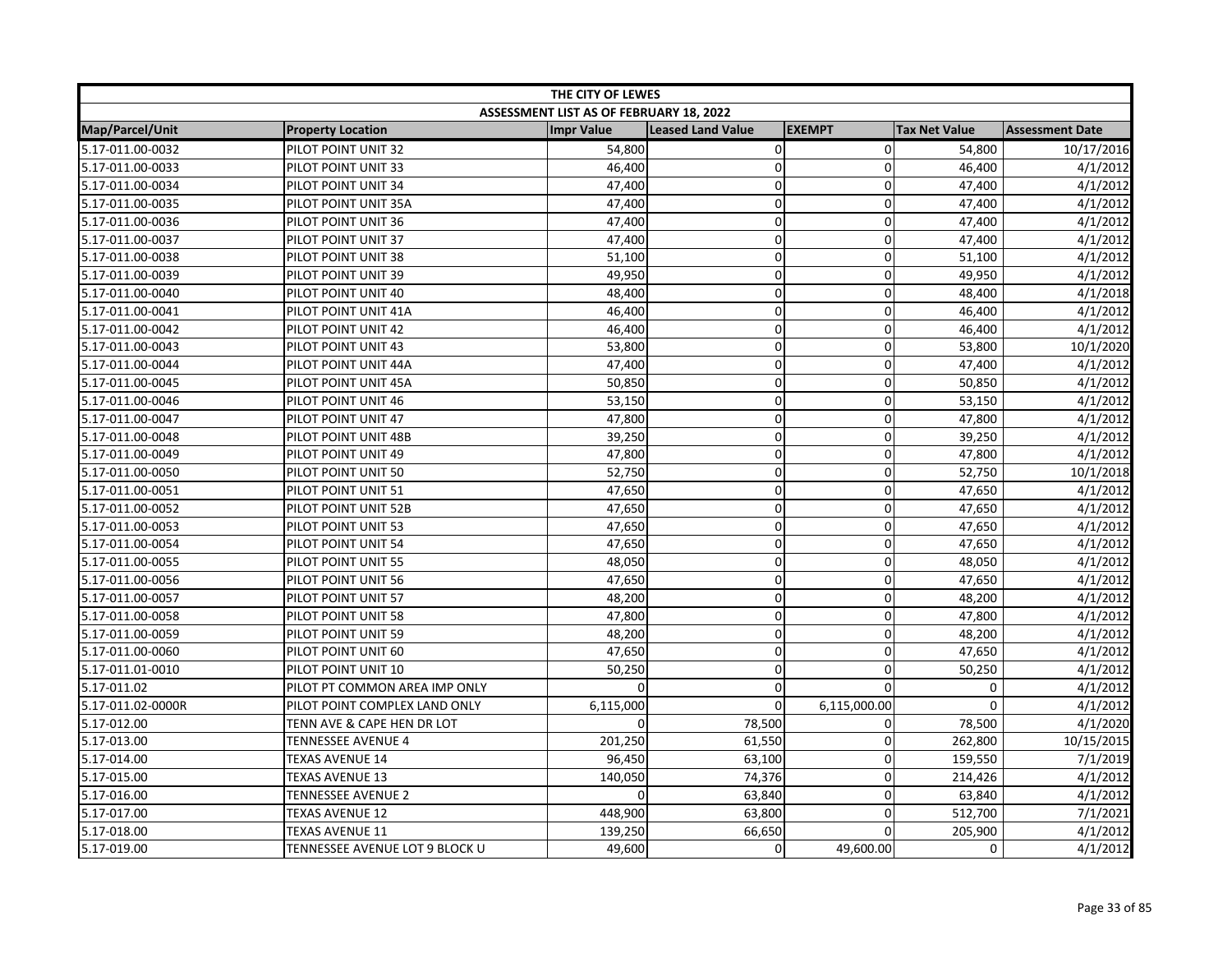| THE CITY OF LEWES | | | | | | |
|---|---|---|---|---|---|---|
| ASSESSMENT LIST AS OF FEBRUARY 18, 2022 | | | | | | |
| Map/Parcel/Unit | Property Location | Impr Value | Leased Land Value | EXEMPT | Tax Net Value | Assessment Date |
| 5.17-011.00-0032 | PILOT POINT UNIT 32 | 54,800 | 0 | 0 | 54,800 | 10/17/2016 |
| 5.17-011.00-0033 | PILOT POINT UNIT 33 | 46,400 | 0 | 0 | 46,400 | 4/1/2012 |
| 5.17-011.00-0034 | PILOT POINT UNIT 34 | 47,400 | 0 | 0 | 47,400 | 4/1/2012 |
| 5.17-011.00-0035 | PILOT POINT UNIT 35A | 47,400 | 0 | 0 | 47,400 | 4/1/2012 |
| 5.17-011.00-0036 | PILOT POINT UNIT 36 | 47,400 | 0 | 0 | 47,400 | 4/1/2012 |
| 5.17-011.00-0037 | PILOT POINT UNIT 37 | 47,400 | 0 | 0 | 47,400 | 4/1/2012 |
| 5.17-011.00-0038 | PILOT POINT UNIT 38 | 51,100 | 0 | 0 | 51,100 | 4/1/2012 |
| 5.17-011.00-0039 | PILOT POINT UNIT 39 | 49,950 | 0 | 0 | 49,950 | 4/1/2012 |
| 5.17-011.00-0040 | PILOT POINT UNIT 40 | 48,400 | 0 | 0 | 48,400 | 4/1/2018 |
| 5.17-011.00-0041 | PILOT POINT UNIT 41A | 46,400 | 0 | 0 | 46,400 | 4/1/2012 |
| 5.17-011.00-0042 | PILOT POINT UNIT 42 | 46,400 | 0 | 0 | 46,400 | 4/1/2012 |
| 5.17-011.00-0043 | PILOT POINT UNIT 43 | 53,800 | 0 | 0 | 53,800 | 10/1/2020 |
| 5.17-011.00-0044 | PILOT POINT UNIT 44A | 47,400 | 0 | 0 | 47,400 | 4/1/2012 |
| 5.17-011.00-0045 | PILOT POINT UNIT 45A | 50,850 | 0 | 0 | 50,850 | 4/1/2012 |
| 5.17-011.00-0046 | PILOT POINT UNIT 46 | 53,150 | 0 | 0 | 53,150 | 4/1/2012 |
| 5.17-011.00-0047 | PILOT POINT UNIT 47 | 47,800 | 0 | 0 | 47,800 | 4/1/2012 |
| 5.17-011.00-0048 | PILOT POINT UNIT 48B | 39,250 | 0 | 0 | 39,250 | 4/1/2012 |
| 5.17-011.00-0049 | PILOT POINT UNIT 49 | 47,800 | 0 | 0 | 47,800 | 4/1/2012 |
| 5.17-011.00-0050 | PILOT POINT UNIT 50 | 52,750 | 0 | 0 | 52,750 | 10/1/2018 |
| 5.17-011.00-0051 | PILOT POINT UNIT 51 | 47,650 | 0 | 0 | 47,650 | 4/1/2012 |
| 5.17-011.00-0052 | PILOT POINT UNIT 52B | 47,650 | 0 | 0 | 47,650 | 4/1/2012 |
| 5.17-011.00-0053 | PILOT POINT UNIT 53 | 47,650 | 0 | 0 | 47,650 | 4/1/2012 |
| 5.17-011.00-0054 | PILOT POINT UNIT 54 | 47,650 | 0 | 0 | 47,650 | 4/1/2012 |
| 5.17-011.00-0055 | PILOT POINT UNIT 55 | 48,050 | 0 | 0 | 48,050 | 4/1/2012 |
| 5.17-011.00-0056 | PILOT POINT UNIT 56 | 47,650 | 0 | 0 | 47,650 | 4/1/2012 |
| 5.17-011.00-0057 | PILOT POINT UNIT 57 | 48,200 | 0 | 0 | 48,200 | 4/1/2012 |
| 5.17-011.00-0058 | PILOT POINT UNIT 58 | 47,800 | 0 | 0 | 47,800 | 4/1/2012 |
| 5.17-011.00-0059 | PILOT POINT UNIT 59 | 48,200 | 0 | 0 | 48,200 | 4/1/2012 |
| 5.17-011.00-0060 | PILOT POINT UNIT 60 | 47,650 | 0 | 0 | 47,650 | 4/1/2012 |
| 5.17-011.01-0010 | PILOT POINT UNIT 10 | 50,250 | 0 | 0 | 50,250 | 4/1/2012 |
| 5.17-011.02 | PILOT PT COMMON AREA IMP ONLY | 0 | 0 | 0 | 0 | 4/1/2012 |
| 5.17-011.02-0000R | PILOT POINT COMPLEX LAND ONLY | 6,115,000 | 0 | 6,115,000.00 | 0 | 4/1/2012 |
| 5.17-012.00 | TENN AVE & CAPE HEN DR LOT | 0 | 78,500 | 0 | 78,500 | 4/1/2020 |
| 5.17-013.00 | TENNESSEE AVENUE 4 | 201,250 | 61,550 | 0 | 262,800 | 10/15/2015 |
| 5.17-014.00 | TEXAS AVENUE 14 | 96,450 | 63,100 | 0 | 159,550 | 7/1/2019 |
| 5.17-015.00 | TEXAS AVENUE 13 | 140,050 | 74,376 | 0 | 214,426 | 4/1/2012 |
| 5.17-016.00 | TENNESSEE AVENUE 2 | 0 | 63,840 | 0 | 63,840 | 4/1/2012 |
| 5.17-017.00 | TEXAS AVENUE 12 | 448,900 | 63,800 | 0 | 512,700 | 7/1/2021 |
| 5.17-018.00 | TEXAS AVENUE 11 | 139,250 | 66,650 | 0 | 205,900 | 4/1/2012 |
| 5.17-019.00 | TENNESSEE AVENUE LOT 9 BLOCK U | 49,600 | 0 | 49,600.00 | 0 | 4/1/2012 |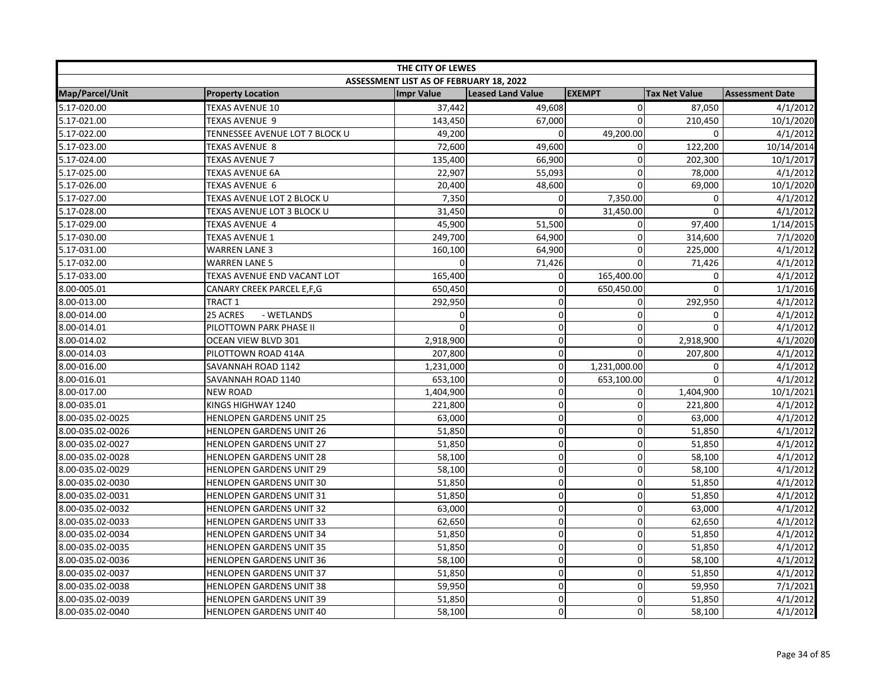| THE CITY OF LEWES | | | | | | |
|---|---|---|---|---|---|---|
| ASSESSMENT LIST AS OF FEBRUARY 18, 2022 | | | | | | |
| Map/Parcel/Unit | Property Location | Impr Value | Leased Land Value | EXEMPT | Tax Net Value | Assessment Date |
| 5.17-020.00 | TEXAS AVENUE 10 | 37,442 | 49,608 | 0 | 87,050 | 4/1/2012 |
| 5.17-021.00 | TEXAS AVENUE 9 | 143,450 | 67,000 | 0 | 210,450 | 10/1/2020 |
| 5.17-022.00 | TENNESSEE AVENUE LOT 7 BLOCK U | 49,200 | 0 | 49,200.00 | 0 | 4/1/2012 |
| 5.17-023.00 | TEXAS AVENUE 8 | 72,600 | 49,600 | 0 | 122,200 | 10/14/2014 |
| 5.17-024.00 | TEXAS AVENUE 7 | 135,400 | 66,900 | 0 | 202,300 | 10/1/2017 |
| 5.17-025.00 | TEXAS AVENUE 6A | 22,907 | 55,093 | 0 | 78,000 | 4/1/2012 |
| 5.17-026.00 | TEXAS AVENUE 6 | 20,400 | 48,600 | 0 | 69,000 | 10/1/2020 |
| 5.17-027.00 | TEXAS AVENUE LOT 2 BLOCK U | 7,350 | 0 | 7,350.00 | 0 | 4/1/2012 |
| 5.17-028.00 | TEXAS AVENUE LOT 3 BLOCK U | 31,450 | 0 | 31,450.00 | 0 | 4/1/2012 |
| 5.17-029.00 | TEXAS AVENUE 4 | 45,900 | 51,500 | 0 | 97,400 | 1/14/2015 |
| 5.17-030.00 | TEXAS AVENUE 1 | 249,700 | 64,900 | 0 | 314,600 | 7/1/2020 |
| 5.17-031.00 | WARREN LANE 3 | 160,100 | 64,900 | 0 | 225,000 | 4/1/2012 |
| 5.17-032.00 | WARREN LANE 5 | 0 | 71,426 | 0 | 71,426 | 4/1/2012 |
| 5.17-033.00 | TEXAS AVENUE END VACANT LOT | 165,400 | 0 | 165,400.00 | 0 | 4/1/2012 |
| 8.00-005.01 | CANARY CREEK PARCEL E,F,G | 650,450 | 0 | 650,450.00 | 0 | 1/1/2016 |
| 8.00-013.00 | TRACT 1 | 292,950 | 0 | 0 | 292,950 | 4/1/2012 |
| 8.00-014.00 | 25 ACRES - WETLANDS | 0 | 0 | 0 | 0 | 4/1/2012 |
| 8.00-014.01 | PILOTTOWN PARK PHASE II | 0 | 0 | 0 | 0 | 4/1/2012 |
| 8.00-014.02 | OCEAN VIEW BLVD 301 | 2,918,900 | 0 | 0 | 2,918,900 | 4/1/2020 |
| 8.00-014.03 | PILOTTOWN ROAD 414A | 207,800 | 0 | 0 | 207,800 | 4/1/2012 |
| 8.00-016.00 | SAVANNAH ROAD 1142 | 1,231,000 | 0 | 1,231,000.00 | 0 | 4/1/2012 |
| 8.00-016.01 | SAVANNAH ROAD 1140 | 653,100 | 0 | 653,100.00 | 0 | 4/1/2012 |
| 8.00-017.00 | NEW ROAD | 1,404,900 | 0 | 0 | 1,404,900 | 10/1/2021 |
| 8.00-035.01 | KINGS HIGHWAY 1240 | 221,800 | 0 | 0 | 221,800 | 4/1/2012 |
| 8.00-035.02-0025 | HENLOPEN GARDENS UNIT 25 | 63,000 | 0 | 0 | 63,000 | 4/1/2012 |
| 8.00-035.02-0026 | HENLOPEN GARDENS UNIT 26 | 51,850 | 0 | 0 | 51,850 | 4/1/2012 |
| 8.00-035.02-0027 | HENLOPEN GARDENS UNIT 27 | 51,850 | 0 | 0 | 51,850 | 4/1/2012 |
| 8.00-035.02-0028 | HENLOPEN GARDENS UNIT 28 | 58,100 | 0 | 0 | 58,100 | 4/1/2012 |
| 8.00-035.02-0029 | HENLOPEN GARDENS UNIT 29 | 58,100 | 0 | 0 | 58,100 | 4/1/2012 |
| 8.00-035.02-0030 | HENLOPEN GARDENS UNIT 30 | 51,850 | 0 | 0 | 51,850 | 4/1/2012 |
| 8.00-035.02-0031 | HENLOPEN GARDENS UNIT 31 | 51,850 | 0 | 0 | 51,850 | 4/1/2012 |
| 8.00-035.02-0032 | HENLOPEN GARDENS UNIT 32 | 63,000 | 0 | 0 | 63,000 | 4/1/2012 |
| 8.00-035.02-0033 | HENLOPEN GARDENS UNIT 33 | 62,650 | 0 | 0 | 62,650 | 4/1/2012 |
| 8.00-035.02-0034 | HENLOPEN GARDENS UNIT 34 | 51,850 | 0 | 0 | 51,850 | 4/1/2012 |
| 8.00-035.02-0035 | HENLOPEN GARDENS UNIT 35 | 51,850 | 0 | 0 | 51,850 | 4/1/2012 |
| 8.00-035.02-0036 | HENLOPEN GARDENS UNIT 36 | 58,100 | 0 | 0 | 58,100 | 4/1/2012 |
| 8.00-035.02-0037 | HENLOPEN GARDENS UNIT 37 | 51,850 | 0 | 0 | 51,850 | 4/1/2012 |
| 8.00-035.02-0038 | HENLOPEN GARDENS UNIT 38 | 59,950 | 0 | 0 | 59,950 | 7/1/2021 |
| 8.00-035.02-0039 | HENLOPEN GARDENS UNIT 39 | 51,850 | 0 | 0 | 51,850 | 4/1/2012 |
| 8.00-035.02-0040 | HENLOPEN GARDENS UNIT 40 | 58,100 | 0 | 0 | 58,100 | 4/1/2012 |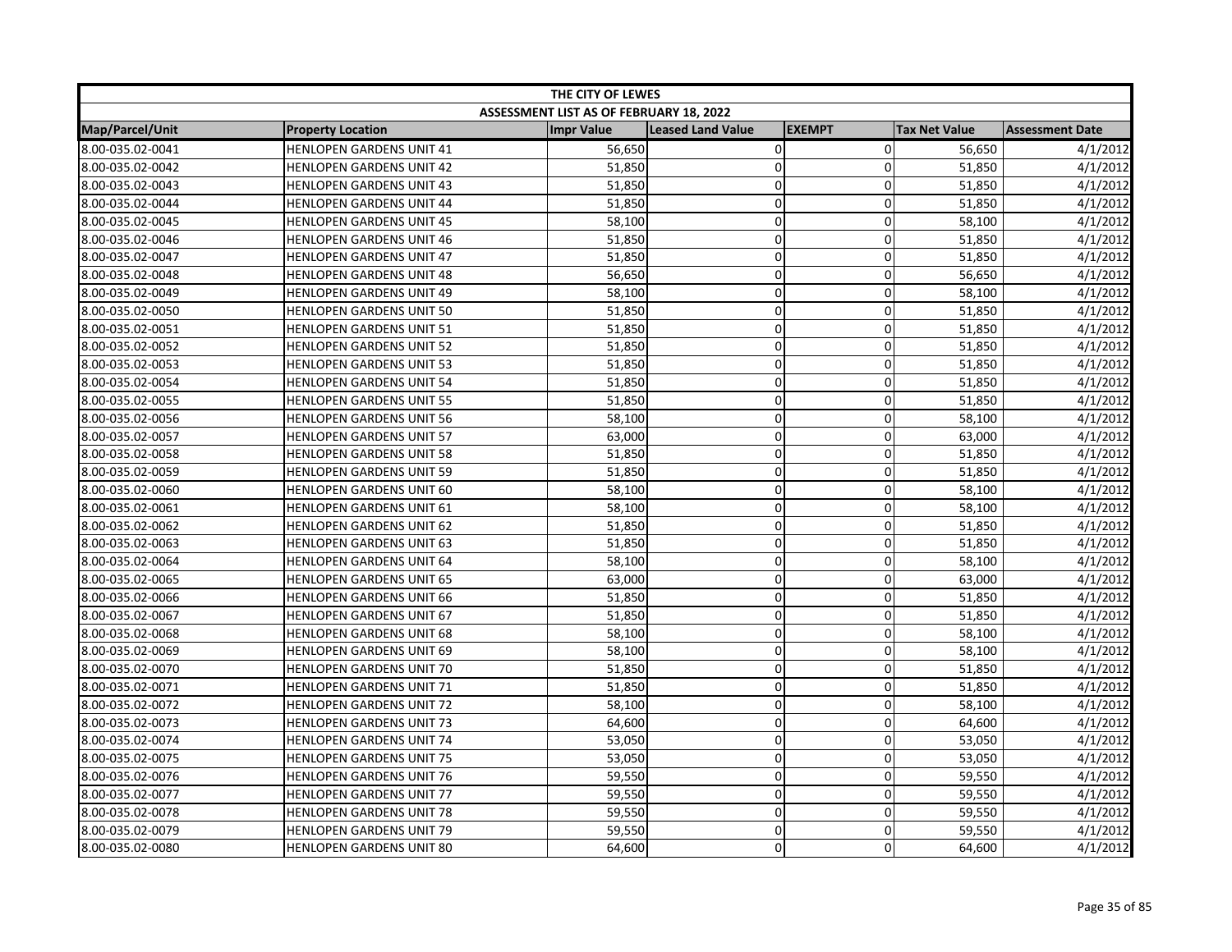| THE CITY OF LEWES | | | | | | |
|---|---|---|---|---|---|---|
| ASSESSMENT LIST AS OF FEBRUARY 18, 2022 | | | | | | |
| Map/Parcel/Unit | Property Location | Impr Value | Leased Land Value | EXEMPT | Tax Net Value | Assessment Date |
| 8.00-035.02-0041 | HENLOPEN GARDENS UNIT 41 | 56,650 | 0 | 0 | 56,650 | 4/1/2012 |
| 8.00-035.02-0042 | HENLOPEN GARDENS UNIT 42 | 51,850 | 0 | 0 | 51,850 | 4/1/2012 |
| 8.00-035.02-0043 | HENLOPEN GARDENS UNIT 43 | 51,850 | 0 | 0 | 51,850 | 4/1/2012 |
| 8.00-035.02-0044 | HENLOPEN GARDENS UNIT 44 | 51,850 | 0 | 0 | 51,850 | 4/1/2012 |
| 8.00-035.02-0045 | HENLOPEN GARDENS UNIT 45 | 58,100 | 0 | 0 | 58,100 | 4/1/2012 |
| 8.00-035.02-0046 | HENLOPEN GARDENS UNIT 46 | 51,850 | 0 | 0 | 51,850 | 4/1/2012 |
| 8.00-035.02-0047 | HENLOPEN GARDENS UNIT 47 | 51,850 | 0 | 0 | 51,850 | 4/1/2012 |
| 8.00-035.02-0048 | HENLOPEN GARDENS UNIT 48 | 56,650 | 0 | 0 | 56,650 | 4/1/2012 |
| 8.00-035.02-0049 | HENLOPEN GARDENS UNIT 49 | 58,100 | 0 | 0 | 58,100 | 4/1/2012 |
| 8.00-035.02-0050 | HENLOPEN GARDENS UNIT 50 | 51,850 | 0 | 0 | 51,850 | 4/1/2012 |
| 8.00-035.02-0051 | HENLOPEN GARDENS UNIT 51 | 51,850 | 0 | 0 | 51,850 | 4/1/2012 |
| 8.00-035.02-0052 | HENLOPEN GARDENS UNIT 52 | 51,850 | 0 | 0 | 51,850 | 4/1/2012 |
| 8.00-035.02-0053 | HENLOPEN GARDENS UNIT 53 | 51,850 | 0 | 0 | 51,850 | 4/1/2012 |
| 8.00-035.02-0054 | HENLOPEN GARDENS UNIT 54 | 51,850 | 0 | 0 | 51,850 | 4/1/2012 |
| 8.00-035.02-0055 | HENLOPEN GARDENS UNIT 55 | 51,850 | 0 | 0 | 51,850 | 4/1/2012 |
| 8.00-035.02-0056 | HENLOPEN GARDENS UNIT 56 | 58,100 | 0 | 0 | 58,100 | 4/1/2012 |
| 8.00-035.02-0057 | HENLOPEN GARDENS UNIT 57 | 63,000 | 0 | 0 | 63,000 | 4/1/2012 |
| 8.00-035.02-0058 | HENLOPEN GARDENS UNIT 58 | 51,850 | 0 | 0 | 51,850 | 4/1/2012 |
| 8.00-035.02-0059 | HENLOPEN GARDENS UNIT 59 | 51,850 | 0 | 0 | 51,850 | 4/1/2012 |
| 8.00-035.02-0060 | HENLOPEN GARDENS UNIT 60 | 58,100 | 0 | 0 | 58,100 | 4/1/2012 |
| 8.00-035.02-0061 | HENLOPEN GARDENS UNIT 61 | 58,100 | 0 | 0 | 58,100 | 4/1/2012 |
| 8.00-035.02-0062 | HENLOPEN GARDENS UNIT 62 | 51,850 | 0 | 0 | 51,850 | 4/1/2012 |
| 8.00-035.02-0063 | HENLOPEN GARDENS UNIT 63 | 51,850 | 0 | 0 | 51,850 | 4/1/2012 |
| 8.00-035.02-0064 | HENLOPEN GARDENS UNIT 64 | 58,100 | 0 | 0 | 58,100 | 4/1/2012 |
| 8.00-035.02-0065 | HENLOPEN GARDENS UNIT 65 | 63,000 | 0 | 0 | 63,000 | 4/1/2012 |
| 8.00-035.02-0066 | HENLOPEN GARDENS UNIT 66 | 51,850 | 0 | 0 | 51,850 | 4/1/2012 |
| 8.00-035.02-0067 | HENLOPEN GARDENS UNIT 67 | 51,850 | 0 | 0 | 51,850 | 4/1/2012 |
| 8.00-035.02-0068 | HENLOPEN GARDENS UNIT 68 | 58,100 | 0 | 0 | 58,100 | 4/1/2012 |
| 8.00-035.02-0069 | HENLOPEN GARDENS UNIT 69 | 58,100 | 0 | 0 | 58,100 | 4/1/2012 |
| 8.00-035.02-0070 | HENLOPEN GARDENS UNIT 70 | 51,850 | 0 | 0 | 51,850 | 4/1/2012 |
| 8.00-035.02-0071 | HENLOPEN GARDENS UNIT 71 | 51,850 | 0 | 0 | 51,850 | 4/1/2012 |
| 8.00-035.02-0072 | HENLOPEN GARDENS UNIT 72 | 58,100 | 0 | 0 | 58,100 | 4/1/2012 |
| 8.00-035.02-0073 | HENLOPEN GARDENS UNIT 73 | 64,600 | 0 | 0 | 64,600 | 4/1/2012 |
| 8.00-035.02-0074 | HENLOPEN GARDENS UNIT 74 | 53,050 | 0 | 0 | 53,050 | 4/1/2012 |
| 8.00-035.02-0075 | HENLOPEN GARDENS UNIT 75 | 53,050 | 0 | 0 | 53,050 | 4/1/2012 |
| 8.00-035.02-0076 | HENLOPEN GARDENS UNIT 76 | 59,550 | 0 | 0 | 59,550 | 4/1/2012 |
| 8.00-035.02-0077 | HENLOPEN GARDENS UNIT 77 | 59,550 | 0 | 0 | 59,550 | 4/1/2012 |
| 8.00-035.02-0078 | HENLOPEN GARDENS UNIT 78 | 59,550 | 0 | 0 | 59,550 | 4/1/2012 |
| 8.00-035.02-0079 | HENLOPEN GARDENS UNIT 79 | 59,550 | 0 | 0 | 59,550 | 4/1/2012 |
| 8.00-035.02-0080 | HENLOPEN GARDENS UNIT 80 | 64,600 | 0 | 0 | 64,600 | 4/1/2012 |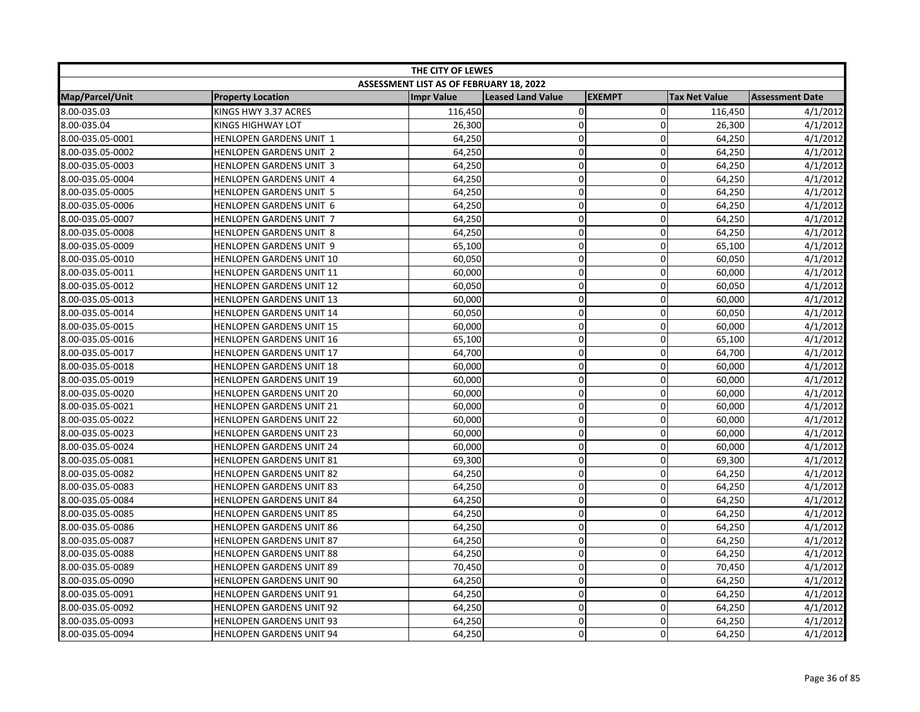| THE CITY OF LEWES | | | | | | |
|---|---|---|---|---|---|---|
| ASSESSMENT LIST AS OF FEBRUARY 18, 2022 | | | | | | |
| Map/Parcel/Unit | Property Location | Impr Value | Leased Land Value | EXEMPT | Tax Net Value | Assessment Date |
| 8.00-035.03 | KINGS HWY 3.37 ACRES | 116,450 | 0 | 0 | 116,450 | 4/1/2012 |
| 8.00-035.04 | KINGS HIGHWAY LOT | 26,300 | 0 | 0 | 26,300 | 4/1/2012 |
| 8.00-035.05-0001 | HENLOPEN GARDENS UNIT 1 | 64,250 | 0 | 0 | 64,250 | 4/1/2012 |
| 8.00-035.05-0002 | HENLOPEN GARDENS UNIT 2 | 64,250 | 0 | 0 | 64,250 | 4/1/2012 |
| 8.00-035.05-0003 | HENLOPEN GARDENS UNIT 3 | 64,250 | 0 | 0 | 64,250 | 4/1/2012 |
| 8.00-035.05-0004 | HENLOPEN GARDENS UNIT 4 | 64,250 | 0 | 0 | 64,250 | 4/1/2012 |
| 8.00-035.05-0005 | HENLOPEN GARDENS UNIT 5 | 64,250 | 0 | 0 | 64,250 | 4/1/2012 |
| 8.00-035.05-0006 | HENLOPEN GARDENS UNIT 6 | 64,250 | 0 | 0 | 64,250 | 4/1/2012 |
| 8.00-035.05-0007 | HENLOPEN GARDENS UNIT 7 | 64,250 | 0 | 0 | 64,250 | 4/1/2012 |
| 8.00-035.05-0008 | HENLOPEN GARDENS UNIT 8 | 64,250 | 0 | 0 | 64,250 | 4/1/2012 |
| 8.00-035.05-0009 | HENLOPEN GARDENS UNIT 9 | 65,100 | 0 | 0 | 65,100 | 4/1/2012 |
| 8.00-035.05-0010 | HENLOPEN GARDENS UNIT 10 | 60,050 | 0 | 0 | 60,050 | 4/1/2012 |
| 8.00-035.05-0011 | HENLOPEN GARDENS UNIT 11 | 60,000 | 0 | 0 | 60,000 | 4/1/2012 |
| 8.00-035.05-0012 | HENLOPEN GARDENS UNIT 12 | 60,050 | 0 | 0 | 60,050 | 4/1/2012 |
| 8.00-035.05-0013 | HENLOPEN GARDENS UNIT 13 | 60,000 | 0 | 0 | 60,000 | 4/1/2012 |
| 8.00-035.05-0014 | HENLOPEN GARDENS UNIT 14 | 60,050 | 0 | 0 | 60,050 | 4/1/2012 |
| 8.00-035.05-0015 | HENLOPEN GARDENS UNIT 15 | 60,000 | 0 | 0 | 60,000 | 4/1/2012 |
| 8.00-035.05-0016 | HENLOPEN GARDENS UNIT 16 | 65,100 | 0 | 0 | 65,100 | 4/1/2012 |
| 8.00-035.05-0017 | HENLOPEN GARDENS UNIT 17 | 64,700 | 0 | 0 | 64,700 | 4/1/2012 |
| 8.00-035.05-0018 | HENLOPEN GARDENS UNIT 18 | 60,000 | 0 | 0 | 60,000 | 4/1/2012 |
| 8.00-035.05-0019 | HENLOPEN GARDENS UNIT 19 | 60,000 | 0 | 0 | 60,000 | 4/1/2012 |
| 8.00-035.05-0020 | HENLOPEN GARDENS UNIT 20 | 60,000 | 0 | 0 | 60,000 | 4/1/2012 |
| 8.00-035.05-0021 | HENLOPEN GARDENS UNIT 21 | 60,000 | 0 | 0 | 60,000 | 4/1/2012 |
| 8.00-035.05-0022 | HENLOPEN GARDENS UNIT 22 | 60,000 | 0 | 0 | 60,000 | 4/1/2012 |
| 8.00-035.05-0023 | HENLOPEN GARDENS UNIT 23 | 60,000 | 0 | 0 | 60,000 | 4/1/2012 |
| 8.00-035.05-0024 | HENLOPEN GARDENS UNIT 24 | 60,000 | 0 | 0 | 60,000 | 4/1/2012 |
| 8.00-035.05-0081 | HENLOPEN GARDENS UNIT 81 | 69,300 | 0 | 0 | 69,300 | 4/1/2012 |
| 8.00-035.05-0082 | HENLOPEN GARDENS UNIT 82 | 64,250 | 0 | 0 | 64,250 | 4/1/2012 |
| 8.00-035.05-0083 | HENLOPEN GARDENS UNIT 83 | 64,250 | 0 | 0 | 64,250 | 4/1/2012 |
| 8.00-035.05-0084 | HENLOPEN GARDENS UNIT 84 | 64,250 | 0 | 0 | 64,250 | 4/1/2012 |
| 8.00-035.05-0085 | HENLOPEN GARDENS UNIT 85 | 64,250 | 0 | 0 | 64,250 | 4/1/2012 |
| 8.00-035.05-0086 | HENLOPEN GARDENS UNIT 86 | 64,250 | 0 | 0 | 64,250 | 4/1/2012 |
| 8.00-035.05-0087 | HENLOPEN GARDENS UNIT 87 | 64,250 | 0 | 0 | 64,250 | 4/1/2012 |
| 8.00-035.05-0088 | HENLOPEN GARDENS UNIT 88 | 64,250 | 0 | 0 | 64,250 | 4/1/2012 |
| 8.00-035.05-0089 | HENLOPEN GARDENS UNIT 89 | 70,450 | 0 | 0 | 70,450 | 4/1/2012 |
| 8.00-035.05-0090 | HENLOPEN GARDENS UNIT 90 | 64,250 | 0 | 0 | 64,250 | 4/1/2012 |
| 8.00-035.05-0091 | HENLOPEN GARDENS UNIT 91 | 64,250 | 0 | 0 | 64,250 | 4/1/2012 |
| 8.00-035.05-0092 | HENLOPEN GARDENS UNIT 92 | 64,250 | 0 | 0 | 64,250 | 4/1/2012 |
| 8.00-035.05-0093 | HENLOPEN GARDENS UNIT 93 | 64,250 | 0 | 0 | 64,250 | 4/1/2012 |
| 8.00-035.05-0094 | HENLOPEN GARDENS UNIT 94 | 64,250 | 0 | 0 | 64,250 | 4/1/2012 |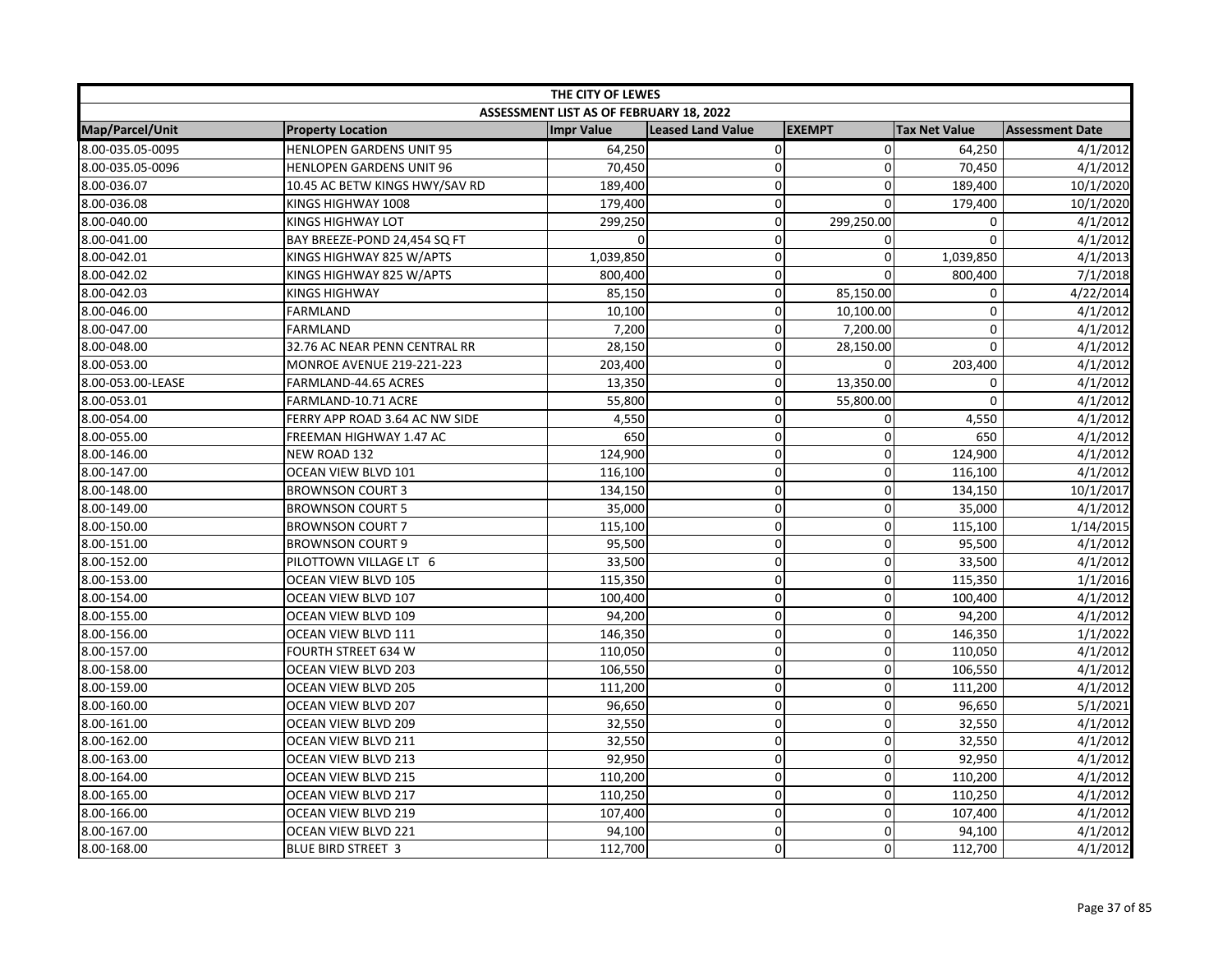| THE CITY OF LEWES | | | | | | |
|---|---|---|---|---|---|---|
| ASSESSMENT LIST AS OF FEBRUARY 18, 2022 | | | | | | |
| Map/Parcel/Unit | Property Location | Impr Value | Leased Land Value | EXEMPT | Tax Net Value | Assessment Date |
| 8.00-035.05-0095 | HENLOPEN GARDENS UNIT 95 | 64,250 | 0 | 0 | 64,250 | 4/1/2012 |
| 8.00-035.05-0096 | HENLOPEN GARDENS UNIT 96 | 70,450 | 0 | 0 | 70,450 | 4/1/2012 |
| 8.00-036.07 | 10.45 AC BETW KINGS HWY/SAV RD | 189,400 | 0 | 0 | 189,400 | 10/1/2020 |
| 8.00-036.08 | KINGS HIGHWAY 1008 | 179,400 | 0 | 0 | 179,400 | 10/1/2020 |
| 8.00-040.00 | KINGS HIGHWAY LOT | 299,250 | 0 | 299,250.00 | 0 | 4/1/2012 |
| 8.00-041.00 | BAY BREEZE-POND 24,454 SQ FT | 0 | 0 | 0 | 0 | 4/1/2012 |
| 8.00-042.01 | KINGS HIGHWAY 825 W/APTS | 1,039,850 | 0 | 0 | 1,039,850 | 4/1/2013 |
| 8.00-042.02 | KINGS HIGHWAY 825 W/APTS | 800,400 | 0 | 0 | 800,400 | 7/1/2018 |
| 8.00-042.03 | KINGS HIGHWAY | 85,150 | 0 | 85,150.00 | 0 | 4/22/2014 |
| 8.00-046.00 | FARMLAND | 10,100 | 0 | 10,100.00 | 0 | 4/1/2012 |
| 8.00-047.00 | FARMLAND | 7,200 | 0 | 7,200.00 | 0 | 4/1/2012 |
| 8.00-048.00 | 32.76 AC NEAR PENN CENTRAL RR | 28,150 | 0 | 28,150.00 | 0 | 4/1/2012 |
| 8.00-053.00 | MONROE AVENUE 219-221-223 | 203,400 | 0 | 0 | 203,400 | 4/1/2012 |
| 8.00-053.00-LEASE | FARMLAND-44.65 ACRES | 13,350 | 0 | 13,350.00 | 0 | 4/1/2012 |
| 8.00-053.01 | FARMLAND-10.71 ACRE | 55,800 | 0 | 55,800.00 | 0 | 4/1/2012 |
| 8.00-054.00 | FERRY APP ROAD 3.64 AC NW SIDE | 4,550 | 0 | 0 | 4,550 | 4/1/2012 |
| 8.00-055.00 | FREEMAN HIGHWAY 1.47 AC | 650 | 0 | 0 | 650 | 4/1/2012 |
| 8.00-146.00 | NEW ROAD 132 | 124,900 | 0 | 0 | 124,900 | 4/1/2012 |
| 8.00-147.00 | OCEAN VIEW BLVD 101 | 116,100 | 0 | 0 | 116,100 | 4/1/2012 |
| 8.00-148.00 | BROWNSON COURT 3 | 134,150 | 0 | 0 | 134,150 | 10/1/2017 |
| 8.00-149.00 | BROWNSON COURT 5 | 35,000 | 0 | 0 | 35,000 | 4/1/2012 |
| 8.00-150.00 | BROWNSON COURT 7 | 115,100 | 0 | 0 | 115,100 | 1/14/2015 |
| 8.00-151.00 | BROWNSON COURT 9 | 95,500 | 0 | 0 | 95,500 | 4/1/2012 |
| 8.00-152.00 | PILOTTOWN VILLAGE LT 6 | 33,500 | 0 | 0 | 33,500 | 4/1/2012 |
| 8.00-153.00 | OCEAN VIEW BLVD 105 | 115,350 | 0 | 0 | 115,350 | 1/1/2016 |
| 8.00-154.00 | OCEAN VIEW BLVD 107 | 100,400 | 0 | 0 | 100,400 | 4/1/2012 |
| 8.00-155.00 | OCEAN VIEW BLVD 109 | 94,200 | 0 | 0 | 94,200 | 4/1/2012 |
| 8.00-156.00 | OCEAN VIEW BLVD 111 | 146,350 | 0 | 0 | 146,350 | 1/1/2022 |
| 8.00-157.00 | FOURTH STREET 634 W | 110,050 | 0 | 0 | 110,050 | 4/1/2012 |
| 8.00-158.00 | OCEAN VIEW BLVD 203 | 106,550 | 0 | 0 | 106,550 | 4/1/2012 |
| 8.00-159.00 | OCEAN VIEW BLVD 205 | 111,200 | 0 | 0 | 111,200 | 4/1/2012 |
| 8.00-160.00 | OCEAN VIEW BLVD 207 | 96,650 | 0 | 0 | 96,650 | 5/1/2021 |
| 8.00-161.00 | OCEAN VIEW BLVD 209 | 32,550 | 0 | 0 | 32,550 | 4/1/2012 |
| 8.00-162.00 | OCEAN VIEW BLVD 211 | 32,550 | 0 | 0 | 32,550 | 4/1/2012 |
| 8.00-163.00 | OCEAN VIEW BLVD 213 | 92,950 | 0 | 0 | 92,950 | 4/1/2012 |
| 8.00-164.00 | OCEAN VIEW BLVD 215 | 110,200 | 0 | 0 | 110,200 | 4/1/2012 |
| 8.00-165.00 | OCEAN VIEW BLVD 217 | 110,250 | 0 | 0 | 110,250 | 4/1/2012 |
| 8.00-166.00 | OCEAN VIEW BLVD 219 | 107,400 | 0 | 0 | 107,400 | 4/1/2012 |
| 8.00-167.00 | OCEAN VIEW BLVD 221 | 94,100 | 0 | 0 | 94,100 | 4/1/2012 |
| 8.00-168.00 | BLUE BIRD STREET 3 | 112,700 | 0 | 0 | 112,700 | 4/1/2012 |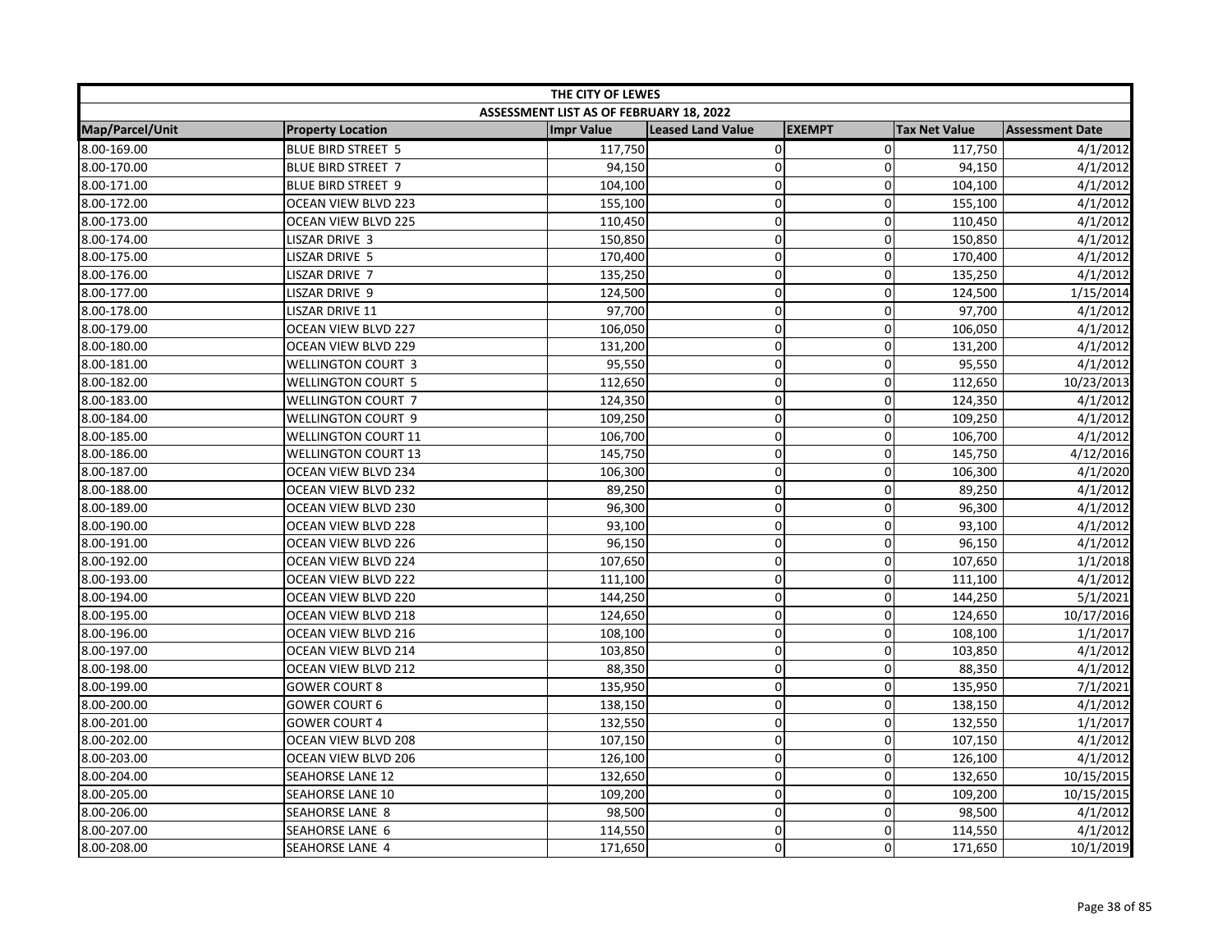| THE CITY OF LEWES | | | | | | |
|---|---|---|---|---|---|---|
| ASSESSMENT LIST AS OF FEBRUARY 18, 2022 | | | | | | |
| Map/Parcel/Unit | Property Location | Impr Value | Leased Land Value | EXEMPT | Tax Net Value | Assessment Date |
| 8.00-169.00 | BLUE BIRD STREET 5 | 117,750 | 0 | 0 | 117,750 | 4/1/2012 |
| 8.00-170.00 | BLUE BIRD STREET 7 | 94,150 | 0 | 0 | 94,150 | 4/1/2012 |
| 8.00-171.00 | BLUE BIRD STREET 9 | 104,100 | 0 | 0 | 104,100 | 4/1/2012 |
| 8.00-172.00 | OCEAN VIEW BLVD 223 | 155,100 | 0 | 0 | 155,100 | 4/1/2012 |
| 8.00-173.00 | OCEAN VIEW BLVD 225 | 110,450 | 0 | 0 | 110,450 | 4/1/2012 |
| 8.00-174.00 | LISZAR DRIVE 3 | 150,850 | 0 | 0 | 150,850 | 4/1/2012 |
| 8.00-175.00 | LISZAR DRIVE 5 | 170,400 | 0 | 0 | 170,400 | 4/1/2012 |
| 8.00-176.00 | LISZAR DRIVE 7 | 135,250 | 0 | 0 | 135,250 | 4/1/2012 |
| 8.00-177.00 | LISZAR DRIVE 9 | 124,500 | 0 | 0 | 124,500 | 1/15/2014 |
| 8.00-178.00 | LISZAR DRIVE 11 | 97,700 | 0 | 0 | 97,700 | 4/1/2012 |
| 8.00-179.00 | OCEAN VIEW BLVD 227 | 106,050 | 0 | 0 | 106,050 | 4/1/2012 |
| 8.00-180.00 | OCEAN VIEW BLVD 229 | 131,200 | 0 | 0 | 131,200 | 4/1/2012 |
| 8.00-181.00 | WELLINGTON COURT 3 | 95,550 | 0 | 0 | 95,550 | 4/1/2012 |
| 8.00-182.00 | WELLINGTON COURT 5 | 112,650 | 0 | 0 | 112,650 | 10/23/2013 |
| 8.00-183.00 | WELLINGTON COURT 7 | 124,350 | 0 | 0 | 124,350 | 4/1/2012 |
| 8.00-184.00 | WELLINGTON COURT 9 | 109,250 | 0 | 0 | 109,250 | 4/1/2012 |
| 8.00-185.00 | WELLINGTON COURT 11 | 106,700 | 0 | 0 | 106,700 | 4/1/2012 |
| 8.00-186.00 | WELLINGTON COURT 13 | 145,750 | 0 | 0 | 145,750 | 4/12/2016 |
| 8.00-187.00 | OCEAN VIEW BLVD 234 | 106,300 | 0 | 0 | 106,300 | 4/1/2020 |
| 8.00-188.00 | OCEAN VIEW BLVD 232 | 89,250 | 0 | 0 | 89,250 | 4/1/2012 |
| 8.00-189.00 | OCEAN VIEW BLVD 230 | 96,300 | 0 | 0 | 96,300 | 4/1/2012 |
| 8.00-190.00 | OCEAN VIEW BLVD 228 | 93,100 | 0 | 0 | 93,100 | 4/1/2012 |
| 8.00-191.00 | OCEAN VIEW BLVD 226 | 96,150 | 0 | 0 | 96,150 | 4/1/2012 |
| 8.00-192.00 | OCEAN VIEW BLVD 224 | 107,650 | 0 | 0 | 107,650 | 1/1/2018 |
| 8.00-193.00 | OCEAN VIEW BLVD 222 | 111,100 | 0 | 0 | 111,100 | 4/1/2012 |
| 8.00-194.00 | OCEAN VIEW BLVD 220 | 144,250 | 0 | 0 | 144,250 | 5/1/2021 |
| 8.00-195.00 | OCEAN VIEW BLVD 218 | 124,650 | 0 | 0 | 124,650 | 10/17/2016 |
| 8.00-196.00 | OCEAN VIEW BLVD 216 | 108,100 | 0 | 0 | 108,100 | 1/1/2017 |
| 8.00-197.00 | OCEAN VIEW BLVD 214 | 103,850 | 0 | 0 | 103,850 | 4/1/2012 |
| 8.00-198.00 | OCEAN VIEW BLVD 212 | 88,350 | 0 | 0 | 88,350 | 4/1/2012 |
| 8.00-199.00 | GOWER COURT 8 | 135,950 | 0 | 0 | 135,950 | 7/1/2021 |
| 8.00-200.00 | GOWER COURT 6 | 138,150 | 0 | 0 | 138,150 | 4/1/2012 |
| 8.00-201.00 | GOWER COURT 4 | 132,550 | 0 | 0 | 132,550 | 1/1/2017 |
| 8.00-202.00 | OCEAN VIEW BLVD 208 | 107,150 | 0 | 0 | 107,150 | 4/1/2012 |
| 8.00-203.00 | OCEAN VIEW BLVD 206 | 126,100 | 0 | 0 | 126,100 | 4/1/2012 |
| 8.00-204.00 | SEAHORSE LANE 12 | 132,650 | 0 | 0 | 132,650 | 10/15/2015 |
| 8.00-205.00 | SEAHORSE LANE 10 | 109,200 | 0 | 0 | 109,200 | 10/15/2015 |
| 8.00-206.00 | SEAHORSE LANE 8 | 98,500 | 0 | 0 | 98,500 | 4/1/2012 |
| 8.00-207.00 | SEAHORSE LANE 6 | 114,550 | 0 | 0 | 114,550 | 4/1/2012 |
| 8.00-208.00 | SEAHORSE LANE 4 | 171,650 | 0 | 0 | 171,650 | 10/1/2019 |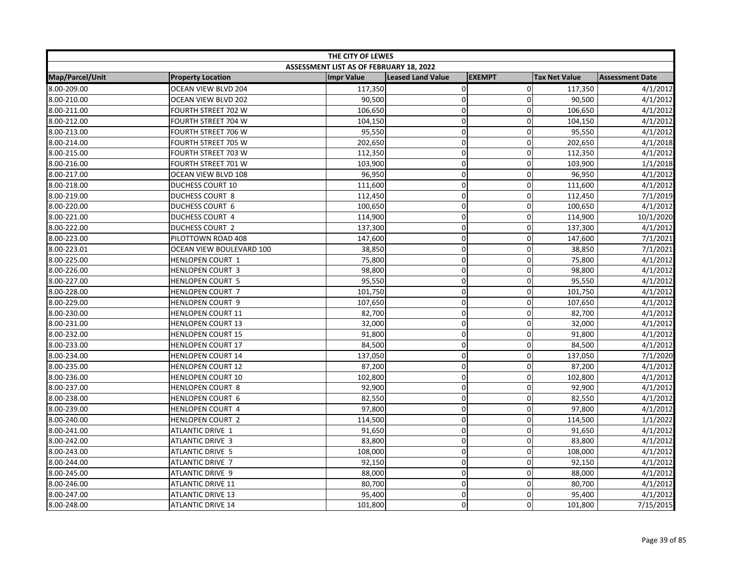| THE CITY OF LEWES | | | | | | |
|---|---|---|---|---|---|---|
| ASSESSMENT LIST AS OF FEBRUARY 18, 2022 | | | | | | |
| Map/Parcel/Unit | Property Location | Impr Value | Leased Land Value | EXEMPT | Tax Net Value | Assessment Date |
| 8.00-209.00 | OCEAN VIEW BLVD 204 | 117,350 | 0 | 0 | 117,350 | 4/1/2012 |
| 8.00-210.00 | OCEAN VIEW BLVD 202 | 90,500 | 0 | 0 | 90,500 | 4/1/2012 |
| 8.00-211.00 | FOURTH STREET 702 W | 106,650 | 0 | 0 | 106,650 | 4/1/2012 |
| 8.00-212.00 | FOURTH STREET 704 W | 104,150 | 0 | 0 | 104,150 | 4/1/2012 |
| 8.00-213.00 | FOURTH STREET 706 W | 95,550 | 0 | 0 | 95,550 | 4/1/2012 |
| 8.00-214.00 | FOURTH STREET 705 W | 202,650 | 0 | 0 | 202,650 | 4/1/2018 |
| 8.00-215.00 | FOURTH STREET 703 W | 112,350 | 0 | 0 | 112,350 | 4/1/2012 |
| 8.00-216.00 | FOURTH STREET 701 W | 103,900 | 0 | 0 | 103,900 | 1/1/2018 |
| 8.00-217.00 | OCEAN VIEW BLVD 108 | 96,950 | 0 | 0 | 96,950 | 4/1/2012 |
| 8.00-218.00 | DUCHESS COURT 10 | 111,600 | 0 | 0 | 111,600 | 4/1/2012 |
| 8.00-219.00 | DUCHESS COURT 8 | 112,450 | 0 | 0 | 112,450 | 7/1/2019 |
| 8.00-220.00 | DUCHESS COURT 6 | 100,650 | 0 | 0 | 100,650 | 4/1/2012 |
| 8.00-221.00 | DUCHESS COURT 4 | 114,900 | 0 | 0 | 114,900 | 10/1/2020 |
| 8.00-222.00 | DUCHESS COURT 2 | 137,300 | 0 | 0 | 137,300 | 4/1/2012 |
| 8.00-223.00 | PILOTTOWN ROAD 408 | 147,600 | 0 | 0 | 147,600 | 7/1/2021 |
| 8.00-223.01 | OCEAN VIEW BOULEVARD 100 | 38,850 | 0 | 0 | 38,850 | 7/1/2021 |
| 8.00-225.00 | HENLOPEN COURT 1 | 75,800 | 0 | 0 | 75,800 | 4/1/2012 |
| 8.00-226.00 | HENLOPEN COURT 3 | 98,800 | 0 | 0 | 98,800 | 4/1/2012 |
| 8.00-227.00 | HENLOPEN COURT 5 | 95,550 | 0 | 0 | 95,550 | 4/1/2012 |
| 8.00-228.00 | HENLOPEN COURT 7 | 101,750 | 0 | 0 | 101,750 | 4/1/2012 |
| 8.00-229.00 | HENLOPEN COURT 9 | 107,650 | 0 | 0 | 107,650 | 4/1/2012 |
| 8.00-230.00 | HENLOPEN COURT 11 | 82,700 | 0 | 0 | 82,700 | 4/1/2012 |
| 8.00-231.00 | HENLOPEN COURT 13 | 32,000 | 0 | 0 | 32,000 | 4/1/2012 |
| 8.00-232.00 | HENLOPEN COURT 15 | 91,800 | 0 | 0 | 91,800 | 4/1/2012 |
| 8.00-233.00 | HENLOPEN COURT 17 | 84,500 | 0 | 0 | 84,500 | 4/1/2012 |
| 8.00-234.00 | HENLOPEN COURT 14 | 137,050 | 0 | 0 | 137,050 | 7/1/2020 |
| 8.00-235.00 | HENLOPEN COURT 12 | 87,200 | 0 | 0 | 87,200 | 4/1/2012 |
| 8.00-236.00 | HENLOPEN COURT 10 | 102,800 | 0 | 0 | 102,800 | 4/1/2012 |
| 8.00-237.00 | HENLOPEN COURT 8 | 92,900 | 0 | 0 | 92,900 | 4/1/2012 |
| 8.00-238.00 | HENLOPEN COURT 6 | 82,550 | 0 | 0 | 82,550 | 4/1/2012 |
| 8.00-239.00 | HENLOPEN COURT 4 | 97,800 | 0 | 0 | 97,800 | 4/1/2012 |
| 8.00-240.00 | HENLOPEN COURT 2 | 114,500 | 0 | 0 | 114,500 | 1/1/2022 |
| 8.00-241.00 | ATLANTIC DRIVE 1 | 91,650 | 0 | 0 | 91,650 | 4/1/2012 |
| 8.00-242.00 | ATLANTIC DRIVE 3 | 83,800 | 0 | 0 | 83,800 | 4/1/2012 |
| 8.00-243.00 | ATLANTIC DRIVE 5 | 108,000 | 0 | 0 | 108,000 | 4/1/2012 |
| 8.00-244.00 | ATLANTIC DRIVE 7 | 92,150 | 0 | 0 | 92,150 | 4/1/2012 |
| 8.00-245.00 | ATLANTIC DRIVE 9 | 88,000 | 0 | 0 | 88,000 | 4/1/2012 |
| 8.00-246.00 | ATLANTIC DRIVE 11 | 80,700 | 0 | 0 | 80,700 | 4/1/2012 |
| 8.00-247.00 | ATLANTIC DRIVE 13 | 95,400 | 0 | 0 | 95,400 | 4/1/2012 |
| 8.00-248.00 | ATLANTIC DRIVE 14 | 101,800 | 0 | 0 | 101,800 | 7/15/2015 |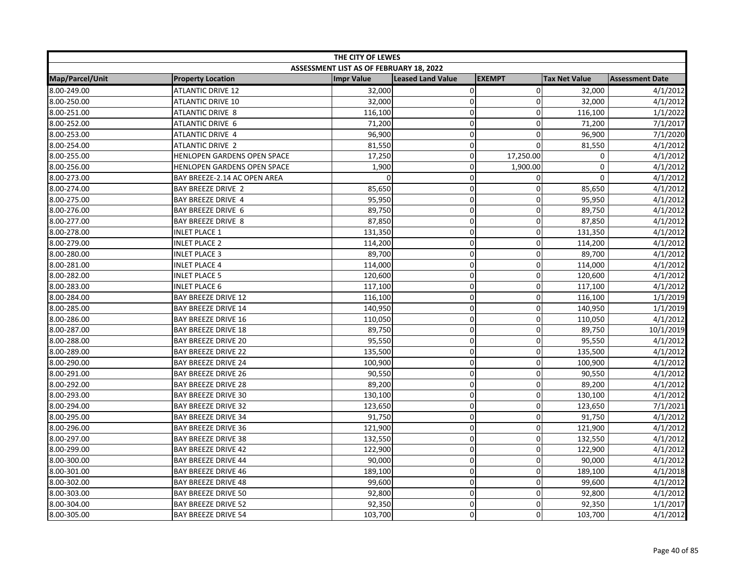| THE CITY OF LEWES | | | | | | |
|---|---|---|---|---|---|---|
| ASSESSMENT LIST AS OF FEBRUARY 18, 2022 | | | | | | |
| Map/Parcel/Unit | Property Location | Impr Value | Leased Land Value | EXEMPT | Tax Net Value | Assessment Date |
| 8.00-249.00 | ATLANTIC DRIVE 12 | 32,000 | 0 | 0 | 32,000 | 4/1/2012 |
| 8.00-250.00 | ATLANTIC DRIVE 10 | 32,000 | 0 | 0 | 32,000 | 4/1/2012 |
| 8.00-251.00 | ATLANTIC DRIVE 8 | 116,100 | 0 | 0 | 116,100 | 1/1/2022 |
| 8.00-252.00 | ATLANTIC DRIVE 6 | 71,200 | 0 | 0 | 71,200 | 7/1/2017 |
| 8.00-253.00 | ATLANTIC DRIVE 4 | 96,900 | 0 | 0 | 96,900 | 7/1/2020 |
| 8.00-254.00 | ATLANTIC DRIVE 2 | 81,550 | 0 | 0 | 81,550 | 4/1/2012 |
| 8.00-255.00 | HENLOPEN GARDENS OPEN SPACE | 17,250 | 0 | 17,250.00 | 0 | 4/1/2012 |
| 8.00-256.00 | HENLOPEN GARDENS OPEN SPACE | 1,900 | 0 | 1,900.00 | 0 | 4/1/2012 |
| 8.00-273.00 | BAY BREEZE-2.14 AC OPEN AREA | 0 | 0 | 0 | 0 | 4/1/2012 |
| 8.00-274.00 | BAY BREEZE DRIVE 2 | 85,650 | 0 | 0 | 85,650 | 4/1/2012 |
| 8.00-275.00 | BAY BREEZE DRIVE 4 | 95,950 | 0 | 0 | 95,950 | 4/1/2012 |
| 8.00-276.00 | BAY BREEZE DRIVE 6 | 89,750 | 0 | 0 | 89,750 | 4/1/2012 |
| 8.00-277.00 | BAY BREEZE DRIVE 8 | 87,850 | 0 | 0 | 87,850 | 4/1/2012 |
| 8.00-278.00 | INLET PLACE 1 | 131,350 | 0 | 0 | 131,350 | 4/1/2012 |
| 8.00-279.00 | INLET PLACE 2 | 114,200 | 0 | 0 | 114,200 | 4/1/2012 |
| 8.00-280.00 | INLET PLACE 3 | 89,700 | 0 | 0 | 89,700 | 4/1/2012 |
| 8.00-281.00 | INLET PLACE 4 | 114,000 | 0 | 0 | 114,000 | 4/1/2012 |
| 8.00-282.00 | INLET PLACE 5 | 120,600 | 0 | 0 | 120,600 | 4/1/2012 |
| 8.00-283.00 | INLET PLACE 6 | 117,100 | 0 | 0 | 117,100 | 4/1/2012 |
| 8.00-284.00 | BAY BREEZE DRIVE 12 | 116,100 | 0 | 0 | 116,100 | 1/1/2019 |
| 8.00-285.00 | BAY BREEZE DRIVE 14 | 140,950 | 0 | 0 | 140,950 | 1/1/2019 |
| 8.00-286.00 | BAY BREEZE DRIVE 16 | 110,050 | 0 | 0 | 110,050 | 4/1/2012 |
| 8.00-287.00 | BAY BREEZE DRIVE 18 | 89,750 | 0 | 0 | 89,750 | 10/1/2019 |
| 8.00-288.00 | BAY BREEZE DRIVE 20 | 95,550 | 0 | 0 | 95,550 | 4/1/2012 |
| 8.00-289.00 | BAY BREEZE DRIVE 22 | 135,500 | 0 | 0 | 135,500 | 4/1/2012 |
| 8.00-290.00 | BAY BREEZE DRIVE 24 | 100,900 | 0 | 0 | 100,900 | 4/1/2012 |
| 8.00-291.00 | BAY BREEZE DRIVE 26 | 90,550 | 0 | 0 | 90,550 | 4/1/2012 |
| 8.00-292.00 | BAY BREEZE DRIVE 28 | 89,200 | 0 | 0 | 89,200 | 4/1/2012 |
| 8.00-293.00 | BAY BREEZE DRIVE 30 | 130,100 | 0 | 0 | 130,100 | 4/1/2012 |
| 8.00-294.00 | BAY BREEZE DRIVE 32 | 123,650 | 0 | 0 | 123,650 | 7/1/2021 |
| 8.00-295.00 | BAY BREEZE DRIVE 34 | 91,750 | 0 | 0 | 91,750 | 4/1/2012 |
| 8.00-296.00 | BAY BREEZE DRIVE 36 | 121,900 | 0 | 0 | 121,900 | 4/1/2012 |
| 8.00-297.00 | BAY BREEZE DRIVE 38 | 132,550 | 0 | 0 | 132,550 | 4/1/2012 |
| 8.00-299.00 | BAY BREEZE DRIVE 42 | 122,900 | 0 | 0 | 122,900 | 4/1/2012 |
| 8.00-300.00 | BAY BREEZE DRIVE 44 | 90,000 | 0 | 0 | 90,000 | 4/1/2012 |
| 8.00-301.00 | BAY BREEZE DRIVE 46 | 189,100 | 0 | 0 | 189,100 | 4/1/2018 |
| 8.00-302.00 | BAY BREEZE DRIVE 48 | 99,600 | 0 | 0 | 99,600 | 4/1/2012 |
| 8.00-303.00 | BAY BREEZE DRIVE 50 | 92,800 | 0 | 0 | 92,800 | 4/1/2012 |
| 8.00-304.00 | BAY BREEZE DRIVE 52 | 92,350 | 0 | 0 | 92,350 | 1/1/2017 |
| 8.00-305.00 | BAY BREEZE DRIVE 54 | 103,700 | 0 | 0 | 103,700 | 4/1/2012 |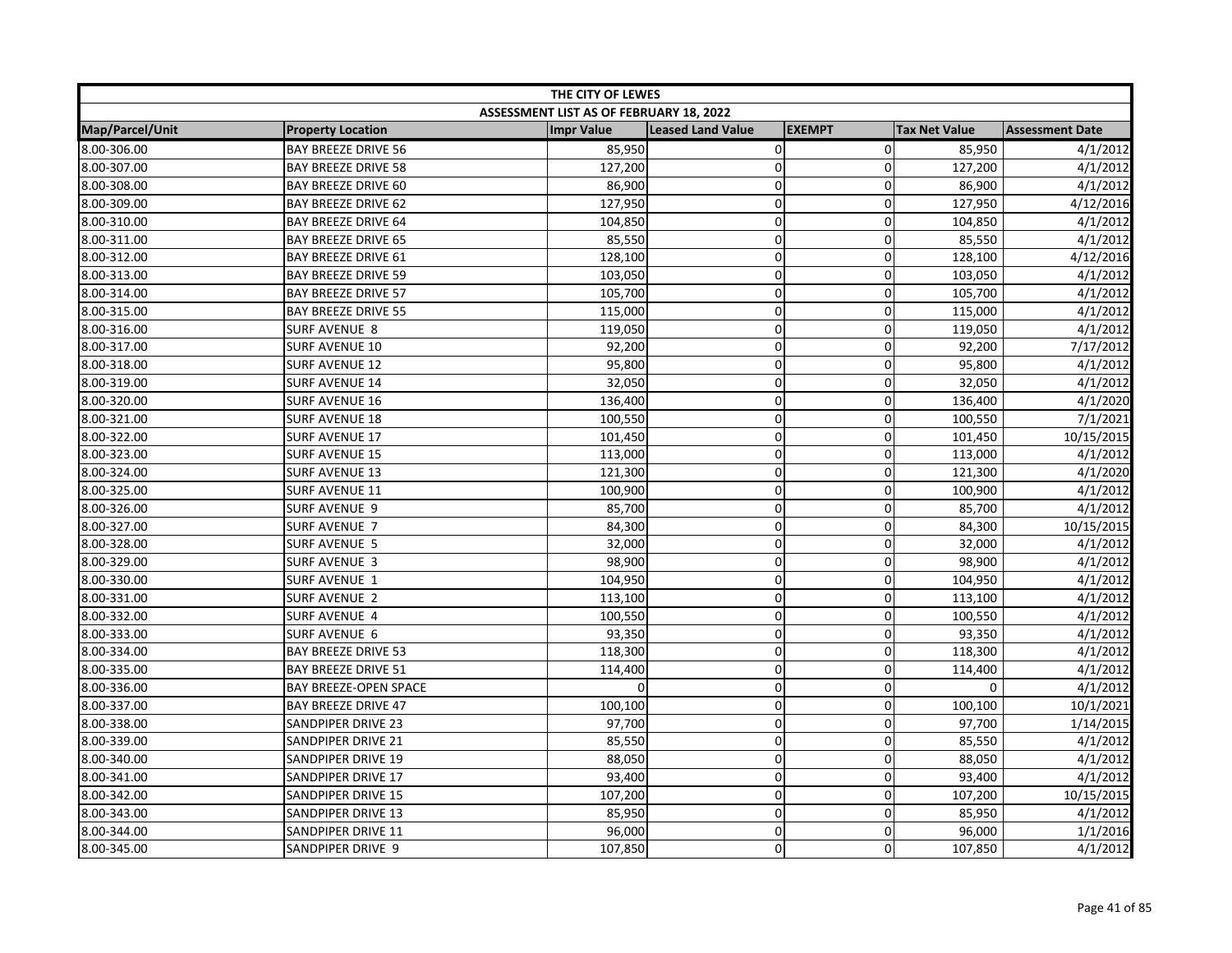| THE CITY OF LEWES | | | | | | |
|---|---|---|---|---|---|---|
| ASSESSMENT LIST AS OF FEBRUARY 18, 2022 | | | | | | |
| Map/Parcel/Unit | Property Location | Impr Value | Leased Land Value | EXEMPT | Tax Net Value | Assessment Date |
| 8.00-306.00 | BAY BREEZE DRIVE 56 | 85,950 | 0 | 0 | 85,950 | 4/1/2012 |
| 8.00-307.00 | BAY BREEZE DRIVE 58 | 127,200 | 0 | 0 | 127,200 | 4/1/2012 |
| 8.00-308.00 | BAY BREEZE DRIVE 60 | 86,900 | 0 | 0 | 86,900 | 4/1/2012 |
| 8.00-309.00 | BAY BREEZE DRIVE 62 | 127,950 | 0 | 0 | 127,950 | 4/12/2016 |
| 8.00-310.00 | BAY BREEZE DRIVE 64 | 104,850 | 0 | 0 | 104,850 | 4/1/2012 |
| 8.00-311.00 | BAY BREEZE DRIVE 65 | 85,550 | 0 | 0 | 85,550 | 4/1/2012 |
| 8.00-312.00 | BAY BREEZE DRIVE 61 | 128,100 | 0 | 0 | 128,100 | 4/12/2016 |
| 8.00-313.00 | BAY BREEZE DRIVE 59 | 103,050 | 0 | 0 | 103,050 | 4/1/2012 |
| 8.00-314.00 | BAY BREEZE DRIVE 57 | 105,700 | 0 | 0 | 105,700 | 4/1/2012 |
| 8.00-315.00 | BAY BREEZE DRIVE 55 | 115,000 | 0 | 0 | 115,000 | 4/1/2012 |
| 8.00-316.00 | SURF AVENUE 8 | 119,050 | 0 | 0 | 119,050 | 4/1/2012 |
| 8.00-317.00 | SURF AVENUE 10 | 92,200 | 0 | 0 | 92,200 | 7/17/2012 |
| 8.00-318.00 | SURF AVENUE 12 | 95,800 | 0 | 0 | 95,800 | 4/1/2012 |
| 8.00-319.00 | SURF AVENUE 14 | 32,050 | 0 | 0 | 32,050 | 4/1/2012 |
| 8.00-320.00 | SURF AVENUE 16 | 136,400 | 0 | 0 | 136,400 | 4/1/2020 |
| 8.00-321.00 | SURF AVENUE 18 | 100,550 | 0 | 0 | 100,550 | 7/1/2021 |
| 8.00-322.00 | SURF AVENUE 17 | 101,450 | 0 | 0 | 101,450 | 10/15/2015 |
| 8.00-323.00 | SURF AVENUE 15 | 113,000 | 0 | 0 | 113,000 | 4/1/2012 |
| 8.00-324.00 | SURF AVENUE 13 | 121,300 | 0 | 0 | 121,300 | 4/1/2020 |
| 8.00-325.00 | SURF AVENUE 11 | 100,900 | 0 | 0 | 100,900 | 4/1/2012 |
| 8.00-326.00 | SURF AVENUE 9 | 85,700 | 0 | 0 | 85,700 | 4/1/2012 |
| 8.00-327.00 | SURF AVENUE 7 | 84,300 | 0 | 0 | 84,300 | 10/15/2015 |
| 8.00-328.00 | SURF AVENUE 5 | 32,000 | 0 | 0 | 32,000 | 4/1/2012 |
| 8.00-329.00 | SURF AVENUE 3 | 98,900 | 0 | 0 | 98,900 | 4/1/2012 |
| 8.00-330.00 | SURF AVENUE 1 | 104,950 | 0 | 0 | 104,950 | 4/1/2012 |
| 8.00-331.00 | SURF AVENUE 2 | 113,100 | 0 | 0 | 113,100 | 4/1/2012 |
| 8.00-332.00 | SURF AVENUE 4 | 100,550 | 0 | 0 | 100,550 | 4/1/2012 |
| 8.00-333.00 | SURF AVENUE 6 | 93,350 | 0 | 0 | 93,350 | 4/1/2012 |
| 8.00-334.00 | BAY BREEZE DRIVE 53 | 118,300 | 0 | 0 | 118,300 | 4/1/2012 |
| 8.00-335.00 | BAY BREEZE DRIVE 51 | 114,400 | 0 | 0 | 114,400 | 4/1/2012 |
| 8.00-336.00 | BAY BREEZE-OPEN SPACE | 0 | 0 | 0 | 0 | 4/1/2012 |
| 8.00-337.00 | BAY BREEZE DRIVE 47 | 100,100 | 0 | 0 | 100,100 | 10/1/2021 |
| 8.00-338.00 | SANDPIPER DRIVE 23 | 97,700 | 0 | 0 | 97,700 | 1/14/2015 |
| 8.00-339.00 | SANDPIPER DRIVE 21 | 85,550 | 0 | 0 | 85,550 | 4/1/2012 |
| 8.00-340.00 | SANDPIPER DRIVE 19 | 88,050 | 0 | 0 | 88,050 | 4/1/2012 |
| 8.00-341.00 | SANDPIPER DRIVE 17 | 93,400 | 0 | 0 | 93,400 | 4/1/2012 |
| 8.00-342.00 | SANDPIPER DRIVE 15 | 107,200 | 0 | 0 | 107,200 | 10/15/2015 |
| 8.00-343.00 | SANDPIPER DRIVE 13 | 85,950 | 0 | 0 | 85,950 | 4/1/2012 |
| 8.00-344.00 | SANDPIPER DRIVE 11 | 96,000 | 0 | 0 | 96,000 | 1/1/2016 |
| 8.00-345.00 | SANDPIPER DRIVE 9 | 107,850 | 0 | 0 | 107,850 | 4/1/2012 |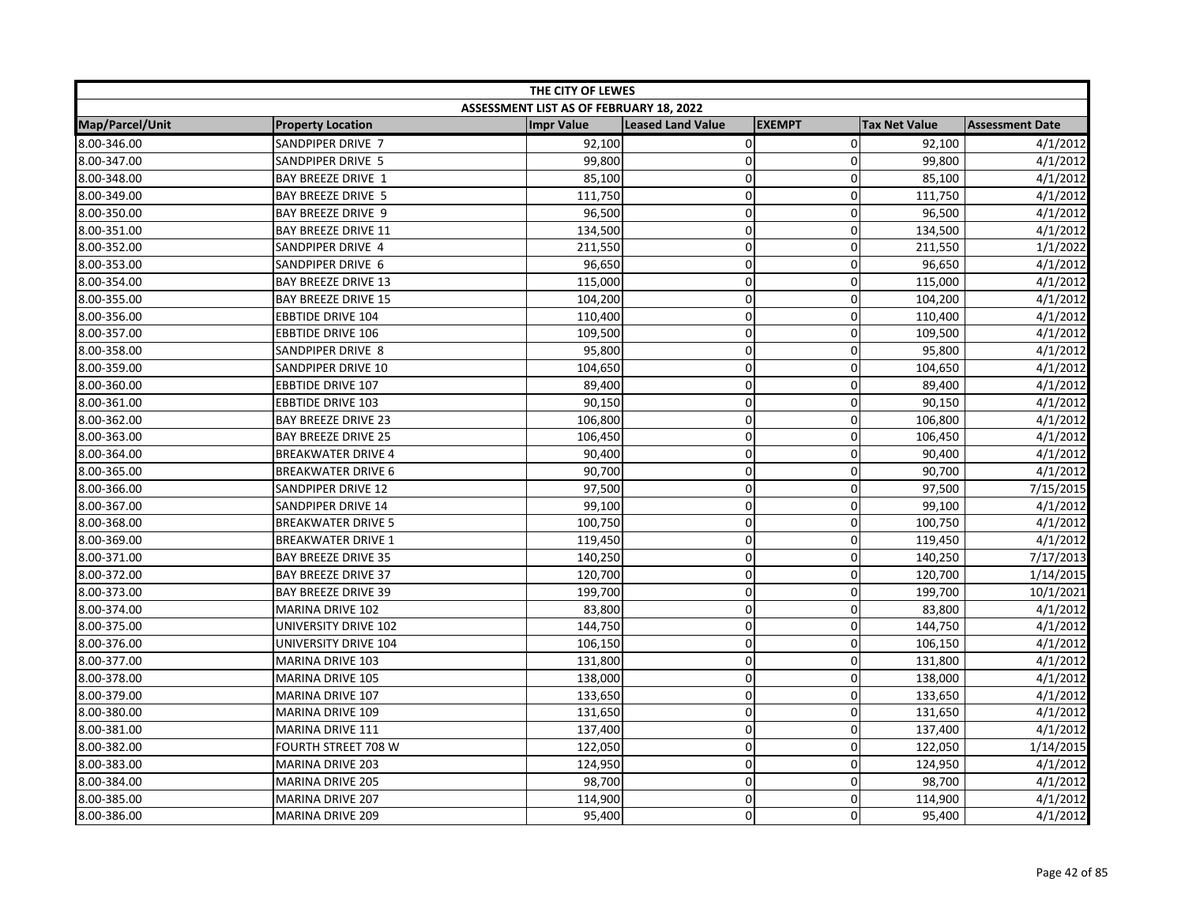| THE CITY OF LEWES | | | | | | |
|---|---|---|---|---|---|---|
| ASSESSMENT LIST AS OF FEBRUARY 18, 2022 | | | | | | |
| Map/Parcel/Unit | Property Location | Impr Value | Leased Land Value | EXEMPT | Tax Net Value | Assessment Date |
| 8.00-346.00 | SANDPIPER DRIVE 7 | 92,100 | 0 | 0 | 92,100 | 4/1/2012 |
| 8.00-347.00 | SANDPIPER DRIVE 5 | 99,800 | 0 | 0 | 99,800 | 4/1/2012 |
| 8.00-348.00 | BAY BREEZE DRIVE 1 | 85,100 | 0 | 0 | 85,100 | 4/1/2012 |
| 8.00-349.00 | BAY BREEZE DRIVE 5 | 111,750 | 0 | 0 | 111,750 | 4/1/2012 |
| 8.00-350.00 | BAY BREEZE DRIVE 9 | 96,500 | 0 | 0 | 96,500 | 4/1/2012 |
| 8.00-351.00 | BAY BREEZE DRIVE 11 | 134,500 | 0 | 0 | 134,500 | 4/1/2012 |
| 8.00-352.00 | SANDPIPER DRIVE 4 | 211,550 | 0 | 0 | 211,550 | 1/1/2022 |
| 8.00-353.00 | SANDPIPER DRIVE 6 | 96,650 | 0 | 0 | 96,650 | 4/1/2012 |
| 8.00-354.00 | BAY BREEZE DRIVE 13 | 115,000 | 0 | 0 | 115,000 | 4/1/2012 |
| 8.00-355.00 | BAY BREEZE DRIVE 15 | 104,200 | 0 | 0 | 104,200 | 4/1/2012 |
| 8.00-356.00 | EBBTIDE DRIVE 104 | 110,400 | 0 | 0 | 110,400 | 4/1/2012 |
| 8.00-357.00 | EBBTIDE DRIVE 106 | 109,500 | 0 | 0 | 109,500 | 4/1/2012 |
| 8.00-358.00 | SANDPIPER DRIVE 8 | 95,800 | 0 | 0 | 95,800 | 4/1/2012 |
| 8.00-359.00 | SANDPIPER DRIVE 10 | 104,650 | 0 | 0 | 104,650 | 4/1/2012 |
| 8.00-360.00 | EBBTIDE DRIVE 107 | 89,400 | 0 | 0 | 89,400 | 4/1/2012 |
| 8.00-361.00 | EBBTIDE DRIVE 103 | 90,150 | 0 | 0 | 90,150 | 4/1/2012 |
| 8.00-362.00 | BAY BREEZE DRIVE 23 | 106,800 | 0 | 0 | 106,800 | 4/1/2012 |
| 8.00-363.00 | BAY BREEZE DRIVE 25 | 106,450 | 0 | 0 | 106,450 | 4/1/2012 |
| 8.00-364.00 | BREAKWATER DRIVE 4 | 90,400 | 0 | 0 | 90,400 | 4/1/2012 |
| 8.00-365.00 | BREAKWATER DRIVE 6 | 90,700 | 0 | 0 | 90,700 | 4/1/2012 |
| 8.00-366.00 | SANDPIPER DRIVE 12 | 97,500 | 0 | 0 | 97,500 | 7/15/2015 |
| 8.00-367.00 | SANDPIPER DRIVE 14 | 99,100 | 0 | 0 | 99,100 | 4/1/2012 |
| 8.00-368.00 | BREAKWATER DRIVE 5 | 100,750 | 0 | 0 | 100,750 | 4/1/2012 |
| 8.00-369.00 | BREAKWATER DRIVE 1 | 119,450 | 0 | 0 | 119,450 | 4/1/2012 |
| 8.00-371.00 | BAY BREEZE DRIVE 35 | 140,250 | 0 | 0 | 140,250 | 7/17/2013 |
| 8.00-372.00 | BAY BREEZE DRIVE 37 | 120,700 | 0 | 0 | 120,700 | 1/14/2015 |
| 8.00-373.00 | BAY BREEZE DRIVE 39 | 199,700 | 0 | 0 | 199,700 | 10/1/2021 |
| 8.00-374.00 | MARINA DRIVE 102 | 83,800 | 0 | 0 | 83,800 | 4/1/2012 |
| 8.00-375.00 | UNIVERSITY DRIVE 102 | 144,750 | 0 | 0 | 144,750 | 4/1/2012 |
| 8.00-376.00 | UNIVERSITY DRIVE 104 | 106,150 | 0 | 0 | 106,150 | 4/1/2012 |
| 8.00-377.00 | MARINA DRIVE 103 | 131,800 | 0 | 0 | 131,800 | 4/1/2012 |
| 8.00-378.00 | MARINA DRIVE 105 | 138,000 | 0 | 0 | 138,000 | 4/1/2012 |
| 8.00-379.00 | MARINA DRIVE 107 | 133,650 | 0 | 0 | 133,650 | 4/1/2012 |
| 8.00-380.00 | MARINA DRIVE 109 | 131,650 | 0 | 0 | 131,650 | 4/1/2012 |
| 8.00-381.00 | MARINA DRIVE 111 | 137,400 | 0 | 0 | 137,400 | 4/1/2012 |
| 8.00-382.00 | FOURTH STREET 708 W | 122,050 | 0 | 0 | 122,050 | 1/14/2015 |
| 8.00-383.00 | MARINA DRIVE 203 | 124,950 | 0 | 0 | 124,950 | 4/1/2012 |
| 8.00-384.00 | MARINA DRIVE 205 | 98,700 | 0 | 0 | 98,700 | 4/1/2012 |
| 8.00-385.00 | MARINA DRIVE 207 | 114,900 | 0 | 0 | 114,900 | 4/1/2012 |
| 8.00-386.00 | MARINA DRIVE 209 | 95,400 | 0 | 0 | 95,400 | 4/1/2012 |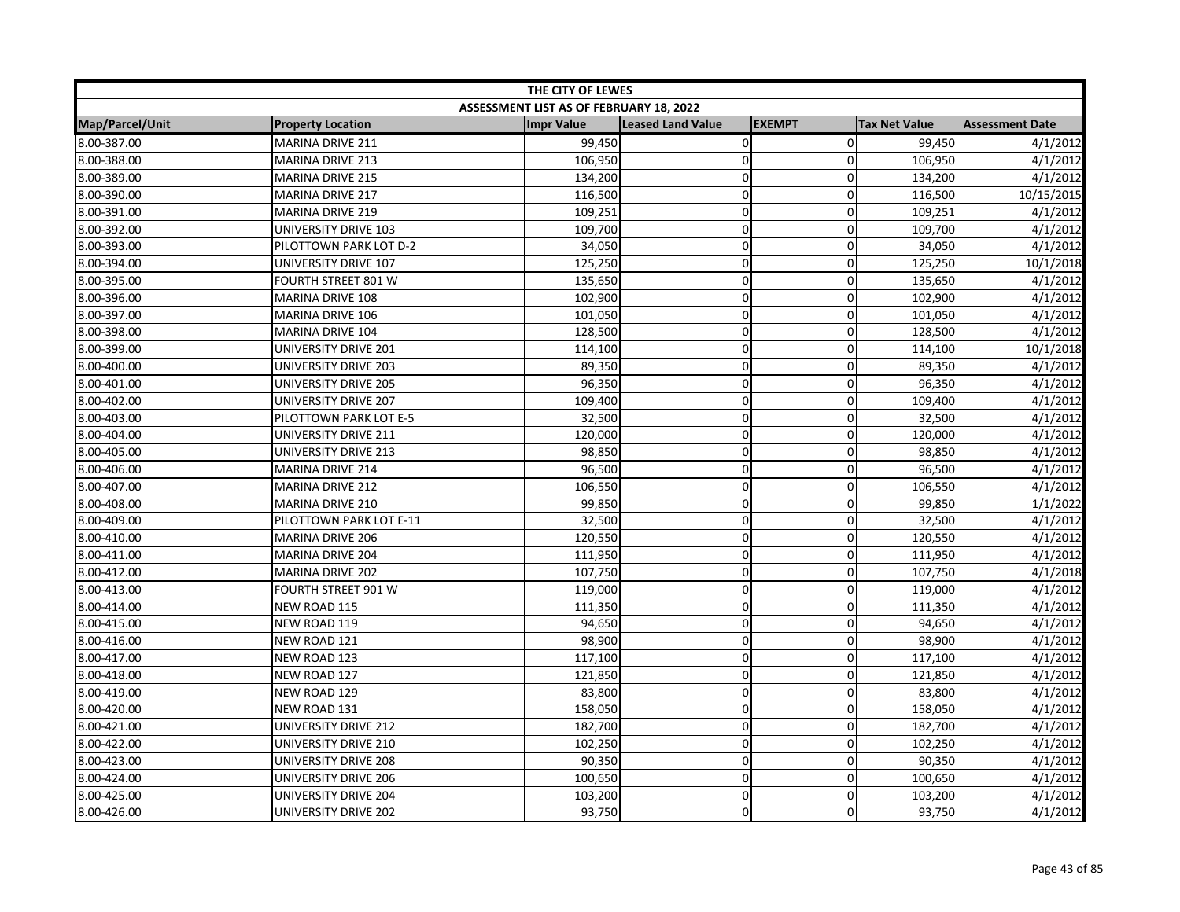| THE CITY OF LEWES | | | | | | |
|---|---|---|---|---|---|---|
| ASSESSMENT LIST AS OF FEBRUARY 18, 2022 | | | | | | |
| Map/Parcel/Unit | Property Location | Impr Value | Leased Land Value | EXEMPT | Tax Net Value | Assessment Date |
| 8.00-387.00 | MARINA DRIVE 211 | 99,450 | 0 | 0 | 99,450 | 4/1/2012 |
| 8.00-388.00 | MARINA DRIVE 213 | 106,950 | 0 | 0 | 106,950 | 4/1/2012 |
| 8.00-389.00 | MARINA DRIVE 215 | 134,200 | 0 | 0 | 134,200 | 4/1/2012 |
| 8.00-390.00 | MARINA DRIVE 217 | 116,500 | 0 | 0 | 116,500 | 10/15/2015 |
| 8.00-391.00 | MARINA DRIVE 219 | 109,251 | 0 | 0 | 109,251 | 4/1/2012 |
| 8.00-392.00 | UNIVERSITY DRIVE 103 | 109,700 | 0 | 0 | 109,700 | 4/1/2012 |
| 8.00-393.00 | PILOTTOWN PARK LOT D-2 | 34,050 | 0 | 0 | 34,050 | 4/1/2012 |
| 8.00-394.00 | UNIVERSITY DRIVE 107 | 125,250 | 0 | 0 | 125,250 | 10/1/2018 |
| 8.00-395.00 | FOURTH STREET 801 W | 135,650 | 0 | 0 | 135,650 | 4/1/2012 |
| 8.00-396.00 | MARINA DRIVE 108 | 102,900 | 0 | 0 | 102,900 | 4/1/2012 |
| 8.00-397.00 | MARINA DRIVE 106 | 101,050 | 0 | 0 | 101,050 | 4/1/2012 |
| 8.00-398.00 | MARINA DRIVE 104 | 128,500 | 0 | 0 | 128,500 | 4/1/2012 |
| 8.00-399.00 | UNIVERSITY DRIVE 201 | 114,100 | 0 | 0 | 114,100 | 10/1/2018 |
| 8.00-400.00 | UNIVERSITY DRIVE 203 | 89,350 | 0 | 0 | 89,350 | 4/1/2012 |
| 8.00-401.00 | UNIVERSITY DRIVE 205 | 96,350 | 0 | 0 | 96,350 | 4/1/2012 |
| 8.00-402.00 | UNIVERSITY DRIVE 207 | 109,400 | 0 | 0 | 109,400 | 4/1/2012 |
| 8.00-403.00 | PILOTTOWN PARK LOT E-5 | 32,500 | 0 | 0 | 32,500 | 4/1/2012 |
| 8.00-404.00 | UNIVERSITY DRIVE 211 | 120,000 | 0 | 0 | 120,000 | 4/1/2012 |
| 8.00-405.00 | UNIVERSITY DRIVE 213 | 98,850 | 0 | 0 | 98,850 | 4/1/2012 |
| 8.00-406.00 | MARINA DRIVE 214 | 96,500 | 0 | 0 | 96,500 | 4/1/2012 |
| 8.00-407.00 | MARINA DRIVE 212 | 106,550 | 0 | 0 | 106,550 | 4/1/2012 |
| 8.00-408.00 | MARINA DRIVE 210 | 99,850 | 0 | 0 | 99,850 | 1/1/2022 |
| 8.00-409.00 | PILOTTOWN PARK LOT E-11 | 32,500 | 0 | 0 | 32,500 | 4/1/2012 |
| 8.00-410.00 | MARINA DRIVE 206 | 120,550 | 0 | 0 | 120,550 | 4/1/2012 |
| 8.00-411.00 | MARINA DRIVE 204 | 111,950 | 0 | 0 | 111,950 | 4/1/2012 |
| 8.00-412.00 | MARINA DRIVE 202 | 107,750 | 0 | 0 | 107,750 | 4/1/2018 |
| 8.00-413.00 | FOURTH STREET 901 W | 119,000 | 0 | 0 | 119,000 | 4/1/2012 |
| 8.00-414.00 | NEW ROAD 115 | 111,350 | 0 | 0 | 111,350 | 4/1/2012 |
| 8.00-415.00 | NEW ROAD 119 | 94,650 | 0 | 0 | 94,650 | 4/1/2012 |
| 8.00-416.00 | NEW ROAD 121 | 98,900 | 0 | 0 | 98,900 | 4/1/2012 |
| 8.00-417.00 | NEW ROAD 123 | 117,100 | 0 | 0 | 117,100 | 4/1/2012 |
| 8.00-418.00 | NEW ROAD 127 | 121,850 | 0 | 0 | 121,850 | 4/1/2012 |
| 8.00-419.00 | NEW ROAD 129 | 83,800 | 0 | 0 | 83,800 | 4/1/2012 |
| 8.00-420.00 | NEW ROAD 131 | 158,050 | 0 | 0 | 158,050 | 4/1/2012 |
| 8.00-421.00 | UNIVERSITY DRIVE 212 | 182,700 | 0 | 0 | 182,700 | 4/1/2012 |
| 8.00-422.00 | UNIVERSITY DRIVE 210 | 102,250 | 0 | 0 | 102,250 | 4/1/2012 |
| 8.00-423.00 | UNIVERSITY DRIVE 208 | 90,350 | 0 | 0 | 90,350 | 4/1/2012 |
| 8.00-424.00 | UNIVERSITY DRIVE 206 | 100,650 | 0 | 0 | 100,650 | 4/1/2012 |
| 8.00-425.00 | UNIVERSITY DRIVE 204 | 103,200 | 0 | 0 | 103,200 | 4/1/2012 |
| 8.00-426.00 | UNIVERSITY DRIVE 202 | 93,750 | 0 | 0 | 93,750 | 4/1/2012 |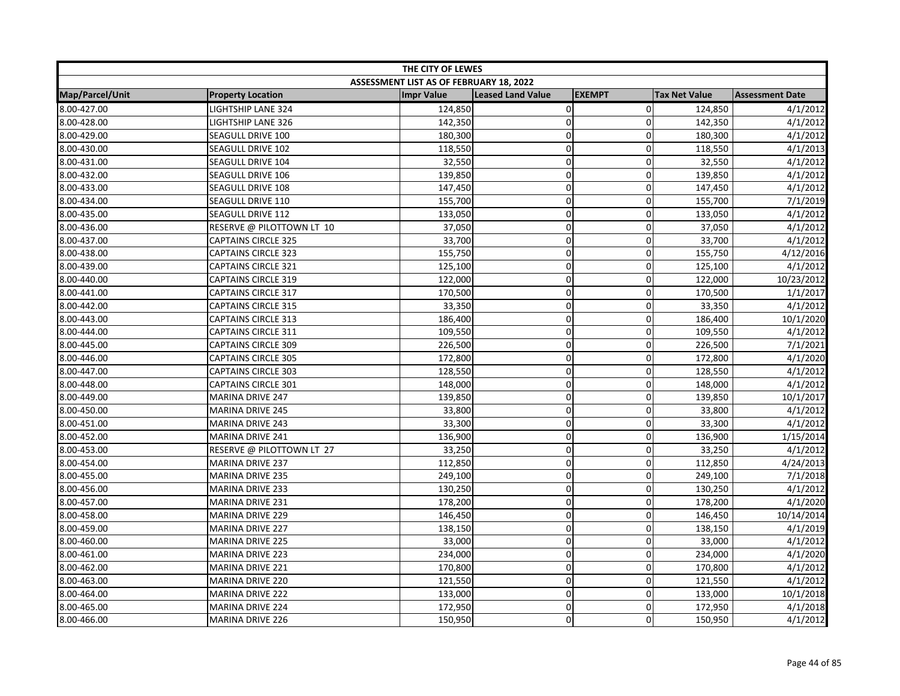| THE CITY OF LEWES | | | | | | |
|---|---|---|---|---|---|---|
| ASSESSMENT LIST AS OF FEBRUARY 18, 2022 | | | | | | |
| Map/Parcel/Unit | Property Location | Impr Value | Leased Land Value | EXEMPT | Tax Net Value | Assessment Date |
| 8.00-427.00 | LIGHTSHIP LANE 324 | 124,850 | 0 | 0 | 124,850 | 4/1/2012 |
| 8.00-428.00 | LIGHTSHIP LANE 326 | 142,350 | 0 | 0 | 142,350 | 4/1/2012 |
| 8.00-429.00 | SEAGULL DRIVE 100 | 180,300 | 0 | 0 | 180,300 | 4/1/2012 |
| 8.00-430.00 | SEAGULL DRIVE 102 | 118,550 | 0 | 0 | 118,550 | 4/1/2013 |
| 8.00-431.00 | SEAGULL DRIVE 104 | 32,550 | 0 | 0 | 32,550 | 4/1/2012 |
| 8.00-432.00 | SEAGULL DRIVE 106 | 139,850 | 0 | 0 | 139,850 | 4/1/2012 |
| 8.00-433.00 | SEAGULL DRIVE 108 | 147,450 | 0 | 0 | 147,450 | 4/1/2012 |
| 8.00-434.00 | SEAGULL DRIVE 110 | 155,700 | 0 | 0 | 155,700 | 7/1/2019 |
| 8.00-435.00 | SEAGULL DRIVE 112 | 133,050 | 0 | 0 | 133,050 | 4/1/2012 |
| 8.00-436.00 | RESERVE @ PILOTTOWN LT 10 | 37,050 | 0 | 0 | 37,050 | 4/1/2012 |
| 8.00-437.00 | CAPTAINS CIRCLE 325 | 33,700 | 0 | 0 | 33,700 | 4/1/2012 |
| 8.00-438.00 | CAPTAINS CIRCLE 323 | 155,750 | 0 | 0 | 155,750 | 4/12/2016 |
| 8.00-439.00 | CAPTAINS CIRCLE 321 | 125,100 | 0 | 0 | 125,100 | 4/1/2012 |
| 8.00-440.00 | CAPTAINS CIRCLE 319 | 122,000 | 0 | 0 | 122,000 | 10/23/2012 |
| 8.00-441.00 | CAPTAINS CIRCLE 317 | 170,500 | 0 | 0 | 170,500 | 1/1/2017 |
| 8.00-442.00 | CAPTAINS CIRCLE 315 | 33,350 | 0 | 0 | 33,350 | 4/1/2012 |
| 8.00-443.00 | CAPTAINS CIRCLE 313 | 186,400 | 0 | 0 | 186,400 | 10/1/2020 |
| 8.00-444.00 | CAPTAINS CIRCLE 311 | 109,550 | 0 | 0 | 109,550 | 4/1/2012 |
| 8.00-445.00 | CAPTAINS CIRCLE 309 | 226,500 | 0 | 0 | 226,500 | 7/1/2021 |
| 8.00-446.00 | CAPTAINS CIRCLE 305 | 172,800 | 0 | 0 | 172,800 | 4/1/2020 |
| 8.00-447.00 | CAPTAINS CIRCLE 303 | 128,550 | 0 | 0 | 128,550 | 4/1/2012 |
| 8.00-448.00 | CAPTAINS CIRCLE 301 | 148,000 | 0 | 0 | 148,000 | 4/1/2012 |
| 8.00-449.00 | MARINA DRIVE 247 | 139,850 | 0 | 0 | 139,850 | 10/1/2017 |
| 8.00-450.00 | MARINA DRIVE 245 | 33,800 | 0 | 0 | 33,800 | 4/1/2012 |
| 8.00-451.00 | MARINA DRIVE 243 | 33,300 | 0 | 0 | 33,300 | 4/1/2012 |
| 8.00-452.00 | MARINA DRIVE 241 | 136,900 | 0 | 0 | 136,900 | 1/15/2014 |
| 8.00-453.00 | RESERVE @ PILOTTOWN LT 27 | 33,250 | 0 | 0 | 33,250 | 4/1/2012 |
| 8.00-454.00 | MARINA DRIVE 237 | 112,850 | 0 | 0 | 112,850 | 4/24/2013 |
| 8.00-455.00 | MARINA DRIVE 235 | 249,100 | 0 | 0 | 249,100 | 7/1/2018 |
| 8.00-456.00 | MARINA DRIVE 233 | 130,250 | 0 | 0 | 130,250 | 4/1/2012 |
| 8.00-457.00 | MARINA DRIVE 231 | 178,200 | 0 | 0 | 178,200 | 4/1/2020 |
| 8.00-458.00 | MARINA DRIVE 229 | 146,450 | 0 | 0 | 146,450 | 10/14/2014 |
| 8.00-459.00 | MARINA DRIVE 227 | 138,150 | 0 | 0 | 138,150 | 4/1/2019 |
| 8.00-460.00 | MARINA DRIVE 225 | 33,000 | 0 | 0 | 33,000 | 4/1/2012 |
| 8.00-461.00 | MARINA DRIVE 223 | 234,000 | 0 | 0 | 234,000 | 4/1/2020 |
| 8.00-462.00 | MARINA DRIVE 221 | 170,800 | 0 | 0 | 170,800 | 4/1/2012 |
| 8.00-463.00 | MARINA DRIVE 220 | 121,550 | 0 | 0 | 121,550 | 4/1/2012 |
| 8.00-464.00 | MARINA DRIVE 222 | 133,000 | 0 | 0 | 133,000 | 10/1/2018 |
| 8.00-465.00 | MARINA DRIVE 224 | 172,950 | 0 | 0 | 172,950 | 4/1/2018 |
| 8.00-466.00 | MARINA DRIVE 226 | 150,950 | 0 | 0 | 150,950 | 4/1/2012 |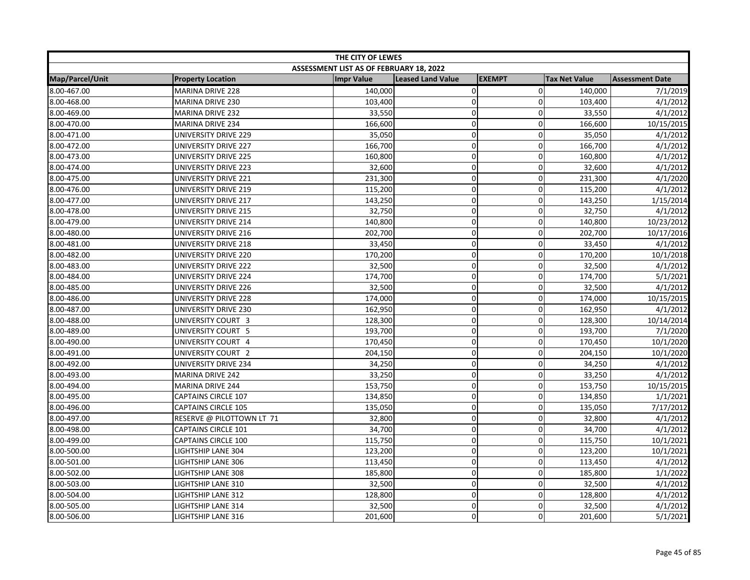| THE CITY OF LEWES | | | | | | |
|---|---|---|---|---|---|---|
| ASSESSMENT LIST AS OF FEBRUARY 18, 2022 | | | | | | |
| Map/Parcel/Unit | Property Location | Impr Value | Leased Land Value | EXEMPT | Tax Net Value | Assessment Date |
| 8.00-467.00 | MARINA DRIVE 228 | 140,000 | 0 | 0 | 140,000 | 7/1/2019 |
| 8.00-468.00 | MARINA DRIVE 230 | 103,400 | 0 | 0 | 103,400 | 4/1/2012 |
| 8.00-469.00 | MARINA DRIVE 232 | 33,550 | 0 | 0 | 33,550 | 4/1/2012 |
| 8.00-470.00 | MARINA DRIVE 234 | 166,600 | 0 | 0 | 166,600 | 10/15/2015 |
| 8.00-471.00 | UNIVERSITY DRIVE 229 | 35,050 | 0 | 0 | 35,050 | 4/1/2012 |
| 8.00-472.00 | UNIVERSITY DRIVE 227 | 166,700 | 0 | 0 | 166,700 | 4/1/2012 |
| 8.00-473.00 | UNIVERSITY DRIVE 225 | 160,800 | 0 | 0 | 160,800 | 4/1/2012 |
| 8.00-474.00 | UNIVERSITY DRIVE 223 | 32,600 | 0 | 0 | 32,600 | 4/1/2012 |
| 8.00-475.00 | UNIVERSITY DRIVE 221 | 231,300 | 0 | 0 | 231,300 | 4/1/2020 |
| 8.00-476.00 | UNIVERSITY DRIVE 219 | 115,200 | 0 | 0 | 115,200 | 4/1/2012 |
| 8.00-477.00 | UNIVERSITY DRIVE 217 | 143,250 | 0 | 0 | 143,250 | 1/15/2014 |
| 8.00-478.00 | UNIVERSITY DRIVE 215 | 32,750 | 0 | 0 | 32,750 | 4/1/2012 |
| 8.00-479.00 | UNIVERSITY DRIVE 214 | 140,800 | 0 | 0 | 140,800 | 10/23/2012 |
| 8.00-480.00 | UNIVERSITY DRIVE 216 | 202,700 | 0 | 0 | 202,700 | 10/17/2016 |
| 8.00-481.00 | UNIVERSITY DRIVE 218 | 33,450 | 0 | 0 | 33,450 | 4/1/2012 |
| 8.00-482.00 | UNIVERSITY DRIVE 220 | 170,200 | 0 | 0 | 170,200 | 10/1/2018 |
| 8.00-483.00 | UNIVERSITY DRIVE 222 | 32,500 | 0 | 0 | 32,500 | 4/1/2012 |
| 8.00-484.00 | UNIVERSITY DRIVE 224 | 174,700 | 0 | 0 | 174,700 | 5/1/2021 |
| 8.00-485.00 | UNIVERSITY DRIVE 226 | 32,500 | 0 | 0 | 32,500 | 4/1/2012 |
| 8.00-486.00 | UNIVERSITY DRIVE 228 | 174,000 | 0 | 0 | 174,000 | 10/15/2015 |
| 8.00-487.00 | UNIVERSITY DRIVE 230 | 162,950 | 0 | 0 | 162,950 | 4/1/2012 |
| 8.00-488.00 | UNIVERSITY COURT 3 | 128,300 | 0 | 0 | 128,300 | 10/14/2014 |
| 8.00-489.00 | UNIVERSITY COURT 5 | 193,700 | 0 | 0 | 193,700 | 7/1/2020 |
| 8.00-490.00 | UNIVERSITY COURT 4 | 170,450 | 0 | 0 | 170,450 | 10/1/2020 |
| 8.00-491.00 | UNIVERSITY COURT 2 | 204,150 | 0 | 0 | 204,150 | 10/1/2020 |
| 8.00-492.00 | UNIVERSITY DRIVE 234 | 34,250 | 0 | 0 | 34,250 | 4/1/2012 |
| 8.00-493.00 | MARINA DRIVE 242 | 33,250 | 0 | 0 | 33,250 | 4/1/2012 |
| 8.00-494.00 | MARINA DRIVE 244 | 153,750 | 0 | 0 | 153,750 | 10/15/2015 |
| 8.00-495.00 | CAPTAINS CIRCLE 107 | 134,850 | 0 | 0 | 134,850 | 1/1/2021 |
| 8.00-496.00 | CAPTAINS CIRCLE 105 | 135,050 | 0 | 0 | 135,050 | 7/17/2012 |
| 8.00-497.00 | RESERVE @ PILOTTOWN LT 71 | 32,800 | 0 | 0 | 32,800 | 4/1/2012 |
| 8.00-498.00 | CAPTAINS CIRCLE 101 | 34,700 | 0 | 0 | 34,700 | 4/1/2012 |
| 8.00-499.00 | CAPTAINS CIRCLE 100 | 115,750 | 0 | 0 | 115,750 | 10/1/2021 |
| 8.00-500.00 | LIGHTSHIP LANE 304 | 123,200 | 0 | 0 | 123,200 | 10/1/2021 |
| 8.00-501.00 | LIGHTSHIP LANE 306 | 113,450 | 0 | 0 | 113,450 | 4/1/2012 |
| 8.00-502.00 | LIGHTSHIP LANE 308 | 185,800 | 0 | 0 | 185,800 | 1/1/2022 |
| 8.00-503.00 | LIGHTSHIP LANE 310 | 32,500 | 0 | 0 | 32,500 | 4/1/2012 |
| 8.00-504.00 | LIGHTSHIP LANE 312 | 128,800 | 0 | 0 | 128,800 | 4/1/2012 |
| 8.00-505.00 | LIGHTSHIP LANE 314 | 32,500 | 0 | 0 | 32,500 | 4/1/2012 |
| 8.00-506.00 | LIGHTSHIP LANE 316 | 201,600 | 0 | 0 | 201,600 | 5/1/2021 |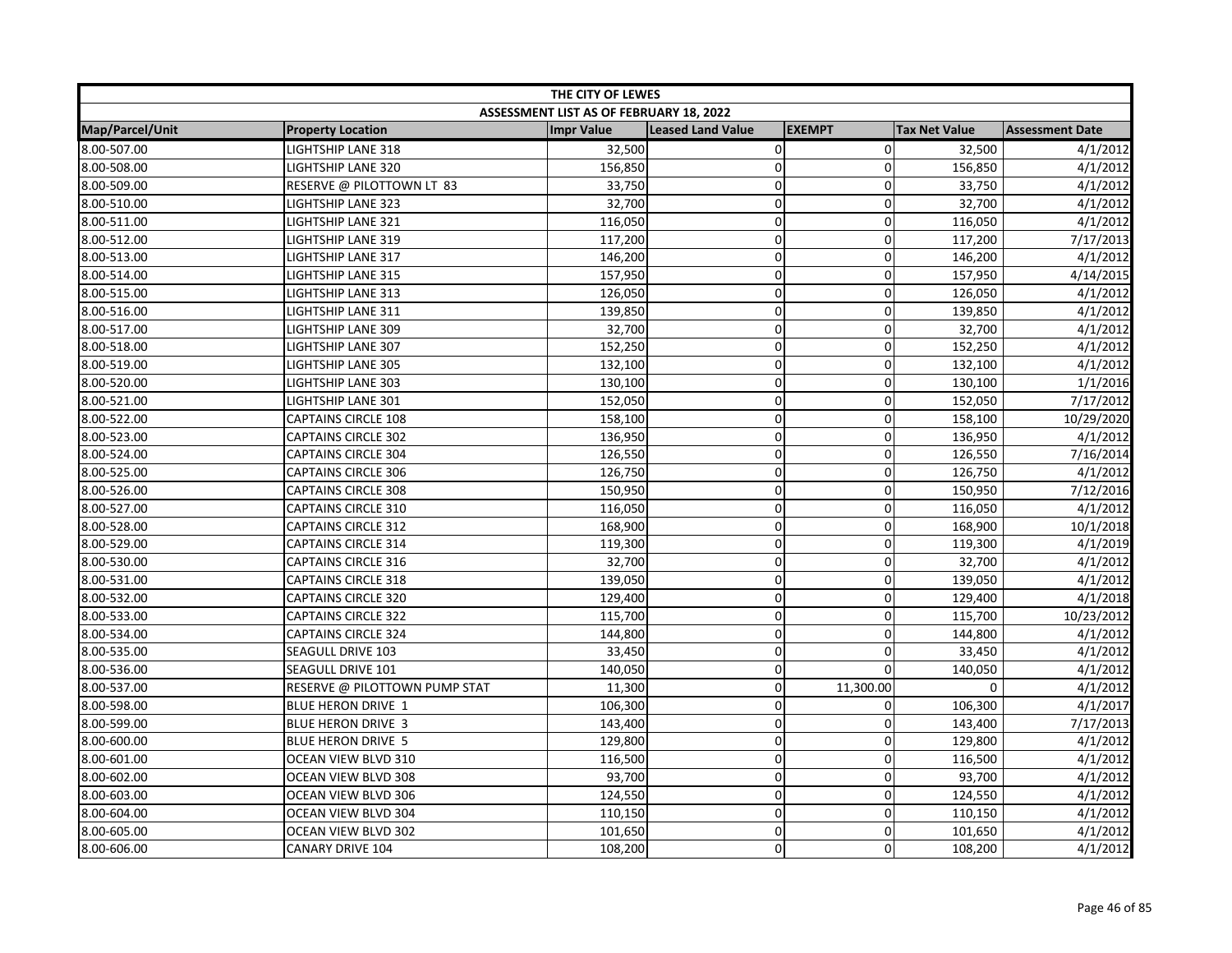| THE CITY OF LEWES | | | | | | |
|---|---|---|---|---|---|---|
| ASSESSMENT LIST AS OF FEBRUARY 18, 2022 | | | | | | |
| Map/Parcel/Unit | Property Location | Impr Value | Leased Land Value | EXEMPT | Tax Net Value | Assessment Date |
| 8.00-507.00 | LIGHTSHIP LANE 318 | 32,500 | 0 | 0 | 32,500 | 4/1/2012 |
| 8.00-508.00 | LIGHTSHIP LANE 320 | 156,850 | 0 | 0 | 156,850 | 4/1/2012 |
| 8.00-509.00 | RESERVE @ PILOTTOWN LT 83 | 33,750 | 0 | 0 | 33,750 | 4/1/2012 |
| 8.00-510.00 | LIGHTSHIP LANE 323 | 32,700 | 0 | 0 | 32,700 | 4/1/2012 |
| 8.00-511.00 | LIGHTSHIP LANE 321 | 116,050 | 0 | 0 | 116,050 | 4/1/2012 |
| 8.00-512.00 | LIGHTSHIP LANE 319 | 117,200 | 0 | 0 | 117,200 | 7/17/2013 |
| 8.00-513.00 | LIGHTSHIP LANE 317 | 146,200 | 0 | 0 | 146,200 | 4/1/2012 |
| 8.00-514.00 | LIGHTSHIP LANE 315 | 157,950 | 0 | 0 | 157,950 | 4/14/2015 |
| 8.00-515.00 | LIGHTSHIP LANE 313 | 126,050 | 0 | 0 | 126,050 | 4/1/2012 |
| 8.00-516.00 | LIGHTSHIP LANE 311 | 139,850 | 0 | 0 | 139,850 | 4/1/2012 |
| 8.00-517.00 | LIGHTSHIP LANE 309 | 32,700 | 0 | 0 | 32,700 | 4/1/2012 |
| 8.00-518.00 | LIGHTSHIP LANE 307 | 152,250 | 0 | 0 | 152,250 | 4/1/2012 |
| 8.00-519.00 | LIGHTSHIP LANE 305 | 132,100 | 0 | 0 | 132,100 | 4/1/2012 |
| 8.00-520.00 | LIGHTSHIP LANE 303 | 130,100 | 0 | 0 | 130,100 | 1/1/2016 |
| 8.00-521.00 | LIGHTSHIP LANE 301 | 152,050 | 0 | 0 | 152,050 | 7/17/2012 |
| 8.00-522.00 | CAPTAINS CIRCLE 108 | 158,100 | 0 | 0 | 158,100 | 10/29/2020 |
| 8.00-523.00 | CAPTAINS CIRCLE 302 | 136,950 | 0 | 0 | 136,950 | 4/1/2012 |
| 8.00-524.00 | CAPTAINS CIRCLE 304 | 126,550 | 0 | 0 | 126,550 | 7/16/2014 |
| 8.00-525.00 | CAPTAINS CIRCLE 306 | 126,750 | 0 | 0 | 126,750 | 4/1/2012 |
| 8.00-526.00 | CAPTAINS CIRCLE 308 | 150,950 | 0 | 0 | 150,950 | 7/12/2016 |
| 8.00-527.00 | CAPTAINS CIRCLE 310 | 116,050 | 0 | 0 | 116,050 | 4/1/2012 |
| 8.00-528.00 | CAPTAINS CIRCLE 312 | 168,900 | 0 | 0 | 168,900 | 10/1/2018 |
| 8.00-529.00 | CAPTAINS CIRCLE 314 | 119,300 | 0 | 0 | 119,300 | 4/1/2019 |
| 8.00-530.00 | CAPTAINS CIRCLE 316 | 32,700 | 0 | 0 | 32,700 | 4/1/2012 |
| 8.00-531.00 | CAPTAINS CIRCLE 318 | 139,050 | 0 | 0 | 139,050 | 4/1/2012 |
| 8.00-532.00 | CAPTAINS CIRCLE 320 | 129,400 | 0 | 0 | 129,400 | 4/1/2018 |
| 8.00-533.00 | CAPTAINS CIRCLE 322 | 115,700 | 0 | 0 | 115,700 | 10/23/2012 |
| 8.00-534.00 | CAPTAINS CIRCLE 324 | 144,800 | 0 | 0 | 144,800 | 4/1/2012 |
| 8.00-535.00 | SEAGULL DRIVE 103 | 33,450 | 0 | 0 | 33,450 | 4/1/2012 |
| 8.00-536.00 | SEAGULL DRIVE 101 | 140,050 | 0 | 0 | 140,050 | 4/1/2012 |
| 8.00-537.00 | RESERVE @ PILOTTOWN PUMP STAT | 11,300 | 0 | 11,300.00 | 0 | 4/1/2012 |
| 8.00-598.00 | BLUE HERON DRIVE 1 | 106,300 | 0 | 0 | 106,300 | 4/1/2017 |
| 8.00-599.00 | BLUE HERON DRIVE 3 | 143,400 | 0 | 0 | 143,400 | 7/17/2013 |
| 8.00-600.00 | BLUE HERON DRIVE 5 | 129,800 | 0 | 0 | 129,800 | 4/1/2012 |
| 8.00-601.00 | OCEAN VIEW BLVD 310 | 116,500 | 0 | 0 | 116,500 | 4/1/2012 |
| 8.00-602.00 | OCEAN VIEW BLVD 308 | 93,700 | 0 | 0 | 93,700 | 4/1/2012 |
| 8.00-603.00 | OCEAN VIEW BLVD 306 | 124,550 | 0 | 0 | 124,550 | 4/1/2012 |
| 8.00-604.00 | OCEAN VIEW BLVD 304 | 110,150 | 0 | 0 | 110,150 | 4/1/2012 |
| 8.00-605.00 | OCEAN VIEW BLVD 302 | 101,650 | 0 | 0 | 101,650 | 4/1/2012 |
| 8.00-606.00 | CANARY DRIVE 104 | 108,200 | 0 | 0 | 108,200 | 4/1/2012 |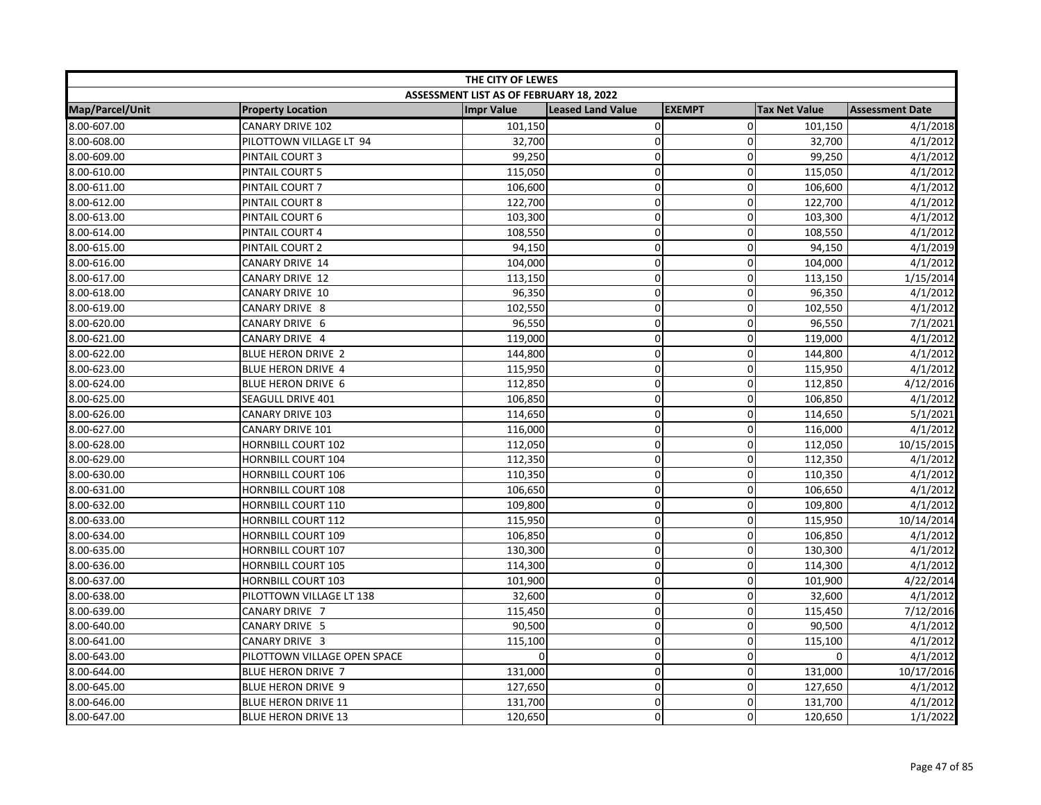| THE CITY OF LEWES | | | | | | |
|---|---|---|---|---|---|---|
| ASSESSMENT LIST AS OF FEBRUARY 18, 2022 | | | | | | |
| Map/Parcel/Unit | Property Location | Impr Value | Leased Land Value | EXEMPT | Tax Net Value | Assessment Date |
| 8.00-607.00 | CANARY DRIVE 102 | 101,150 | 0 | 0 | 101,150 | 4/1/2018 |
| 8.00-608.00 | PILOTTOWN VILLAGE LT 94 | 32,700 | 0 | 0 | 32,700 | 4/1/2012 |
| 8.00-609.00 | PINTAIL COURT 3 | 99,250 | 0 | 0 | 99,250 | 4/1/2012 |
| 8.00-610.00 | PINTAIL COURT 5 | 115,050 | 0 | 0 | 115,050 | 4/1/2012 |
| 8.00-611.00 | PINTAIL COURT 7 | 106,600 | 0 | 0 | 106,600 | 4/1/2012 |
| 8.00-612.00 | PINTAIL COURT 8 | 122,700 | 0 | 0 | 122,700 | 4/1/2012 |
| 8.00-613.00 | PINTAIL COURT 6 | 103,300 | 0 | 0 | 103,300 | 4/1/2012 |
| 8.00-614.00 | PINTAIL COURT 4 | 108,550 | 0 | 0 | 108,550 | 4/1/2012 |
| 8.00-615.00 | PINTAIL COURT 2 | 94,150 | 0 | 0 | 94,150 | 4/1/2019 |
| 8.00-616.00 | CANARY DRIVE 14 | 104,000 | 0 | 0 | 104,000 | 4/1/2012 |
| 8.00-617.00 | CANARY DRIVE 12 | 113,150 | 0 | 0 | 113,150 | 1/15/2014 |
| 8.00-618.00 | CANARY DRIVE 10 | 96,350 | 0 | 0 | 96,350 | 4/1/2012 |
| 8.00-619.00 | CANARY DRIVE 8 | 102,550 | 0 | 0 | 102,550 | 4/1/2012 |
| 8.00-620.00 | CANARY DRIVE 6 | 96,550 | 0 | 0 | 96,550 | 7/1/2021 |
| 8.00-621.00 | CANARY DRIVE 4 | 119,000 | 0 | 0 | 119,000 | 4/1/2012 |
| 8.00-622.00 | BLUE HERON DRIVE 2 | 144,800 | 0 | 0 | 144,800 | 4/1/2012 |
| 8.00-623.00 | BLUE HERON DRIVE 4 | 115,950 | 0 | 0 | 115,950 | 4/1/2012 |
| 8.00-624.00 | BLUE HERON DRIVE 6 | 112,850 | 0 | 0 | 112,850 | 4/12/2016 |
| 8.00-625.00 | SEAGULL DRIVE 401 | 106,850 | 0 | 0 | 106,850 | 4/1/2012 |
| 8.00-626.00 | CANARY DRIVE 103 | 114,650 | 0 | 0 | 114,650 | 5/1/2021 |
| 8.00-627.00 | CANARY DRIVE 101 | 116,000 | 0 | 0 | 116,000 | 4/1/2012 |
| 8.00-628.00 | HORNBILL COURT 102 | 112,050 | 0 | 0 | 112,050 | 10/15/2015 |
| 8.00-629.00 | HORNBILL COURT 104 | 112,350 | 0 | 0 | 112,350 | 4/1/2012 |
| 8.00-630.00 | HORNBILL COURT 106 | 110,350 | 0 | 0 | 110,350 | 4/1/2012 |
| 8.00-631.00 | HORNBILL COURT 108 | 106,650 | 0 | 0 | 106,650 | 4/1/2012 |
| 8.00-632.00 | HORNBILL COURT 110 | 109,800 | 0 | 0 | 109,800 | 4/1/2012 |
| 8.00-633.00 | HORNBILL COURT 112 | 115,950 | 0 | 0 | 115,950 | 10/14/2014 |
| 8.00-634.00 | HORNBILL COURT 109 | 106,850 | 0 | 0 | 106,850 | 4/1/2012 |
| 8.00-635.00 | HORNBILL COURT 107 | 130,300 | 0 | 0 | 130,300 | 4/1/2012 |
| 8.00-636.00 | HORNBILL COURT 105 | 114,300 | 0 | 0 | 114,300 | 4/1/2012 |
| 8.00-637.00 | HORNBILL COURT 103 | 101,900 | 0 | 0 | 101,900 | 4/22/2014 |
| 8.00-638.00 | PILOTTOWN VILLAGE LT 138 | 32,600 | 0 | 0 | 32,600 | 4/1/2012 |
| 8.00-639.00 | CANARY DRIVE 7 | 115,450 | 0 | 0 | 115,450 | 7/12/2016 |
| 8.00-640.00 | CANARY DRIVE 5 | 90,500 | 0 | 0 | 90,500 | 4/1/2012 |
| 8.00-641.00 | CANARY DRIVE 3 | 115,100 | 0 | 0 | 115,100 | 4/1/2012 |
| 8.00-643.00 | PILOTTOWN VILLAGE OPEN SPACE | 0 | 0 | 0 | 0 | 4/1/2012 |
| 8.00-644.00 | BLUE HERON DRIVE 7 | 131,000 | 0 | 0 | 131,000 | 10/17/2016 |
| 8.00-645.00 | BLUE HERON DRIVE 9 | 127,650 | 0 | 0 | 127,650 | 4/1/2012 |
| 8.00-646.00 | BLUE HERON DRIVE 11 | 131,700 | 0 | 0 | 131,700 | 4/1/2012 |
| 8.00-647.00 | BLUE HERON DRIVE 13 | 120,650 | 0 | 0 | 120,650 | 1/1/2022 |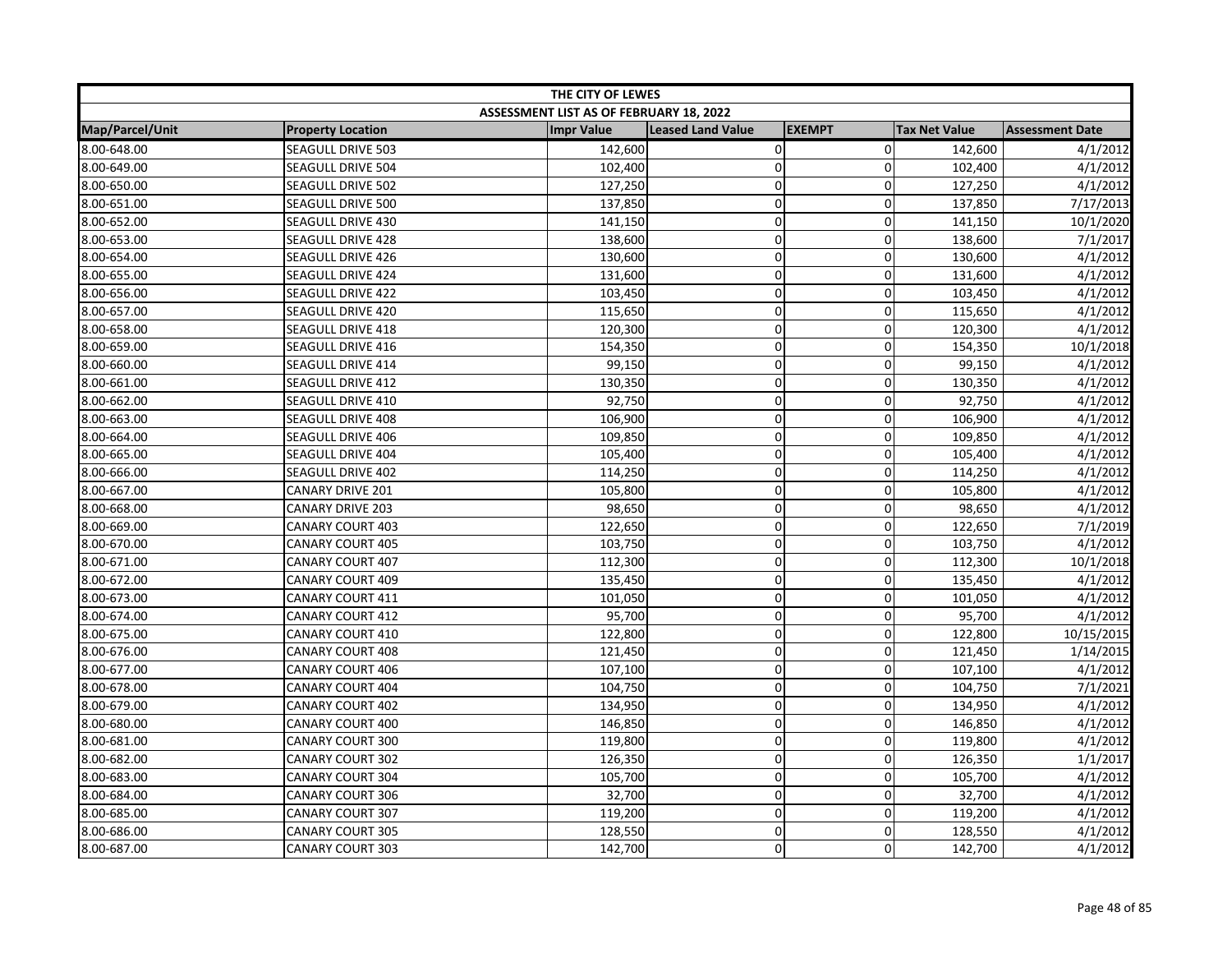| THE CITY OF LEWES | | | | | | |
|---|---|---|---|---|---|---|
| ASSESSMENT LIST AS OF FEBRUARY 18, 2022 | | | | | | |
| Map/Parcel/Unit | Property Location | Impr Value | Leased Land Value | EXEMPT | Tax Net Value | Assessment Date |
| 8.00-648.00 | SEAGULL DRIVE 503 | 142,600 | 0 | 0 | 142,600 | 4/1/2012 |
| 8.00-649.00 | SEAGULL DRIVE 504 | 102,400 | 0 | 0 | 102,400 | 4/1/2012 |
| 8.00-650.00 | SEAGULL DRIVE 502 | 127,250 | 0 | 0 | 127,250 | 4/1/2012 |
| 8.00-651.00 | SEAGULL DRIVE 500 | 137,850 | 0 | 0 | 137,850 | 7/17/2013 |
| 8.00-652.00 | SEAGULL DRIVE 430 | 141,150 | 0 | 0 | 141,150 | 10/1/2020 |
| 8.00-653.00 | SEAGULL DRIVE 428 | 138,600 | 0 | 0 | 138,600 | 7/1/2017 |
| 8.00-654.00 | SEAGULL DRIVE 426 | 130,600 | 0 | 0 | 130,600 | 4/1/2012 |
| 8.00-655.00 | SEAGULL DRIVE 424 | 131,600 | 0 | 0 | 131,600 | 4/1/2012 |
| 8.00-656.00 | SEAGULL DRIVE 422 | 103,450 | 0 | 0 | 103,450 | 4/1/2012 |
| 8.00-657.00 | SEAGULL DRIVE 420 | 115,650 | 0 | 0 | 115,650 | 4/1/2012 |
| 8.00-658.00 | SEAGULL DRIVE 418 | 120,300 | 0 | 0 | 120,300 | 4/1/2012 |
| 8.00-659.00 | SEAGULL DRIVE 416 | 154,350 | 0 | 0 | 154,350 | 10/1/2018 |
| 8.00-660.00 | SEAGULL DRIVE 414 | 99,150 | 0 | 0 | 99,150 | 4/1/2012 |
| 8.00-661.00 | SEAGULL DRIVE 412 | 130,350 | 0 | 0 | 130,350 | 4/1/2012 |
| 8.00-662.00 | SEAGULL DRIVE 410 | 92,750 | 0 | 0 | 92,750 | 4/1/2012 |
| 8.00-663.00 | SEAGULL DRIVE 408 | 106,900 | 0 | 0 | 106,900 | 4/1/2012 |
| 8.00-664.00 | SEAGULL DRIVE 406 | 109,850 | 0 | 0 | 109,850 | 4/1/2012 |
| 8.00-665.00 | SEAGULL DRIVE 404 | 105,400 | 0 | 0 | 105,400 | 4/1/2012 |
| 8.00-666.00 | SEAGULL DRIVE 402 | 114,250 | 0 | 0 | 114,250 | 4/1/2012 |
| 8.00-667.00 | CANARY DRIVE 201 | 105,800 | 0 | 0 | 105,800 | 4/1/2012 |
| 8.00-668.00 | CANARY DRIVE 203 | 98,650 | 0 | 0 | 98,650 | 4/1/2012 |
| 8.00-669.00 | CANARY COURT 403 | 122,650 | 0 | 0 | 122,650 | 7/1/2019 |
| 8.00-670.00 | CANARY COURT 405 | 103,750 | 0 | 0 | 103,750 | 4/1/2012 |
| 8.00-671.00 | CANARY COURT 407 | 112,300 | 0 | 0 | 112,300 | 10/1/2018 |
| 8.00-672.00 | CANARY COURT 409 | 135,450 | 0 | 0 | 135,450 | 4/1/2012 |
| 8.00-673.00 | CANARY COURT 411 | 101,050 | 0 | 0 | 101,050 | 4/1/2012 |
| 8.00-674.00 | CANARY COURT 412 | 95,700 | 0 | 0 | 95,700 | 4/1/2012 |
| 8.00-675.00 | CANARY COURT 410 | 122,800 | 0 | 0 | 122,800 | 10/15/2015 |
| 8.00-676.00 | CANARY COURT 408 | 121,450 | 0 | 0 | 121,450 | 1/14/2015 |
| 8.00-677.00 | CANARY COURT 406 | 107,100 | 0 | 0 | 107,100 | 4/1/2012 |
| 8.00-678.00 | CANARY COURT 404 | 104,750 | 0 | 0 | 104,750 | 7/1/2021 |
| 8.00-679.00 | CANARY COURT 402 | 134,950 | 0 | 0 | 134,950 | 4/1/2012 |
| 8.00-680.00 | CANARY COURT 400 | 146,850 | 0 | 0 | 146,850 | 4/1/2012 |
| 8.00-681.00 | CANARY COURT 300 | 119,800 | 0 | 0 | 119,800 | 4/1/2012 |
| 8.00-682.00 | CANARY COURT 302 | 126,350 | 0 | 0 | 126,350 | 1/1/2017 |
| 8.00-683.00 | CANARY COURT 304 | 105,700 | 0 | 0 | 105,700 | 4/1/2012 |
| 8.00-684.00 | CANARY COURT 306 | 32,700 | 0 | 0 | 32,700 | 4/1/2012 |
| 8.00-685.00 | CANARY COURT 307 | 119,200 | 0 | 0 | 119,200 | 4/1/2012 |
| 8.00-686.00 | CANARY COURT 305 | 128,550 | 0 | 0 | 128,550 | 4/1/2012 |
| 8.00-687.00 | CANARY COURT 303 | 142,700 | 0 | 0 | 142,700 | 4/1/2012 |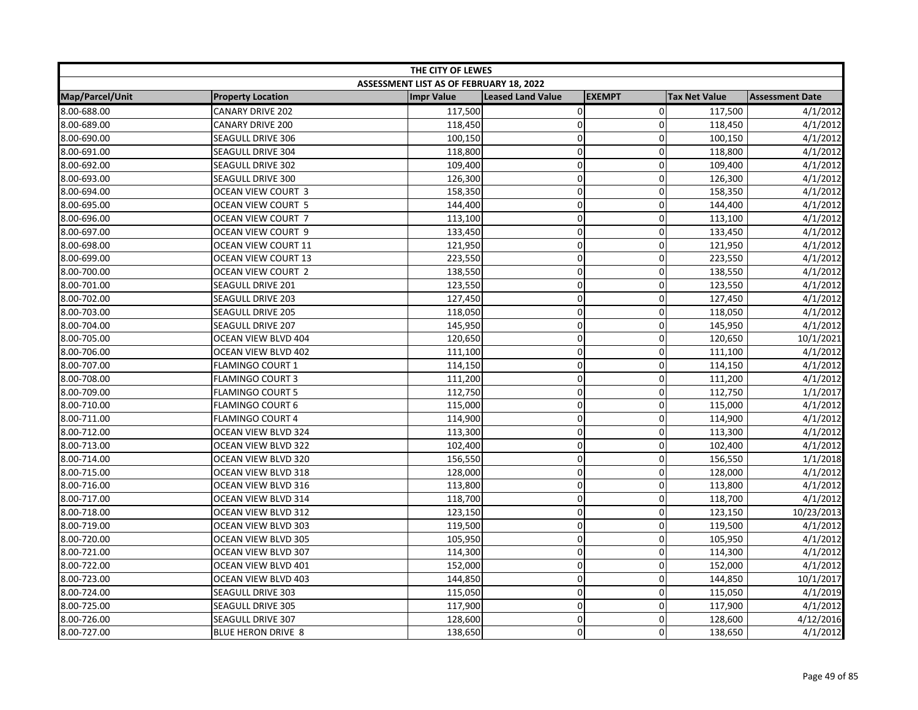| THE CITY OF LEWES | | | | | | |
|---|---|---|---|---|---|---|
| ASSESSMENT LIST AS OF FEBRUARY 18, 2022 | | | | | | |
| Map/Parcel/Unit | Property Location | Impr Value | Leased Land Value | EXEMPT | Tax Net Value | Assessment Date |
| 8.00-688.00 | CANARY DRIVE 202 | 117,500 | 0 | 0 | 117,500 | 4/1/2012 |
| 8.00-689.00 | CANARY DRIVE 200 | 118,450 | 0 | 0 | 118,450 | 4/1/2012 |
| 8.00-690.00 | SEAGULL DRIVE 306 | 100,150 | 0 | 0 | 100,150 | 4/1/2012 |
| 8.00-691.00 | SEAGULL DRIVE 304 | 118,800 | 0 | 0 | 118,800 | 4/1/2012 |
| 8.00-692.00 | SEAGULL DRIVE 302 | 109,400 | 0 | 0 | 109,400 | 4/1/2012 |
| 8.00-693.00 | SEAGULL DRIVE 300 | 126,300 | 0 | 0 | 126,300 | 4/1/2012 |
| 8.00-694.00 | OCEAN VIEW COURT 3 | 158,350 | 0 | 0 | 158,350 | 4/1/2012 |
| 8.00-695.00 | OCEAN VIEW COURT 5 | 144,400 | 0 | 0 | 144,400 | 4/1/2012 |
| 8.00-696.00 | OCEAN VIEW COURT 7 | 113,100 | 0 | 0 | 113,100 | 4/1/2012 |
| 8.00-697.00 | OCEAN VIEW COURT 9 | 133,450 | 0 | 0 | 133,450 | 4/1/2012 |
| 8.00-698.00 | OCEAN VIEW COURT 11 | 121,950 | 0 | 0 | 121,950 | 4/1/2012 |
| 8.00-699.00 | OCEAN VIEW COURT 13 | 223,550 | 0 | 0 | 223,550 | 4/1/2012 |
| 8.00-700.00 | OCEAN VIEW COURT 2 | 138,550 | 0 | 0 | 138,550 | 4/1/2012 |
| 8.00-701.00 | SEAGULL DRIVE 201 | 123,550 | 0 | 0 | 123,550 | 4/1/2012 |
| 8.00-702.00 | SEAGULL DRIVE 203 | 127,450 | 0 | 0 | 127,450 | 4/1/2012 |
| 8.00-703.00 | SEAGULL DRIVE 205 | 118,050 | 0 | 0 | 118,050 | 4/1/2012 |
| 8.00-704.00 | SEAGULL DRIVE 207 | 145,950 | 0 | 0 | 145,950 | 4/1/2012 |
| 8.00-705.00 | OCEAN VIEW BLVD 404 | 120,650 | 0 | 0 | 120,650 | 10/1/2021 |
| 8.00-706.00 | OCEAN VIEW BLVD 402 | 111,100 | 0 | 0 | 111,100 | 4/1/2012 |
| 8.00-707.00 | FLAMINGO COURT 1 | 114,150 | 0 | 0 | 114,150 | 4/1/2012 |
| 8.00-708.00 | FLAMINGO COURT 3 | 111,200 | 0 | 0 | 111,200 | 4/1/2012 |
| 8.00-709.00 | FLAMINGO COURT 5 | 112,750 | 0 | 0 | 112,750 | 1/1/2017 |
| 8.00-710.00 | FLAMINGO COURT 6 | 115,000 | 0 | 0 | 115,000 | 4/1/2012 |
| 8.00-711.00 | FLAMINGO COURT 4 | 114,900 | 0 | 0 | 114,900 | 4/1/2012 |
| 8.00-712.00 | OCEAN VIEW BLVD 324 | 113,300 | 0 | 0 | 113,300 | 4/1/2012 |
| 8.00-713.00 | OCEAN VIEW BLVD 322 | 102,400 | 0 | 0 | 102,400 | 4/1/2012 |
| 8.00-714.00 | OCEAN VIEW BLVD 320 | 156,550 | 0 | 0 | 156,550 | 1/1/2018 |
| 8.00-715.00 | OCEAN VIEW BLVD 318 | 128,000 | 0 | 0 | 128,000 | 4/1/2012 |
| 8.00-716.00 | OCEAN VIEW BLVD 316 | 113,800 | 0 | 0 | 113,800 | 4/1/2012 |
| 8.00-717.00 | OCEAN VIEW BLVD 314 | 118,700 | 0 | 0 | 118,700 | 4/1/2012 |
| 8.00-718.00 | OCEAN VIEW BLVD 312 | 123,150 | 0 | 0 | 123,150 | 10/23/2013 |
| 8.00-719.00 | OCEAN VIEW BLVD 303 | 119,500 | 0 | 0 | 119,500 | 4/1/2012 |
| 8.00-720.00 | OCEAN VIEW BLVD 305 | 105,950 | 0 | 0 | 105,950 | 4/1/2012 |
| 8.00-721.00 | OCEAN VIEW BLVD 307 | 114,300 | 0 | 0 | 114,300 | 4/1/2012 |
| 8.00-722.00 | OCEAN VIEW BLVD 401 | 152,000 | 0 | 0 | 152,000 | 4/1/2012 |
| 8.00-723.00 | OCEAN VIEW BLVD 403 | 144,850 | 0 | 0 | 144,850 | 10/1/2017 |
| 8.00-724.00 | SEAGULL DRIVE 303 | 115,050 | 0 | 0 | 115,050 | 4/1/2019 |
| 8.00-725.00 | SEAGULL DRIVE 305 | 117,900 | 0 | 0 | 117,900 | 4/1/2012 |
| 8.00-726.00 | SEAGULL DRIVE 307 | 128,600 | 0 | 0 | 128,600 | 4/12/2016 |
| 8.00-727.00 | BLUE HERON DRIVE 8 | 138,650 | 0 | 0 | 138,650 | 4/1/2012 |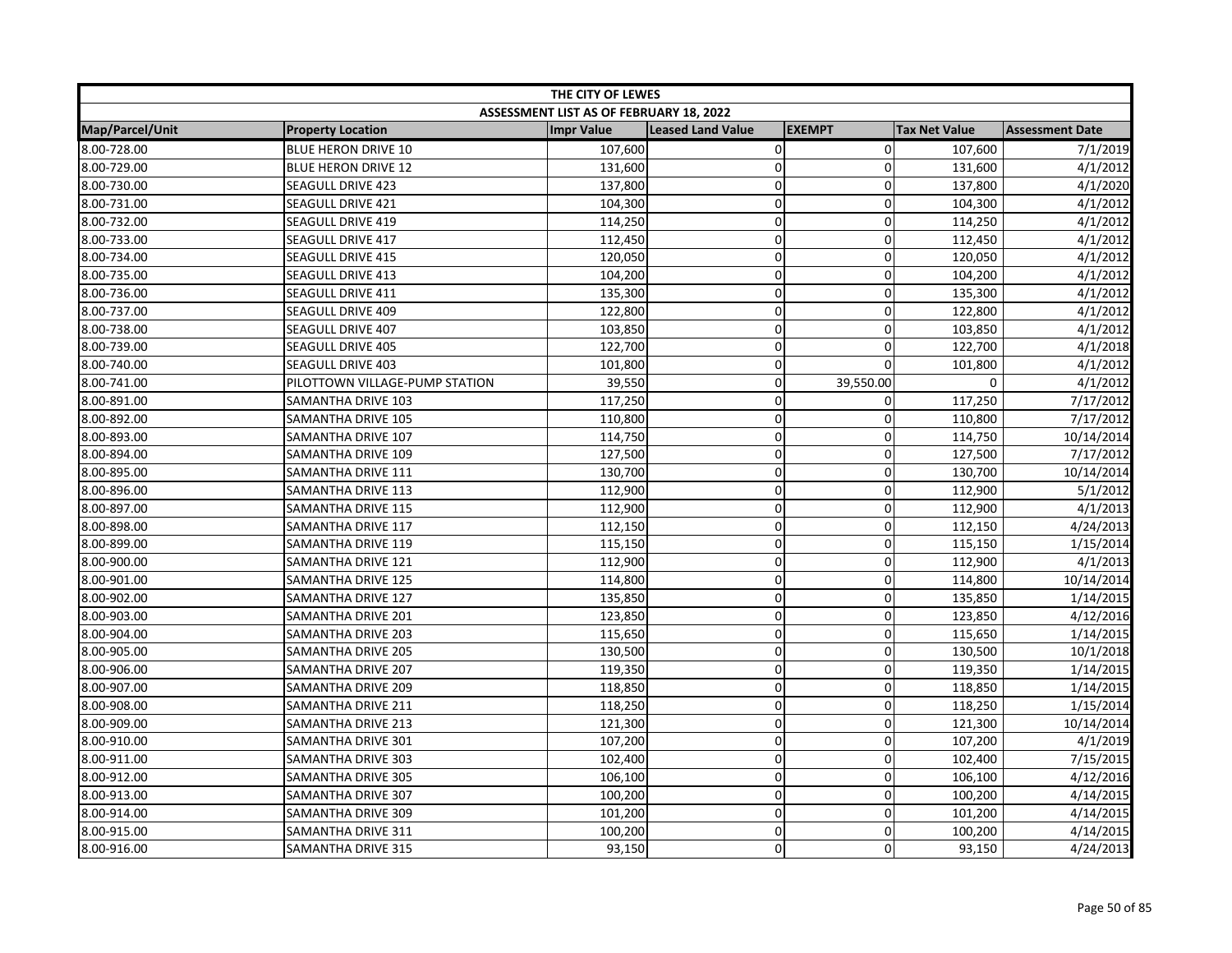| THE CITY OF LEWES | | | | | | |
|---|---|---|---|---|---|---|
| ASSESSMENT LIST AS OF FEBRUARY 18, 2022 | | | | | | |
| Map/Parcel/Unit | Property Location | Impr Value | Leased Land Value | EXEMPT | Tax Net Value | Assessment Date |
| 8.00-728.00 | BLUE HERON DRIVE 10 | 107,600 | 0 | 0 | 107,600 | 7/1/2019 |
| 8.00-729.00 | BLUE HERON DRIVE 12 | 131,600 | 0 | 0 | 131,600 | 4/1/2012 |
| 8.00-730.00 | SEAGULL DRIVE 423 | 137,800 | 0 | 0 | 137,800 | 4/1/2020 |
| 8.00-731.00 | SEAGULL DRIVE 421 | 104,300 | 0 | 0 | 104,300 | 4/1/2012 |
| 8.00-732.00 | SEAGULL DRIVE 419 | 114,250 | 0 | 0 | 114,250 | 4/1/2012 |
| 8.00-733.00 | SEAGULL DRIVE 417 | 112,450 | 0 | 0 | 112,450 | 4/1/2012 |
| 8.00-734.00 | SEAGULL DRIVE 415 | 120,050 | 0 | 0 | 120,050 | 4/1/2012 |
| 8.00-735.00 | SEAGULL DRIVE 413 | 104,200 | 0 | 0 | 104,200 | 4/1/2012 |
| 8.00-736.00 | SEAGULL DRIVE 411 | 135,300 | 0 | 0 | 135,300 | 4/1/2012 |
| 8.00-737.00 | SEAGULL DRIVE 409 | 122,800 | 0 | 0 | 122,800 | 4/1/2012 |
| 8.00-738.00 | SEAGULL DRIVE 407 | 103,850 | 0 | 0 | 103,850 | 4/1/2012 |
| 8.00-739.00 | SEAGULL DRIVE 405 | 122,700 | 0 | 0 | 122,700 | 4/1/2018 |
| 8.00-740.00 | SEAGULL DRIVE 403 | 101,800 | 0 | 0 | 101,800 | 4/1/2012 |
| 8.00-741.00 | PILOTTOWN VILLAGE-PUMP STATION | 39,550 | 0 | 39,550.00 | 0 | 4/1/2012 |
| 8.00-891.00 | SAMANTHA DRIVE 103 | 117,250 | 0 | 0 | 117,250 | 7/17/2012 |
| 8.00-892.00 | SAMANTHA DRIVE 105 | 110,800 | 0 | 0 | 110,800 | 7/17/2012 |
| 8.00-893.00 | SAMANTHA DRIVE 107 | 114,750 | 0 | 0 | 114,750 | 10/14/2014 |
| 8.00-894.00 | SAMANTHA DRIVE 109 | 127,500 | 0 | 0 | 127,500 | 7/17/2012 |
| 8.00-895.00 | SAMANTHA DRIVE 111 | 130,700 | 0 | 0 | 130,700 | 10/14/2014 |
| 8.00-896.00 | SAMANTHA DRIVE 113 | 112,900 | 0 | 0 | 112,900 | 5/1/2012 |
| 8.00-897.00 | SAMANTHA DRIVE 115 | 112,900 | 0 | 0 | 112,900 | 4/1/2013 |
| 8.00-898.00 | SAMANTHA DRIVE 117 | 112,150 | 0 | 0 | 112,150 | 4/24/2013 |
| 8.00-899.00 | SAMANTHA DRIVE 119 | 115,150 | 0 | 0 | 115,150 | 1/15/2014 |
| 8.00-900.00 | SAMANTHA DRIVE 121 | 112,900 | 0 | 0 | 112,900 | 4/1/2013 |
| 8.00-901.00 | SAMANTHA DRIVE 125 | 114,800 | 0 | 0 | 114,800 | 10/14/2014 |
| 8.00-902.00 | SAMANTHA DRIVE 127 | 135,850 | 0 | 0 | 135,850 | 1/14/2015 |
| 8.00-903.00 | SAMANTHA DRIVE 201 | 123,850 | 0 | 0 | 123,850 | 4/12/2016 |
| 8.00-904.00 | SAMANTHA DRIVE 203 | 115,650 | 0 | 0 | 115,650 | 1/14/2015 |
| 8.00-905.00 | SAMANTHA DRIVE 205 | 130,500 | 0 | 0 | 130,500 | 10/1/2018 |
| 8.00-906.00 | SAMANTHA DRIVE 207 | 119,350 | 0 | 0 | 119,350 | 1/14/2015 |
| 8.00-907.00 | SAMANTHA DRIVE 209 | 118,850 | 0 | 0 | 118,850 | 1/14/2015 |
| 8.00-908.00 | SAMANTHA DRIVE 211 | 118,250 | 0 | 0 | 118,250 | 1/15/2014 |
| 8.00-909.00 | SAMANTHA DRIVE 213 | 121,300 | 0 | 0 | 121,300 | 10/14/2014 |
| 8.00-910.00 | SAMANTHA DRIVE 301 | 107,200 | 0 | 0 | 107,200 | 4/1/2019 |
| 8.00-911.00 | SAMANTHA DRIVE 303 | 102,400 | 0 | 0 | 102,400 | 7/15/2015 |
| 8.00-912.00 | SAMANTHA DRIVE 305 | 106,100 | 0 | 0 | 106,100 | 4/12/2016 |
| 8.00-913.00 | SAMANTHA DRIVE 307 | 100,200 | 0 | 0 | 100,200 | 4/14/2015 |
| 8.00-914.00 | SAMANTHA DRIVE 309 | 101,200 | 0 | 0 | 101,200 | 4/14/2015 |
| 8.00-915.00 | SAMANTHA DRIVE 311 | 100,200 | 0 | 0 | 100,200 | 4/14/2015 |
| 8.00-916.00 | SAMANTHA DRIVE 315 | 93,150 | 0 | 0 | 93,150 | 4/24/2013 |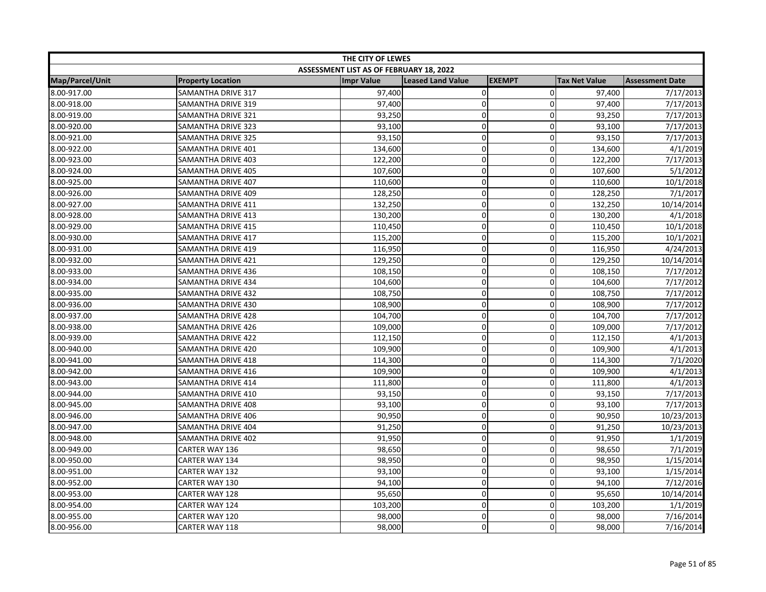| THE CITY OF LEWES | | | | | | |
|---|---|---|---|---|---|---|
| ASSESSMENT LIST AS OF FEBRUARY 18, 2022 | | | | | | |
| Map/Parcel/Unit | Property Location | Impr Value | Leased Land Value | EXEMPT | Tax Net Value | Assessment Date |
| 8.00-917.00 | SAMANTHA DRIVE 317 | 97,400 | 0 | 0 | 97,400 | 7/17/2013 |
| 8.00-918.00 | SAMANTHA DRIVE 319 | 97,400 | 0 | 0 | 97,400 | 7/17/2013 |
| 8.00-919.00 | SAMANTHA DRIVE 321 | 93,250 | 0 | 0 | 93,250 | 7/17/2013 |
| 8.00-920.00 | SAMANTHA DRIVE 323 | 93,100 | 0 | 0 | 93,100 | 7/17/2013 |
| 8.00-921.00 | SAMANTHA DRIVE 325 | 93,150 | 0 | 0 | 93,150 | 7/17/2013 |
| 8.00-922.00 | SAMANTHA DRIVE 401 | 134,600 | 0 | 0 | 134,600 | 4/1/2019 |
| 8.00-923.00 | SAMANTHA DRIVE 403 | 122,200 | 0 | 0 | 122,200 | 7/17/2013 |
| 8.00-924.00 | SAMANTHA DRIVE 405 | 107,600 | 0 | 0 | 107,600 | 5/1/2012 |
| 8.00-925.00 | SAMANTHA DRIVE 407 | 110,600 | 0 | 0 | 110,600 | 10/1/2018 |
| 8.00-926.00 | SAMANTHA DRIVE 409 | 128,250 | 0 | 0 | 128,250 | 7/1/2017 |
| 8.00-927.00 | SAMANTHA DRIVE 411 | 132,250 | 0 | 0 | 132,250 | 10/14/2014 |
| 8.00-928.00 | SAMANTHA DRIVE 413 | 130,200 | 0 | 0 | 130,200 | 4/1/2018 |
| 8.00-929.00 | SAMANTHA DRIVE 415 | 110,450 | 0 | 0 | 110,450 | 10/1/2018 |
| 8.00-930.00 | SAMANTHA DRIVE 417 | 115,200 | 0 | 0 | 115,200 | 10/1/2021 |
| 8.00-931.00 | SAMANTHA DRIVE 419 | 116,950 | 0 | 0 | 116,950 | 4/24/2013 |
| 8.00-932.00 | SAMANTHA DRIVE 421 | 129,250 | 0 | 0 | 129,250 | 10/14/2014 |
| 8.00-933.00 | SAMANTHA DRIVE 436 | 108,150 | 0 | 0 | 108,150 | 7/17/2012 |
| 8.00-934.00 | SAMANTHA DRIVE 434 | 104,600 | 0 | 0 | 104,600 | 7/17/2012 |
| 8.00-935.00 | SAMANTHA DRIVE 432 | 108,750 | 0 | 0 | 108,750 | 7/17/2012 |
| 8.00-936.00 | SAMANTHA DRIVE 430 | 108,900 | 0 | 0 | 108,900 | 7/17/2012 |
| 8.00-937.00 | SAMANTHA DRIVE 428 | 104,700 | 0 | 0 | 104,700 | 7/17/2012 |
| 8.00-938.00 | SAMANTHA DRIVE 426 | 109,000 | 0 | 0 | 109,000 | 7/17/2012 |
| 8.00-939.00 | SAMANTHA DRIVE 422 | 112,150 | 0 | 0 | 112,150 | 4/1/2013 |
| 8.00-940.00 | SAMANTHA DRIVE 420 | 109,900 | 0 | 0 | 109,900 | 4/1/2013 |
| 8.00-941.00 | SAMANTHA DRIVE 418 | 114,300 | 0 | 0 | 114,300 | 7/1/2020 |
| 8.00-942.00 | SAMANTHA DRIVE 416 | 109,900 | 0 | 0 | 109,900 | 4/1/2013 |
| 8.00-943.00 | SAMANTHA DRIVE 414 | 111,800 | 0 | 0 | 111,800 | 4/1/2013 |
| 8.00-944.00 | SAMANTHA DRIVE 410 | 93,150 | 0 | 0 | 93,150 | 7/17/2013 |
| 8.00-945.00 | SAMANTHA DRIVE 408 | 93,100 | 0 | 0 | 93,100 | 7/17/2013 |
| 8.00-946.00 | SAMANTHA DRIVE 406 | 90,950 | 0 | 0 | 90,950 | 10/23/2013 |
| 8.00-947.00 | SAMANTHA DRIVE 404 | 91,250 | 0 | 0 | 91,250 | 10/23/2013 |
| 8.00-948.00 | SAMANTHA DRIVE 402 | 91,950 | 0 | 0 | 91,950 | 1/1/2019 |
| 8.00-949.00 | CARTER WAY 136 | 98,650 | 0 | 0 | 98,650 | 7/1/2019 |
| 8.00-950.00 | CARTER WAY 134 | 98,950 | 0 | 0 | 98,950 | 1/15/2014 |
| 8.00-951.00 | CARTER WAY 132 | 93,100 | 0 | 0 | 93,100 | 1/15/2014 |
| 8.00-952.00 | CARTER WAY 130 | 94,100 | 0 | 0 | 94,100 | 7/12/2016 |
| 8.00-953.00 | CARTER WAY 128 | 95,650 | 0 | 0 | 95,650 | 10/14/2014 |
| 8.00-954.00 | CARTER WAY 124 | 103,200 | 0 | 0 | 103,200 | 1/1/2019 |
| 8.00-955.00 | CARTER WAY 120 | 98,000 | 0 | 0 | 98,000 | 7/16/2014 |
| 8.00-956.00 | CARTER WAY 118 | 98,000 | 0 | 0 | 98,000 | 7/16/2014 |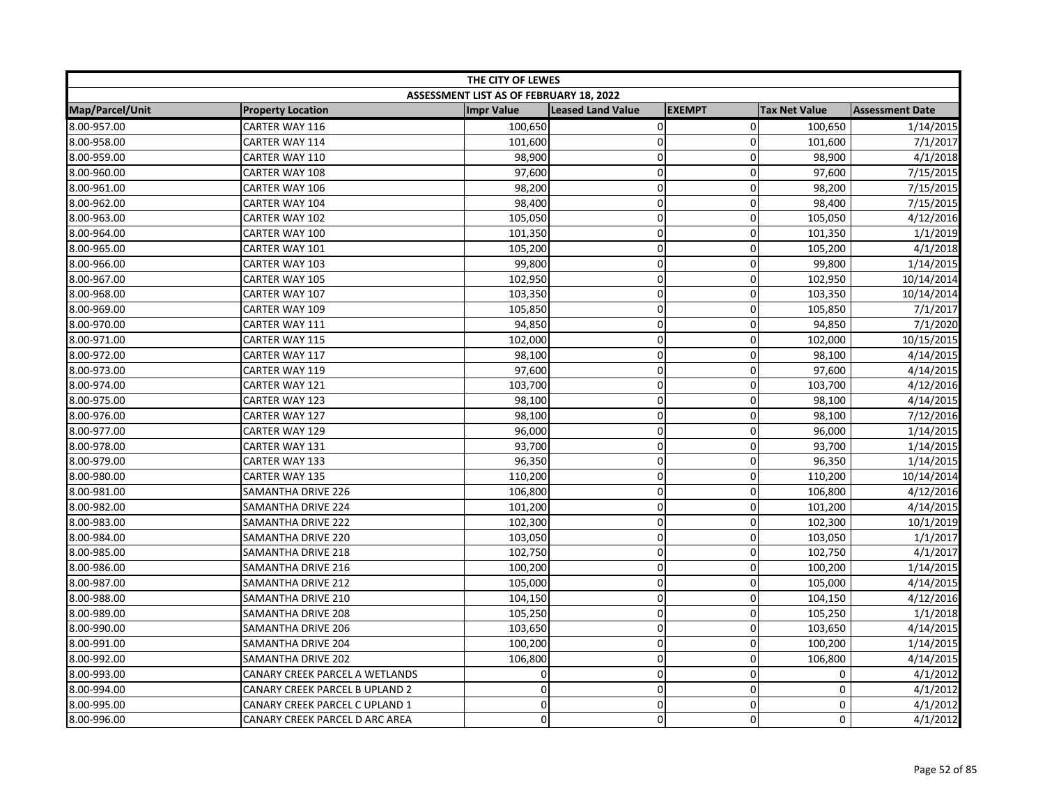| THE CITY OF LEWES | | | | | | |
|---|---|---|---|---|---|---|
| ASSESSMENT LIST AS OF FEBRUARY 18, 2022 | | | | | | |
| Map/Parcel/Unit | Property Location | Impr Value | Leased Land Value | EXEMPT | Tax Net Value | Assessment Date |
| 8.00-957.00 | CARTER WAY 116 | 100,650 | 0 | 0 | 100,650 | 1/14/2015 |
| 8.00-958.00 | CARTER WAY 114 | 101,600 | 0 | 0 | 101,600 | 7/1/2017 |
| 8.00-959.00 | CARTER WAY 110 | 98,900 | 0 | 0 | 98,900 | 4/1/2018 |
| 8.00-960.00 | CARTER WAY 108 | 97,600 | 0 | 0 | 97,600 | 7/15/2015 |
| 8.00-961.00 | CARTER WAY 106 | 98,200 | 0 | 0 | 98,200 | 7/15/2015 |
| 8.00-962.00 | CARTER WAY 104 | 98,400 | 0 | 0 | 98,400 | 7/15/2015 |
| 8.00-963.00 | CARTER WAY 102 | 105,050 | 0 | 0 | 105,050 | 4/12/2016 |
| 8.00-964.00 | CARTER WAY 100 | 101,350 | 0 | 0 | 101,350 | 1/1/2019 |
| 8.00-965.00 | CARTER WAY 101 | 105,200 | 0 | 0 | 105,200 | 4/1/2018 |
| 8.00-966.00 | CARTER WAY 103 | 99,800 | 0 | 0 | 99,800 | 1/14/2015 |
| 8.00-967.00 | CARTER WAY 105 | 102,950 | 0 | 0 | 102,950 | 10/14/2014 |
| 8.00-968.00 | CARTER WAY 107 | 103,350 | 0 | 0 | 103,350 | 10/14/2014 |
| 8.00-969.00 | CARTER WAY 109 | 105,850 | 0 | 0 | 105,850 | 7/1/2017 |
| 8.00-970.00 | CARTER WAY 111 | 94,850 | 0 | 0 | 94,850 | 7/1/2020 |
| 8.00-971.00 | CARTER WAY 115 | 102,000 | 0 | 0 | 102,000 | 10/15/2015 |
| 8.00-972.00 | CARTER WAY 117 | 98,100 | 0 | 0 | 98,100 | 4/14/2015 |
| 8.00-973.00 | CARTER WAY 119 | 97,600 | 0 | 0 | 97,600 | 4/14/2015 |
| 8.00-974.00 | CARTER WAY 121 | 103,700 | 0 | 0 | 103,700 | 4/12/2016 |
| 8.00-975.00 | CARTER WAY 123 | 98,100 | 0 | 0 | 98,100 | 4/14/2015 |
| 8.00-976.00 | CARTER WAY 127 | 98,100 | 0 | 0 | 98,100 | 7/12/2016 |
| 8.00-977.00 | CARTER WAY 129 | 96,000 | 0 | 0 | 96,000 | 1/14/2015 |
| 8.00-978.00 | CARTER WAY 131 | 93,700 | 0 | 0 | 93,700 | 1/14/2015 |
| 8.00-979.00 | CARTER WAY 133 | 96,350 | 0 | 0 | 96,350 | 1/14/2015 |
| 8.00-980.00 | CARTER WAY 135 | 110,200 | 0 | 0 | 110,200 | 10/14/2014 |
| 8.00-981.00 | SAMANTHA DRIVE 226 | 106,800 | 0 | 0 | 106,800 | 4/12/2016 |
| 8.00-982.00 | SAMANTHA DRIVE 224 | 101,200 | 0 | 0 | 101,200 | 4/14/2015 |
| 8.00-983.00 | SAMANTHA DRIVE 222 | 102,300 | 0 | 0 | 102,300 | 10/1/2019 |
| 8.00-984.00 | SAMANTHA DRIVE 220 | 103,050 | 0 | 0 | 103,050 | 1/1/2017 |
| 8.00-985.00 | SAMANTHA DRIVE 218 | 102,750 | 0 | 0 | 102,750 | 4/1/2017 |
| 8.00-986.00 | SAMANTHA DRIVE 216 | 100,200 | 0 | 0 | 100,200 | 1/14/2015 |
| 8.00-987.00 | SAMANTHA DRIVE 212 | 105,000 | 0 | 0 | 105,000 | 4/14/2015 |
| 8.00-988.00 | SAMANTHA DRIVE 210 | 104,150 | 0 | 0 | 104,150 | 4/12/2016 |
| 8.00-989.00 | SAMANTHA DRIVE 208 | 105,250 | 0 | 0 | 105,250 | 1/1/2018 |
| 8.00-990.00 | SAMANTHA DRIVE 206 | 103,650 | 0 | 0 | 103,650 | 4/14/2015 |
| 8.00-991.00 | SAMANTHA DRIVE 204 | 100,200 | 0 | 0 | 100,200 | 1/14/2015 |
| 8.00-992.00 | SAMANTHA DRIVE 202 | 106,800 | 0 | 0 | 106,800 | 4/14/2015 |
| 8.00-993.00 | CANARY CREEK PARCEL A WETLANDS | 0 | 0 | 0 | 0 | 4/1/2012 |
| 8.00-994.00 | CANARY CREEK PARCEL B UPLAND 2 | 0 | 0 | 0 | 0 | 4/1/2012 |
| 8.00-995.00 | CANARY CREEK PARCEL C UPLAND 1 | 0 | 0 | 0 | 0 | 4/1/2012 |
| 8.00-996.00 | CANARY CREEK PARCEL D ARC AREA | 0 | 0 | 0 | 0 | 4/1/2012 |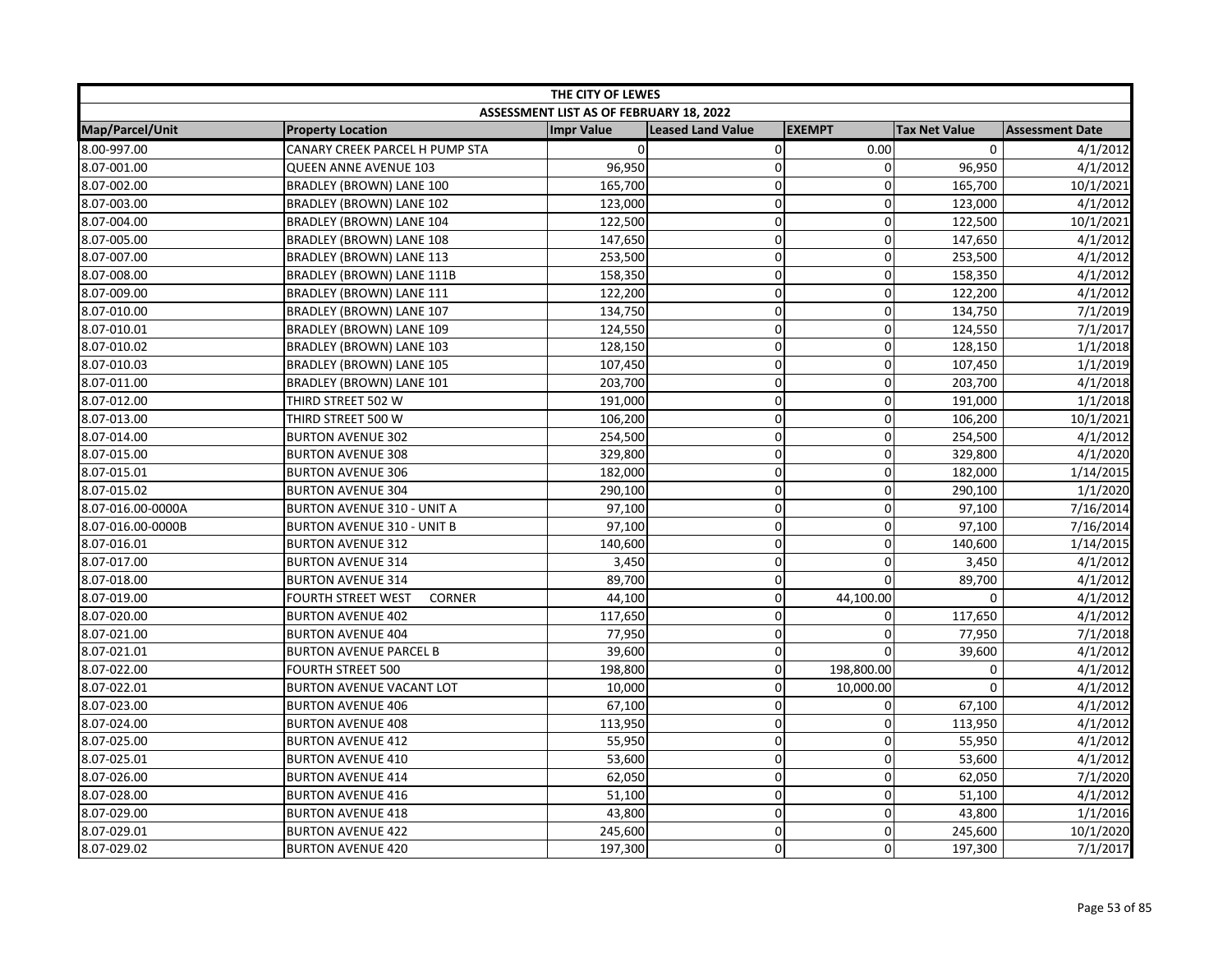| THE CITY OF LEWES | | | | | | |
|---|---|---|---|---|---|---|
| ASSESSMENT LIST AS OF FEBRUARY 18, 2022 | | | | | | |
| Map/Parcel/Unit | Property Location | Impr Value | Leased Land Value | EXEMPT | Tax Net Value | Assessment Date |
| 8.00-997.00 | CANARY CREEK PARCEL H PUMP STA | 0 | 0 | 0.00 | 0 | 4/1/2012 |
| 8.07-001.00 | QUEEN ANNE AVENUE 103 | 96,950 | 0 | 0 | 96,950 | 4/1/2012 |
| 8.07-002.00 | BRADLEY (BROWN) LANE 100 | 165,700 | 0 | 0 | 165,700 | 10/1/2021 |
| 8.07-003.00 | BRADLEY (BROWN) LANE 102 | 123,000 | 0 | 0 | 123,000 | 4/1/2012 |
| 8.07-004.00 | BRADLEY (BROWN) LANE 104 | 122,500 | 0 | 0 | 122,500 | 10/1/2021 |
| 8.07-005.00 | BRADLEY (BROWN) LANE 108 | 147,650 | 0 | 0 | 147,650 | 4/1/2012 |
| 8.07-007.00 | BRADLEY (BROWN) LANE 113 | 253,500 | 0 | 0 | 253,500 | 4/1/2012 |
| 8.07-008.00 | BRADLEY (BROWN) LANE 111B | 158,350 | 0 | 0 | 158,350 | 4/1/2012 |
| 8.07-009.00 | BRADLEY (BROWN) LANE 111 | 122,200 | 0 | 0 | 122,200 | 4/1/2012 |
| 8.07-010.00 | BRADLEY (BROWN) LANE 107 | 134,750 | 0 | 0 | 134,750 | 7/1/2019 |
| 8.07-010.01 | BRADLEY (BROWN) LANE 109 | 124,550 | 0 | 0 | 124,550 | 7/1/2017 |
| 8.07-010.02 | BRADLEY (BROWN) LANE 103 | 128,150 | 0 | 0 | 128,150 | 1/1/2018 |
| 8.07-010.03 | BRADLEY (BROWN) LANE 105 | 107,450 | 0 | 0 | 107,450 | 1/1/2019 |
| 8.07-011.00 | BRADLEY (BROWN) LANE 101 | 203,700 | 0 | 0 | 203,700 | 4/1/2018 |
| 8.07-012.00 | THIRD STREET 502 W | 191,000 | 0 | 0 | 191,000 | 1/1/2018 |
| 8.07-013.00 | THIRD STREET 500 W | 106,200 | 0 | 0 | 106,200 | 10/1/2021 |
| 8.07-014.00 | BURTON AVENUE 302 | 254,500 | 0 | 0 | 254,500 | 4/1/2012 |
| 8.07-015.00 | BURTON AVENUE 308 | 329,800 | 0 | 0 | 329,800 | 4/1/2020 |
| 8.07-015.01 | BURTON AVENUE 306 | 182,000 | 0 | 0 | 182,000 | 1/14/2015 |
| 8.07-015.02 | BURTON AVENUE 304 | 290,100 | 0 | 0 | 290,100 | 1/1/2020 |
| 8.07-016.00-0000A | BURTON AVENUE 310 - UNIT A | 97,100 | 0 | 0 | 97,100 | 7/16/2014 |
| 8.07-016.00-0000B | BURTON AVENUE 310 - UNIT B | 97,100 | 0 | 0 | 97,100 | 7/16/2014 |
| 8.07-016.01 | BURTON AVENUE 312 | 140,600 | 0 | 0 | 140,600 | 1/14/2015 |
| 8.07-017.00 | BURTON AVENUE 314 | 3,450 | 0 | 0 | 3,450 | 4/1/2012 |
| 8.07-018.00 | BURTON AVENUE 314 | 89,700 | 0 | 0 | 89,700 | 4/1/2012 |
| 8.07-019.00 | FOURTH STREET WEST CORNER | 44,100 | 0 | 44,100.00 | 0 | 4/1/2012 |
| 8.07-020.00 | BURTON AVENUE 402 | 117,650 | 0 | 0 | 117,650 | 4/1/2012 |
| 8.07-021.00 | BURTON AVENUE 404 | 77,950 | 0 | 0 | 77,950 | 7/1/2018 |
| 8.07-021.01 | BURTON AVENUE PARCEL B | 39,600 | 0 | 0 | 39,600 | 4/1/2012 |
| 8.07-022.00 | FOURTH STREET 500 | 198,800 | 0 | 198,800.00 | 0 | 4/1/2012 |
| 8.07-022.01 | BURTON AVENUE VACANT LOT | 10,000 | 0 | 10,000.00 | 0 | 4/1/2012 |
| 8.07-023.00 | BURTON AVENUE 406 | 67,100 | 0 | 0 | 67,100 | 4/1/2012 |
| 8.07-024.00 | BURTON AVENUE 408 | 113,950 | 0 | 0 | 113,950 | 4/1/2012 |
| 8.07-025.00 | BURTON AVENUE 412 | 55,950 | 0 | 0 | 55,950 | 4/1/2012 |
| 8.07-025.01 | BURTON AVENUE 410 | 53,600 | 0 | 0 | 53,600 | 4/1/2012 |
| 8.07-026.00 | BURTON AVENUE 414 | 62,050 | 0 | 0 | 62,050 | 7/1/2020 |
| 8.07-028.00 | BURTON AVENUE 416 | 51,100 | 0 | 0 | 51,100 | 4/1/2012 |
| 8.07-029.00 | BURTON AVENUE 418 | 43,800 | 0 | 0 | 43,800 | 1/1/2016 |
| 8.07-029.01 | BURTON AVENUE 422 | 245,600 | 0 | 0 | 245,600 | 10/1/2020 |
| 8.07-029.02 | BURTON AVENUE 420 | 197,300 | 0 | 0 | 197,300 | 7/1/2017 |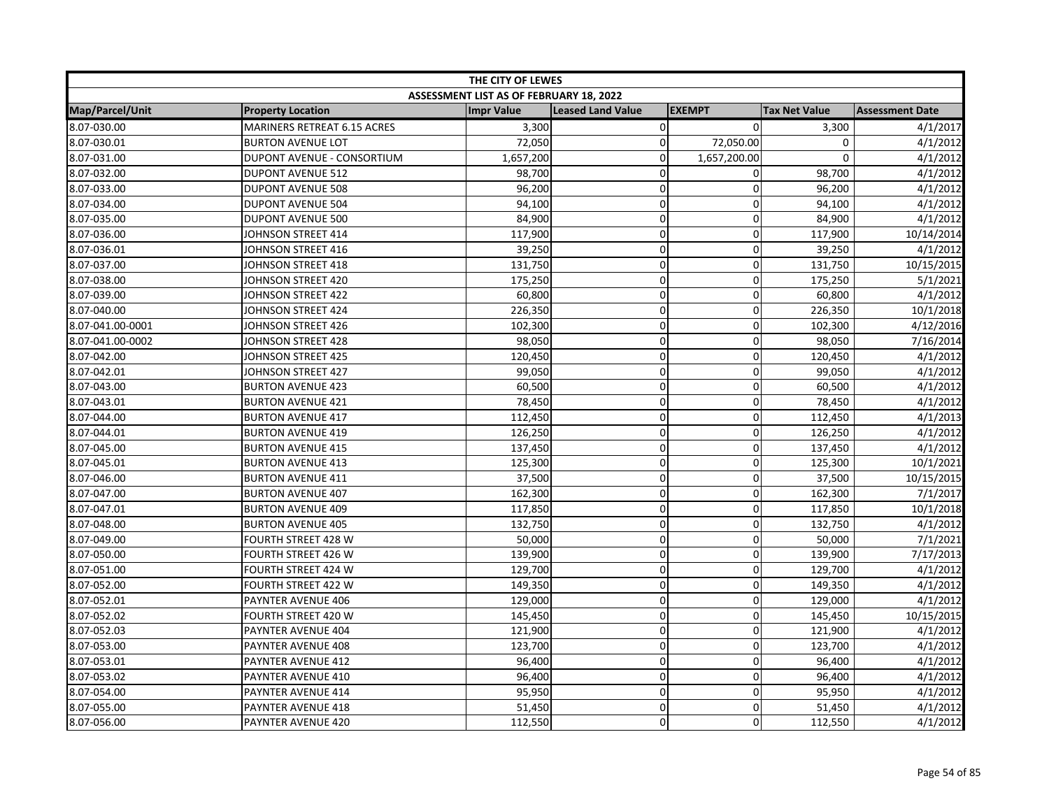| THE CITY OF LEWES | | | | | | |
|---|---|---|---|---|---|---|
| ASSESSMENT LIST AS OF FEBRUARY 18, 2022 | | | | | | |
| Map/Parcel/Unit | Property Location | Impr Value | Leased Land Value | EXEMPT | Tax Net Value | Assessment Date |
| 8.07-030.00 | MARINERS RETREAT 6.15 ACRES | 3,300 | 0 | 0 | 3,300 | 4/1/2017 |
| 8.07-030.01 | BURTON AVENUE LOT | 72,050 | 0 | 72,050.00 | 0 | 4/1/2012 |
| 8.07-031.00 | DUPONT AVENUE - CONSORTIUM | 1,657,200 | 0 | 1,657,200.00 | 0 | 4/1/2012 |
| 8.07-032.00 | DUPONT AVENUE 512 | 98,700 | 0 | 0 | 98,700 | 4/1/2012 |
| 8.07-033.00 | DUPONT AVENUE 508 | 96,200 | 0 | 0 | 96,200 | 4/1/2012 |
| 8.07-034.00 | DUPONT AVENUE 504 | 94,100 | 0 | 0 | 94,100 | 4/1/2012 |
| 8.07-035.00 | DUPONT AVENUE 500 | 84,900 | 0 | 0 | 84,900 | 4/1/2012 |
| 8.07-036.00 | JOHNSON STREET 414 | 117,900 | 0 | 0 | 117,900 | 10/14/2014 |
| 8.07-036.01 | JOHNSON STREET 416 | 39,250 | 0 | 0 | 39,250 | 4/1/2012 |
| 8.07-037.00 | JOHNSON STREET 418 | 131,750 | 0 | 0 | 131,750 | 10/15/2015 |
| 8.07-038.00 | JOHNSON STREET 420 | 175,250 | 0 | 0 | 175,250 | 5/1/2021 |
| 8.07-039.00 | JOHNSON STREET 422 | 60,800 | 0 | 0 | 60,800 | 4/1/2012 |
| 8.07-040.00 | JOHNSON STREET 424 | 226,350 | 0 | 0 | 226,350 | 10/1/2018 |
| 8.07-041.00-0001 | JOHNSON STREET 426 | 102,300 | 0 | 0 | 102,300 | 4/12/2016 |
| 8.07-041.00-0002 | JOHNSON STREET 428 | 98,050 | 0 | 0 | 98,050 | 7/16/2014 |
| 8.07-042.00 | JOHNSON STREET 425 | 120,450 | 0 | 0 | 120,450 | 4/1/2012 |
| 8.07-042.01 | JOHNSON STREET 427 | 99,050 | 0 | 0 | 99,050 | 4/1/2012 |
| 8.07-043.00 | BURTON AVENUE 423 | 60,500 | 0 | 0 | 60,500 | 4/1/2012 |
| 8.07-043.01 | BURTON AVENUE 421 | 78,450 | 0 | 0 | 78,450 | 4/1/2012 |
| 8.07-044.00 | BURTON AVENUE 417 | 112,450 | 0 | 0 | 112,450 | 4/1/2013 |
| 8.07-044.01 | BURTON AVENUE 419 | 126,250 | 0 | 0 | 126,250 | 4/1/2012 |
| 8.07-045.00 | BURTON AVENUE 415 | 137,450 | 0 | 0 | 137,450 | 4/1/2012 |
| 8.07-045.01 | BURTON AVENUE 413 | 125,300 | 0 | 0 | 125,300 | 10/1/2021 |
| 8.07-046.00 | BURTON AVENUE 411 | 37,500 | 0 | 0 | 37,500 | 10/15/2015 |
| 8.07-047.00 | BURTON AVENUE 407 | 162,300 | 0 | 0 | 162,300 | 7/1/2017 |
| 8.07-047.01 | BURTON AVENUE 409 | 117,850 | 0 | 0 | 117,850 | 10/1/2018 |
| 8.07-048.00 | BURTON AVENUE 405 | 132,750 | 0 | 0 | 132,750 | 4/1/2012 |
| 8.07-049.00 | FOURTH STREET 428 W | 50,000 | 0 | 0 | 50,000 | 7/1/2021 |
| 8.07-050.00 | FOURTH STREET 426 W | 139,900 | 0 | 0 | 139,900 | 7/17/2013 |
| 8.07-051.00 | FOURTH STREET 424 W | 129,700 | 0 | 0 | 129,700 | 4/1/2012 |
| 8.07-052.00 | FOURTH STREET 422 W | 149,350 | 0 | 0 | 149,350 | 4/1/2012 |
| 8.07-052.01 | PAYNTER AVENUE 406 | 129,000 | 0 | 0 | 129,000 | 4/1/2012 |
| 8.07-052.02 | FOURTH STREET 420 W | 145,450 | 0 | 0 | 145,450 | 10/15/2015 |
| 8.07-052.03 | PAYNTER AVENUE 404 | 121,900 | 0 | 0 | 121,900 | 4/1/2012 |
| 8.07-053.00 | PAYNTER AVENUE 408 | 123,700 | 0 | 0 | 123,700 | 4/1/2012 |
| 8.07-053.01 | PAYNTER AVENUE 412 | 96,400 | 0 | 0 | 96,400 | 4/1/2012 |
| 8.07-053.02 | PAYNTER AVENUE 410 | 96,400 | 0 | 0 | 96,400 | 4/1/2012 |
| 8.07-054.00 | PAYNTER AVENUE 414 | 95,950 | 0 | 0 | 95,950 | 4/1/2012 |
| 8.07-055.00 | PAYNTER AVENUE 418 | 51,450 | 0 | 0 | 51,450 | 4/1/2012 |
| 8.07-056.00 | PAYNTER AVENUE 420 | 112,550 | 0 | 0 | 112,550 | 4/1/2012 |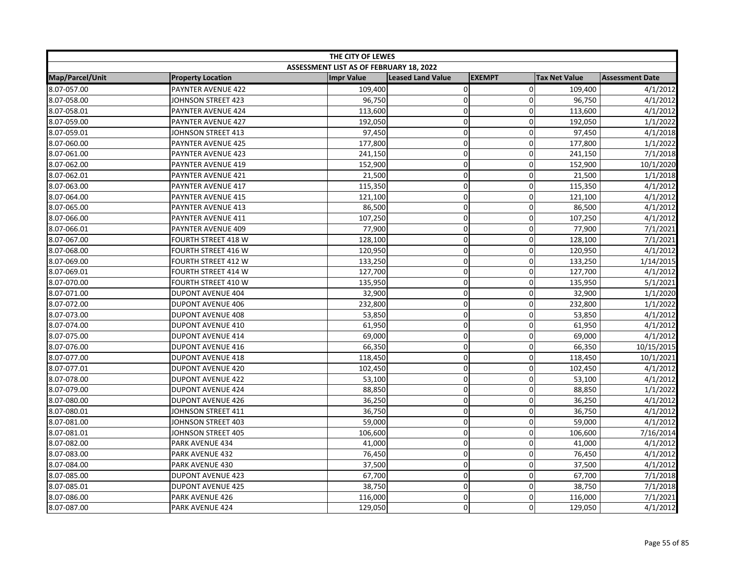| THE CITY OF LEWES | | | | | | |
|---|---|---|---|---|---|---|
| ASSESSMENT LIST AS OF FEBRUARY 18, 2022 | | | | | | |
| Map/Parcel/Unit | Property Location | Impr Value | Leased Land Value | EXEMPT | Tax Net Value | Assessment Date |
| 8.07-057.00 | PAYNTER AVENUE 422 | 109,400 | 0 | 0 | 109,400 | 4/1/2012 |
| 8.07-058.00 | JOHNSON STREET 423 | 96,750 | 0 | 0 | 96,750 | 4/1/2012 |
| 8.07-058.01 | PAYNTER AVENUE 424 | 113,600 | 0 | 0 | 113,600 | 4/1/2012 |
| 8.07-059.00 | PAYNTER AVENUE 427 | 192,050 | 0 | 0 | 192,050 | 1/1/2022 |
| 8.07-059.01 | JOHNSON STREET 413 | 97,450 | 0 | 0 | 97,450 | 4/1/2018 |
| 8.07-060.00 | PAYNTER AVENUE 425 | 177,800 | 0 | 0 | 177,800 | 1/1/2022 |
| 8.07-061.00 | PAYNTER AVENUE 423 | 241,150 | 0 | 0 | 241,150 | 7/1/2018 |
| 8.07-062.00 | PAYNTER AVENUE 419 | 152,900 | 0 | 0 | 152,900 | 10/1/2020 |
| 8.07-062.01 | PAYNTER AVENUE 421 | 21,500 | 0 | 0 | 21,500 | 1/1/2018 |
| 8.07-063.00 | PAYNTER AVENUE 417 | 115,350 | 0 | 0 | 115,350 | 4/1/2012 |
| 8.07-064.00 | PAYNTER AVENUE 415 | 121,100 | 0 | 0 | 121,100 | 4/1/2012 |
| 8.07-065.00 | PAYNTER AVENUE 413 | 86,500 | 0 | 0 | 86,500 | 4/1/2012 |
| 8.07-066.00 | PAYNTER AVENUE 411 | 107,250 | 0 | 0 | 107,250 | 4/1/2012 |
| 8.07-066.01 | PAYNTER AVENUE 409 | 77,900 | 0 | 0 | 77,900 | 7/1/2021 |
| 8.07-067.00 | FOURTH STREET 418 W | 128,100 | 0 | 0 | 128,100 | 7/1/2021 |
| 8.07-068.00 | FOURTH STREET 416 W | 120,950 | 0 | 0 | 120,950 | 4/1/2012 |
| 8.07-069.00 | FOURTH STREET 412 W | 133,250 | 0 | 0 | 133,250 | 1/14/2015 |
| 8.07-069.01 | FOURTH STREET 414 W | 127,700 | 0 | 0 | 127,700 | 4/1/2012 |
| 8.07-070.00 | FOURTH STREET 410 W | 135,950 | 0 | 0 | 135,950 | 5/1/2021 |
| 8.07-071.00 | DUPONT AVENUE 404 | 32,900 | 0 | 0 | 32,900 | 1/1/2020 |
| 8.07-072.00 | DUPONT AVENUE 406 | 232,800 | 0 | 0 | 232,800 | 1/1/2022 |
| 8.07-073.00 | DUPONT AVENUE 408 | 53,850 | 0 | 0 | 53,850 | 4/1/2012 |
| 8.07-074.00 | DUPONT AVENUE 410 | 61,950 | 0 | 0 | 61,950 | 4/1/2012 |
| 8.07-075.00 | DUPONT AVENUE 414 | 69,000 | 0 | 0 | 69,000 | 4/1/2012 |
| 8.07-076.00 | DUPONT AVENUE 416 | 66,350 | 0 | 0 | 66,350 | 10/15/2015 |
| 8.07-077.00 | DUPONT AVENUE 418 | 118,450 | 0 | 0 | 118,450 | 10/1/2021 |
| 8.07-077.01 | DUPONT AVENUE 420 | 102,450 | 0 | 0 | 102,450 | 4/1/2012 |
| 8.07-078.00 | DUPONT AVENUE 422 | 53,100 | 0 | 0 | 53,100 | 4/1/2012 |
| 8.07-079.00 | DUPONT AVENUE 424 | 88,850 | 0 | 0 | 88,850 | 1/1/2022 |
| 8.07-080.00 | DUPONT AVENUE 426 | 36,250 | 0 | 0 | 36,250 | 4/1/2012 |
| 8.07-080.01 | JOHNSON STREET 411 | 36,750 | 0 | 0 | 36,750 | 4/1/2012 |
| 8.07-081.00 | JOHNSON STREET 403 | 59,000 | 0 | 0 | 59,000 | 4/1/2012 |
| 8.07-081.01 | JOHNSON STREET 405 | 106,600 | 0 | 0 | 106,600 | 7/16/2014 |
| 8.07-082.00 | PARK AVENUE 434 | 41,000 | 0 | 0 | 41,000 | 4/1/2012 |
| 8.07-083.00 | PARK AVENUE 432 | 76,450 | 0 | 0 | 76,450 | 4/1/2012 |
| 8.07-084.00 | PARK AVENUE 430 | 37,500 | 0 | 0 | 37,500 | 4/1/2012 |
| 8.07-085.00 | DUPONT AVENUE 423 | 67,700 | 0 | 0 | 67,700 | 7/1/2018 |
| 8.07-085.01 | DUPONT AVENUE 425 | 38,750 | 0 | 0 | 38,750 | 7/1/2018 |
| 8.07-086.00 | PARK AVENUE 426 | 116,000 | 0 | 0 | 116,000 | 7/1/2021 |
| 8.07-087.00 | PARK AVENUE 424 | 129,050 | 0 | 0 | 129,050 | 4/1/2012 |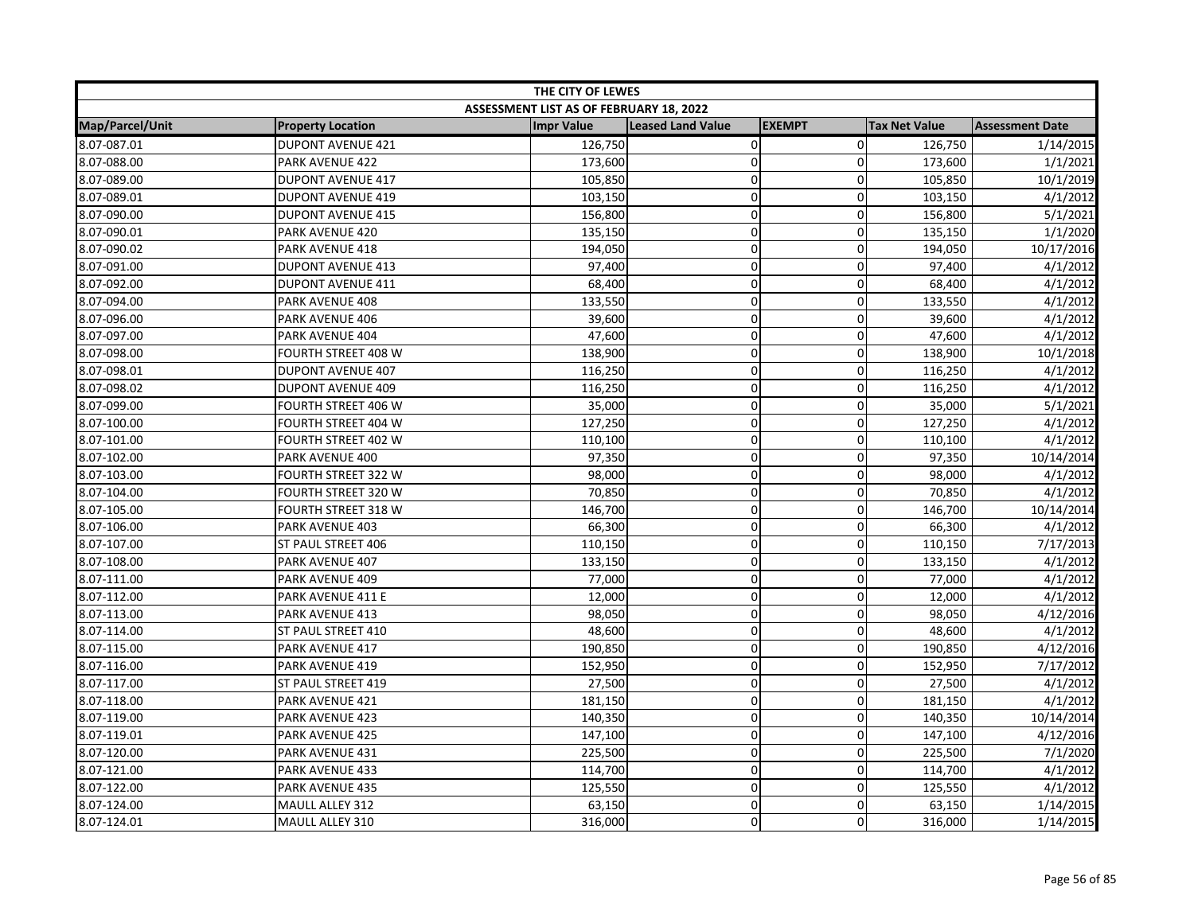| THE CITY OF LEWES | | | | | | |
|---|---|---|---|---|---|---|
| ASSESSMENT LIST AS OF FEBRUARY 18, 2022 | | | | | | |
| Map/Parcel/Unit | Property Location | Impr Value | Leased Land Value | EXEMPT | Tax Net Value | Assessment Date |
| 8.07-087.01 | DUPONT AVENUE 421 | 126,750 | 0 | 0 | 126,750 | 1/14/2015 |
| 8.07-088.00 | PARK AVENUE 422 | 173,600 | 0 | 0 | 173,600 | 1/1/2021 |
| 8.07-089.00 | DUPONT AVENUE 417 | 105,850 | 0 | 0 | 105,850 | 10/1/2019 |
| 8.07-089.01 | DUPONT AVENUE 419 | 103,150 | 0 | 0 | 103,150 | 4/1/2012 |
| 8.07-090.00 | DUPONT AVENUE 415 | 156,800 | 0 | 0 | 156,800 | 5/1/2021 |
| 8.07-090.01 | PARK AVENUE 420 | 135,150 | 0 | 0 | 135,150 | 1/1/2020 |
| 8.07-090.02 | PARK AVENUE 418 | 194,050 | 0 | 0 | 194,050 | 10/17/2016 |
| 8.07-091.00 | DUPONT AVENUE 413 | 97,400 | 0 | 0 | 97,400 | 4/1/2012 |
| 8.07-092.00 | DUPONT AVENUE 411 | 68,400 | 0 | 0 | 68,400 | 4/1/2012 |
| 8.07-094.00 | PARK AVENUE 408 | 133,550 | 0 | 0 | 133,550 | 4/1/2012 |
| 8.07-096.00 | PARK AVENUE 406 | 39,600 | 0 | 0 | 39,600 | 4/1/2012 |
| 8.07-097.00 | PARK AVENUE 404 | 47,600 | 0 | 0 | 47,600 | 4/1/2012 |
| 8.07-098.00 | FOURTH STREET 408 W | 138,900 | 0 | 0 | 138,900 | 10/1/2018 |
| 8.07-098.01 | DUPONT AVENUE 407 | 116,250 | 0 | 0 | 116,250 | 4/1/2012 |
| 8.07-098.02 | DUPONT AVENUE 409 | 116,250 | 0 | 0 | 116,250 | 4/1/2012 |
| 8.07-099.00 | FOURTH STREET 406 W | 35,000 | 0 | 0 | 35,000 | 5/1/2021 |
| 8.07-100.00 | FOURTH STREET 404 W | 127,250 | 0 | 0 | 127,250 | 4/1/2012 |
| 8.07-101.00 | FOURTH STREET 402 W | 110,100 | 0 | 0 | 110,100 | 4/1/2012 |
| 8.07-102.00 | PARK AVENUE 400 | 97,350 | 0 | 0 | 97,350 | 10/14/2014 |
| 8.07-103.00 | FOURTH STREET 322 W | 98,000 | 0 | 0 | 98,000 | 4/1/2012 |
| 8.07-104.00 | FOURTH STREET 320 W | 70,850 | 0 | 0 | 70,850 | 4/1/2012 |
| 8.07-105.00 | FOURTH STREET 318 W | 146,700 | 0 | 0 | 146,700 | 10/14/2014 |
| 8.07-106.00 | PARK AVENUE 403 | 66,300 | 0 | 0 | 66,300 | 4/1/2012 |
| 8.07-107.00 | ST PAUL STREET 406 | 110,150 | 0 | 0 | 110,150 | 7/17/2013 |
| 8.07-108.00 | PARK AVENUE 407 | 133,150 | 0 | 0 | 133,150 | 4/1/2012 |
| 8.07-111.00 | PARK AVENUE 409 | 77,000 | 0 | 0 | 77,000 | 4/1/2012 |
| 8.07-112.00 | PARK AVENUE 411 E | 12,000 | 0 | 0 | 12,000 | 4/1/2012 |
| 8.07-113.00 | PARK AVENUE 413 | 98,050 | 0 | 0 | 98,050 | 4/12/2016 |
| 8.07-114.00 | ST PAUL STREET 410 | 48,600 | 0 | 0 | 48,600 | 4/1/2012 |
| 8.07-115.00 | PARK AVENUE 417 | 190,850 | 0 | 0 | 190,850 | 4/12/2016 |
| 8.07-116.00 | PARK AVENUE 419 | 152,950 | 0 | 0 | 152,950 | 7/17/2012 |
| 8.07-117.00 | ST PAUL STREET 419 | 27,500 | 0 | 0 | 27,500 | 4/1/2012 |
| 8.07-118.00 | PARK AVENUE 421 | 181,150 | 0 | 0 | 181,150 | 4/1/2012 |
| 8.07-119.00 | PARK AVENUE 423 | 140,350 | 0 | 0 | 140,350 | 10/14/2014 |
| 8.07-119.01 | PARK AVENUE 425 | 147,100 | 0 | 0 | 147,100 | 4/12/2016 |
| 8.07-120.00 | PARK AVENUE 431 | 225,500 | 0 | 0 | 225,500 | 7/1/2020 |
| 8.07-121.00 | PARK AVENUE 433 | 114,700 | 0 | 0 | 114,700 | 4/1/2012 |
| 8.07-122.00 | PARK AVENUE 435 | 125,550 | 0 | 0 | 125,550 | 4/1/2012 |
| 8.07-124.00 | MAULL ALLEY 312 | 63,150 | 0 | 0 | 63,150 | 1/14/2015 |
| 8.07-124.01 | MAULL ALLEY 310 | 316,000 | 0 | 0 | 316,000 | 1/14/2015 |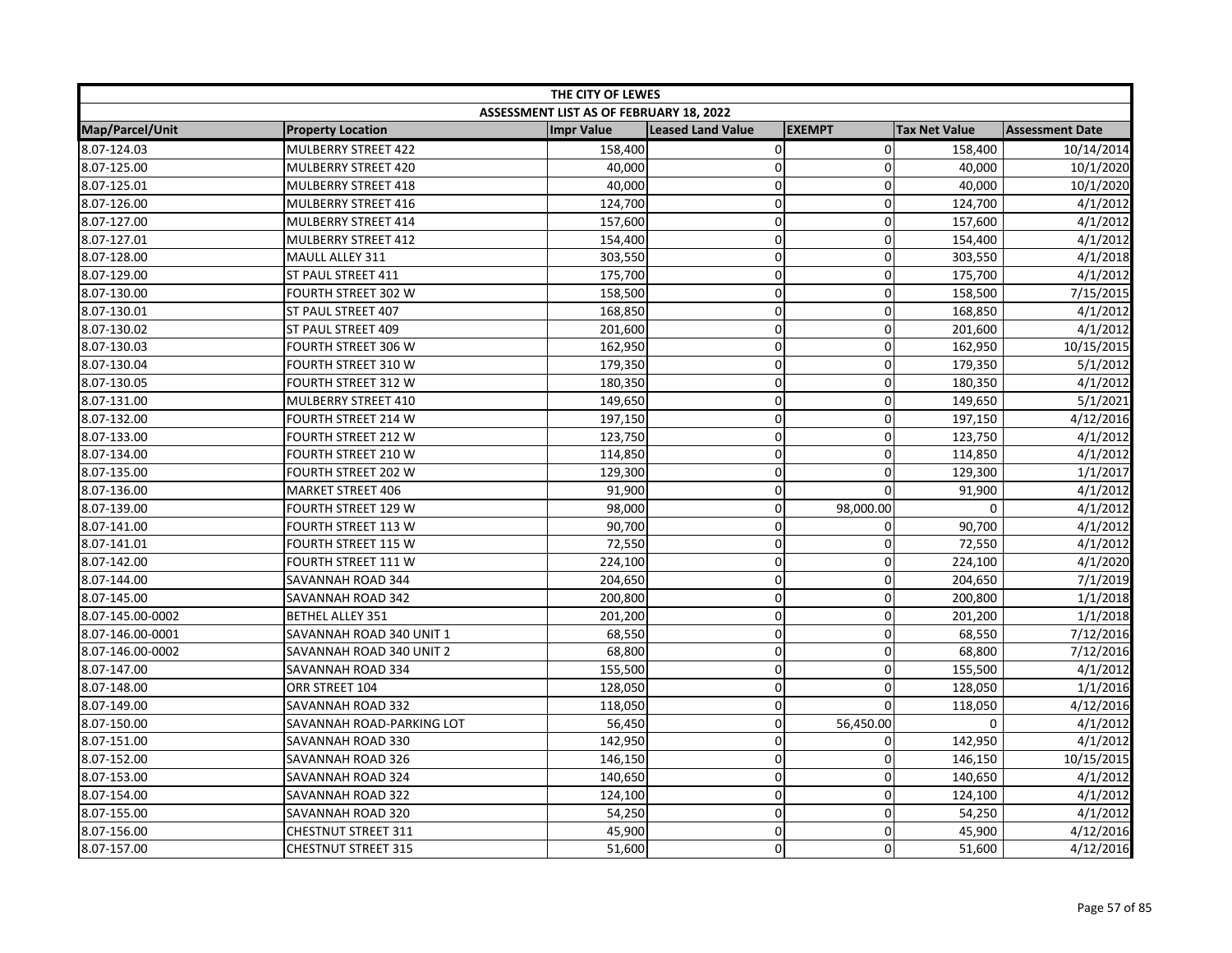| THE CITY OF LEWES | | | | | | |
|---|---|---|---|---|---|---|
| ASSESSMENT LIST AS OF FEBRUARY 18, 2022 | | | | | | |
| Map/Parcel/Unit | Property Location | Impr Value | Leased Land Value | EXEMPT | Tax Net Value | Assessment Date |
| 8.07-124.03 | MULBERRY STREET 422 | 158,400 | 0 | 0 | 158,400 | 10/14/2014 |
| 8.07-125.00 | MULBERRY STREET 420 | 40,000 | 0 | 0 | 40,000 | 10/1/2020 |
| 8.07-125.01 | MULBERRY STREET 418 | 40,000 | 0 | 0 | 40,000 | 10/1/2020 |
| 8.07-126.00 | MULBERRY STREET 416 | 124,700 | 0 | 0 | 124,700 | 4/1/2012 |
| 8.07-127.00 | MULBERRY STREET 414 | 157,600 | 0 | 0 | 157,600 | 4/1/2012 |
| 8.07-127.01 | MULBERRY STREET 412 | 154,400 | 0 | 0 | 154,400 | 4/1/2012 |
| 8.07-128.00 | MAULL ALLEY 311 | 303,550 | 0 | 0 | 303,550 | 4/1/2018 |
| 8.07-129.00 | ST PAUL STREET 411 | 175,700 | 0 | 0 | 175,700 | 4/1/2012 |
| 8.07-130.00 | FOURTH STREET 302 W | 158,500 | 0 | 0 | 158,500 | 7/15/2015 |
| 8.07-130.01 | ST PAUL STREET 407 | 168,850 | 0 | 0 | 168,850 | 4/1/2012 |
| 8.07-130.02 | ST PAUL STREET 409 | 201,600 | 0 | 0 | 201,600 | 4/1/2012 |
| 8.07-130.03 | FOURTH STREET 306 W | 162,950 | 0 | 0 | 162,950 | 10/15/2015 |
| 8.07-130.04 | FOURTH STREET 310 W | 179,350 | 0 | 0 | 179,350 | 5/1/2012 |
| 8.07-130.05 | FOURTH STREET 312 W | 180,350 | 0 | 0 | 180,350 | 4/1/2012 |
| 8.07-131.00 | MULBERRY STREET 410 | 149,650 | 0 | 0 | 149,650 | 5/1/2021 |
| 8.07-132.00 | FOURTH STREET 214 W | 197,150 | 0 | 0 | 197,150 | 4/12/2016 |
| 8.07-133.00 | FOURTH STREET 212 W | 123,750 | 0 | 0 | 123,750 | 4/1/2012 |
| 8.07-134.00 | FOURTH STREET 210 W | 114,850 | 0 | 0 | 114,850 | 4/1/2012 |
| 8.07-135.00 | FOURTH STREET 202 W | 129,300 | 0 | 0 | 129,300 | 1/1/2017 |
| 8.07-136.00 | MARKET STREET 406 | 91,900 | 0 | 0 | 91,900 | 4/1/2012 |
| 8.07-139.00 | FOURTH STREET 129 W | 98,000 | 0 | 98,000.00 | 0 | 4/1/2012 |
| 8.07-141.00 | FOURTH STREET 113 W | 90,700 | 0 | 0 | 90,700 | 4/1/2012 |
| 8.07-141.01 | FOURTH STREET 115 W | 72,550 | 0 | 0 | 72,550 | 4/1/2012 |
| 8.07-142.00 | FOURTH STREET 111 W | 224,100 | 0 | 0 | 224,100 | 4/1/2020 |
| 8.07-144.00 | SAVANNAH ROAD 344 | 204,650 | 0 | 0 | 204,650 | 7/1/2019 |
| 8.07-145.00 | SAVANNAH ROAD 342 | 200,800 | 0 | 0 | 200,800 | 1/1/2018 |
| 8.07-145.00-0002 | BETHEL ALLEY 351 | 201,200 | 0 | 0 | 201,200 | 1/1/2018 |
| 8.07-146.00-0001 | SAVANNAH ROAD 340 UNIT 1 | 68,550 | 0 | 0 | 68,550 | 7/12/2016 |
| 8.07-146.00-0002 | SAVANNAH ROAD 340 UNIT 2 | 68,800 | 0 | 0 | 68,800 | 7/12/2016 |
| 8.07-147.00 | SAVANNAH ROAD 334 | 155,500 | 0 | 0 | 155,500 | 4/1/2012 |
| 8.07-148.00 | ORR STREET 104 | 128,050 | 0 | 0 | 128,050 | 1/1/2016 |
| 8.07-149.00 | SAVANNAH ROAD 332 | 118,050 | 0 | 0 | 118,050 | 4/12/2016 |
| 8.07-150.00 | SAVANNAH ROAD-PARKING LOT | 56,450 | 0 | 56,450.00 | 0 | 4/1/2012 |
| 8.07-151.00 | SAVANNAH ROAD 330 | 142,950 | 0 | 0 | 142,950 | 4/1/2012 |
| 8.07-152.00 | SAVANNAH ROAD 326 | 146,150 | 0 | 0 | 146,150 | 10/15/2015 |
| 8.07-153.00 | SAVANNAH ROAD 324 | 140,650 | 0 | 0 | 140,650 | 4/1/2012 |
| 8.07-154.00 | SAVANNAH ROAD 322 | 124,100 | 0 | 0 | 124,100 | 4/1/2012 |
| 8.07-155.00 | SAVANNAH ROAD 320 | 54,250 | 0 | 0 | 54,250 | 4/1/2012 |
| 8.07-156.00 | CHESTNUT STREET 311 | 45,900 | 0 | 0 | 45,900 | 4/12/2016 |
| 8.07-157.00 | CHESTNUT STREET 315 | 51,600 | 0 | 0 | 51,600 | 4/12/2016 |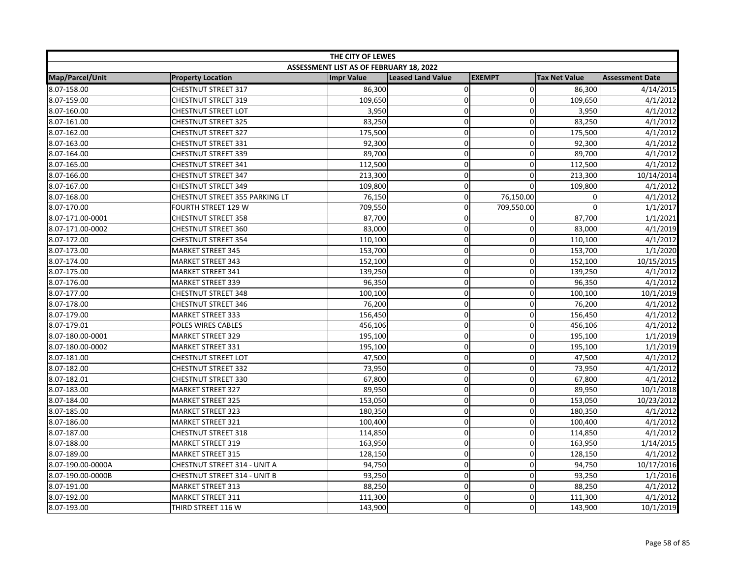| THE CITY OF LEWES | | | | | | |
|---|---|---|---|---|---|---|
| ASSESSMENT LIST AS OF FEBRUARY 18, 2022 | | | | | | |
| Map/Parcel/Unit | Property Location | Impr Value | Leased Land Value | EXEMPT | Tax Net Value | Assessment Date |
| 8.07-158.00 | CHESTNUT STREET 317 | 86,300 | 0 | 0 | 86,300 | 4/14/2015 |
| 8.07-159.00 | CHESTNUT STREET 319 | 109,650 | 0 | 0 | 109,650 | 4/1/2012 |
| 8.07-160.00 | CHESTNUT STREET LOT | 3,950 | 0 | 0 | 3,950 | 4/1/2012 |
| 8.07-161.00 | CHESTNUT STREET 325 | 83,250 | 0 | 0 | 83,250 | 4/1/2012 |
| 8.07-162.00 | CHESTNUT STREET 327 | 175,500 | 0 | 0 | 175,500 | 4/1/2012 |
| 8.07-163.00 | CHESTNUT STREET 331 | 92,300 | 0 | 0 | 92,300 | 4/1/2012 |
| 8.07-164.00 | CHESTNUT STREET 339 | 89,700 | 0 | 0 | 89,700 | 4/1/2012 |
| 8.07-165.00 | CHESTNUT STREET 341 | 112,500 | 0 | 0 | 112,500 | 4/1/2012 |
| 8.07-166.00 | CHESTNUT STREET 347 | 213,300 | 0 | 0 | 213,300 | 10/14/2014 |
| 8.07-167.00 | CHESTNUT STREET 349 | 109,800 | 0 | 0 | 109,800 | 4/1/2012 |
| 8.07-168.00 | CHESTNUT STREET 355 PARKING LT | 76,150 | 0 | 76,150.00 | 0 | 4/1/2012 |
| 8.07-170.00 | FOURTH STREET 129 W | 709,550 | 0 | 709,550.00 | 0 | 1/1/2017 |
| 8.07-171.00-0001 | CHESTNUT STREET 358 | 87,700 | 0 | 0 | 87,700 | 1/1/2021 |
| 8.07-171.00-0002 | CHESTNUT STREET 360 | 83,000 | 0 | 0 | 83,000 | 4/1/2019 |
| 8.07-172.00 | CHESTNUT STREET 354 | 110,100 | 0 | 0 | 110,100 | 4/1/2012 |
| 8.07-173.00 | MARKET STREET 345 | 153,700 | 0 | 0 | 153,700 | 1/1/2020 |
| 8.07-174.00 | MARKET STREET 343 | 152,100 | 0 | 0 | 152,100 | 10/15/2015 |
| 8.07-175.00 | MARKET STREET 341 | 139,250 | 0 | 0 | 139,250 | 4/1/2012 |
| 8.07-176.00 | MARKET STREET 339 | 96,350 | 0 | 0 | 96,350 | 4/1/2012 |
| 8.07-177.00 | CHESTNUT STREET 348 | 100,100 | 0 | 0 | 100,100 | 10/1/2019 |
| 8.07-178.00 | CHESTNUT STREET 346 | 76,200 | 0 | 0 | 76,200 | 4/1/2012 |
| 8.07-179.00 | MARKET STREET 333 | 156,450 | 0 | 0 | 156,450 | 4/1/2012 |
| 8.07-179.01 | POLES WIRES CABLES | 456,106 | 0 | 0 | 456,106 | 4/1/2012 |
| 8.07-180.00-0001 | MARKET STREET 329 | 195,100 | 0 | 0 | 195,100 | 1/1/2019 |
| 8.07-180.00-0002 | MARKET STREET 331 | 195,100 | 0 | 0 | 195,100 | 1/1/2019 |
| 8.07-181.00 | CHESTNUT STREET LOT | 47,500 | 0 | 0 | 47,500 | 4/1/2012 |
| 8.07-182.00 | CHESTNUT STREET 332 | 73,950 | 0 | 0 | 73,950 | 4/1/2012 |
| 8.07-182.01 | CHESTNUT STREET 330 | 67,800 | 0 | 0 | 67,800 | 4/1/2012 |
| 8.07-183.00 | MARKET STREET 327 | 89,950 | 0 | 0 | 89,950 | 10/1/2018 |
| 8.07-184.00 | MARKET STREET 325 | 153,050 | 0 | 0 | 153,050 | 10/23/2012 |
| 8.07-185.00 | MARKET STREET 323 | 180,350 | 0 | 0 | 180,350 | 4/1/2012 |
| 8.07-186.00 | MARKET STREET 321 | 100,400 | 0 | 0 | 100,400 | 4/1/2012 |
| 8.07-187.00 | CHESTNUT STREET 318 | 114,850 | 0 | 0 | 114,850 | 4/1/2012 |
| 8.07-188.00 | MARKET STREET 319 | 163,950 | 0 | 0 | 163,950 | 1/14/2015 |
| 8.07-189.00 | MARKET STREET 315 | 128,150 | 0 | 0 | 128,150 | 4/1/2012 |
| 8.07-190.00-0000A | CHESTNUT STREET 314 - UNIT A | 94,750 | 0 | 0 | 94,750 | 10/17/2016 |
| 8.07-190.00-0000B | CHESTNUT STREET 314 - UNIT B | 93,250 | 0 | 0 | 93,250 | 1/1/2016 |
| 8.07-191.00 | MARKET STREET 313 | 88,250 | 0 | 0 | 88,250 | 4/1/2012 |
| 8.07-192.00 | MARKET STREET 311 | 111,300 | 0 | 0 | 111,300 | 4/1/2012 |
| 8.07-193.00 | THIRD STREET 116 W | 143,900 | 0 | 0 | 143,900 | 10/1/2019 |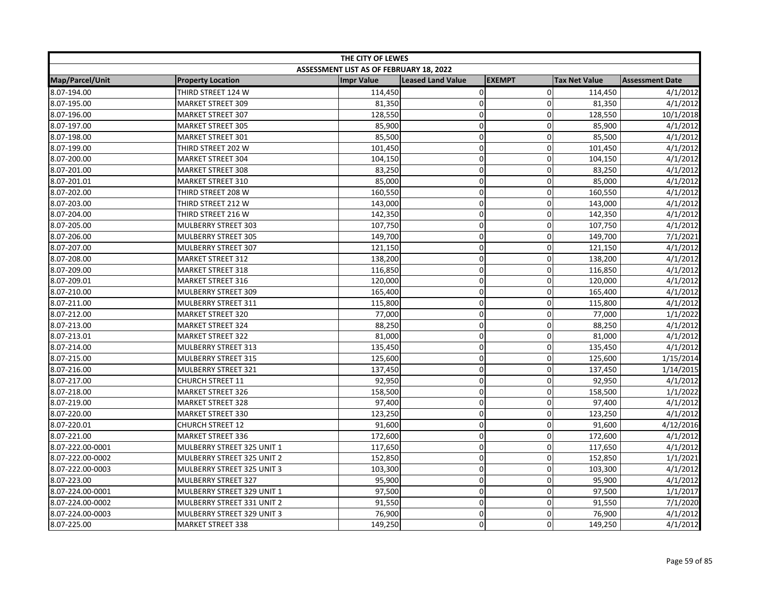| THE CITY OF LEWES | | | | | | |
|---|---|---|---|---|---|---|
| ASSESSMENT LIST AS OF FEBRUARY 18, 2022 | | | | | | |
| Map/Parcel/Unit | Property Location | Impr Value | Leased Land Value | EXEMPT | Tax Net Value | Assessment Date |
| 8.07-194.00 | THIRD STREET 124 W | 114,450 | 0 | 0 | 114,450 | 4/1/2012 |
| 8.07-195.00 | MARKET STREET 309 | 81,350 | 0 | 0 | 81,350 | 4/1/2012 |
| 8.07-196.00 | MARKET STREET 307 | 128,550 | 0 | 0 | 128,550 | 10/1/2018 |
| 8.07-197.00 | MARKET STREET 305 | 85,900 | 0 | 0 | 85,900 | 4/1/2012 |
| 8.07-198.00 | MARKET STREET 301 | 85,500 | 0 | 0 | 85,500 | 4/1/2012 |
| 8.07-199.00 | THIRD STREET 202 W | 101,450 | 0 | 0 | 101,450 | 4/1/2012 |
| 8.07-200.00 | MARKET STREET 304 | 104,150 | 0 | 0 | 104,150 | 4/1/2012 |
| 8.07-201.00 | MARKET STREET 308 | 83,250 | 0 | 0 | 83,250 | 4/1/2012 |
| 8.07-201.01 | MARKET STREET 310 | 85,000 | 0 | 0 | 85,000 | 4/1/2012 |
| 8.07-202.00 | THIRD STREET 208 W | 160,550 | 0 | 0 | 160,550 | 4/1/2012 |
| 8.07-203.00 | THIRD STREET 212 W | 143,000 | 0 | 0 | 143,000 | 4/1/2012 |
| 8.07-204.00 | THIRD STREET 216 W | 142,350 | 0 | 0 | 142,350 | 4/1/2012 |
| 8.07-205.00 | MULBERRY STREET 303 | 107,750 | 0 | 0 | 107,750 | 4/1/2012 |
| 8.07-206.00 | MULBERRY STREET 305 | 149,700 | 0 | 0 | 149,700 | 7/1/2021 |
| 8.07-207.00 | MULBERRY STREET 307 | 121,150 | 0 | 0 | 121,150 | 4/1/2012 |
| 8.07-208.00 | MARKET STREET 312 | 138,200 | 0 | 0 | 138,200 | 4/1/2012 |
| 8.07-209.00 | MARKET STREET 318 | 116,850 | 0 | 0 | 116,850 | 4/1/2012 |
| 8.07-209.01 | MARKET STREET 316 | 120,000 | 0 | 0 | 120,000 | 4/1/2012 |
| 8.07-210.00 | MULBERRY STREET 309 | 165,400 | 0 | 0 | 165,400 | 4/1/2012 |
| 8.07-211.00 | MULBERRY STREET 311 | 115,800 | 0 | 0 | 115,800 | 4/1/2012 |
| 8.07-212.00 | MARKET STREET 320 | 77,000 | 0 | 0 | 77,000 | 1/1/2022 |
| 8.07-213.00 | MARKET STREET 324 | 88,250 | 0 | 0 | 88,250 | 4/1/2012 |
| 8.07-213.01 | MARKET STREET 322 | 81,000 | 0 | 0 | 81,000 | 4/1/2012 |
| 8.07-214.00 | MULBERRY STREET 313 | 135,450 | 0 | 0 | 135,450 | 4/1/2012 |
| 8.07-215.00 | MULBERRY STREET 315 | 125,600 | 0 | 0 | 125,600 | 1/15/2014 |
| 8.07-216.00 | MULBERRY STREET 321 | 137,450 | 0 | 0 | 137,450 | 1/14/2015 |
| 8.07-217.00 | CHURCH STREET 11 | 92,950 | 0 | 0 | 92,950 | 4/1/2012 |
| 8.07-218.00 | MARKET STREET 326 | 158,500 | 0 | 0 | 158,500 | 1/1/2022 |
| 8.07-219.00 | MARKET STREET 328 | 97,400 | 0 | 0 | 97,400 | 4/1/2012 |
| 8.07-220.00 | MARKET STREET 330 | 123,250 | 0 | 0 | 123,250 | 4/1/2012 |
| 8.07-220.01 | CHURCH STREET 12 | 91,600 | 0 | 0 | 91,600 | 4/12/2016 |
| 8.07-221.00 | MARKET STREET 336 | 172,600 | 0 | 0 | 172,600 | 4/1/2012 |
| 8.07-222.00-0001 | MULBERRY STREET 325 UNIT 1 | 117,650 | 0 | 0 | 117,650 | 4/1/2012 |
| 8.07-222.00-0002 | MULBERRY STREET 325 UNIT 2 | 152,850 | 0 | 0 | 152,850 | 1/1/2021 |
| 8.07-222.00-0003 | MULBERRY STREET 325 UNIT 3 | 103,300 | 0 | 0 | 103,300 | 4/1/2012 |
| 8.07-223.00 | MULBERRY STREET 327 | 95,900 | 0 | 0 | 95,900 | 4/1/2012 |
| 8.07-224.00-0001 | MULBERRY STREET 329 UNIT 1 | 97,500 | 0 | 0 | 97,500 | 1/1/2017 |
| 8.07-224.00-0002 | MULBERRY STREET 331 UNIT 2 | 91,550 | 0 | 0 | 91,550 | 7/1/2020 |
| 8.07-224.00-0003 | MULBERRY STREET 329 UNIT 3 | 76,900 | 0 | 0 | 76,900 | 4/1/2012 |
| 8.07-225.00 | MARKET STREET 338 | 149,250 | 0 | 0 | 149,250 | 4/1/2012 |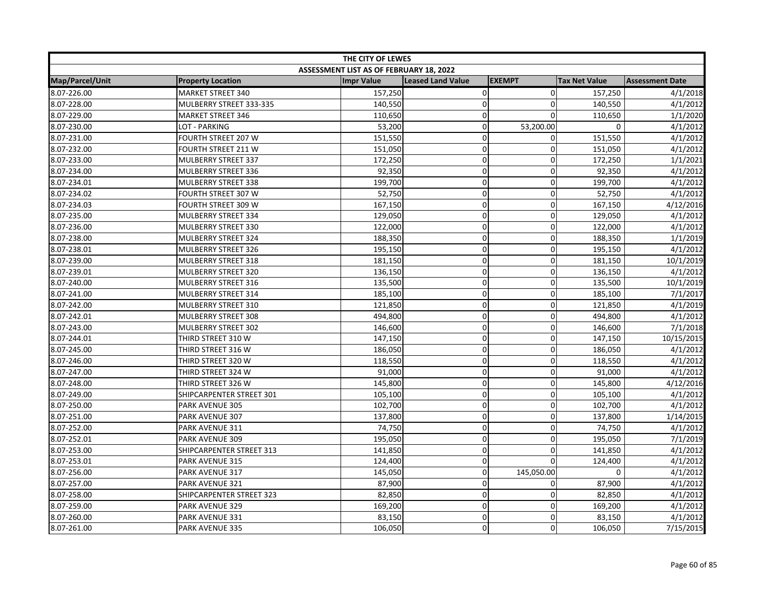| THE CITY OF LEWES | | | | | | |
|---|---|---|---|---|---|---|
| ASSESSMENT LIST AS OF FEBRUARY 18, 2022 | | | | | | |
| Map/Parcel/Unit | Property Location | Impr Value | Leased Land Value | EXEMPT | Tax Net Value | Assessment Date |
| 8.07-226.00 | MARKET STREET 340 | 157,250 | 0 | 0 | 157,250 | 4/1/2018 |
| 8.07-228.00 | MULBERRY STREET 333-335 | 140,550 | 0 | 0 | 140,550 | 4/1/2012 |
| 8.07-229.00 | MARKET STREET 346 | 110,650 | 0 | 0 | 110,650 | 1/1/2020 |
| 8.07-230.00 | LOT - PARKING | 53,200 | 0 | 53,200.00 | 0 | 4/1/2012 |
| 8.07-231.00 | FOURTH STREET 207 W | 151,550 | 0 | 0 | 151,550 | 4/1/2012 |
| 8.07-232.00 | FOURTH STREET 211 W | 151,050 | 0 | 0 | 151,050 | 4/1/2012 |
| 8.07-233.00 | MULBERRY STREET 337 | 172,250 | 0 | 0 | 172,250 | 1/1/2021 |
| 8.07-234.00 | MULBERRY STREET 336 | 92,350 | 0 | 0 | 92,350 | 4/1/2012 |
| 8.07-234.01 | MULBERRY STREET 338 | 199,700 | 0 | 0 | 199,700 | 4/1/2012 |
| 8.07-234.02 | FOURTH STREET 307 W | 52,750 | 0 | 0 | 52,750 | 4/1/2012 |
| 8.07-234.03 | FOURTH STREET 309 W | 167,150 | 0 | 0 | 167,150 | 4/12/2016 |
| 8.07-235.00 | MULBERRY STREET 334 | 129,050 | 0 | 0 | 129,050 | 4/1/2012 |
| 8.07-236.00 | MULBERRY STREET 330 | 122,000 | 0 | 0 | 122,000 | 4/1/2012 |
| 8.07-238.00 | MULBERRY STREET 324 | 188,350 | 0 | 0 | 188,350 | 1/1/2019 |
| 8.07-238.01 | MULBERRY STREET 326 | 195,150 | 0 | 0 | 195,150 | 4/1/2012 |
| 8.07-239.00 | MULBERRY STREET 318 | 181,150 | 0 | 0 | 181,150 | 10/1/2019 |
| 8.07-239.01 | MULBERRY STREET 320 | 136,150 | 0 | 0 | 136,150 | 4/1/2012 |
| 8.07-240.00 | MULBERRY STREET 316 | 135,500 | 0 | 0 | 135,500 | 10/1/2019 |
| 8.07-241.00 | MULBERRY STREET 314 | 185,100 | 0 | 0 | 185,100 | 7/1/2017 |
| 8.07-242.00 | MULBERRY STREET 310 | 121,850 | 0 | 0 | 121,850 | 4/1/2019 |
| 8.07-242.01 | MULBERRY STREET 308 | 494,800 | 0 | 0 | 494,800 | 4/1/2012 |
| 8.07-243.00 | MULBERRY STREET 302 | 146,600 | 0 | 0 | 146,600 | 7/1/2018 |
| 8.07-244.01 | THIRD STREET 310 W | 147,150 | 0 | 0 | 147,150 | 10/15/2015 |
| 8.07-245.00 | THIRD STREET 316 W | 186,050 | 0 | 0 | 186,050 | 4/1/2012 |
| 8.07-246.00 | THIRD STREET 320 W | 118,550 | 0 | 0 | 118,550 | 4/1/2012 |
| 8.07-247.00 | THIRD STREET 324 W | 91,000 | 0 | 0 | 91,000 | 4/1/2012 |
| 8.07-248.00 | THIRD STREET 326 W | 145,800 | 0 | 0 | 145,800 | 4/12/2016 |
| 8.07-249.00 | SHIPCARPENTER STREET 301 | 105,100 | 0 | 0 | 105,100 | 4/1/2012 |
| 8.07-250.00 | PARK AVENUE 305 | 102,700 | 0 | 0 | 102,700 | 4/1/2012 |
| 8.07-251.00 | PARK AVENUE 307 | 137,800 | 0 | 0 | 137,800 | 1/14/2015 |
| 8.07-252.00 | PARK AVENUE 311 | 74,750 | 0 | 0 | 74,750 | 4/1/2012 |
| 8.07-252.01 | PARK AVENUE 309 | 195,050 | 0 | 0 | 195,050 | 7/1/2019 |
| 8.07-253.00 | SHIPCARPENTER STREET 313 | 141,850 | 0 | 0 | 141,850 | 4/1/2012 |
| 8.07-253.01 | PARK AVENUE 315 | 124,400 | 0 | 0 | 124,400 | 4/1/2012 |
| 8.07-256.00 | PARK AVENUE 317 | 145,050 | 0 | 145,050.00 | 0 | 4/1/2012 |
| 8.07-257.00 | PARK AVENUE 321 | 87,900 | 0 | 0 | 87,900 | 4/1/2012 |
| 8.07-258.00 | SHIPCARPENTER STREET 323 | 82,850 | 0 | 0 | 82,850 | 4/1/2012 |
| 8.07-259.00 | PARK AVENUE 329 | 169,200 | 0 | 0 | 169,200 | 4/1/2012 |
| 8.07-260.00 | PARK AVENUE 331 | 83,150 | 0 | 0 | 83,150 | 4/1/2012 |
| 8.07-261.00 | PARK AVENUE 335 | 106,050 | 0 | 0 | 106,050 | 7/15/2015 |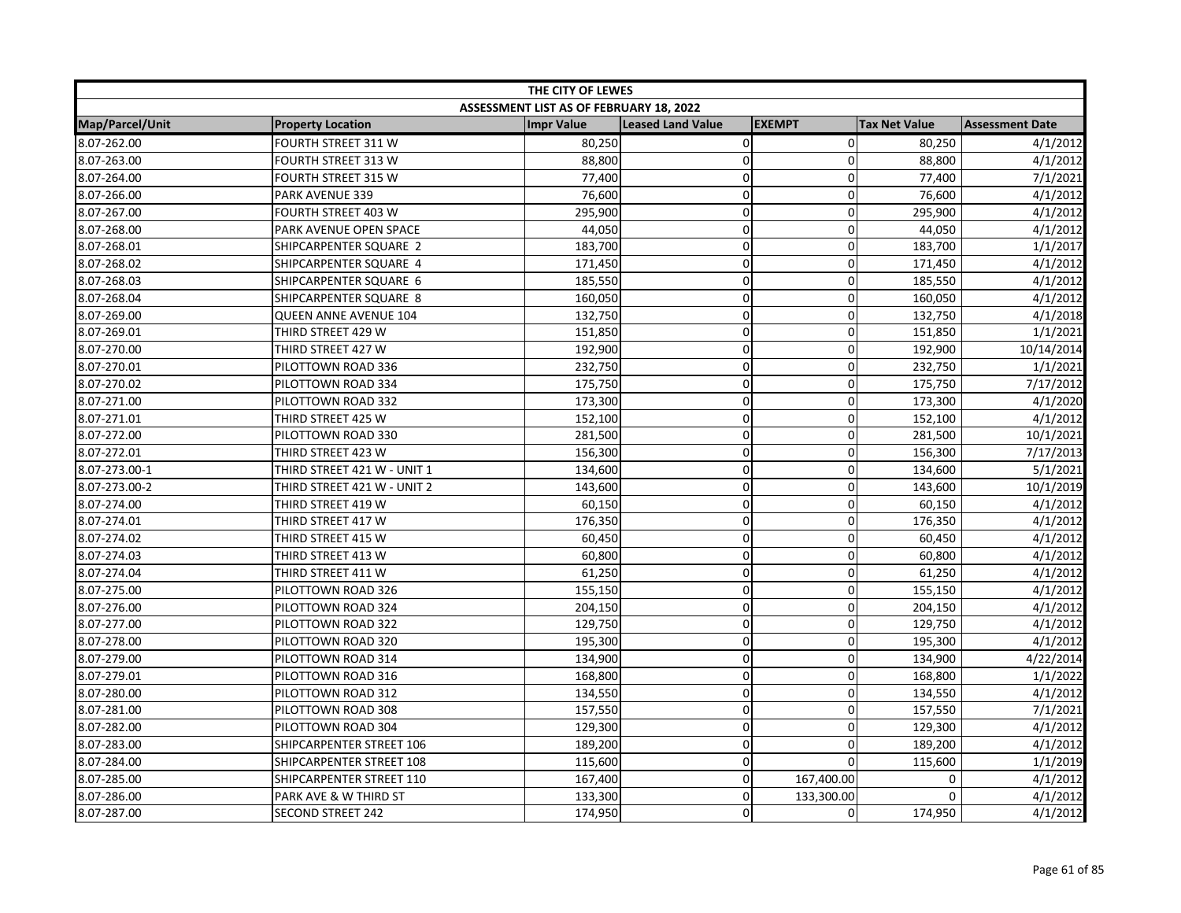| THE CITY OF LEWES | | | | | | |
|---|---|---|---|---|---|---|
| ASSESSMENT LIST AS OF FEBRUARY 18, 2022 | | | | | | |
| Map/Parcel/Unit | Property Location | Impr Value | Leased Land Value | EXEMPT | Tax Net Value | Assessment Date |
| 8.07-262.00 | FOURTH STREET 311 W | 80,250 | 0 | 0 | 80,250 | 4/1/2012 |
| 8.07-263.00 | FOURTH STREET 313 W | 88,800 | 0 | 0 | 88,800 | 4/1/2012 |
| 8.07-264.00 | FOURTH STREET 315 W | 77,400 | 0 | 0 | 77,400 | 7/1/2021 |
| 8.07-266.00 | PARK AVENUE 339 | 76,600 | 0 | 0 | 76,600 | 4/1/2012 |
| 8.07-267.00 | FOURTH STREET 403 W | 295,900 | 0 | 0 | 295,900 | 4/1/2012 |
| 8.07-268.00 | PARK AVENUE OPEN SPACE | 44,050 | 0 | 0 | 44,050 | 4/1/2012 |
| 8.07-268.01 | SHIPCARPENTER SQUARE 2 | 183,700 | 0 | 0 | 183,700 | 1/1/2017 |
| 8.07-268.02 | SHIPCARPENTER SQUARE 4 | 171,450 | 0 | 0 | 171,450 | 4/1/2012 |
| 8.07-268.03 | SHIPCARPENTER SQUARE 6 | 185,550 | 0 | 0 | 185,550 | 4/1/2012 |
| 8.07-268.04 | SHIPCARPENTER SQUARE 8 | 160,050 | 0 | 0 | 160,050 | 4/1/2012 |
| 8.07-269.00 | QUEEN ANNE AVENUE 104 | 132,750 | 0 | 0 | 132,750 | 4/1/2018 |
| 8.07-269.01 | THIRD STREET 429 W | 151,850 | 0 | 0 | 151,850 | 1/1/2021 |
| 8.07-270.00 | THIRD STREET 427 W | 192,900 | 0 | 0 | 192,900 | 10/14/2014 |
| 8.07-270.01 | PILOTTOWN ROAD 336 | 232,750 | 0 | 0 | 232,750 | 1/1/2021 |
| 8.07-270.02 | PILOTTOWN ROAD 334 | 175,750 | 0 | 0 | 175,750 | 7/17/2012 |
| 8.07-271.00 | PILOTTOWN ROAD 332 | 173,300 | 0 | 0 | 173,300 | 4/1/2020 |
| 8.07-271.01 | THIRD STREET 425 W | 152,100 | 0 | 0 | 152,100 | 4/1/2012 |
| 8.07-272.00 | PILOTTOWN ROAD 330 | 281,500 | 0 | 0 | 281,500 | 10/1/2021 |
| 8.07-272.01 | THIRD STREET 423 W | 156,300 | 0 | 0 | 156,300 | 7/17/2013 |
| 8.07-273.00-1 | THIRD STREET 421 W - UNIT 1 | 134,600 | 0 | 0 | 134,600 | 5/1/2021 |
| 8.07-273.00-2 | THIRD STREET 421 W - UNIT 2 | 143,600 | 0 | 0 | 143,600 | 10/1/2019 |
| 8.07-274.00 | THIRD STREET 419 W | 60,150 | 0 | 0 | 60,150 | 4/1/2012 |
| 8.07-274.01 | THIRD STREET 417 W | 176,350 | 0 | 0 | 176,350 | 4/1/2012 |
| 8.07-274.02 | THIRD STREET 415 W | 60,450 | 0 | 0 | 60,450 | 4/1/2012 |
| 8.07-274.03 | THIRD STREET 413 W | 60,800 | 0 | 0 | 60,800 | 4/1/2012 |
| 8.07-274.04 | THIRD STREET 411 W | 61,250 | 0 | 0 | 61,250 | 4/1/2012 |
| 8.07-275.00 | PILOTTOWN ROAD 326 | 155,150 | 0 | 0 | 155,150 | 4/1/2012 |
| 8.07-276.00 | PILOTTOWN ROAD 324 | 204,150 | 0 | 0 | 204,150 | 4/1/2012 |
| 8.07-277.00 | PILOTTOWN ROAD 322 | 129,750 | 0 | 0 | 129,750 | 4/1/2012 |
| 8.07-278.00 | PILOTTOWN ROAD 320 | 195,300 | 0 | 0 | 195,300 | 4/1/2012 |
| 8.07-279.00 | PILOTTOWN ROAD 314 | 134,900 | 0 | 0 | 134,900 | 4/22/2014 |
| 8.07-279.01 | PILOTTOWN ROAD 316 | 168,800 | 0 | 0 | 168,800 | 1/1/2022 |
| 8.07-280.00 | PILOTTOWN ROAD 312 | 134,550 | 0 | 0 | 134,550 | 4/1/2012 |
| 8.07-281.00 | PILOTTOWN ROAD 308 | 157,550 | 0 | 0 | 157,550 | 7/1/2021 |
| 8.07-282.00 | PILOTTOWN ROAD 304 | 129,300 | 0 | 0 | 129,300 | 4/1/2012 |
| 8.07-283.00 | SHIPCARPENTER STREET 106 | 189,200 | 0 | 0 | 189,200 | 4/1/2012 |
| 8.07-284.00 | SHIPCARPENTER STREET 108 | 115,600 | 0 | 0 | 115,600 | 1/1/2019 |
| 8.07-285.00 | SHIPCARPENTER STREET 110 | 167,400 | 0 | 167,400.00 | 0 | 4/1/2012 |
| 8.07-286.00 | PARK AVE & W THIRD ST | 133,300 | 0 | 133,300.00 | 0 | 4/1/2012 |
| 8.07-287.00 | SECOND STREET 242 | 174,950 | 0 | 0 | 174,950 | 4/1/2012 |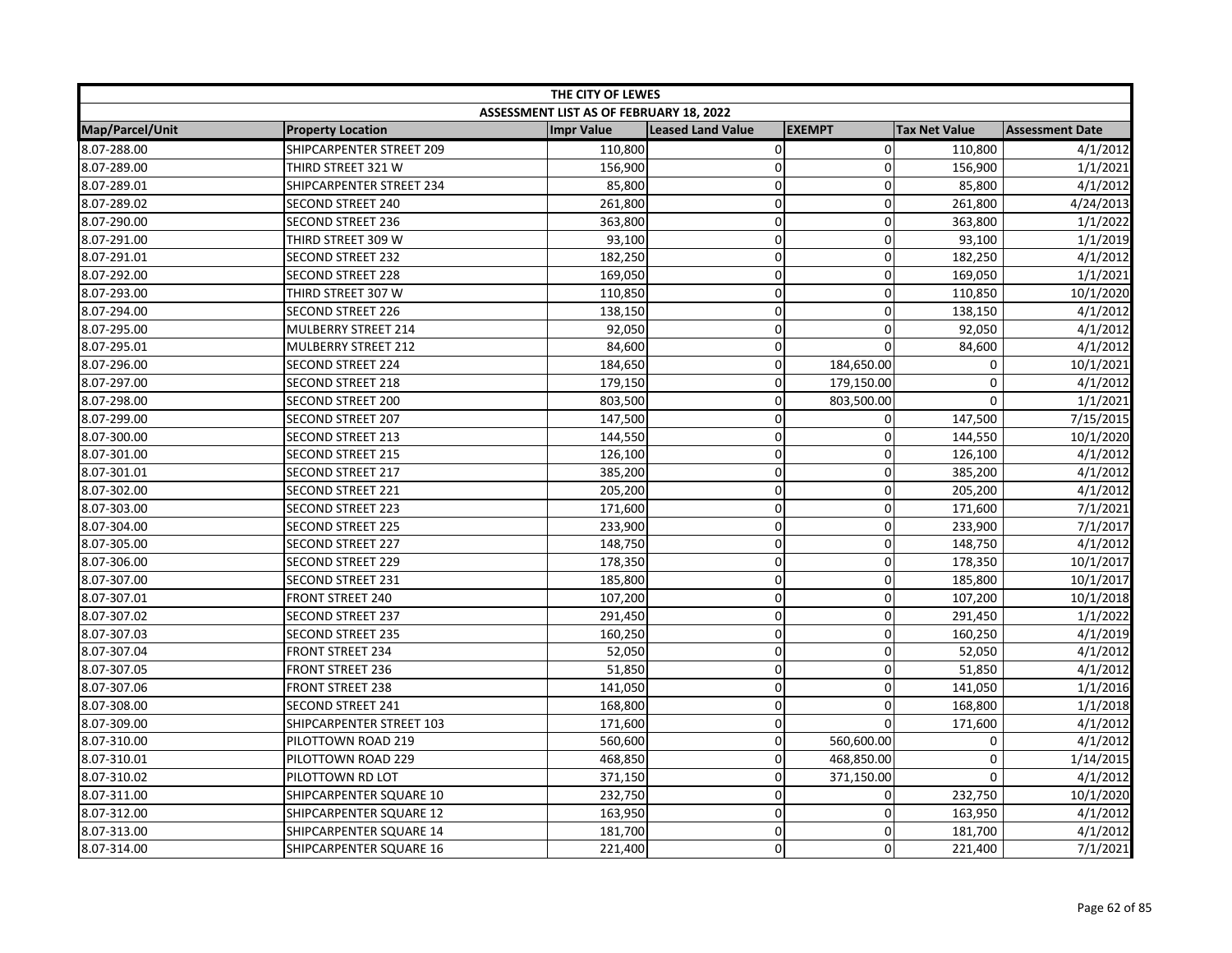| THE CITY OF LEWES | | | | | | |
|---|---|---|---|---|---|---|
| ASSESSMENT LIST AS OF FEBRUARY 18, 2022 | | | | | | |
| Map/Parcel/Unit | Property Location | Impr Value | Leased Land Value | EXEMPT | Tax Net Value | Assessment Date |
| 8.07-288.00 | SHIPCARPENTER STREET 209 | 110,800 | 0 | 0 | 110,800 | 4/1/2012 |
| 8.07-289.00 | THIRD STREET 321 W | 156,900 | 0 | 0 | 156,900 | 1/1/2021 |
| 8.07-289.01 | SHIPCARPENTER STREET 234 | 85,800 | 0 | 0 | 85,800 | 4/1/2012 |
| 8.07-289.02 | SECOND STREET 240 | 261,800 | 0 | 0 | 261,800 | 4/24/2013 |
| 8.07-290.00 | SECOND STREET 236 | 363,800 | 0 | 0 | 363,800 | 1/1/2022 |
| 8.07-291.00 | THIRD STREET 309 W | 93,100 | 0 | 0 | 93,100 | 1/1/2019 |
| 8.07-291.01 | SECOND STREET 232 | 182,250 | 0 | 0 | 182,250 | 4/1/2012 |
| 8.07-292.00 | SECOND STREET 228 | 169,050 | 0 | 0 | 169,050 | 1/1/2021 |
| 8.07-293.00 | THIRD STREET 307 W | 110,850 | 0 | 0 | 110,850 | 10/1/2020 |
| 8.07-294.00 | SECOND STREET 226 | 138,150 | 0 | 0 | 138,150 | 4/1/2012 |
| 8.07-295.00 | MULBERRY STREET 214 | 92,050 | 0 | 0 | 92,050 | 4/1/2012 |
| 8.07-295.01 | MULBERRY STREET 212 | 84,600 | 0 | 0 | 84,600 | 4/1/2012 |
| 8.07-296.00 | SECOND STREET 224 | 184,650 | 0 | 184,650.00 | 0 | 10/1/2021 |
| 8.07-297.00 | SECOND STREET 218 | 179,150 | 0 | 179,150.00 | 0 | 4/1/2012 |
| 8.07-298.00 | SECOND STREET 200 | 803,500 | 0 | 803,500.00 | 0 | 1/1/2021 |
| 8.07-299.00 | SECOND STREET 207 | 147,500 | 0 | 0 | 147,500 | 7/15/2015 |
| 8.07-300.00 | SECOND STREET 213 | 144,550 | 0 | 0 | 144,550 | 10/1/2020 |
| 8.07-301.00 | SECOND STREET 215 | 126,100 | 0 | 0 | 126,100 | 4/1/2012 |
| 8.07-301.01 | SECOND STREET 217 | 385,200 | 0 | 0 | 385,200 | 4/1/2012 |
| 8.07-302.00 | SECOND STREET 221 | 205,200 | 0 | 0 | 205,200 | 4/1/2012 |
| 8.07-303.00 | SECOND STREET 223 | 171,600 | 0 | 0 | 171,600 | 7/1/2021 |
| 8.07-304.00 | SECOND STREET 225 | 233,900 | 0 | 0 | 233,900 | 7/1/2017 |
| 8.07-305.00 | SECOND STREET 227 | 148,750 | 0 | 0 | 148,750 | 4/1/2012 |
| 8.07-306.00 | SECOND STREET 229 | 178,350 | 0 | 0 | 178,350 | 10/1/2017 |
| 8.07-307.00 | SECOND STREET 231 | 185,800 | 0 | 0 | 185,800 | 10/1/2017 |
| 8.07-307.01 | FRONT STREET 240 | 107,200 | 0 | 0 | 107,200 | 10/1/2018 |
| 8.07-307.02 | SECOND STREET 237 | 291,450 | 0 | 0 | 291,450 | 1/1/2022 |
| 8.07-307.03 | SECOND STREET 235 | 160,250 | 0 | 0 | 160,250 | 4/1/2019 |
| 8.07-307.04 | FRONT STREET 234 | 52,050 | 0 | 0 | 52,050 | 4/1/2012 |
| 8.07-307.05 | FRONT STREET 236 | 51,850 | 0 | 0 | 51,850 | 4/1/2012 |
| 8.07-307.06 | FRONT STREET 238 | 141,050 | 0 | 0 | 141,050 | 1/1/2016 |
| 8.07-308.00 | SECOND STREET 241 | 168,800 | 0 | 0 | 168,800 | 1/1/2018 |
| 8.07-309.00 | SHIPCARPENTER STREET 103 | 171,600 | 0 | 0 | 171,600 | 4/1/2012 |
| 8.07-310.00 | PILOTTOWN ROAD 219 | 560,600 | 0 | 560,600.00 | 0 | 4/1/2012 |
| 8.07-310.01 | PILOTTOWN ROAD 229 | 468,850 | 0 | 468,850.00 | 0 | 1/14/2015 |
| 8.07-310.02 | PILOTTOWN RD LOT | 371,150 | 0 | 371,150.00 | 0 | 4/1/2012 |
| 8.07-311.00 | SHIPCARPENTER SQUARE 10 | 232,750 | 0 | 0 | 232,750 | 10/1/2020 |
| 8.07-312.00 | SHIPCARPENTER SQUARE 12 | 163,950 | 0 | 0 | 163,950 | 4/1/2012 |
| 8.07-313.00 | SHIPCARPENTER SQUARE 14 | 181,700 | 0 | 0 | 181,700 | 4/1/2012 |
| 8.07-314.00 | SHIPCARPENTER SQUARE 16 | 221,400 | 0 | 0 | 221,400 | 7/1/2021 |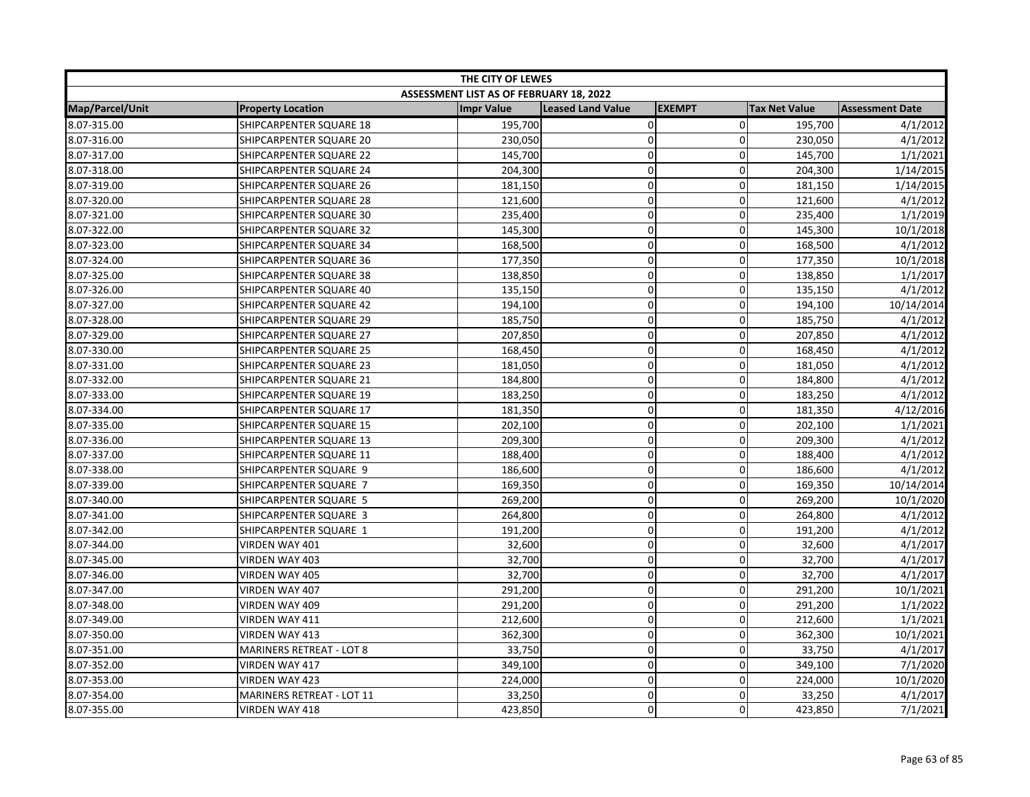| THE CITY OF LEWES | | | | | | |
|---|---|---|---|---|---|---|
| ASSESSMENT LIST AS OF FEBRUARY 18, 2022 | | | | | | |
| Map/Parcel/Unit | Property Location | Impr Value | Leased Land Value | EXEMPT | Tax Net Value | Assessment Date |
| 8.07-315.00 | SHIPCARPENTER SQUARE 18 | 195,700 | 0 | 0 | 195,700 | 4/1/2012 |
| 8.07-316.00 | SHIPCARPENTER SQUARE 20 | 230,050 | 0 | 0 | 230,050 | 4/1/2012 |
| 8.07-317.00 | SHIPCARPENTER SQUARE 22 | 145,700 | 0 | 0 | 145,700 | 1/1/2021 |
| 8.07-318.00 | SHIPCARPENTER SQUARE 24 | 204,300 | 0 | 0 | 204,300 | 1/14/2015 |
| 8.07-319.00 | SHIPCARPENTER SQUARE 26 | 181,150 | 0 | 0 | 181,150 | 1/14/2015 |
| 8.07-320.00 | SHIPCARPENTER SQUARE 28 | 121,600 | 0 | 0 | 121,600 | 4/1/2012 |
| 8.07-321.00 | SHIPCARPENTER SQUARE 30 | 235,400 | 0 | 0 | 235,400 | 1/1/2019 |
| 8.07-322.00 | SHIPCARPENTER SQUARE 32 | 145,300 | 0 | 0 | 145,300 | 10/1/2018 |
| 8.07-323.00 | SHIPCARPENTER SQUARE 34 | 168,500 | 0 | 0 | 168,500 | 4/1/2012 |
| 8.07-324.00 | SHIPCARPENTER SQUARE 36 | 177,350 | 0 | 0 | 177,350 | 10/1/2018 |
| 8.07-325.00 | SHIPCARPENTER SQUARE 38 | 138,850 | 0 | 0 | 138,850 | 1/1/2017 |
| 8.07-326.00 | SHIPCARPENTER SQUARE 40 | 135,150 | 0 | 0 | 135,150 | 4/1/2012 |
| 8.07-327.00 | SHIPCARPENTER SQUARE 42 | 194,100 | 0 | 0 | 194,100 | 10/14/2014 |
| 8.07-328.00 | SHIPCARPENTER SQUARE 29 | 185,750 | 0 | 0 | 185,750 | 4/1/2012 |
| 8.07-329.00 | SHIPCARPENTER SQUARE 27 | 207,850 | 0 | 0 | 207,850 | 4/1/2012 |
| 8.07-330.00 | SHIPCARPENTER SQUARE 25 | 168,450 | 0 | 0 | 168,450 | 4/1/2012 |
| 8.07-331.00 | SHIPCARPENTER SQUARE 23 | 181,050 | 0 | 0 | 181,050 | 4/1/2012 |
| 8.07-332.00 | SHIPCARPENTER SQUARE 21 | 184,800 | 0 | 0 | 184,800 | 4/1/2012 |
| 8.07-333.00 | SHIPCARPENTER SQUARE 19 | 183,250 | 0 | 0 | 183,250 | 4/1/2012 |
| 8.07-334.00 | SHIPCARPENTER SQUARE 17 | 181,350 | 0 | 0 | 181,350 | 4/12/2016 |
| 8.07-335.00 | SHIPCARPENTER SQUARE 15 | 202,100 | 0 | 0 | 202,100 | 1/1/2021 |
| 8.07-336.00 | SHIPCARPENTER SQUARE 13 | 209,300 | 0 | 0 | 209,300 | 4/1/2012 |
| 8.07-337.00 | SHIPCARPENTER SQUARE 11 | 188,400 | 0 | 0 | 188,400 | 4/1/2012 |
| 8.07-338.00 | SHIPCARPENTER SQUARE 9 | 186,600 | 0 | 0 | 186,600 | 4/1/2012 |
| 8.07-339.00 | SHIPCARPENTER SQUARE 7 | 169,350 | 0 | 0 | 169,350 | 10/14/2014 |
| 8.07-340.00 | SHIPCARPENTER SQUARE 5 | 269,200 | 0 | 0 | 269,200 | 10/1/2020 |
| 8.07-341.00 | SHIPCARPENTER SQUARE 3 | 264,800 | 0 | 0 | 264,800 | 4/1/2012 |
| 8.07-342.00 | SHIPCARPENTER SQUARE 1 | 191,200 | 0 | 0 | 191,200 | 4/1/2012 |
| 8.07-344.00 | VIRDEN WAY 401 | 32,600 | 0 | 0 | 32,600 | 4/1/2017 |
| 8.07-345.00 | VIRDEN WAY 403 | 32,700 | 0 | 0 | 32,700 | 4/1/2017 |
| 8.07-346.00 | VIRDEN WAY 405 | 32,700 | 0 | 0 | 32,700 | 4/1/2017 |
| 8.07-347.00 | VIRDEN WAY 407 | 291,200 | 0 | 0 | 291,200 | 10/1/2021 |
| 8.07-348.00 | VIRDEN WAY 409 | 291,200 | 0 | 0 | 291,200 | 1/1/2022 |
| 8.07-349.00 | VIRDEN WAY 411 | 212,600 | 0 | 0 | 212,600 | 1/1/2021 |
| 8.07-350.00 | VIRDEN WAY 413 | 362,300 | 0 | 0 | 362,300 | 10/1/2021 |
| 8.07-351.00 | MARINERS RETREAT - LOT 8 | 33,750 | 0 | 0 | 33,750 | 4/1/2017 |
| 8.07-352.00 | VIRDEN WAY 417 | 349,100 | 0 | 0 | 349,100 | 7/1/2020 |
| 8.07-353.00 | VIRDEN WAY 423 | 224,000 | 0 | 0 | 224,000 | 10/1/2020 |
| 8.07-354.00 | MARINERS RETREAT - LOT 11 | 33,250 | 0 | 0 | 33,250 | 4/1/2017 |
| 8.07-355.00 | VIRDEN WAY 418 | 423,850 | 0 | 0 | 423,850 | 7/1/2021 |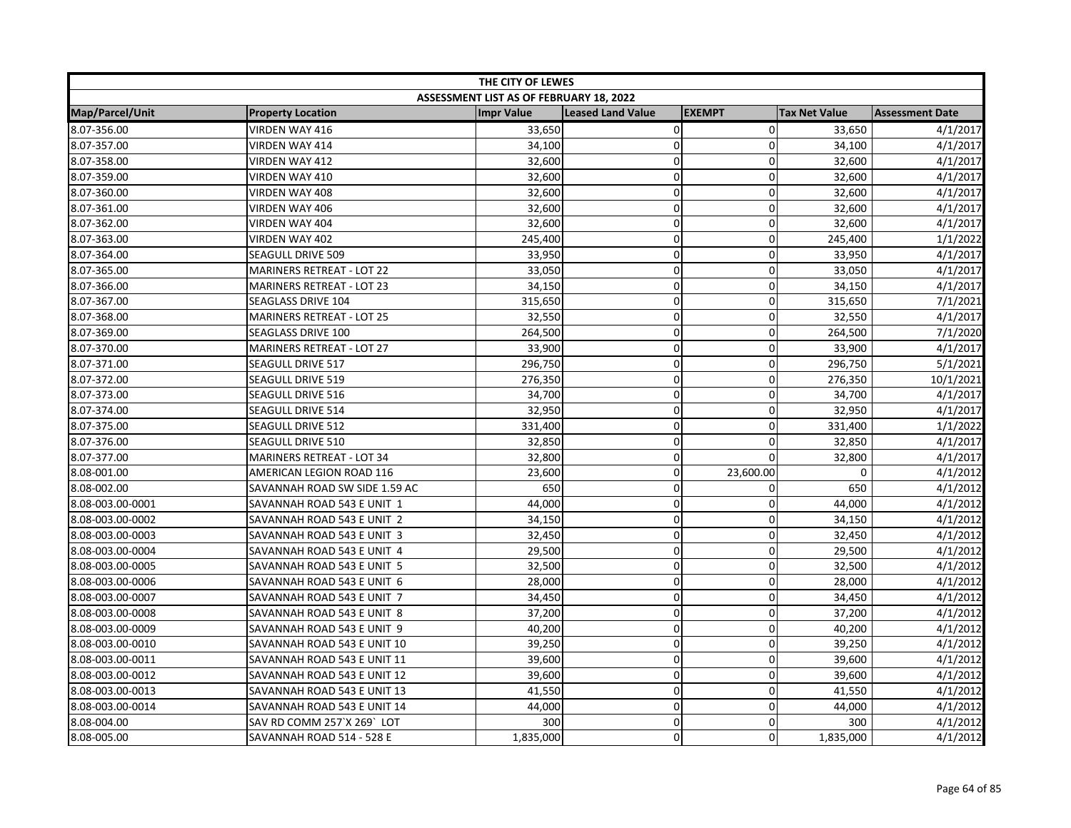| THE CITY OF LEWES | | | | | | |
|---|---|---|---|---|---|---|
| ASSESSMENT LIST AS OF FEBRUARY 18, 2022 | | | | | | |
| Map/Parcel/Unit | Property Location | Impr Value | Leased Land Value | EXEMPT | Tax Net Value | Assessment Date |
| 8.07-356.00 | VIRDEN WAY 416 | 33,650 | 0 | 0 | 33,650 | 4/1/2017 |
| 8.07-357.00 | VIRDEN WAY 414 | 34,100 | 0 | 0 | 34,100 | 4/1/2017 |
| 8.07-358.00 | VIRDEN WAY 412 | 32,600 | 0 | 0 | 32,600 | 4/1/2017 |
| 8.07-359.00 | VIRDEN WAY 410 | 32,600 | 0 | 0 | 32,600 | 4/1/2017 |
| 8.07-360.00 | VIRDEN WAY 408 | 32,600 | 0 | 0 | 32,600 | 4/1/2017 |
| 8.07-361.00 | VIRDEN WAY 406 | 32,600 | 0 | 0 | 32,600 | 4/1/2017 |
| 8.07-362.00 | VIRDEN WAY 404 | 32,600 | 0 | 0 | 32,600 | 4/1/2017 |
| 8.07-363.00 | VIRDEN WAY 402 | 245,400 | 0 | 0 | 245,400 | 1/1/2022 |
| 8.07-364.00 | SEAGULL DRIVE 509 | 33,950 | 0 | 0 | 33,950 | 4/1/2017 |
| 8.07-365.00 | MARINERS RETREAT - LOT 22 | 33,050 | 0 | 0 | 33,050 | 4/1/2017 |
| 8.07-366.00 | MARINERS RETREAT - LOT 23 | 34,150 | 0 | 0 | 34,150 | 4/1/2017 |
| 8.07-367.00 | SEAGLASS DRIVE 104 | 315,650 | 0 | 0 | 315,650 | 7/1/2021 |
| 8.07-368.00 | MARINERS RETREAT - LOT 25 | 32,550 | 0 | 0 | 32,550 | 4/1/2017 |
| 8.07-369.00 | SEAGLASS DRIVE 100 | 264,500 | 0 | 0 | 264,500 | 7/1/2020 |
| 8.07-370.00 | MARINERS RETREAT - LOT 27 | 33,900 | 0 | 0 | 33,900 | 4/1/2017 |
| 8.07-371.00 | SEAGULL DRIVE 517 | 296,750 | 0 | 0 | 296,750 | 5/1/2021 |
| 8.07-372.00 | SEAGULL DRIVE 519 | 276,350 | 0 | 0 | 276,350 | 10/1/2021 |
| 8.07-373.00 | SEAGULL DRIVE 516 | 34,700 | 0 | 0 | 34,700 | 4/1/2017 |
| 8.07-374.00 | SEAGULL DRIVE 514 | 32,950 | 0 | 0 | 32,950 | 4/1/2017 |
| 8.07-375.00 | SEAGULL DRIVE 512 | 331,400 | 0 | 0 | 331,400 | 1/1/2022 |
| 8.07-376.00 | SEAGULL DRIVE 510 | 32,850 | 0 | 0 | 32,850 | 4/1/2017 |
| 8.07-377.00 | MARINERS RETREAT - LOT 34 | 32,800 | 0 | 0 | 32,800 | 4/1/2017 |
| 8.08-001.00 | AMERICAN LEGION ROAD 116 | 23,600 | 0 | 23,600.00 | 0 | 4/1/2012 |
| 8.08-002.00 | SAVANNAH ROAD SW SIDE 1.59 AC | 650 | 0 | 0 | 650 | 4/1/2012 |
| 8.08-003.00-0001 | SAVANNAH ROAD 543 E UNIT 1 | 44,000 | 0 | 0 | 44,000 | 4/1/2012 |
| 8.08-003.00-0002 | SAVANNAH ROAD 543 E UNIT 2 | 34,150 | 0 | 0 | 34,150 | 4/1/2012 |
| 8.08-003.00-0003 | SAVANNAH ROAD 543 E UNIT 3 | 32,450 | 0 | 0 | 32,450 | 4/1/2012 |
| 8.08-003.00-0004 | SAVANNAH ROAD 543 E UNIT 4 | 29,500 | 0 | 0 | 29,500 | 4/1/2012 |
| 8.08-003.00-0005 | SAVANNAH ROAD 543 E UNIT 5 | 32,500 | 0 | 0 | 32,500 | 4/1/2012 |
| 8.08-003.00-0006 | SAVANNAH ROAD 543 E UNIT 6 | 28,000 | 0 | 0 | 28,000 | 4/1/2012 |
| 8.08-003.00-0007 | SAVANNAH ROAD 543 E UNIT 7 | 34,450 | 0 | 0 | 34,450 | 4/1/2012 |
| 8.08-003.00-0008 | SAVANNAH ROAD 543 E UNIT 8 | 37,200 | 0 | 0 | 37,200 | 4/1/2012 |
| 8.08-003.00-0009 | SAVANNAH ROAD 543 E UNIT 9 | 40,200 | 0 | 0 | 40,200 | 4/1/2012 |
| 8.08-003.00-0010 | SAVANNAH ROAD 543 E UNIT 10 | 39,250 | 0 | 0 | 39,250 | 4/1/2012 |
| 8.08-003.00-0011 | SAVANNAH ROAD 543 E UNIT 11 | 39,600 | 0 | 0 | 39,600 | 4/1/2012 |
| 8.08-003.00-0012 | SAVANNAH ROAD 543 E UNIT 12 | 39,600 | 0 | 0 | 39,600 | 4/1/2012 |
| 8.08-003.00-0013 | SAVANNAH ROAD 543 E UNIT 13 | 41,550 | 0 | 0 | 41,550 | 4/1/2012 |
| 8.08-003.00-0014 | SAVANNAH ROAD 543 E UNIT 14 | 44,000 | 0 | 0 | 44,000 | 4/1/2012 |
| 8.08-004.00 | SAV RD COMM 257`X 269` LOT | 300 | 0 | 0 | 300 | 4/1/2012 |
| 8.08-005.00 | SAVANNAH ROAD 514 - 528 E | 1,835,000 | 0 | 0 | 1,835,000 | 4/1/2012 |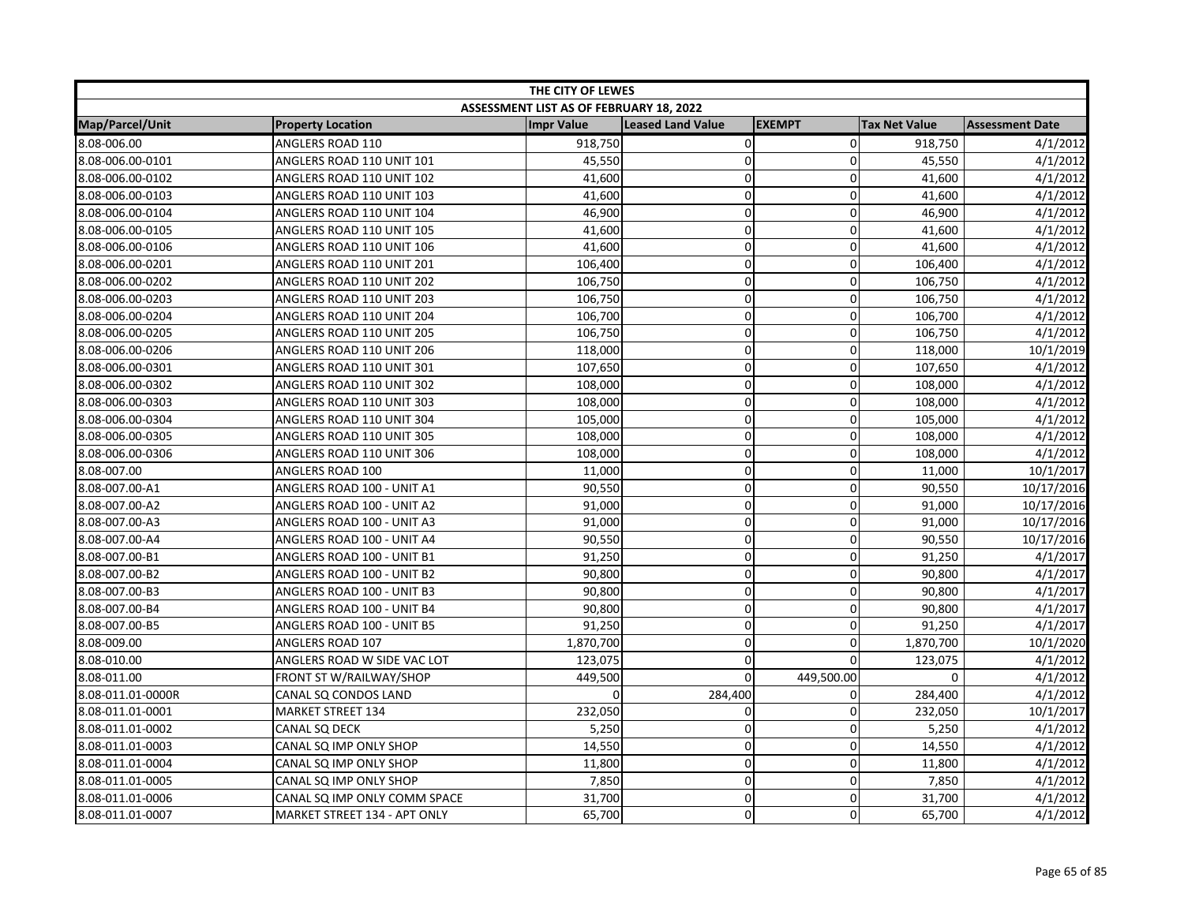| THE CITY OF LEWES | | | | | | |
|---|---|---|---|---|---|---|
| ASSESSMENT LIST AS OF FEBRUARY 18, 2022 | | | | | | |
| Map/Parcel/Unit | Property Location | Impr Value | Leased Land Value | EXEMPT | Tax Net Value | Assessment Date |
| 8.08-006.00 | ANGLERS ROAD 110 | 918,750 | 0 | 0 | 918,750 | 4/1/2012 |
| 8.08-006.00-0101 | ANGLERS ROAD 110 UNIT 101 | 45,550 | 0 | 0 | 45,550 | 4/1/2012 |
| 8.08-006.00-0102 | ANGLERS ROAD 110 UNIT 102 | 41,600 | 0 | 0 | 41,600 | 4/1/2012 |
| 8.08-006.00-0103 | ANGLERS ROAD 110 UNIT 103 | 41,600 | 0 | 0 | 41,600 | 4/1/2012 |
| 8.08-006.00-0104 | ANGLERS ROAD 110 UNIT 104 | 46,900 | 0 | 0 | 46,900 | 4/1/2012 |
| 8.08-006.00-0105 | ANGLERS ROAD 110 UNIT 105 | 41,600 | 0 | 0 | 41,600 | 4/1/2012 |
| 8.08-006.00-0106 | ANGLERS ROAD 110 UNIT 106 | 41,600 | 0 | 0 | 41,600 | 4/1/2012 |
| 8.08-006.00-0201 | ANGLERS ROAD 110 UNIT 201 | 106,400 | 0 | 0 | 106,400 | 4/1/2012 |
| 8.08-006.00-0202 | ANGLERS ROAD 110 UNIT 202 | 106,750 | 0 | 0 | 106,750 | 4/1/2012 |
| 8.08-006.00-0203 | ANGLERS ROAD 110 UNIT 203 | 106,750 | 0 | 0 | 106,750 | 4/1/2012 |
| 8.08-006.00-0204 | ANGLERS ROAD 110 UNIT 204 | 106,700 | 0 | 0 | 106,700 | 4/1/2012 |
| 8.08-006.00-0205 | ANGLERS ROAD 110 UNIT 205 | 106,750 | 0 | 0 | 106,750 | 4/1/2012 |
| 8.08-006.00-0206 | ANGLERS ROAD 110 UNIT 206 | 118,000 | 0 | 0 | 118,000 | 10/1/2019 |
| 8.08-006.00-0301 | ANGLERS ROAD 110 UNIT 301 | 107,650 | 0 | 0 | 107,650 | 4/1/2012 |
| 8.08-006.00-0302 | ANGLERS ROAD 110 UNIT 302 | 108,000 | 0 | 0 | 108,000 | 4/1/2012 |
| 8.08-006.00-0303 | ANGLERS ROAD 110 UNIT 303 | 108,000 | 0 | 0 | 108,000 | 4/1/2012 |
| 8.08-006.00-0304 | ANGLERS ROAD 110 UNIT 304 | 105,000 | 0 | 0 | 105,000 | 4/1/2012 |
| 8.08-006.00-0305 | ANGLERS ROAD 110 UNIT 305 | 108,000 | 0 | 0 | 108,000 | 4/1/2012 |
| 8.08-006.00-0306 | ANGLERS ROAD 110 UNIT 306 | 108,000 | 0 | 0 | 108,000 | 4/1/2012 |
| 8.08-007.00 | ANGLERS ROAD 100 | 11,000 | 0 | 0 | 11,000 | 10/1/2017 |
| 8.08-007.00-A1 | ANGLERS ROAD 100 - UNIT A1 | 90,550 | 0 | 0 | 90,550 | 10/17/2016 |
| 8.08-007.00-A2 | ANGLERS ROAD 100 - UNIT A2 | 91,000 | 0 | 0 | 91,000 | 10/17/2016 |
| 8.08-007.00-A3 | ANGLERS ROAD 100 - UNIT A3 | 91,000 | 0 | 0 | 91,000 | 10/17/2016 |
| 8.08-007.00-A4 | ANGLERS ROAD 100 - UNIT A4 | 90,550 | 0 | 0 | 90,550 | 10/17/2016 |
| 8.08-007.00-B1 | ANGLERS ROAD 100 - UNIT B1 | 91,250 | 0 | 0 | 91,250 | 4/1/2017 |
| 8.08-007.00-B2 | ANGLERS ROAD 100 - UNIT B2 | 90,800 | 0 | 0 | 90,800 | 4/1/2017 |
| 8.08-007.00-B3 | ANGLERS ROAD 100 - UNIT B3 | 90,800 | 0 | 0 | 90,800 | 4/1/2017 |
| 8.08-007.00-B4 | ANGLERS ROAD 100 - UNIT B4 | 90,800 | 0 | 0 | 90,800 | 4/1/2017 |
| 8.08-007.00-B5 | ANGLERS ROAD 100 - UNIT B5 | 91,250 | 0 | 0 | 91,250 | 4/1/2017 |
| 8.08-009.00 | ANGLERS ROAD 107 | 1,870,700 | 0 | 0 | 1,870,700 | 10/1/2020 |
| 8.08-010.00 | ANGLERS ROAD W SIDE VAC LOT | 123,075 | 0 | 0 | 123,075 | 4/1/2012 |
| 8.08-011.00 | FRONT ST W/RAILWAY/SHOP | 449,500 | 0 | 449,500.00 | 0 | 4/1/2012 |
| 8.08-011.01-0000R | CANAL SQ CONDOS LAND | 0 | 284,400 | 0 | 284,400 | 4/1/2012 |
| 8.08-011.01-0001 | MARKET STREET 134 | 232,050 | 0 | 0 | 232,050 | 10/1/2017 |
| 8.08-011.01-0002 | CANAL SQ DECK | 5,250 | 0 | 0 | 5,250 | 4/1/2012 |
| 8.08-011.01-0003 | CANAL SQ IMP ONLY SHOP | 14,550 | 0 | 0 | 14,550 | 4/1/2012 |
| 8.08-011.01-0004 | CANAL SQ IMP ONLY SHOP | 11,800 | 0 | 0 | 11,800 | 4/1/2012 |
| 8.08-011.01-0005 | CANAL SQ IMP ONLY SHOP | 7,850 | 0 | 0 | 7,850 | 4/1/2012 |
| 8.08-011.01-0006 | CANAL SQ IMP ONLY COMM SPACE | 31,700 | 0 | 0 | 31,700 | 4/1/2012 |
| 8.08-011.01-0007 | MARKET STREET 134 - APT ONLY | 65,700 | 0 | 0 | 65,700 | 4/1/2012 |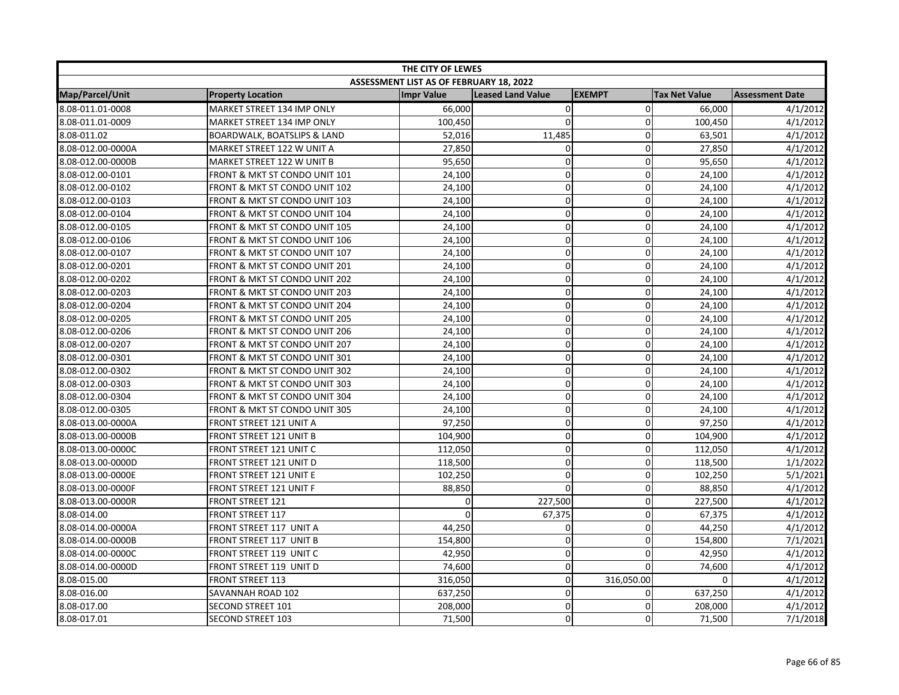| THE CITY OF LEWES | | | | | | |
|---|---|---|---|---|---|---|
| ASSESSMENT LIST AS OF FEBRUARY 18, 2022 | | | | | | |
| Map/Parcel/Unit | Property Location | Impr Value | Leased Land Value | EXEMPT | Tax Net Value | Assessment Date |
| 8.08-011.01-0008 | MARKET STREET 134 IMP ONLY | 66,000 | 0 | 0 | 66,000 | 4/1/2012 |
| 8.08-011.01-0009 | MARKET STREET 134 IMP ONLY | 100,450 | 0 | 0 | 100,450 | 4/1/2012 |
| 8.08-011.02 | BOARDWALK, BOATSLIPS & LAND | 52,016 | 11,485 | 0 | 63,501 | 4/1/2012 |
| 8.08-012.00-0000A | MARKET STREET 122 W UNIT A | 27,850 | 0 | 0 | 27,850 | 4/1/2012 |
| 8.08-012.00-0000B | MARKET STREET 122 W UNIT B | 95,650 | 0 | 0 | 95,650 | 4/1/2012 |
| 8.08-012.00-0101 | FRONT & MKT ST CONDO UNIT 101 | 24,100 | 0 | 0 | 24,100 | 4/1/2012 |
| 8.08-012.00-0102 | FRONT & MKT ST CONDO UNIT 102 | 24,100 | 0 | 0 | 24,100 | 4/1/2012 |
| 8.08-012.00-0103 | FRONT & MKT ST CONDO UNIT 103 | 24,100 | 0 | 0 | 24,100 | 4/1/2012 |
| 8.08-012.00-0104 | FRONT & MKT ST CONDO UNIT 104 | 24,100 | 0 | 0 | 24,100 | 4/1/2012 |
| 8.08-012.00-0105 | FRONT & MKT ST CONDO UNIT 105 | 24,100 | 0 | 0 | 24,100 | 4/1/2012 |
| 8.08-012.00-0106 | FRONT & MKT ST CONDO UNIT 106 | 24,100 | 0 | 0 | 24,100 | 4/1/2012 |
| 8.08-012.00-0107 | FRONT & MKT ST CONDO UNIT 107 | 24,100 | 0 | 0 | 24,100 | 4/1/2012 |
| 8.08-012.00-0201 | FRONT & MKT ST CONDO UNIT 201 | 24,100 | 0 | 0 | 24,100 | 4/1/2012 |
| 8.08-012.00-0202 | FRONT & MKT ST CONDO UNIT 202 | 24,100 | 0 | 0 | 24,100 | 4/1/2012 |
| 8.08-012.00-0203 | FRONT & MKT ST CONDO UNIT 203 | 24,100 | 0 | 0 | 24,100 | 4/1/2012 |
| 8.08-012.00-0204 | FRONT & MKT ST CONDO UNIT 204 | 24,100 | 0 | 0 | 24,100 | 4/1/2012 |
| 8.08-012.00-0205 | FRONT & MKT ST CONDO UNIT 205 | 24,100 | 0 | 0 | 24,100 | 4/1/2012 |
| 8.08-012.00-0206 | FRONT & MKT ST CONDO UNIT 206 | 24,100 | 0 | 0 | 24,100 | 4/1/2012 |
| 8.08-012.00-0207 | FRONT & MKT ST CONDO UNIT 207 | 24,100 | 0 | 0 | 24,100 | 4/1/2012 |
| 8.08-012.00-0301 | FRONT & MKT ST CONDO UNIT 301 | 24,100 | 0 | 0 | 24,100 | 4/1/2012 |
| 8.08-012.00-0302 | FRONT & MKT ST CONDO UNIT 302 | 24,100 | 0 | 0 | 24,100 | 4/1/2012 |
| 8.08-012.00-0303 | FRONT & MKT ST CONDO UNIT 303 | 24,100 | 0 | 0 | 24,100 | 4/1/2012 |
| 8.08-012.00-0304 | FRONT & MKT ST CONDO UNIT 304 | 24,100 | 0 | 0 | 24,100 | 4/1/2012 |
| 8.08-012.00-0305 | FRONT & MKT ST CONDO UNIT 305 | 24,100 | 0 | 0 | 24,100 | 4/1/2012 |
| 8.08-013.00-0000A | FRONT STREET 121 UNIT A | 97,250 | 0 | 0 | 97,250 | 4/1/2012 |
| 8.08-013.00-0000B | FRONT STREET 121 UNIT B | 104,900 | 0 | 0 | 104,900 | 4/1/2012 |
| 8.08-013.00-0000C | FRONT STREET 121 UNIT C | 112,050 | 0 | 0 | 112,050 | 4/1/2012 |
| 8.08-013.00-0000D | FRONT STREET 121 UNIT D | 118,500 | 0 | 0 | 118,500 | 1/1/2022 |
| 8.08-013.00-0000E | FRONT STREET 121 UNIT E | 102,250 | 0 | 0 | 102,250 | 5/1/2021 |
| 8.08-013.00-0000F | FRONT STREET 121 UNIT F | 88,850 | 0 | 0 | 88,850 | 4/1/2012 |
| 8.08-013.00-0000R | FRONT STREET 121 | 0 | 227,500 | 0 | 227,500 | 4/1/2012 |
| 8.08-014.00 | FRONT STREET 117 | 0 | 67,375 | 0 | 67,375 | 4/1/2012 |
| 8.08-014.00-0000A | FRONT STREET 117 UNIT A | 44,250 | 0 | 0 | 44,250 | 4/1/2012 |
| 8.08-014.00-0000B | FRONT STREET 117 UNIT B | 154,800 | 0 | 0 | 154,800 | 7/1/2021 |
| 8.08-014.00-0000C | FRONT STREET 119 UNIT C | 42,950 | 0 | 0 | 42,950 | 4/1/2012 |
| 8.08-014.00-0000D | FRONT STREET 119 UNIT D | 74,600 | 0 | 0 | 74,600 | 4/1/2012 |
| 8.08-015.00 | FRONT STREET 113 | 316,050 | 0 | 316,050.00 | 0 | 4/1/2012 |
| 8.08-016.00 | SAVANNAH ROAD 102 | 637,250 | 0 | 0 | 637,250 | 4/1/2012 |
| 8.08-017.00 | SECOND STREET 101 | 208,000 | 0 | 0 | 208,000 | 4/1/2012 |
| 8.08-017.01 | SECOND STREET 103 | 71,500 | 0 | 0 | 71,500 | 7/1/2018 |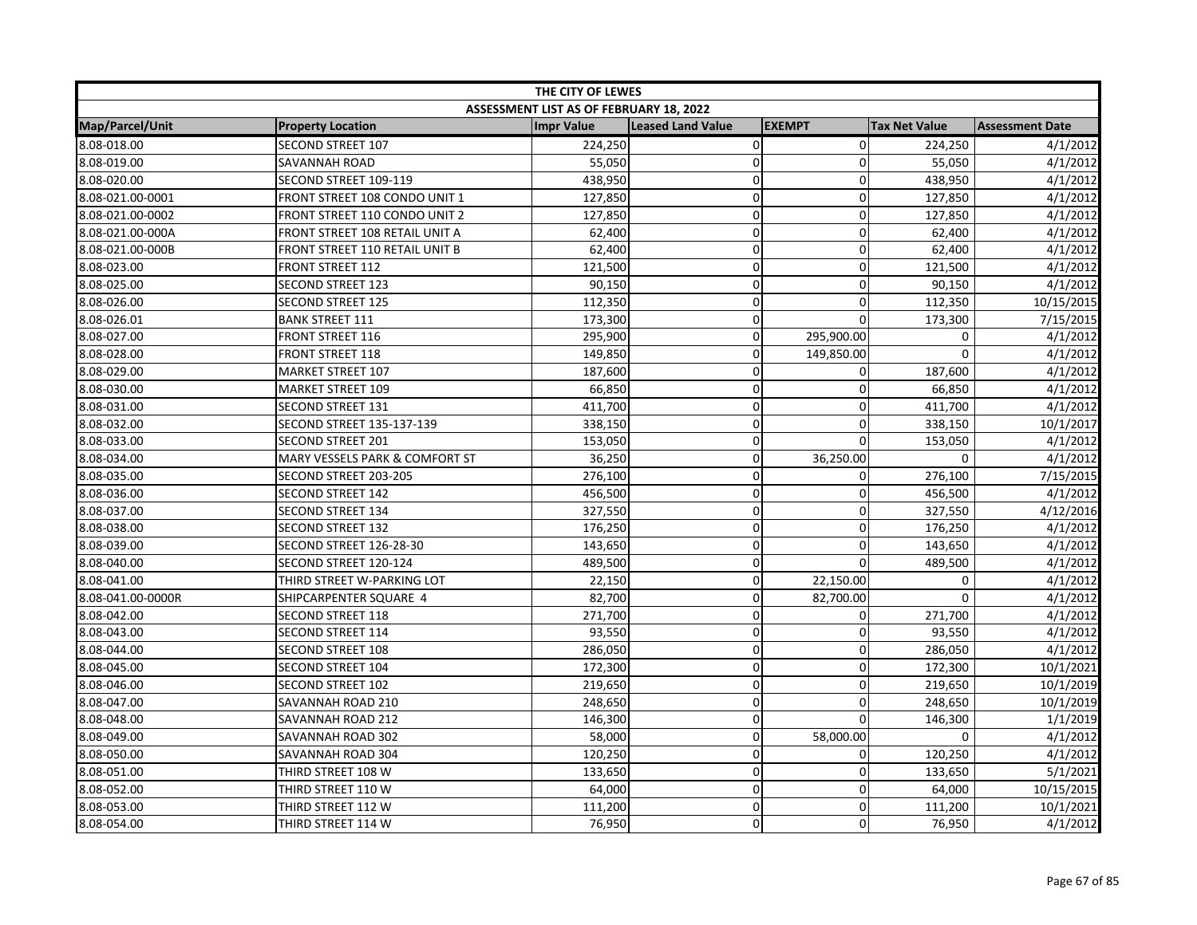| THE CITY OF LEWES | | | | | | |
|---|---|---|---|---|---|---|
| ASSESSMENT LIST AS OF FEBRUARY 18, 2022 | | | | | | |
| Map/Parcel/Unit | Property Location | Impr Value | Leased Land Value | EXEMPT | Tax Net Value | Assessment Date |
| 8.08-018.00 | SECOND STREET 107 | 224,250 | 0 | 0 | 224,250 | 4/1/2012 |
| 8.08-019.00 | SAVANNAH ROAD | 55,050 | 0 | 0 | 55,050 | 4/1/2012 |
| 8.08-020.00 | SECOND STREET 109-119 | 438,950 | 0 | 0 | 438,950 | 4/1/2012 |
| 8.08-021.00-0001 | FRONT STREET 108 CONDO UNIT 1 | 127,850 | 0 | 0 | 127,850 | 4/1/2012 |
| 8.08-021.00-0002 | FRONT STREET 110 CONDO UNIT 2 | 127,850 | 0 | 0 | 127,850 | 4/1/2012 |
| 8.08-021.00-000A | FRONT STREET 108 RETAIL UNIT A | 62,400 | 0 | 0 | 62,400 | 4/1/2012 |
| 8.08-021.00-000B | FRONT STREET 110 RETAIL UNIT B | 62,400 | 0 | 0 | 62,400 | 4/1/2012 |
| 8.08-023.00 | FRONT STREET 112 | 121,500 | 0 | 0 | 121,500 | 4/1/2012 |
| 8.08-025.00 | SECOND STREET 123 | 90,150 | 0 | 0 | 90,150 | 4/1/2012 |
| 8.08-026.00 | SECOND STREET 125 | 112,350 | 0 | 0 | 112,350 | 10/15/2015 |
| 8.08-026.01 | BANK STREET 111 | 173,300 | 0 | 0 | 173,300 | 7/15/2015 |
| 8.08-027.00 | FRONT STREET 116 | 295,900 | 0 | 295,900.00 | 0 | 4/1/2012 |
| 8.08-028.00 | FRONT STREET 118 | 149,850 | 0 | 149,850.00 | 0 | 4/1/2012 |
| 8.08-029.00 | MARKET STREET 107 | 187,600 | 0 | 0 | 187,600 | 4/1/2012 |
| 8.08-030.00 | MARKET STREET 109 | 66,850 | 0 | 0 | 66,850 | 4/1/2012 |
| 8.08-031.00 | SECOND STREET 131 | 411,700 | 0 | 0 | 411,700 | 4/1/2012 |
| 8.08-032.00 | SECOND STREET 135-137-139 | 338,150 | 0 | 0 | 338,150 | 10/1/2017 |
| 8.08-033.00 | SECOND STREET 201 | 153,050 | 0 | 0 | 153,050 | 4/1/2012 |
| 8.08-034.00 | MARY VESSELS PARK & COMFORT ST | 36,250 | 0 | 36,250.00 | 0 | 4/1/2012 |
| 8.08-035.00 | SECOND STREET 203-205 | 276,100 | 0 | 0 | 276,100 | 7/15/2015 |
| 8.08-036.00 | SECOND STREET 142 | 456,500 | 0 | 0 | 456,500 | 4/1/2012 |
| 8.08-037.00 | SECOND STREET 134 | 327,550 | 0 | 0 | 327,550 | 4/12/2016 |
| 8.08-038.00 | SECOND STREET 132 | 176,250 | 0 | 0 | 176,250 | 4/1/2012 |
| 8.08-039.00 | SECOND STREET 126-28-30 | 143,650 | 0 | 0 | 143,650 | 4/1/2012 |
| 8.08-040.00 | SECOND STREET 120-124 | 489,500 | 0 | 0 | 489,500 | 4/1/2012 |
| 8.08-041.00 | THIRD STREET W-PARKING LOT | 22,150 | 0 | 22,150.00 | 0 | 4/1/2012 |
| 8.08-041.00-0000R | SHIPCARPENTER SQUARE 4 | 82,700 | 0 | 82,700.00 | 0 | 4/1/2012 |
| 8.08-042.00 | SECOND STREET 118 | 271,700 | 0 | 0 | 271,700 | 4/1/2012 |
| 8.08-043.00 | SECOND STREET 114 | 93,550 | 0 | 0 | 93,550 | 4/1/2012 |
| 8.08-044.00 | SECOND STREET 108 | 286,050 | 0 | 0 | 286,050 | 4/1/2012 |
| 8.08-045.00 | SECOND STREET 104 | 172,300 | 0 | 0 | 172,300 | 10/1/2021 |
| 8.08-046.00 | SECOND STREET 102 | 219,650 | 0 | 0 | 219,650 | 10/1/2019 |
| 8.08-047.00 | SAVANNAH ROAD 210 | 248,650 | 0 | 0 | 248,650 | 10/1/2019 |
| 8.08-048.00 | SAVANNAH ROAD 212 | 146,300 | 0 | 0 | 146,300 | 1/1/2019 |
| 8.08-049.00 | SAVANNAH ROAD 302 | 58,000 | 0 | 58,000.00 | 0 | 4/1/2012 |
| 8.08-050.00 | SAVANNAH ROAD 304 | 120,250 | 0 | 0 | 120,250 | 4/1/2012 |
| 8.08-051.00 | THIRD STREET 108 W | 133,650 | 0 | 0 | 133,650 | 5/1/2021 |
| 8.08-052.00 | THIRD STREET 110 W | 64,000 | 0 | 0 | 64,000 | 10/15/2015 |
| 8.08-053.00 | THIRD STREET 112 W | 111,200 | 0 | 0 | 111,200 | 10/1/2021 |
| 8.08-054.00 | THIRD STREET 114 W | 76,950 | 0 | 0 | 76,950 | 4/1/2012 |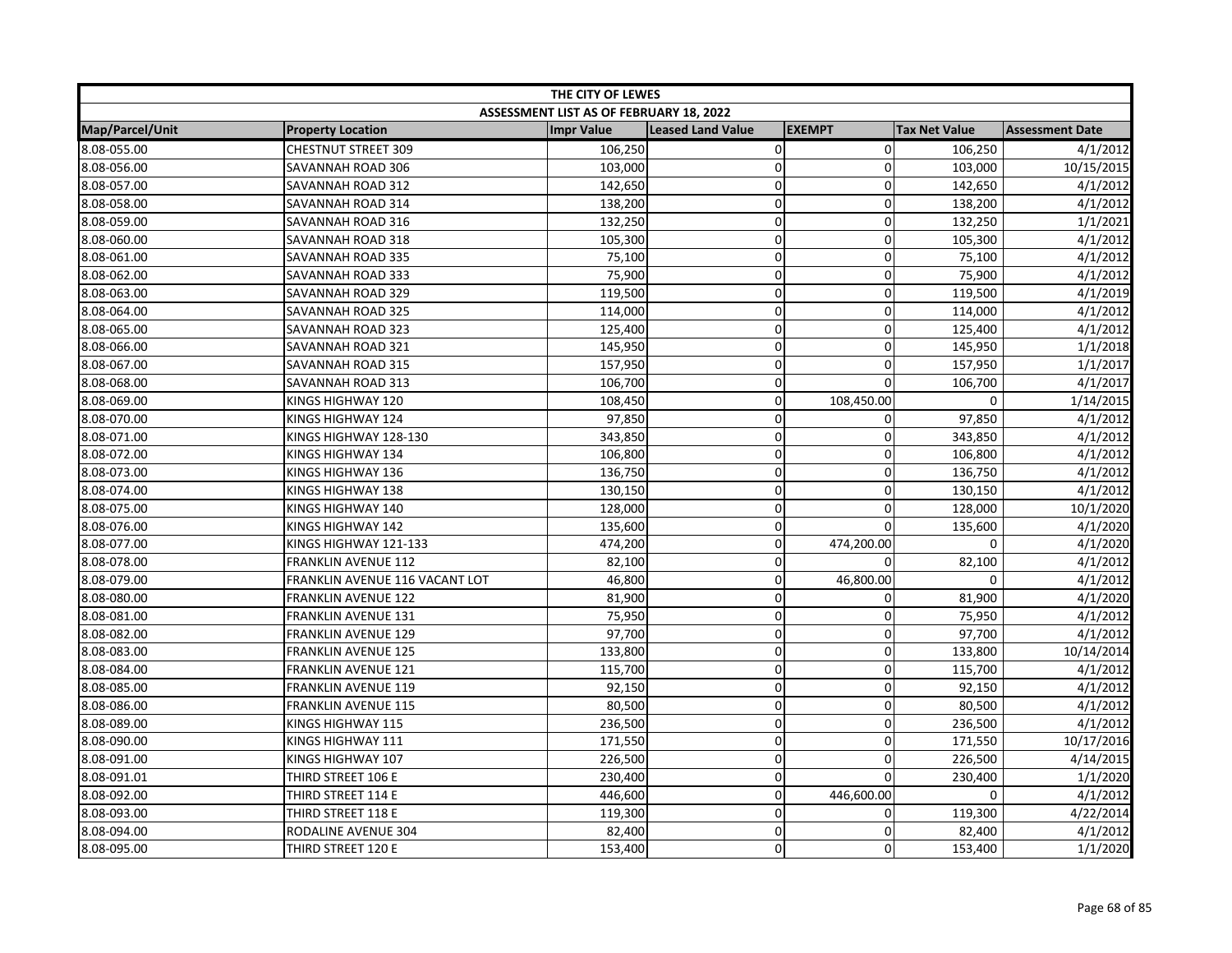| THE CITY OF LEWES | | | | | | |
|---|---|---|---|---|---|---|
| ASSESSMENT LIST AS OF FEBRUARY 18, 2022 | | | | | | |
| Map/Parcel/Unit | Property Location | Impr Value | Leased Land Value | EXEMPT | Tax Net Value | Assessment Date |
| 8.08-055.00 | CHESTNUT STREET 309 | 106,250 | 0 | 0 | 106,250 | 4/1/2012 |
| 8.08-056.00 | SAVANNAH ROAD 306 | 103,000 | 0 | 0 | 103,000 | 10/15/2015 |
| 8.08-057.00 | SAVANNAH ROAD 312 | 142,650 | 0 | 0 | 142,650 | 4/1/2012 |
| 8.08-058.00 | SAVANNAH ROAD 314 | 138,200 | 0 | 0 | 138,200 | 4/1/2012 |
| 8.08-059.00 | SAVANNAH ROAD 316 | 132,250 | 0 | 0 | 132,250 | 1/1/2021 |
| 8.08-060.00 | SAVANNAH ROAD 318 | 105,300 | 0 | 0 | 105,300 | 4/1/2012 |
| 8.08-061.00 | SAVANNAH ROAD 335 | 75,100 | 0 | 0 | 75,100 | 4/1/2012 |
| 8.08-062.00 | SAVANNAH ROAD 333 | 75,900 | 0 | 0 | 75,900 | 4/1/2012 |
| 8.08-063.00 | SAVANNAH ROAD 329 | 119,500 | 0 | 0 | 119,500 | 4/1/2019 |
| 8.08-064.00 | SAVANNAH ROAD 325 | 114,000 | 0 | 0 | 114,000 | 4/1/2012 |
| 8.08-065.00 | SAVANNAH ROAD 323 | 125,400 | 0 | 0 | 125,400 | 4/1/2012 |
| 8.08-066.00 | SAVANNAH ROAD 321 | 145,950 | 0 | 0 | 145,950 | 1/1/2018 |
| 8.08-067.00 | SAVANNAH ROAD 315 | 157,950 | 0 | 0 | 157,950 | 1/1/2017 |
| 8.08-068.00 | SAVANNAH ROAD 313 | 106,700 | 0 | 0 | 106,700 | 4/1/2017 |
| 8.08-069.00 | KINGS HIGHWAY 120 | 108,450 | 0 | 108,450.00 | 0 | 1/14/2015 |
| 8.08-070.00 | KINGS HIGHWAY 124 | 97,850 | 0 | 0 | 97,850 | 4/1/2012 |
| 8.08-071.00 | KINGS HIGHWAY 128-130 | 343,850 | 0 | 0 | 343,850 | 4/1/2012 |
| 8.08-072.00 | KINGS HIGHWAY 134 | 106,800 | 0 | 0 | 106,800 | 4/1/2012 |
| 8.08-073.00 | KINGS HIGHWAY 136 | 136,750 | 0 | 0 | 136,750 | 4/1/2012 |
| 8.08-074.00 | KINGS HIGHWAY 138 | 130,150 | 0 | 0 | 130,150 | 4/1/2012 |
| 8.08-075.00 | KINGS HIGHWAY 140 | 128,000 | 0 | 0 | 128,000 | 10/1/2020 |
| 8.08-076.00 | KINGS HIGHWAY 142 | 135,600 | 0 | 0 | 135,600 | 4/1/2020 |
| 8.08-077.00 | KINGS HIGHWAY 121-133 | 474,200 | 0 | 474,200.00 | 0 | 4/1/2020 |
| 8.08-078.00 | FRANKLIN AVENUE 112 | 82,100 | 0 | 0 | 82,100 | 4/1/2012 |
| 8.08-079.00 | FRANKLIN AVENUE 116 VACANT LOT | 46,800 | 0 | 46,800.00 | 0 | 4/1/2012 |
| 8.08-080.00 | FRANKLIN AVENUE 122 | 81,900 | 0 | 0 | 81,900 | 4/1/2020 |
| 8.08-081.00 | FRANKLIN AVENUE 131 | 75,950 | 0 | 0 | 75,950 | 4/1/2012 |
| 8.08-082.00 | FRANKLIN AVENUE 129 | 97,700 | 0 | 0 | 97,700 | 4/1/2012 |
| 8.08-083.00 | FRANKLIN AVENUE 125 | 133,800 | 0 | 0 | 133,800 | 10/14/2014 |
| 8.08-084.00 | FRANKLIN AVENUE 121 | 115,700 | 0 | 0 | 115,700 | 4/1/2012 |
| 8.08-085.00 | FRANKLIN AVENUE 119 | 92,150 | 0 | 0 | 92,150 | 4/1/2012 |
| 8.08-086.00 | FRANKLIN AVENUE 115 | 80,500 | 0 | 0 | 80,500 | 4/1/2012 |
| 8.08-089.00 | KINGS HIGHWAY 115 | 236,500 | 0 | 0 | 236,500 | 4/1/2012 |
| 8.08-090.00 | KINGS HIGHWAY 111 | 171,550 | 0 | 0 | 171,550 | 10/17/2016 |
| 8.08-091.00 | KINGS HIGHWAY 107 | 226,500 | 0 | 0 | 226,500 | 4/14/2015 |
| 8.08-091.01 | THIRD STREET 106 E | 230,400 | 0 | 0 | 230,400 | 1/1/2020 |
| 8.08-092.00 | THIRD STREET 114 E | 446,600 | 0 | 446,600.00 | 0 | 4/1/2012 |
| 8.08-093.00 | THIRD STREET 118 E | 119,300 | 0 | 0 | 119,300 | 4/22/2014 |
| 8.08-094.00 | RODALINE AVENUE 304 | 82,400 | 0 | 0 | 82,400 | 4/1/2012 |
| 8.08-095.00 | THIRD STREET 120 E | 153,400 | 0 | 0 | 153,400 | 1/1/2020 |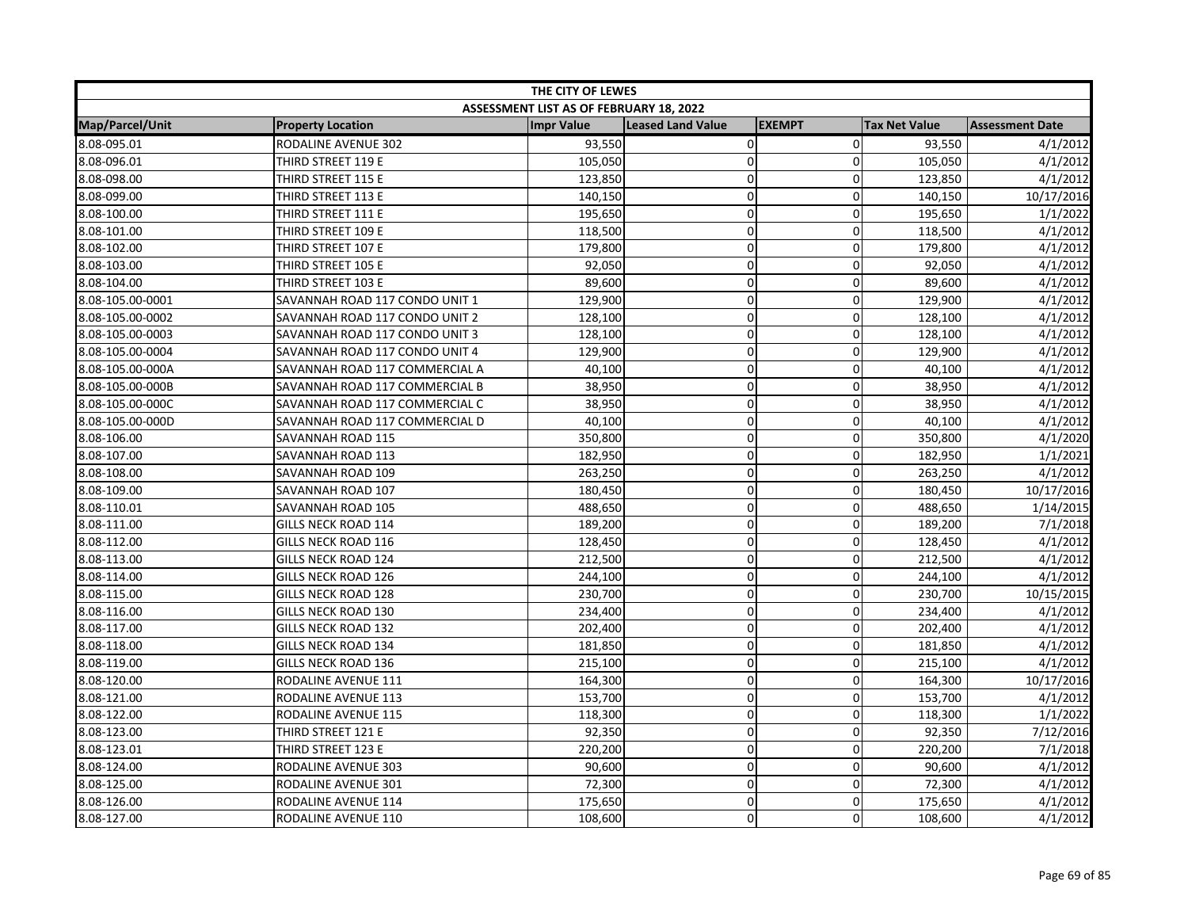| THE CITY OF LEWES | | | | | | |
|---|---|---|---|---|---|---|
| ASSESSMENT LIST AS OF FEBRUARY 18, 2022 | | | | | | |
| Map/Parcel/Unit | Property Location | Impr Value | Leased Land Value | EXEMPT | Tax Net Value | Assessment Date |
| 8.08-095.01 | RODALINE AVENUE 302 | 93,550 | 0 | 0 | 93,550 | 4/1/2012 |
| 8.08-096.01 | THIRD STREET 119 E | 105,050 | 0 | 0 | 105,050 | 4/1/2012 |
| 8.08-098.00 | THIRD STREET 115 E | 123,850 | 0 | 0 | 123,850 | 4/1/2012 |
| 8.08-099.00 | THIRD STREET 113 E | 140,150 | 0 | 0 | 140,150 | 10/17/2016 |
| 8.08-100.00 | THIRD STREET 111 E | 195,650 | 0 | 0 | 195,650 | 1/1/2022 |
| 8.08-101.00 | THIRD STREET 109 E | 118,500 | 0 | 0 | 118,500 | 4/1/2012 |
| 8.08-102.00 | THIRD STREET 107 E | 179,800 | 0 | 0 | 179,800 | 4/1/2012 |
| 8.08-103.00 | THIRD STREET 105 E | 92,050 | 0 | 0 | 92,050 | 4/1/2012 |
| 8.08-104.00 | THIRD STREET 103 E | 89,600 | 0 | 0 | 89,600 | 4/1/2012 |
| 8.08-105.00-0001 | SAVANNAH ROAD 117 CONDO UNIT 1 | 129,900 | 0 | 0 | 129,900 | 4/1/2012 |
| 8.08-105.00-0002 | SAVANNAH ROAD 117 CONDO UNIT 2 | 128,100 | 0 | 0 | 128,100 | 4/1/2012 |
| 8.08-105.00-0003 | SAVANNAH ROAD 117 CONDO UNIT 3 | 128,100 | 0 | 0 | 128,100 | 4/1/2012 |
| 8.08-105.00-0004 | SAVANNAH ROAD 117 CONDO UNIT 4 | 129,900 | 0 | 0 | 129,900 | 4/1/2012 |
| 8.08-105.00-000A | SAVANNAH ROAD 117 COMMERCIAL A | 40,100 | 0 | 0 | 40,100 | 4/1/2012 |
| 8.08-105.00-000B | SAVANNAH ROAD 117 COMMERCIAL B | 38,950 | 0 | 0 | 38,950 | 4/1/2012 |
| 8.08-105.00-000C | SAVANNAH ROAD 117 COMMERCIAL C | 38,950 | 0 | 0 | 38,950 | 4/1/2012 |
| 8.08-105.00-000D | SAVANNAH ROAD 117 COMMERCIAL D | 40,100 | 0 | 0 | 40,100 | 4/1/2012 |
| 8.08-106.00 | SAVANNAH ROAD 115 | 350,800 | 0 | 0 | 350,800 | 4/1/2020 |
| 8.08-107.00 | SAVANNAH ROAD 113 | 182,950 | 0 | 0 | 182,950 | 1/1/2021 |
| 8.08-108.00 | SAVANNAH ROAD 109 | 263,250 | 0 | 0 | 263,250 | 4/1/2012 |
| 8.08-109.00 | SAVANNAH ROAD 107 | 180,450 | 0 | 0 | 180,450 | 10/17/2016 |
| 8.08-110.01 | SAVANNAH ROAD 105 | 488,650 | 0 | 0 | 488,650 | 1/14/2015 |
| 8.08-111.00 | GILLS NECK ROAD 114 | 189,200 | 0 | 0 | 189,200 | 7/1/2018 |
| 8.08-112.00 | GILLS NECK ROAD 116 | 128,450 | 0 | 0 | 128,450 | 4/1/2012 |
| 8.08-113.00 | GILLS NECK ROAD 124 | 212,500 | 0 | 0 | 212,500 | 4/1/2012 |
| 8.08-114.00 | GILLS NECK ROAD 126 | 244,100 | 0 | 0 | 244,100 | 4/1/2012 |
| 8.08-115.00 | GILLS NECK ROAD 128 | 230,700 | 0 | 0 | 230,700 | 10/15/2015 |
| 8.08-116.00 | GILLS NECK ROAD 130 | 234,400 | 0 | 0 | 234,400 | 4/1/2012 |
| 8.08-117.00 | GILLS NECK ROAD 132 | 202,400 | 0 | 0 | 202,400 | 4/1/2012 |
| 8.08-118.00 | GILLS NECK ROAD 134 | 181,850 | 0 | 0 | 181,850 | 4/1/2012 |
| 8.08-119.00 | GILLS NECK ROAD 136 | 215,100 | 0 | 0 | 215,100 | 4/1/2012 |
| 8.08-120.00 | RODALINE AVENUE 111 | 164,300 | 0 | 0 | 164,300 | 10/17/2016 |
| 8.08-121.00 | RODALINE AVENUE 113 | 153,700 | 0 | 0 | 153,700 | 4/1/2012 |
| 8.08-122.00 | RODALINE AVENUE 115 | 118,300 | 0 | 0 | 118,300 | 1/1/2022 |
| 8.08-123.00 | THIRD STREET 121 E | 92,350 | 0 | 0 | 92,350 | 7/12/2016 |
| 8.08-123.01 | THIRD STREET 123 E | 220,200 | 0 | 0 | 220,200 | 7/1/2018 |
| 8.08-124.00 | RODALINE AVENUE 303 | 90,600 | 0 | 0 | 90,600 | 4/1/2012 |
| 8.08-125.00 | RODALINE AVENUE 301 | 72,300 | 0 | 0 | 72,300 | 4/1/2012 |
| 8.08-126.00 | RODALINE AVENUE 114 | 175,650 | 0 | 0 | 175,650 | 4/1/2012 |
| 8.08-127.00 | RODALINE AVENUE 110 | 108,600 | 0 | 0 | 108,600 | 4/1/2012 |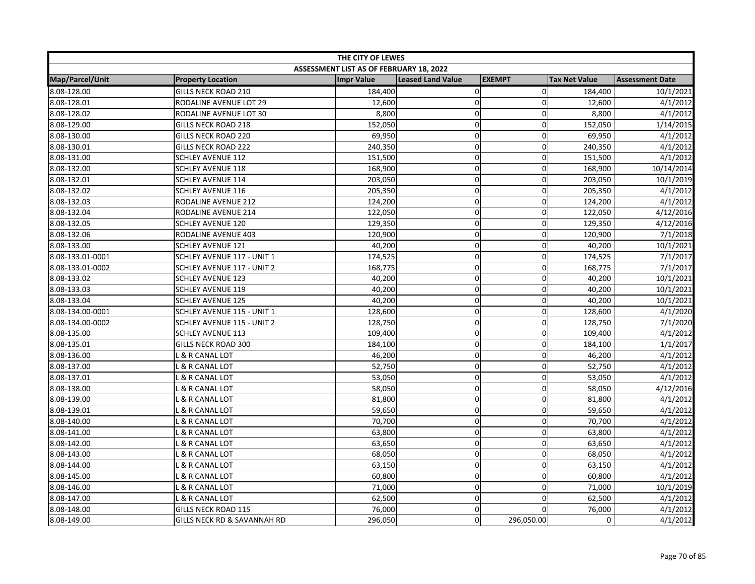| THE CITY OF LEWES | | | | | | |
|---|---|---|---|---|---|---|
| ASSESSMENT LIST AS OF FEBRUARY 18, 2022 | | | | | | |
| Map/Parcel/Unit | Property Location | Impr Value | Leased Land Value | EXEMPT | Tax Net Value | Assessment Date |
| 8.08-128.00 | GILLS NECK ROAD 210 | 184,400 | 0 | 0 | 184,400 | 10/1/2021 |
| 8.08-128.01 | RODALINE AVENUE LOT 29 | 12,600 | 0 | 0 | 12,600 | 4/1/2012 |
| 8.08-128.02 | RODALINE AVENUE LOT 30 | 8,800 | 0 | 0 | 8,800 | 4/1/2012 |
| 8.08-129.00 | GILLS NECK ROAD 218 | 152,050 | 0 | 0 | 152,050 | 1/14/2015 |
| 8.08-130.00 | GILLS NECK ROAD 220 | 69,950 | 0 | 0 | 69,950 | 4/1/2012 |
| 8.08-130.01 | GILLS NECK ROAD 222 | 240,350 | 0 | 0 | 240,350 | 4/1/2012 |
| 8.08-131.00 | SCHLEY AVENUE 112 | 151,500 | 0 | 0 | 151,500 | 4/1/2012 |
| 8.08-132.00 | SCHLEY AVENUE 118 | 168,900 | 0 | 0 | 168,900 | 10/14/2014 |
| 8.08-132.01 | SCHLEY AVENUE 114 | 203,050 | 0 | 0 | 203,050 | 10/1/2019 |
| 8.08-132.02 | SCHLEY AVENUE 116 | 205,350 | 0 | 0 | 205,350 | 4/1/2012 |
| 8.08-132.03 | RODALINE AVENUE 212 | 124,200 | 0 | 0 | 124,200 | 4/1/2012 |
| 8.08-132.04 | RODALINE AVENUE 214 | 122,050 | 0 | 0 | 122,050 | 4/12/2016 |
| 8.08-132.05 | SCHLEY AVENUE 120 | 129,350 | 0 | 0 | 129,350 | 4/12/2016 |
| 8.08-132.06 | RODALINE AVENUE 403 | 120,900 | 0 | 0 | 120,900 | 7/1/2018 |
| 8.08-133.00 | SCHLEY AVENUE 121 | 40,200 | 0 | 0 | 40,200 | 10/1/2021 |
| 8.08-133.01-0001 | SCHLEY AVENUE 117 - UNIT 1 | 174,525 | 0 | 0 | 174,525 | 7/1/2017 |
| 8.08-133.01-0002 | SCHLEY AVENUE 117 - UNIT 2 | 168,775 | 0 | 0 | 168,775 | 7/1/2017 |
| 8.08-133.02 | SCHLEY AVENUE 123 | 40,200 | 0 | 0 | 40,200 | 10/1/2021 |
| 8.08-133.03 | SCHLEY AVENUE 119 | 40,200 | 0 | 0 | 40,200 | 10/1/2021 |
| 8.08-133.04 | SCHLEY AVENUE 125 | 40,200 | 0 | 0 | 40,200 | 10/1/2021 |
| 8.08-134.00-0001 | SCHLEY AVENUE 115 - UNIT 1 | 128,600 | 0 | 0 | 128,600 | 4/1/2020 |
| 8.08-134.00-0002 | SCHLEY AVENUE 115 - UNIT 2 | 128,750 | 0 | 0 | 128,750 | 7/1/2020 |
| 8.08-135.00 | SCHLEY AVENUE 113 | 109,400 | 0 | 0 | 109,400 | 4/1/2012 |
| 8.08-135.01 | GILLS NECK ROAD 300 | 184,100 | 0 | 0 | 184,100 | 1/1/2017 |
| 8.08-136.00 | L & R CANAL LOT | 46,200 | 0 | 0 | 46,200 | 4/1/2012 |
| 8.08-137.00 | L & R CANAL LOT | 52,750 | 0 | 0 | 52,750 | 4/1/2012 |
| 8.08-137.01 | L & R CANAL LOT | 53,050 | 0 | 0 | 53,050 | 4/1/2012 |
| 8.08-138.00 | L & R CANAL LOT | 58,050 | 0 | 0 | 58,050 | 4/12/2016 |
| 8.08-139.00 | L & R CANAL LOT | 81,800 | 0 | 0 | 81,800 | 4/1/2012 |
| 8.08-139.01 | L & R CANAL LOT | 59,650 | 0 | 0 | 59,650 | 4/1/2012 |
| 8.08-140.00 | L & R CANAL LOT | 70,700 | 0 | 0 | 70,700 | 4/1/2012 |
| 8.08-141.00 | L & R CANAL LOT | 63,800 | 0 | 0 | 63,800 | 4/1/2012 |
| 8.08-142.00 | L & R CANAL LOT | 63,650 | 0 | 0 | 63,650 | 4/1/2012 |
| 8.08-143.00 | L & R CANAL LOT | 68,050 | 0 | 0 | 68,050 | 4/1/2012 |
| 8.08-144.00 | L & R CANAL LOT | 63,150 | 0 | 0 | 63,150 | 4/1/2012 |
| 8.08-145.00 | L & R CANAL LOT | 60,800 | 0 | 0 | 60,800 | 4/1/2012 |
| 8.08-146.00 | L & R CANAL LOT | 71,000 | 0 | 0 | 71,000 | 10/1/2019 |
| 8.08-147.00 | L & R CANAL LOT | 62,500 | 0 | 0 | 62,500 | 4/1/2012 |
| 8.08-148.00 | GILLS NECK ROAD 115 | 76,000 | 0 | 0 | 76,000 | 4/1/2012 |
| 8.08-149.00 | GILLS NECK RD & SAVANNAH RD | 296,050 | 0 | 296,050.00 | 0 | 4/1/2012 |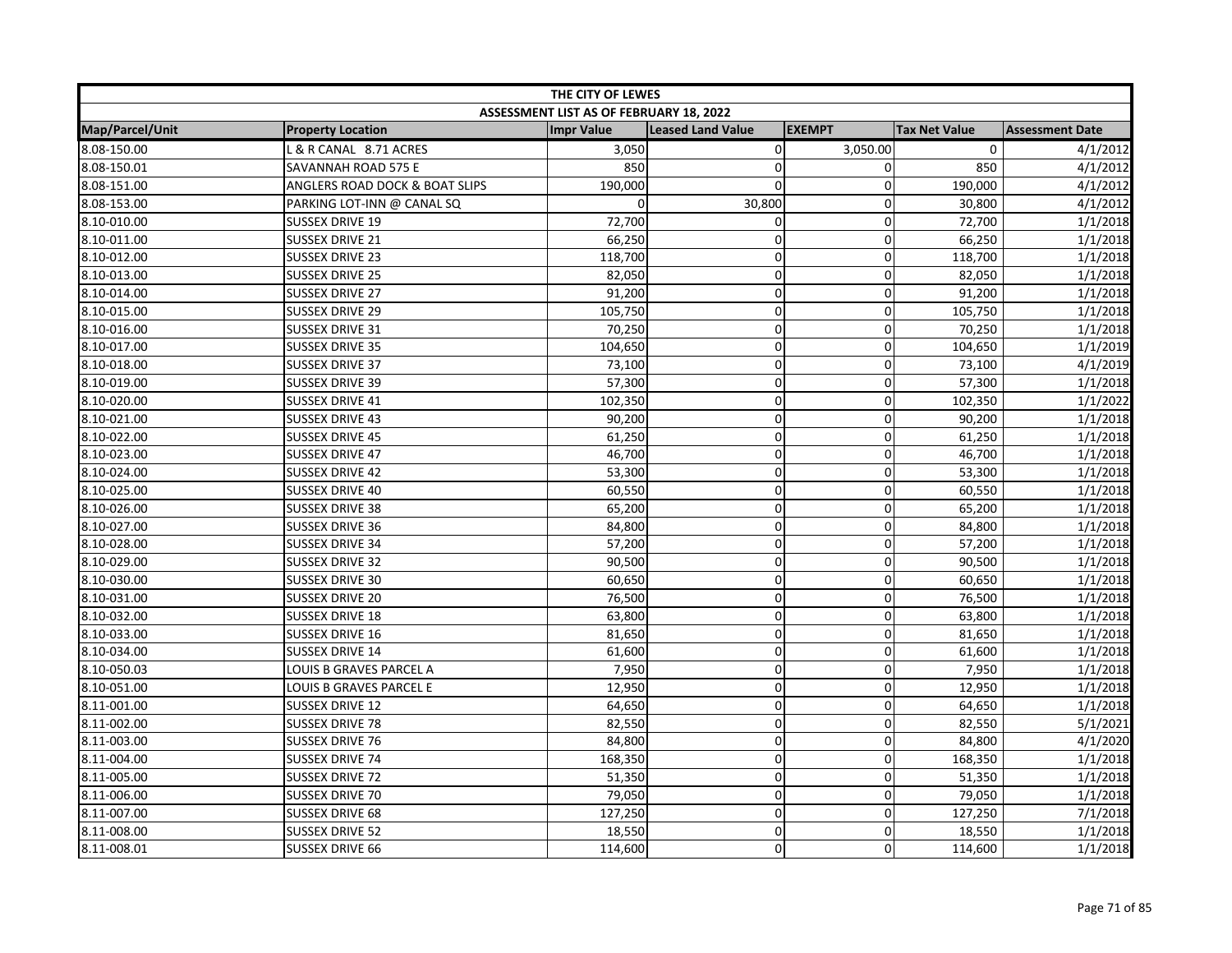| THE CITY OF LEWES | | | | | | |
|---|---|---|---|---|---|---|
| ASSESSMENT LIST AS OF FEBRUARY 18, 2022 | | | | | | |
| Map/Parcel/Unit | Property Location | Impr Value | Leased Land Value | EXEMPT | Tax Net Value | Assessment Date |
| 8.08-150.00 | L & R CANAL 8.71 ACRES | 3,050 | 0 | 3,050.00 | 0 | 4/1/2012 |
| 8.08-150.01 | SAVANNAH ROAD 575 E | 850 | 0 | 0 | 850 | 4/1/2012 |
| 8.08-151.00 | ANGLERS ROAD DOCK & BOAT SLIPS | 190,000 | 0 | 0 | 190,000 | 4/1/2012 |
| 8.08-153.00 | PARKING LOT-INN @ CANAL SQ | 0 | 30,800 | 0 | 30,800 | 4/1/2012 |
| 8.10-010.00 | SUSSEX DRIVE 19 | 72,700 | 0 | 0 | 72,700 | 1/1/2018 |
| 8.10-011.00 | SUSSEX DRIVE 21 | 66,250 | 0 | 0 | 66,250 | 1/1/2018 |
| 8.10-012.00 | SUSSEX DRIVE 23 | 118,700 | 0 | 0 | 118,700 | 1/1/2018 |
| 8.10-013.00 | SUSSEX DRIVE 25 | 82,050 | 0 | 0 | 82,050 | 1/1/2018 |
| 8.10-014.00 | SUSSEX DRIVE 27 | 91,200 | 0 | 0 | 91,200 | 1/1/2018 |
| 8.10-015.00 | SUSSEX DRIVE 29 | 105,750 | 0 | 0 | 105,750 | 1/1/2018 |
| 8.10-016.00 | SUSSEX DRIVE 31 | 70,250 | 0 | 0 | 70,250 | 1/1/2018 |
| 8.10-017.00 | SUSSEX DRIVE 35 | 104,650 | 0 | 0 | 104,650 | 1/1/2019 |
| 8.10-018.00 | SUSSEX DRIVE 37 | 73,100 | 0 | 0 | 73,100 | 4/1/2019 |
| 8.10-019.00 | SUSSEX DRIVE 39 | 57,300 | 0 | 0 | 57,300 | 1/1/2018 |
| 8.10-020.00 | SUSSEX DRIVE 41 | 102,350 | 0 | 0 | 102,350 | 1/1/2022 |
| 8.10-021.00 | SUSSEX DRIVE 43 | 90,200 | 0 | 0 | 90,200 | 1/1/2018 |
| 8.10-022.00 | SUSSEX DRIVE 45 | 61,250 | 0 | 0 | 61,250 | 1/1/2018 |
| 8.10-023.00 | SUSSEX DRIVE 47 | 46,700 | 0 | 0 | 46,700 | 1/1/2018 |
| 8.10-024.00 | SUSSEX DRIVE 42 | 53,300 | 0 | 0 | 53,300 | 1/1/2018 |
| 8.10-025.00 | SUSSEX DRIVE 40 | 60,550 | 0 | 0 | 60,550 | 1/1/2018 |
| 8.10-026.00 | SUSSEX DRIVE 38 | 65,200 | 0 | 0 | 65,200 | 1/1/2018 |
| 8.10-027.00 | SUSSEX DRIVE 36 | 84,800 | 0 | 0 | 84,800 | 1/1/2018 |
| 8.10-028.00 | SUSSEX DRIVE 34 | 57,200 | 0 | 0 | 57,200 | 1/1/2018 |
| 8.10-029.00 | SUSSEX DRIVE 32 | 90,500 | 0 | 0 | 90,500 | 1/1/2018 |
| 8.10-030.00 | SUSSEX DRIVE 30 | 60,650 | 0 | 0 | 60,650 | 1/1/2018 |
| 8.10-031.00 | SUSSEX DRIVE 20 | 76,500 | 0 | 0 | 76,500 | 1/1/2018 |
| 8.10-032.00 | SUSSEX DRIVE 18 | 63,800 | 0 | 0 | 63,800 | 1/1/2018 |
| 8.10-033.00 | SUSSEX DRIVE 16 | 81,650 | 0 | 0 | 81,650 | 1/1/2018 |
| 8.10-034.00 | SUSSEX DRIVE 14 | 61,600 | 0 | 0 | 61,600 | 1/1/2018 |
| 8.10-050.03 | LOUIS B GRAVES PARCEL A | 7,950 | 0 | 0 | 7,950 | 1/1/2018 |
| 8.10-051.00 | LOUIS B GRAVES PARCEL E | 12,950 | 0 | 0 | 12,950 | 1/1/2018 |
| 8.11-001.00 | SUSSEX DRIVE 12 | 64,650 | 0 | 0 | 64,650 | 1/1/2018 |
| 8.11-002.00 | SUSSEX DRIVE 78 | 82,550 | 0 | 0 | 82,550 | 5/1/2021 |
| 8.11-003.00 | SUSSEX DRIVE 76 | 84,800 | 0 | 0 | 84,800 | 4/1/2020 |
| 8.11-004.00 | SUSSEX DRIVE 74 | 168,350 | 0 | 0 | 168,350 | 1/1/2018 |
| 8.11-005.00 | SUSSEX DRIVE 72 | 51,350 | 0 | 0 | 51,350 | 1/1/2018 |
| 8.11-006.00 | SUSSEX DRIVE 70 | 79,050 | 0 | 0 | 79,050 | 1/1/2018 |
| 8.11-007.00 | SUSSEX DRIVE 68 | 127,250 | 0 | 0 | 127,250 | 7/1/2018 |
| 8.11-008.00 | SUSSEX DRIVE 52 | 18,550 | 0 | 0 | 18,550 | 1/1/2018 |
| 8.11-008.01 | SUSSEX DRIVE 66 | 114,600 | 0 | 0 | 114,600 | 1/1/2018 |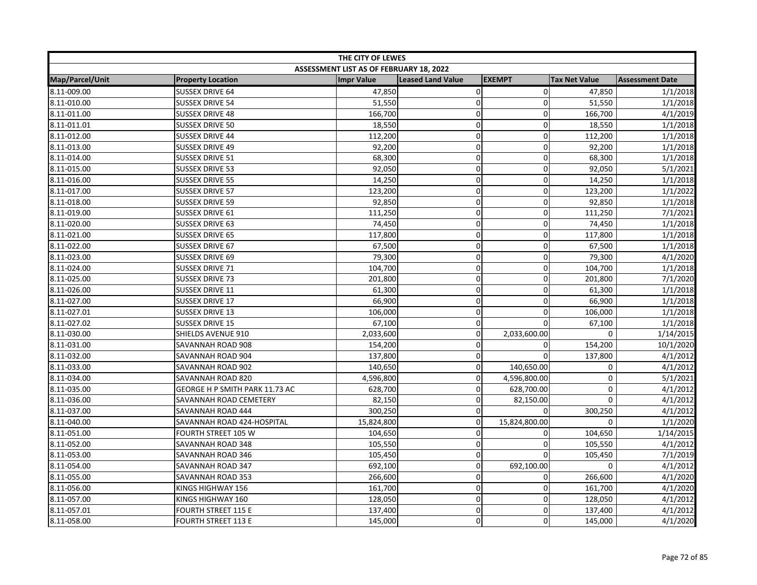| THE CITY OF LEWES | | | | | | |
|---|---|---|---|---|---|---|
| ASSESSMENT LIST AS OF FEBRUARY 18, 2022 | | | | | | |
| Map/Parcel/Unit | Property Location | Impr Value | Leased Land Value | EXEMPT | Tax Net Value | Assessment Date |
| 8.11-009.00 | SUSSEX DRIVE 64 | 47,850 | 0 | 0 | 47,850 | 1/1/2018 |
| 8.11-010.00 | SUSSEX DRIVE 54 | 51,550 | 0 | 0 | 51,550 | 1/1/2018 |
| 8.11-011.00 | SUSSEX DRIVE 48 | 166,700 | 0 | 0 | 166,700 | 4/1/2019 |
| 8.11-011.01 | SUSSEX DRIVE 50 | 18,550 | 0 | 0 | 18,550 | 1/1/2018 |
| 8.11-012.00 | SUSSEX DRIVE 44 | 112,200 | 0 | 0 | 112,200 | 1/1/2018 |
| 8.11-013.00 | SUSSEX DRIVE 49 | 92,200 | 0 | 0 | 92,200 | 1/1/2018 |
| 8.11-014.00 | SUSSEX DRIVE 51 | 68,300 | 0 | 0 | 68,300 | 1/1/2018 |
| 8.11-015.00 | SUSSEX DRIVE 53 | 92,050 | 0 | 0 | 92,050 | 5/1/2021 |
| 8.11-016.00 | SUSSEX DRIVE 55 | 14,250 | 0 | 0 | 14,250 | 1/1/2018 |
| 8.11-017.00 | SUSSEX DRIVE 57 | 123,200 | 0 | 0 | 123,200 | 1/1/2022 |
| 8.11-018.00 | SUSSEX DRIVE 59 | 92,850 | 0 | 0 | 92,850 | 1/1/2018 |
| 8.11-019.00 | SUSSEX DRIVE 61 | 111,250 | 0 | 0 | 111,250 | 7/1/2021 |
| 8.11-020.00 | SUSSEX DRIVE 63 | 74,450 | 0 | 0 | 74,450 | 1/1/2018 |
| 8.11-021.00 | SUSSEX DRIVE 65 | 117,800 | 0 | 0 | 117,800 | 1/1/2018 |
| 8.11-022.00 | SUSSEX DRIVE 67 | 67,500 | 0 | 0 | 67,500 | 1/1/2018 |
| 8.11-023.00 | SUSSEX DRIVE 69 | 79,300 | 0 | 0 | 79,300 | 4/1/2020 |
| 8.11-024.00 | SUSSEX DRIVE 71 | 104,700 | 0 | 0 | 104,700 | 1/1/2018 |
| 8.11-025.00 | SUSSEX DRIVE 73 | 201,800 | 0 | 0 | 201,800 | 7/1/2020 |
| 8.11-026.00 | SUSSEX DRIVE 11 | 61,300 | 0 | 0 | 61,300 | 1/1/2018 |
| 8.11-027.00 | SUSSEX DRIVE 17 | 66,900 | 0 | 0 | 66,900 | 1/1/2018 |
| 8.11-027.01 | SUSSEX DRIVE 13 | 106,000 | 0 | 0 | 106,000 | 1/1/2018 |
| 8.11-027.02 | SUSSEX DRIVE 15 | 67,100 | 0 | 0 | 67,100 | 1/1/2018 |
| 8.11-030.00 | SHIELDS AVENUE 910 | 2,033,600 | 0 | 2,033,600.00 | 0 | 1/14/2015 |
| 8.11-031.00 | SAVANNAH ROAD 908 | 154,200 | 0 | 0 | 154,200 | 10/1/2020 |
| 8.11-032.00 | SAVANNAH ROAD 904 | 137,800 | 0 | 0 | 137,800 | 4/1/2012 |
| 8.11-033.00 | SAVANNAH ROAD 902 | 140,650 | 0 | 140,650.00 | 0 | 4/1/2012 |
| 8.11-034.00 | SAVANNAH ROAD 820 | 4,596,800 | 0 | 4,596,800.00 | 0 | 5/1/2021 |
| 8.11-035.00 | GEORGE H P SMITH PARK 11.73 AC | 628,700 | 0 | 628,700.00 | 0 | 4/1/2012 |
| 8.11-036.00 | SAVANNAH ROAD CEMETERY | 82,150 | 0 | 82,150.00 | 0 | 4/1/2012 |
| 8.11-037.00 | SAVANNAH ROAD 444 | 300,250 | 0 | 0 | 300,250 | 4/1/2012 |
| 8.11-040.00 | SAVANNAH ROAD 424-HOSPITAL | 15,824,800 | 0 | 15,824,800.00 | 0 | 1/1/2020 |
| 8.11-051.00 | FOURTH STREET 105 W | 104,650 | 0 | 0 | 104,650 | 1/14/2015 |
| 8.11-052.00 | SAVANNAH ROAD 348 | 105,550 | 0 | 0 | 105,550 | 4/1/2012 |
| 8.11-053.00 | SAVANNAH ROAD 346 | 105,450 | 0 | 0 | 105,450 | 7/1/2019 |
| 8.11-054.00 | SAVANNAH ROAD 347 | 692,100 | 0 | 692,100.00 | 0 | 4/1/2012 |
| 8.11-055.00 | SAVANNAH ROAD 353 | 266,600 | 0 | 0 | 266,600 | 4/1/2020 |
| 8.11-056.00 | KINGS HIGHWAY 156 | 161,700 | 0 | 0 | 161,700 | 4/1/2020 |
| 8.11-057.00 | KINGS HIGHWAY 160 | 128,050 | 0 | 0 | 128,050 | 4/1/2012 |
| 8.11-057.01 | FOURTH STREET 115 E | 137,400 | 0 | 0 | 137,400 | 4/1/2012 |
| 8.11-058.00 | FOURTH STREET 113 E | 145,000 | 0 | 0 | 145,000 | 4/1/2020 |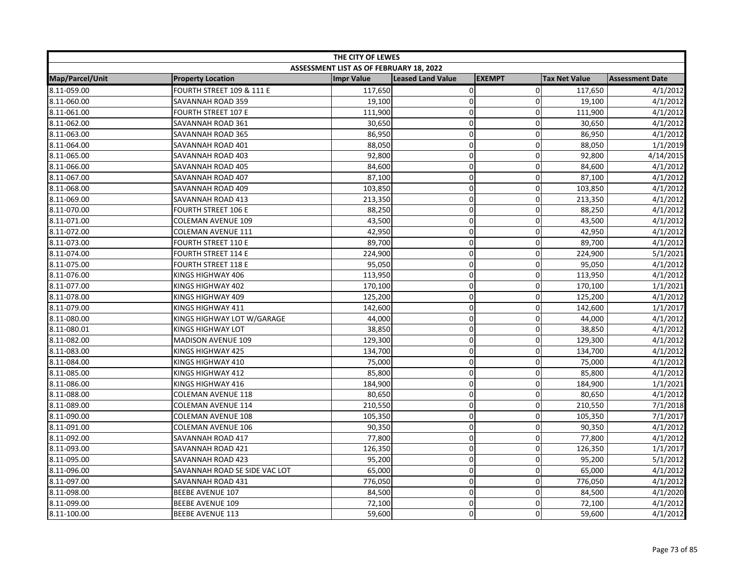| THE CITY OF LEWES | | | | | | |
|---|---|---|---|---|---|---|
| ASSESSMENT LIST AS OF FEBRUARY 18, 2022 | | | | | | |
| Map/Parcel/Unit | Property Location | Impr Value | Leased Land Value | EXEMPT | Tax Net Value | Assessment Date |
| 8.11-059.00 | FOURTH STREET 109 & 111 E | 117,650 | 0 | 0 | 117,650 | 4/1/2012 |
| 8.11-060.00 | SAVANNAH ROAD 359 | 19,100 | 0 | 0 | 19,100 | 4/1/2012 |
| 8.11-061.00 | FOURTH STREET 107 E | 111,900 | 0 | 0 | 111,900 | 4/1/2012 |
| 8.11-062.00 | SAVANNAH ROAD 361 | 30,650 | 0 | 0 | 30,650 | 4/1/2012 |
| 8.11-063.00 | SAVANNAH ROAD 365 | 86,950 | 0 | 0 | 86,950 | 4/1/2012 |
| 8.11-064.00 | SAVANNAH ROAD 401 | 88,050 | 0 | 0 | 88,050 | 1/1/2019 |
| 8.11-065.00 | SAVANNAH ROAD 403 | 92,800 | 0 | 0 | 92,800 | 4/14/2015 |
| 8.11-066.00 | SAVANNAH ROAD 405 | 84,600 | 0 | 0 | 84,600 | 4/1/2012 |
| 8.11-067.00 | SAVANNAH ROAD 407 | 87,100 | 0 | 0 | 87,100 | 4/1/2012 |
| 8.11-068.00 | SAVANNAH ROAD 409 | 103,850 | 0 | 0 | 103,850 | 4/1/2012 |
| 8.11-069.00 | SAVANNAH ROAD 413 | 213,350 | 0 | 0 | 213,350 | 4/1/2012 |
| 8.11-070.00 | FOURTH STREET 106 E | 88,250 | 0 | 0 | 88,250 | 4/1/2012 |
| 8.11-071.00 | COLEMAN AVENUE 109 | 43,500 | 0 | 0 | 43,500 | 4/1/2012 |
| 8.11-072.00 | COLEMAN AVENUE 111 | 42,950 | 0 | 0 | 42,950 | 4/1/2012 |
| 8.11-073.00 | FOURTH STREET 110 E | 89,700 | 0 | 0 | 89,700 | 4/1/2012 |
| 8.11-074.00 | FOURTH STREET 114 E | 224,900 | 0 | 0 | 224,900 | 5/1/2021 |
| 8.11-075.00 | FOURTH STREET 118 E | 95,050 | 0 | 0 | 95,050 | 4/1/2012 |
| 8.11-076.00 | KINGS HIGHWAY 406 | 113,950 | 0 | 0 | 113,950 | 4/1/2012 |
| 8.11-077.00 | KINGS HIGHWAY 402 | 170,100 | 0 | 0 | 170,100 | 1/1/2021 |
| 8.11-078.00 | KINGS HIGHWAY 409 | 125,200 | 0 | 0 | 125,200 | 4/1/2012 |
| 8.11-079.00 | KINGS HIGHWAY 411 | 142,600 | 0 | 0 | 142,600 | 1/1/2017 |
| 8.11-080.00 | KINGS HIGHWAY LOT W/GARAGE | 44,000 | 0 | 0 | 44,000 | 4/1/2012 |
| 8.11-080.01 | KINGS HIGHWAY LOT | 38,850 | 0 | 0 | 38,850 | 4/1/2012 |
| 8.11-082.00 | MADISON AVENUE 109 | 129,300 | 0 | 0 | 129,300 | 4/1/2012 |
| 8.11-083.00 | KINGS HIGHWAY 425 | 134,700 | 0 | 0 | 134,700 | 4/1/2012 |
| 8.11-084.00 | KINGS HIGHWAY 410 | 75,000 | 0 | 0 | 75,000 | 4/1/2012 |
| 8.11-085.00 | KINGS HIGHWAY 412 | 85,800 | 0 | 0 | 85,800 | 4/1/2012 |
| 8.11-086.00 | KINGS HIGHWAY 416 | 184,900 | 0 | 0 | 184,900 | 1/1/2021 |
| 8.11-088.00 | COLEMAN AVENUE 118 | 80,650 | 0 | 0 | 80,650 | 4/1/2012 |
| 8.11-089.00 | COLEMAN AVENUE 114 | 210,550 | 0 | 0 | 210,550 | 7/1/2018 |
| 8.11-090.00 | COLEMAN AVENUE 108 | 105,350 | 0 | 0 | 105,350 | 7/1/2017 |
| 8.11-091.00 | COLEMAN AVENUE 106 | 90,350 | 0 | 0 | 90,350 | 4/1/2012 |
| 8.11-092.00 | SAVANNAH ROAD 417 | 77,800 | 0 | 0 | 77,800 | 4/1/2012 |
| 8.11-093.00 | SAVANNAH ROAD 421 | 126,350 | 0 | 0 | 126,350 | 1/1/2017 |
| 8.11-095.00 | SAVANNAH ROAD 423 | 95,200 | 0 | 0 | 95,200 | 5/1/2012 |
| 8.11-096.00 | SAVANNAH ROAD SE SIDE VAC LOT | 65,000 | 0 | 0 | 65,000 | 4/1/2012 |
| 8.11-097.00 | SAVANNAH ROAD 431 | 776,050 | 0 | 0 | 776,050 | 4/1/2012 |
| 8.11-098.00 | BEEBE AVENUE 107 | 84,500 | 0 | 0 | 84,500 | 4/1/2020 |
| 8.11-099.00 | BEEBE AVENUE 109 | 72,100 | 0 | 0 | 72,100 | 4/1/2012 |
| 8.11-100.00 | BEEBE AVENUE 113 | 59,600 | 0 | 0 | 59,600 | 4/1/2012 |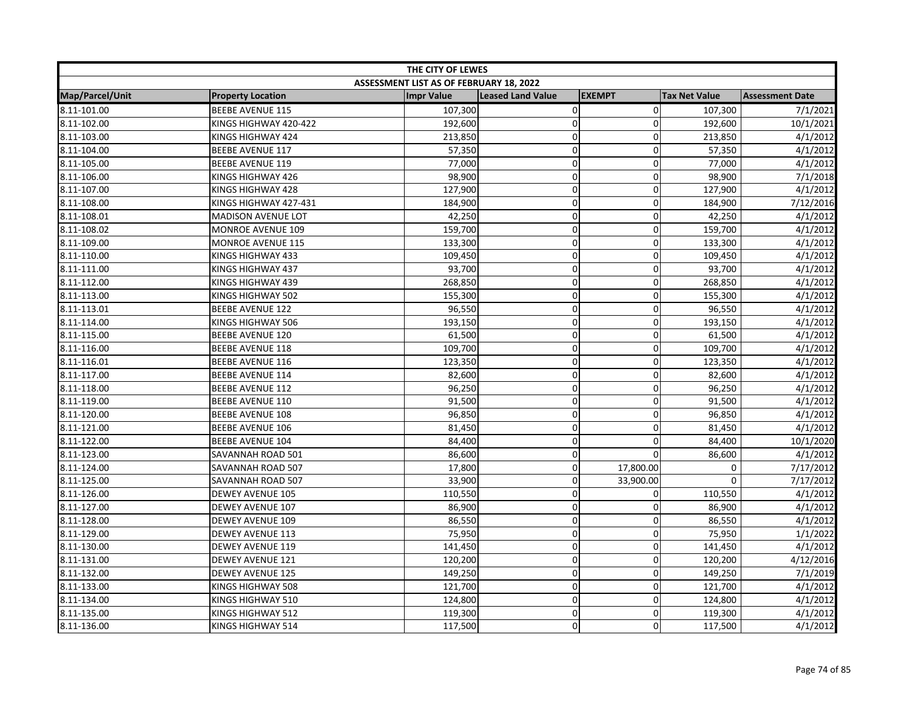| THE CITY OF LEWES | | | | | | |
|---|---|---|---|---|---|---|
| ASSESSMENT LIST AS OF FEBRUARY 18, 2022 | | | | | | |
| Map/Parcel/Unit | Property Location | Impr Value | Leased Land Value | EXEMPT | Tax Net Value | Assessment Date |
| 8.11-101.00 | BEEBE AVENUE 115 | 107,300 | 0 | 0 | 107,300 | 7/1/2021 |
| 8.11-102.00 | KINGS HIGHWAY 420-422 | 192,600 | 0 | 0 | 192,600 | 10/1/2021 |
| 8.11-103.00 | KINGS HIGHWAY 424 | 213,850 | 0 | 0 | 213,850 | 4/1/2012 |
| 8.11-104.00 | BEEBE AVENUE 117 | 57,350 | 0 | 0 | 57,350 | 4/1/2012 |
| 8.11-105.00 | BEEBE AVENUE 119 | 77,000 | 0 | 0 | 77,000 | 4/1/2012 |
| 8.11-106.00 | KINGS HIGHWAY 426 | 98,900 | 0 | 0 | 98,900 | 7/1/2018 |
| 8.11-107.00 | KINGS HIGHWAY 428 | 127,900 | 0 | 0 | 127,900 | 4/1/2012 |
| 8.11-108.00 | KINGS HIGHWAY 427-431 | 184,900 | 0 | 0 | 184,900 | 7/12/2016 |
| 8.11-108.01 | MADISON AVENUE LOT | 42,250 | 0 | 0 | 42,250 | 4/1/2012 |
| 8.11-108.02 | MONROE AVENUE 109 | 159,700 | 0 | 0 | 159,700 | 4/1/2012 |
| 8.11-109.00 | MONROE AVENUE 115 | 133,300 | 0 | 0 | 133,300 | 4/1/2012 |
| 8.11-110.00 | KINGS HIGHWAY 433 | 109,450 | 0 | 0 | 109,450 | 4/1/2012 |
| 8.11-111.00 | KINGS HIGHWAY 437 | 93,700 | 0 | 0 | 93,700 | 4/1/2012 |
| 8.11-112.00 | KINGS HIGHWAY 439 | 268,850 | 0 | 0 | 268,850 | 4/1/2012 |
| 8.11-113.00 | KINGS HIGHWAY 502 | 155,300 | 0 | 0 | 155,300 | 4/1/2012 |
| 8.11-113.01 | BEEBE AVENUE 122 | 96,550 | 0 | 0 | 96,550 | 4/1/2012 |
| 8.11-114.00 | KINGS HIGHWAY 506 | 193,150 | 0 | 0 | 193,150 | 4/1/2012 |
| 8.11-115.00 | BEEBE AVENUE 120 | 61,500 | 0 | 0 | 61,500 | 4/1/2012 |
| 8.11-116.00 | BEEBE AVENUE 118 | 109,700 | 0 | 0 | 109,700 | 4/1/2012 |
| 8.11-116.01 | BEEBE AVENUE 116 | 123,350 | 0 | 0 | 123,350 | 4/1/2012 |
| 8.11-117.00 | BEEBE AVENUE 114 | 82,600 | 0 | 0 | 82,600 | 4/1/2012 |
| 8.11-118.00 | BEEBE AVENUE 112 | 96,250 | 0 | 0 | 96,250 | 4/1/2012 |
| 8.11-119.00 | BEEBE AVENUE 110 | 91,500 | 0 | 0 | 91,500 | 4/1/2012 |
| 8.11-120.00 | BEEBE AVENUE 108 | 96,850 | 0 | 0 | 96,850 | 4/1/2012 |
| 8.11-121.00 | BEEBE AVENUE 106 | 81,450 | 0 | 0 | 81,450 | 4/1/2012 |
| 8.11-122.00 | BEEBE AVENUE 104 | 84,400 | 0 | 0 | 84,400 | 10/1/2020 |
| 8.11-123.00 | SAVANNAH ROAD 501 | 86,600 | 0 | 0 | 86,600 | 4/1/2012 |
| 8.11-124.00 | SAVANNAH ROAD 507 | 17,800 | 0 | 17,800.00 | 0 | 7/17/2012 |
| 8.11-125.00 | SAVANNAH ROAD 507 | 33,900 | 0 | 33,900.00 | 0 | 7/17/2012 |
| 8.11-126.00 | DEWEY AVENUE 105 | 110,550 | 0 | 0 | 110,550 | 4/1/2012 |
| 8.11-127.00 | DEWEY AVENUE 107 | 86,900 | 0 | 0 | 86,900 | 4/1/2012 |
| 8.11-128.00 | DEWEY AVENUE 109 | 86,550 | 0 | 0 | 86,550 | 4/1/2012 |
| 8.11-129.00 | DEWEY AVENUE 113 | 75,950 | 0 | 0 | 75,950 | 1/1/2022 |
| 8.11-130.00 | DEWEY AVENUE 119 | 141,450 | 0 | 0 | 141,450 | 4/1/2012 |
| 8.11-131.00 | DEWEY AVENUE 121 | 120,200 | 0 | 0 | 120,200 | 4/12/2016 |
| 8.11-132.00 | DEWEY AVENUE 125 | 149,250 | 0 | 0 | 149,250 | 7/1/2019 |
| 8.11-133.00 | KINGS HIGHWAY 508 | 121,700 | 0 | 0 | 121,700 | 4/1/2012 |
| 8.11-134.00 | KINGS HIGHWAY 510 | 124,800 | 0 | 0 | 124,800 | 4/1/2012 |
| 8.11-135.00 | KINGS HIGHWAY 512 | 119,300 | 0 | 0 | 119,300 | 4/1/2012 |
| 8.11-136.00 | KINGS HIGHWAY 514 | 117,500 | 0 | 0 | 117,500 | 4/1/2012 |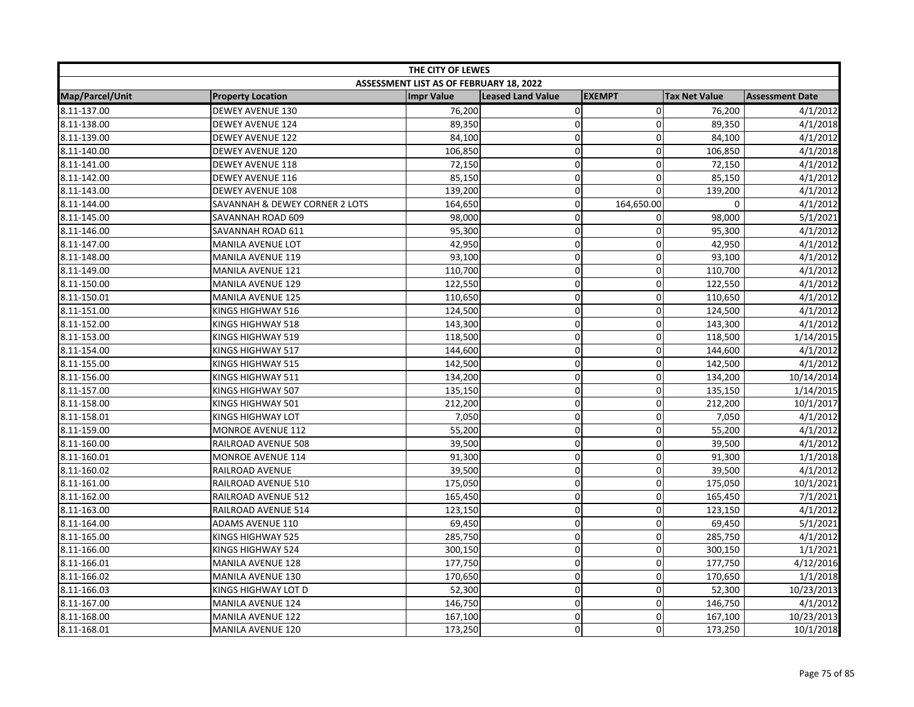| THE CITY OF LEWES | | | | | | |
|---|---|---|---|---|---|---|
| ASSESSMENT LIST AS OF FEBRUARY 18, 2022 | | | | | | |
| Map/Parcel/Unit | Property Location | Impr Value | Leased Land Value | EXEMPT | Tax Net Value | Assessment Date |
| 8.11-137.00 | DEWEY AVENUE 130 | 76,200 | 0 | 0 | 76,200 | 4/1/2012 |
| 8.11-138.00 | DEWEY AVENUE 124 | 89,350 | 0 | 0 | 89,350 | 4/1/2018 |
| 8.11-139.00 | DEWEY AVENUE 122 | 84,100 | 0 | 0 | 84,100 | 4/1/2012 |
| 8.11-140.00 | DEWEY AVENUE 120 | 106,850 | 0 | 0 | 106,850 | 4/1/2018 |
| 8.11-141.00 | DEWEY AVENUE 118 | 72,150 | 0 | 0 | 72,150 | 4/1/2012 |
| 8.11-142.00 | DEWEY AVENUE 116 | 85,150 | 0 | 0 | 85,150 | 4/1/2012 |
| 8.11-143.00 | DEWEY AVENUE 108 | 139,200 | 0 | 0 | 139,200 | 4/1/2012 |
| 8.11-144.00 | SAVANNAH & DEWEY CORNER 2 LOTS | 164,650 | 0 | 164,650.00 | 0 | 4/1/2012 |
| 8.11-145.00 | SAVANNAH ROAD 609 | 98,000 | 0 | 0 | 98,000 | 5/1/2021 |
| 8.11-146.00 | SAVANNAH ROAD 611 | 95,300 | 0 | 0 | 95,300 | 4/1/2012 |
| 8.11-147.00 | MANILA AVENUE LOT | 42,950 | 0 | 0 | 42,950 | 4/1/2012 |
| 8.11-148.00 | MANILA AVENUE 119 | 93,100 | 0 | 0 | 93,100 | 4/1/2012 |
| 8.11-149.00 | MANILA AVENUE 121 | 110,700 | 0 | 0 | 110,700 | 4/1/2012 |
| 8.11-150.00 | MANILA AVENUE 129 | 122,550 | 0 | 0 | 122,550 | 4/1/2012 |
| 8.11-150.01 | MANILA AVENUE 125 | 110,650 | 0 | 0 | 110,650 | 4/1/2012 |
| 8.11-151.00 | KINGS HIGHWAY 516 | 124,500 | 0 | 0 | 124,500 | 4/1/2012 |
| 8.11-152.00 | KINGS HIGHWAY 518 | 143,300 | 0 | 0 | 143,300 | 4/1/2012 |
| 8.11-153.00 | KINGS HIGHWAY 519 | 118,500 | 0 | 0 | 118,500 | 1/14/2015 |
| 8.11-154.00 | KINGS HIGHWAY 517 | 144,600 | 0 | 0 | 144,600 | 4/1/2012 |
| 8.11-155.00 | KINGS HIGHWAY 515 | 142,500 | 0 | 0 | 142,500 | 4/1/2012 |
| 8.11-156.00 | KINGS HIGHWAY 511 | 134,200 | 0 | 0 | 134,200 | 10/14/2014 |
| 8.11-157.00 | KINGS HIGHWAY 507 | 135,150 | 0 | 0 | 135,150 | 1/14/2015 |
| 8.11-158.00 | KINGS HIGHWAY 501 | 212,200 | 0 | 0 | 212,200 | 10/1/2017 |
| 8.11-158.01 | KINGS HIGHWAY LOT | 7,050 | 0 | 0 | 7,050 | 4/1/2012 |
| 8.11-159.00 | MONROE AVENUE 112 | 55,200 | 0 | 0 | 55,200 | 4/1/2012 |
| 8.11-160.00 | RAILROAD AVENUE 508 | 39,500 | 0 | 0 | 39,500 | 4/1/2012 |
| 8.11-160.01 | MONROE AVENUE 114 | 91,300 | 0 | 0 | 91,300 | 1/1/2018 |
| 8.11-160.02 | RAILROAD AVENUE | 39,500 | 0 | 0 | 39,500 | 4/1/2012 |
| 8.11-161.00 | RAILROAD AVENUE 510 | 175,050 | 0 | 0 | 175,050 | 10/1/2021 |
| 8.11-162.00 | RAILROAD AVENUE 512 | 165,450 | 0 | 0 | 165,450 | 7/1/2021 |
| 8.11-163.00 | RAILROAD AVENUE 514 | 123,150 | 0 | 0 | 123,150 | 4/1/2012 |
| 8.11-164.00 | ADAMS AVENUE 110 | 69,450 | 0 | 0 | 69,450 | 5/1/2021 |
| 8.11-165.00 | KINGS HIGHWAY 525 | 285,750 | 0 | 0 | 285,750 | 4/1/2012 |
| 8.11-166.00 | KINGS HIGHWAY 524 | 300,150 | 0 | 0 | 300,150 | 1/1/2021 |
| 8.11-166.01 | MANILA AVENUE 128 | 177,750 | 0 | 0 | 177,750 | 4/12/2016 |
| 8.11-166.02 | MANILA AVENUE 130 | 170,650 | 0 | 0 | 170,650 | 1/1/2018 |
| 8.11-166.03 | KINGS HIGHWAY LOT D | 52,300 | 0 | 0 | 52,300 | 10/23/2013 |
| 8.11-167.00 | MANILA AVENUE 124 | 146,750 | 0 | 0 | 146,750 | 4/1/2012 |
| 8.11-168.00 | MANILA AVENUE 122 | 167,100 | 0 | 0 | 167,100 | 10/23/2013 |
| 8.11-168.01 | MANILA AVENUE 120 | 173,250 | 0 | 0 | 173,250 | 10/1/2018 |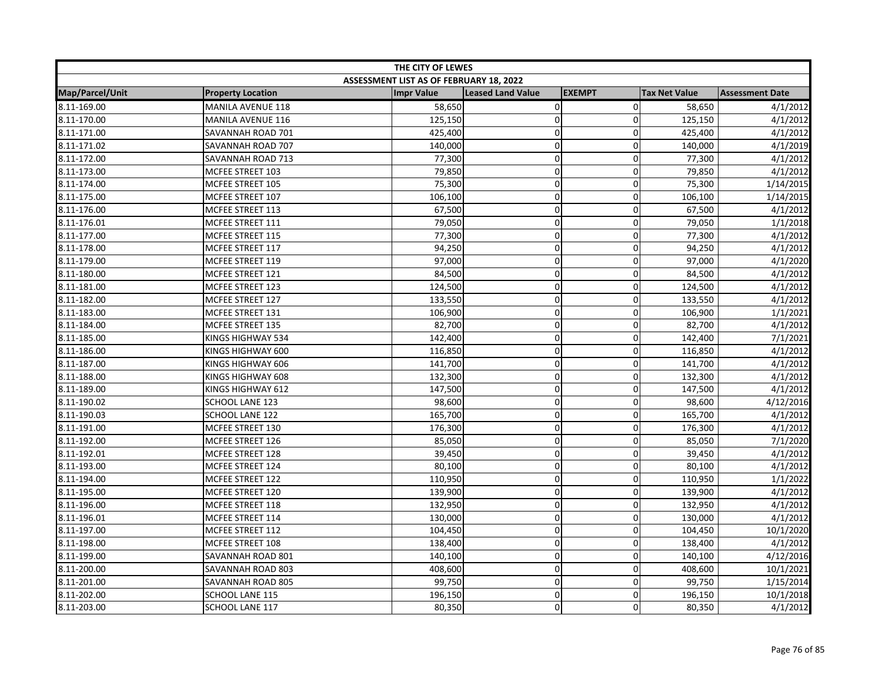| THE CITY OF LEWES | | | | | | |
|---|---|---|---|---|---|---|
| ASSESSMENT LIST AS OF FEBRUARY 18, 2022 | | | | | | |
| Map/Parcel/Unit | Property Location | Impr Value | Leased Land Value | EXEMPT | Tax Net Value | Assessment Date |
| 8.11-169.00 | MANILA AVENUE 118 | 58,650 | 0 | 0 | 58,650 | 4/1/2012 |
| 8.11-170.00 | MANILA AVENUE 116 | 125,150 | 0 | 0 | 125,150 | 4/1/2012 |
| 8.11-171.00 | SAVANNAH ROAD 701 | 425,400 | 0 | 0 | 425,400 | 4/1/2012 |
| 8.11-171.02 | SAVANNAH ROAD 707 | 140,000 | 0 | 0 | 140,000 | 4/1/2019 |
| 8.11-172.00 | SAVANNAH ROAD 713 | 77,300 | 0 | 0 | 77,300 | 4/1/2012 |
| 8.11-173.00 | MCFEE STREET 103 | 79,850 | 0 | 0 | 79,850 | 4/1/2012 |
| 8.11-174.00 | MCFEE STREET 105 | 75,300 | 0 | 0 | 75,300 | 1/14/2015 |
| 8.11-175.00 | MCFEE STREET 107 | 106,100 | 0 | 0 | 106,100 | 1/14/2015 |
| 8.11-176.00 | MCFEE STREET 113 | 67,500 | 0 | 0 | 67,500 | 4/1/2012 |
| 8.11-176.01 | MCFEE STREET 111 | 79,050 | 0 | 0 | 79,050 | 1/1/2018 |
| 8.11-177.00 | MCFEE STREET 115 | 77,300 | 0 | 0 | 77,300 | 4/1/2012 |
| 8.11-178.00 | MCFEE STREET 117 | 94,250 | 0 | 0 | 94,250 | 4/1/2012 |
| 8.11-179.00 | MCFEE STREET 119 | 97,000 | 0 | 0 | 97,000 | 4/1/2020 |
| 8.11-180.00 | MCFEE STREET 121 | 84,500 | 0 | 0 | 84,500 | 4/1/2012 |
| 8.11-181.00 | MCFEE STREET 123 | 124,500 | 0 | 0 | 124,500 | 4/1/2012 |
| 8.11-182.00 | MCFEE STREET 127 | 133,550 | 0 | 0 | 133,550 | 4/1/2012 |
| 8.11-183.00 | MCFEE STREET 131 | 106,900 | 0 | 0 | 106,900 | 1/1/2021 |
| 8.11-184.00 | MCFEE STREET 135 | 82,700 | 0 | 0 | 82,700 | 4/1/2012 |
| 8.11-185.00 | KINGS HIGHWAY 534 | 142,400 | 0 | 0 | 142,400 | 7/1/2021 |
| 8.11-186.00 | KINGS HIGHWAY 600 | 116,850 | 0 | 0 | 116,850 | 4/1/2012 |
| 8.11-187.00 | KINGS HIGHWAY 606 | 141,700 | 0 | 0 | 141,700 | 4/1/2012 |
| 8.11-188.00 | KINGS HIGHWAY 608 | 132,300 | 0 | 0 | 132,300 | 4/1/2012 |
| 8.11-189.00 | KINGS HIGHWAY 612 | 147,500 | 0 | 0 | 147,500 | 4/1/2012 |
| 8.11-190.02 | SCHOOL LANE 123 | 98,600 | 0 | 0 | 98,600 | 4/12/2016 |
| 8.11-190.03 | SCHOOL LANE 122 | 165,700 | 0 | 0 | 165,700 | 4/1/2012 |
| 8.11-191.00 | MCFEE STREET 130 | 176,300 | 0 | 0 | 176,300 | 4/1/2012 |
| 8.11-192.00 | MCFEE STREET 126 | 85,050 | 0 | 0 | 85,050 | 7/1/2020 |
| 8.11-192.01 | MCFEE STREET 128 | 39,450 | 0 | 0 | 39,450 | 4/1/2012 |
| 8.11-193.00 | MCFEE STREET 124 | 80,100 | 0 | 0 | 80,100 | 4/1/2012 |
| 8.11-194.00 | MCFEE STREET 122 | 110,950 | 0 | 0 | 110,950 | 1/1/2022 |
| 8.11-195.00 | MCFEE STREET 120 | 139,900 | 0 | 0 | 139,900 | 4/1/2012 |
| 8.11-196.00 | MCFEE STREET 118 | 132,950 | 0 | 0 | 132,950 | 4/1/2012 |
| 8.11-196.01 | MCFEE STREET 114 | 130,000 | 0 | 0 | 130,000 | 4/1/2012 |
| 8.11-197.00 | MCFEE STREET 112 | 104,450 | 0 | 0 | 104,450 | 10/1/2020 |
| 8.11-198.00 | MCFEE STREET 108 | 138,400 | 0 | 0 | 138,400 | 4/1/2012 |
| 8.11-199.00 | SAVANNAH ROAD 801 | 140,100 | 0 | 0 | 140,100 | 4/12/2016 |
| 8.11-200.00 | SAVANNAH ROAD 803 | 408,600 | 0 | 0 | 408,600 | 10/1/2021 |
| 8.11-201.00 | SAVANNAH ROAD 805 | 99,750 | 0 | 0 | 99,750 | 1/15/2014 |
| 8.11-202.00 | SCHOOL LANE 115 | 196,150 | 0 | 0 | 196,150 | 10/1/2018 |
| 8.11-203.00 | SCHOOL LANE 117 | 80,350 | 0 | 0 | 80,350 | 4/1/2012 |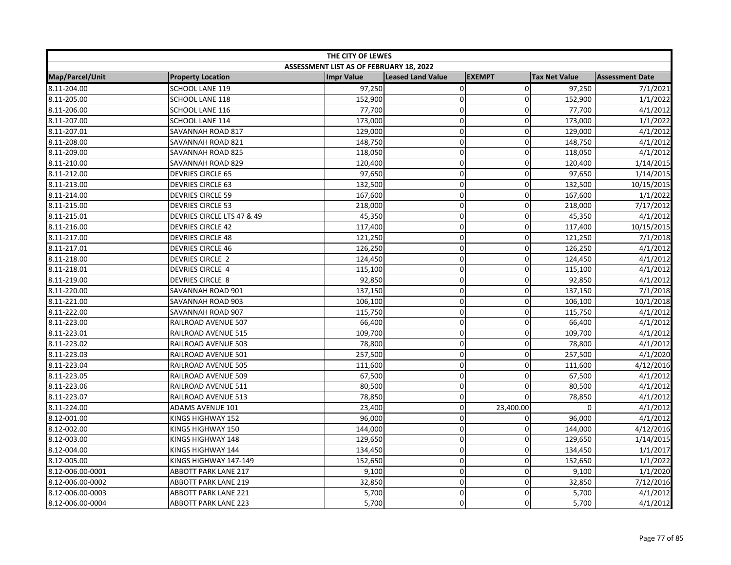| THE CITY OF LEWES | | | | | | |
|---|---|---|---|---|---|---|
| ASSESSMENT LIST AS OF FEBRUARY 18, 2022 | | | | | | |
| Map/Parcel/Unit | Property Location | Impr Value | Leased Land Value | EXEMPT | Tax Net Value | Assessment Date |
| 8.11-204.00 | SCHOOL LANE 119 | 97,250 | 0 | 0 | 97,250 | 7/1/2021 |
| 8.11-205.00 | SCHOOL LANE 118 | 152,900 | 0 | 0 | 152,900 | 1/1/2022 |
| 8.11-206.00 | SCHOOL LANE 116 | 77,700 | 0 | 0 | 77,700 | 4/1/2012 |
| 8.11-207.00 | SCHOOL LANE 114 | 173,000 | 0 | 0 | 173,000 | 1/1/2022 |
| 8.11-207.01 | SAVANNAH ROAD 817 | 129,000 | 0 | 0 | 129,000 | 4/1/2012 |
| 8.11-208.00 | SAVANNAH ROAD 821 | 148,750 | 0 | 0 | 148,750 | 4/1/2012 |
| 8.11-209.00 | SAVANNAH ROAD 825 | 118,050 | 0 | 0 | 118,050 | 4/1/2012 |
| 8.11-210.00 | SAVANNAH ROAD 829 | 120,400 | 0 | 0 | 120,400 | 1/14/2015 |
| 8.11-212.00 | DEVRIES CIRCLE 65 | 97,650 | 0 | 0 | 97,650 | 1/14/2015 |
| 8.11-213.00 | DEVRIES CIRCLE 63 | 132,500 | 0 | 0 | 132,500 | 10/15/2015 |
| 8.11-214.00 | DEVRIES CIRCLE 59 | 167,600 | 0 | 0 | 167,600 | 1/1/2022 |
| 8.11-215.00 | DEVRIES CIRCLE 53 | 218,000 | 0 | 0 | 218,000 | 7/17/2012 |
| 8.11-215.01 | DEVRIES CIRCLE LTS 47 & 49 | 45,350 | 0 | 0 | 45,350 | 4/1/2012 |
| 8.11-216.00 | DEVRIES CIRCLE 42 | 117,400 | 0 | 0 | 117,400 | 10/15/2015 |
| 8.11-217.00 | DEVRIES CIRCLE 48 | 121,250 | 0 | 0 | 121,250 | 7/1/2018 |
| 8.11-217.01 | DEVRIES CIRCLE 46 | 126,250 | 0 | 0 | 126,250 | 4/1/2012 |
| 8.11-218.00 | DEVRIES CIRCLE 2 | 124,450 | 0 | 0 | 124,450 | 4/1/2012 |
| 8.11-218.01 | DEVRIES CIRCLE 4 | 115,100 | 0 | 0 | 115,100 | 4/1/2012 |
| 8.11-219.00 | DEVRIES CIRCLE 8 | 92,850 | 0 | 0 | 92,850 | 4/1/2012 |
| 8.11-220.00 | SAVANNAH ROAD 901 | 137,150 | 0 | 0 | 137,150 | 7/1/2018 |
| 8.11-221.00 | SAVANNAH ROAD 903 | 106,100 | 0 | 0 | 106,100 | 10/1/2018 |
| 8.11-222.00 | SAVANNAH ROAD 907 | 115,750 | 0 | 0 | 115,750 | 4/1/2012 |
| 8.11-223.00 | RAILROAD AVENUE 507 | 66,400 | 0 | 0 | 66,400 | 4/1/2012 |
| 8.11-223.01 | RAILROAD AVENUE 515 | 109,700 | 0 | 0 | 109,700 | 4/1/2012 |
| 8.11-223.02 | RAILROAD AVENUE 503 | 78,800 | 0 | 0 | 78,800 | 4/1/2012 |
| 8.11-223.03 | RAILROAD AVENUE 501 | 257,500 | 0 | 0 | 257,500 | 4/1/2020 |
| 8.11-223.04 | RAILROAD AVENUE 505 | 111,600 | 0 | 0 | 111,600 | 4/12/2016 |
| 8.11-223.05 | RAILROAD AVENUE 509 | 67,500 | 0 | 0 | 67,500 | 4/1/2012 |
| 8.11-223.06 | RAILROAD AVENUE 511 | 80,500 | 0 | 0 | 80,500 | 4/1/2012 |
| 8.11-223.07 | RAILROAD AVENUE 513 | 78,850 | 0 | 0 | 78,850 | 4/1/2012 |
| 8.11-224.00 | ADAMS AVENUE 101 | 23,400 | 0 | 23,400.00 | 0 | 4/1/2012 |
| 8.12-001.00 | KINGS HIGHWAY 152 | 96,000 | 0 | 0 | 96,000 | 4/1/2012 |
| 8.12-002.00 | KINGS HIGHWAY 150 | 144,000 | 0 | 0 | 144,000 | 4/12/2016 |
| 8.12-003.00 | KINGS HIGHWAY 148 | 129,650 | 0 | 0 | 129,650 | 1/14/2015 |
| 8.12-004.00 | KINGS HIGHWAY 144 | 134,450 | 0 | 0 | 134,450 | 1/1/2017 |
| 8.12-005.00 | KINGS HIGHWAY 147-149 | 152,650 | 0 | 0 | 152,650 | 1/1/2022 |
| 8.12-006.00-0001 | ABBOTT PARK LANE 217 | 9,100 | 0 | 0 | 9,100 | 1/1/2020 |
| 8.12-006.00-0002 | ABBOTT PARK LANE 219 | 32,850 | 0 | 0 | 32,850 | 7/12/2016 |
| 8.12-006.00-0003 | ABBOTT PARK LANE 221 | 5,700 | 0 | 0 | 5,700 | 4/1/2012 |
| 8.12-006.00-0004 | ABBOTT PARK LANE 223 | 5,700 | 0 | 0 | 5,700 | 4/1/2012 |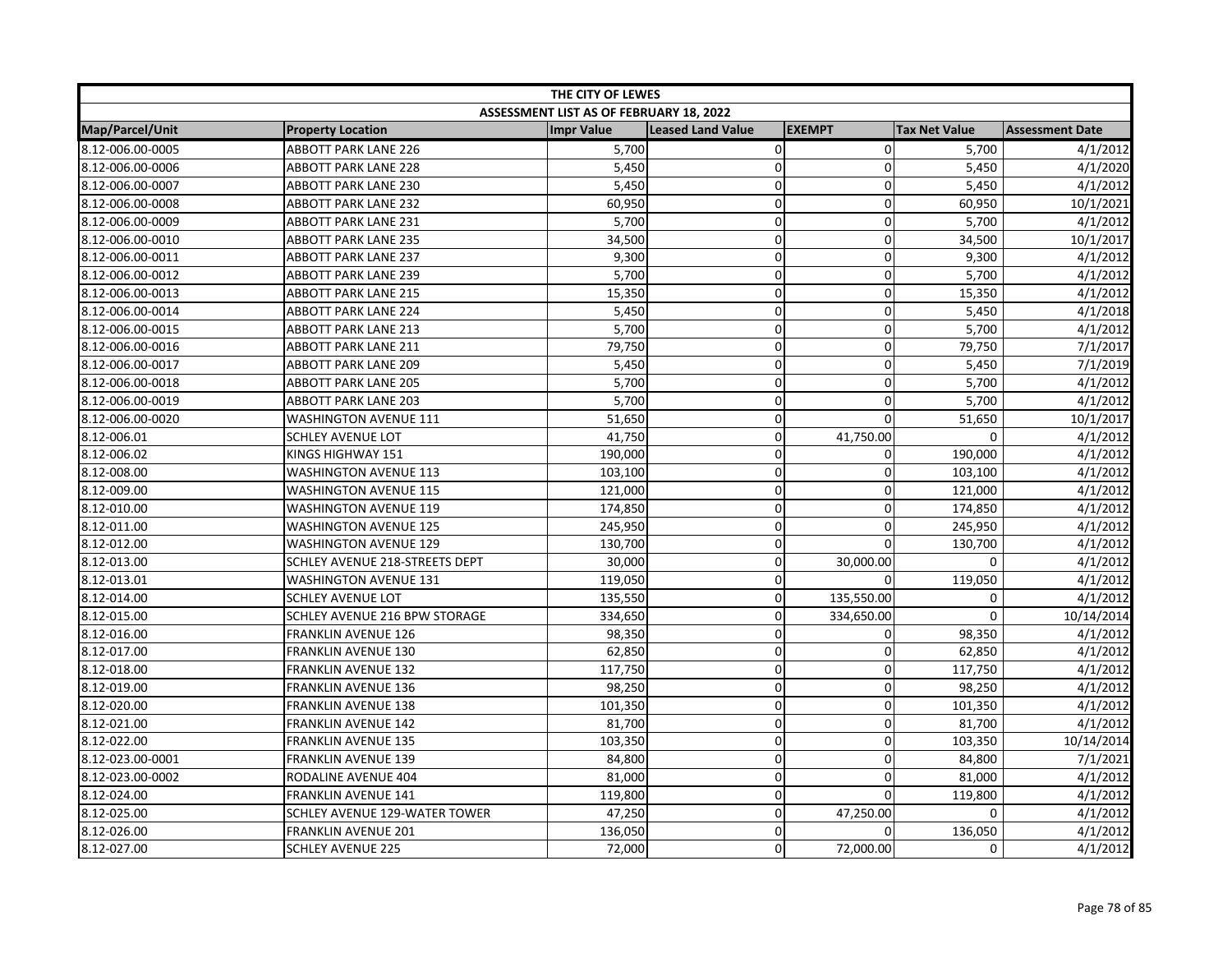| THE CITY OF LEWES | | | | | | |
|---|---|---|---|---|---|---|
| ASSESSMENT LIST AS OF FEBRUARY 18, 2022 | | | | | | |
| Map/Parcel/Unit | Property Location | Impr Value | Leased Land Value | EXEMPT | Tax Net Value | Assessment Date |
| 8.12-006.00-0005 | ABBOTT PARK LANE 226 | 5,700 | 0 | 0 | 5,700 | 4/1/2012 |
| 8.12-006.00-0006 | ABBOTT PARK LANE 228 | 5,450 | 0 | 0 | 5,450 | 4/1/2020 |
| 8.12-006.00-0007 | ABBOTT PARK LANE 230 | 5,450 | 0 | 0 | 5,450 | 4/1/2012 |
| 8.12-006.00-0008 | ABBOTT PARK LANE 232 | 60,950 | 0 | 0 | 60,950 | 10/1/2021 |
| 8.12-006.00-0009 | ABBOTT PARK LANE 231 | 5,700 | 0 | 0 | 5,700 | 4/1/2012 |
| 8.12-006.00-0010 | ABBOTT PARK LANE 235 | 34,500 | 0 | 0 | 34,500 | 10/1/2017 |
| 8.12-006.00-0011 | ABBOTT PARK LANE 237 | 9,300 | 0 | 0 | 9,300 | 4/1/2012 |
| 8.12-006.00-0012 | ABBOTT PARK LANE 239 | 5,700 | 0 | 0 | 5,700 | 4/1/2012 |
| 8.12-006.00-0013 | ABBOTT PARK LANE 215 | 15,350 | 0 | 0 | 15,350 | 4/1/2012 |
| 8.12-006.00-0014 | ABBOTT PARK LANE 224 | 5,450 | 0 | 0 | 5,450 | 4/1/2018 |
| 8.12-006.00-0015 | ABBOTT PARK LANE 213 | 5,700 | 0 | 0 | 5,700 | 4/1/2012 |
| 8.12-006.00-0016 | ABBOTT PARK LANE 211 | 79,750 | 0 | 0 | 79,750 | 7/1/2017 |
| 8.12-006.00-0017 | ABBOTT PARK LANE 209 | 5,450 | 0 | 0 | 5,450 | 7/1/2019 |
| 8.12-006.00-0018 | ABBOTT PARK LANE 205 | 5,700 | 0 | 0 | 5,700 | 4/1/2012 |
| 8.12-006.00-0019 | ABBOTT PARK LANE 203 | 5,700 | 0 | 0 | 5,700 | 4/1/2012 |
| 8.12-006.00-0020 | WASHINGTON AVENUE 111 | 51,650 | 0 | 0 | 51,650 | 10/1/2017 |
| 8.12-006.01 | SCHLEY AVENUE LOT | 41,750 | 0 | 41,750.00 | 0 | 4/1/2012 |
| 8.12-006.02 | KINGS HIGHWAY 151 | 190,000 | 0 | 0 | 190,000 | 4/1/2012 |
| 8.12-008.00 | WASHINGTON AVENUE 113 | 103,100 | 0 | 0 | 103,100 | 4/1/2012 |
| 8.12-009.00 | WASHINGTON AVENUE 115 | 121,000 | 0 | 0 | 121,000 | 4/1/2012 |
| 8.12-010.00 | WASHINGTON AVENUE 119 | 174,850 | 0 | 0 | 174,850 | 4/1/2012 |
| 8.12-011.00 | WASHINGTON AVENUE 125 | 245,950 | 0 | 0 | 245,950 | 4/1/2012 |
| 8.12-012.00 | WASHINGTON AVENUE 129 | 130,700 | 0 | 0 | 130,700 | 4/1/2012 |
| 8.12-013.00 | SCHLEY AVENUE 218-STREETS DEPT | 30,000 | 0 | 30,000.00 | 0 | 4/1/2012 |
| 8.12-013.01 | WASHINGTON AVENUE 131 | 119,050 | 0 | 0 | 119,050 | 4/1/2012 |
| 8.12-014.00 | SCHLEY AVENUE LOT | 135,550 | 0 | 135,550.00 | 0 | 4/1/2012 |
| 8.12-015.00 | SCHLEY AVENUE 216 BPW STORAGE | 334,650 | 0 | 334,650.00 | 0 | 10/14/2014 |
| 8.12-016.00 | FRANKLIN AVENUE 126 | 98,350 | 0 | 0 | 98,350 | 4/1/2012 |
| 8.12-017.00 | FRANKLIN AVENUE 130 | 62,850 | 0 | 0 | 62,850 | 4/1/2012 |
| 8.12-018.00 | FRANKLIN AVENUE 132 | 117,750 | 0 | 0 | 117,750 | 4/1/2012 |
| 8.12-019.00 | FRANKLIN AVENUE 136 | 98,250 | 0 | 0 | 98,250 | 4/1/2012 |
| 8.12-020.00 | FRANKLIN AVENUE 138 | 101,350 | 0 | 0 | 101,350 | 4/1/2012 |
| 8.12-021.00 | FRANKLIN AVENUE 142 | 81,700 | 0 | 0 | 81,700 | 4/1/2012 |
| 8.12-022.00 | FRANKLIN AVENUE 135 | 103,350 | 0 | 0 | 103,350 | 10/14/2014 |
| 8.12-023.00-0001 | FRANKLIN AVENUE 139 | 84,800 | 0 | 0 | 84,800 | 7/1/2021 |
| 8.12-023.00-0002 | RODALINE AVENUE 404 | 81,000 | 0 | 0 | 81,000 | 4/1/2012 |
| 8.12-024.00 | FRANKLIN AVENUE 141 | 119,800 | 0 | 0 | 119,800 | 4/1/2012 |
| 8.12-025.00 | SCHLEY AVENUE 129-WATER TOWER | 47,250 | 0 | 47,250.00 | 0 | 4/1/2012 |
| 8.12-026.00 | FRANKLIN AVENUE 201 | 136,050 | 0 | 0 | 136,050 | 4/1/2012 |
| 8.12-027.00 | SCHLEY AVENUE 225 | 72,000 | 0 | 72,000.00 | 0 | 4/1/2012 |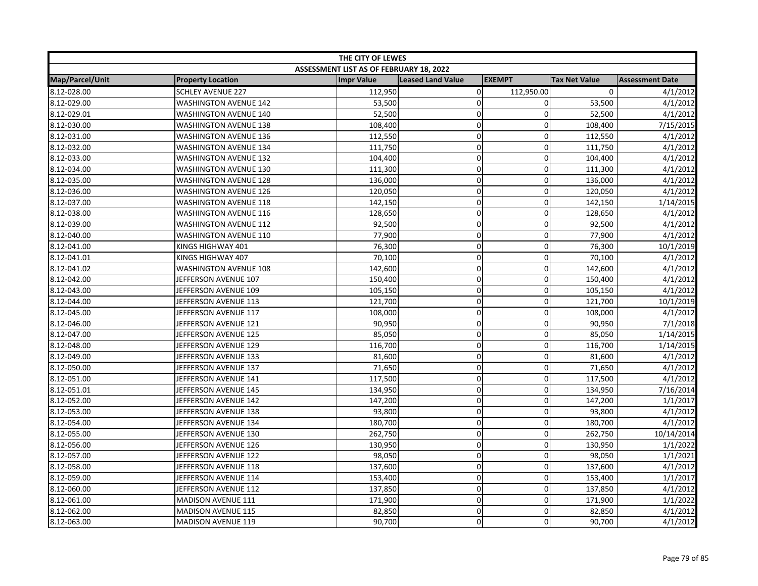| THE CITY OF LEWES | | | | | | |
|---|---|---|---|---|---|---|
| ASSESSMENT LIST AS OF FEBRUARY 18, 2022 | | | | | | |
| Map/Parcel/Unit | Property Location | Impr Value | Leased Land Value | EXEMPT | Tax Net Value | Assessment Date |
| 8.12-028.00 | SCHLEY AVENUE 227 | 112,950 | 0 | 112,950.00 | 0 | 4/1/2012 |
| 8.12-029.00 | WASHINGTON AVENUE 142 | 53,500 | 0 | 0 | 53,500 | 4/1/2012 |
| 8.12-029.01 | WASHINGTON AVENUE 140 | 52,500 | 0 | 0 | 52,500 | 4/1/2012 |
| 8.12-030.00 | WASHINGTON AVENUE 138 | 108,400 | 0 | 0 | 108,400 | 7/15/2015 |
| 8.12-031.00 | WASHINGTON AVENUE 136 | 112,550 | 0 | 0 | 112,550 | 4/1/2012 |
| 8.12-032.00 | WASHINGTON AVENUE 134 | 111,750 | 0 | 0 | 111,750 | 4/1/2012 |
| 8.12-033.00 | WASHINGTON AVENUE 132 | 104,400 | 0 | 0 | 104,400 | 4/1/2012 |
| 8.12-034.00 | WASHINGTON AVENUE 130 | 111,300 | 0 | 0 | 111,300 | 4/1/2012 |
| 8.12-035.00 | WASHINGTON AVENUE 128 | 136,000 | 0 | 0 | 136,000 | 4/1/2012 |
| 8.12-036.00 | WASHINGTON AVENUE 126 | 120,050 | 0 | 0 | 120,050 | 4/1/2012 |
| 8.12-037.00 | WASHINGTON AVENUE 118 | 142,150 | 0 | 0 | 142,150 | 1/14/2015 |
| 8.12-038.00 | WASHINGTON AVENUE 116 | 128,650 | 0 | 0 | 128,650 | 4/1/2012 |
| 8.12-039.00 | WASHINGTON AVENUE 112 | 92,500 | 0 | 0 | 92,500 | 4/1/2012 |
| 8.12-040.00 | WASHINGTON AVENUE 110 | 77,900 | 0 | 0 | 77,900 | 4/1/2012 |
| 8.12-041.00 | KINGS HIGHWAY 401 | 76,300 | 0 | 0 | 76,300 | 10/1/2019 |
| 8.12-041.01 | KINGS HIGHWAY 407 | 70,100 | 0 | 0 | 70,100 | 4/1/2012 |
| 8.12-041.02 | WASHINGTON AVENUE 108 | 142,600 | 0 | 0 | 142,600 | 4/1/2012 |
| 8.12-042.00 | JEFFERSON AVENUE 107 | 150,400 | 0 | 0 | 150,400 | 4/1/2012 |
| 8.12-043.00 | JEFFERSON AVENUE 109 | 105,150 | 0 | 0 | 105,150 | 4/1/2012 |
| 8.12-044.00 | JEFFERSON AVENUE 113 | 121,700 | 0 | 0 | 121,700 | 10/1/2019 |
| 8.12-045.00 | JEFFERSON AVENUE 117 | 108,000 | 0 | 0 | 108,000 | 4/1/2012 |
| 8.12-046.00 | JEFFERSON AVENUE 121 | 90,950 | 0 | 0 | 90,950 | 7/1/2018 |
| 8.12-047.00 | JEFFERSON AVENUE 125 | 85,050 | 0 | 0 | 85,050 | 1/14/2015 |
| 8.12-048.00 | JEFFERSON AVENUE 129 | 116,700 | 0 | 0 | 116,700 | 1/14/2015 |
| 8.12-049.00 | JEFFERSON AVENUE 133 | 81,600 | 0 | 0 | 81,600 | 4/1/2012 |
| 8.12-050.00 | JEFFERSON AVENUE 137 | 71,650 | 0 | 0 | 71,650 | 4/1/2012 |
| 8.12-051.00 | JEFFERSON AVENUE 141 | 117,500 | 0 | 0 | 117,500 | 4/1/2012 |
| 8.12-051.01 | JEFFERSON AVENUE 145 | 134,950 | 0 | 0 | 134,950 | 7/16/2014 |
| 8.12-052.00 | JEFFERSON AVENUE 142 | 147,200 | 0 | 0 | 147,200 | 1/1/2017 |
| 8.12-053.00 | JEFFERSON AVENUE 138 | 93,800 | 0 | 0 | 93,800 | 4/1/2012 |
| 8.12-054.00 | JEFFERSON AVENUE 134 | 180,700 | 0 | 0 | 180,700 | 4/1/2012 |
| 8.12-055.00 | JEFFERSON AVENUE 130 | 262,750 | 0 | 0 | 262,750 | 10/14/2014 |
| 8.12-056.00 | JEFFERSON AVENUE 126 | 130,950 | 0 | 0 | 130,950 | 1/1/2022 |
| 8.12-057.00 | JEFFERSON AVENUE 122 | 98,050 | 0 | 0 | 98,050 | 1/1/2021 |
| 8.12-058.00 | JEFFERSON AVENUE 118 | 137,600 | 0 | 0 | 137,600 | 4/1/2012 |
| 8.12-059.00 | JEFFERSON AVENUE 114 | 153,400 | 0 | 0 | 153,400 | 1/1/2017 |
| 8.12-060.00 | JEFFERSON AVENUE 112 | 137,850 | 0 | 0 | 137,850 | 4/1/2012 |
| 8.12-061.00 | MADISON AVENUE 111 | 171,900 | 0 | 0 | 171,900 | 1/1/2022 |
| 8.12-062.00 | MADISON AVENUE 115 | 82,850 | 0 | 0 | 82,850 | 4/1/2012 |
| 8.12-063.00 | MADISON AVENUE 119 | 90,700 | 0 | 0 | 90,700 | 4/1/2012 |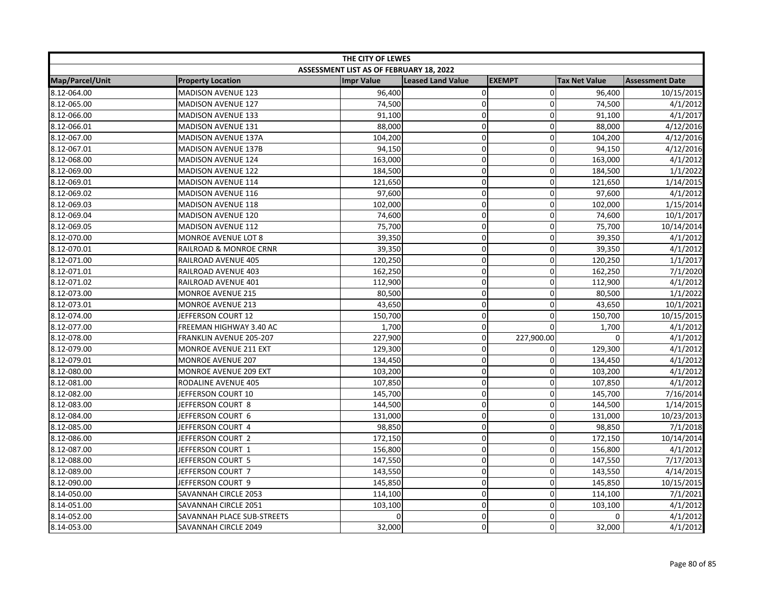| THE CITY OF LEWES | | | | | | |
|---|---|---|---|---|---|---|
| ASSESSMENT LIST AS OF FEBRUARY 18, 2022 | | | | | | |
| Map/Parcel/Unit | Property Location | Impr Value | Leased Land Value | EXEMPT | Tax Net Value | Assessment Date |
| 8.12-064.00 | MADISON AVENUE 123 | 96,400 | 0 | 0 | 96,400 | 10/15/2015 |
| 8.12-065.00 | MADISON AVENUE 127 | 74,500 | 0 | 0 | 74,500 | 4/1/2012 |
| 8.12-066.00 | MADISON AVENUE 133 | 91,100 | 0 | 0 | 91,100 | 4/1/2017 |
| 8.12-066.01 | MADISON AVENUE 131 | 88,000 | 0 | 0 | 88,000 | 4/12/2016 |
| 8.12-067.00 | MADISON AVENUE 137A | 104,200 | 0 | 0 | 104,200 | 4/12/2016 |
| 8.12-067.01 | MADISON AVENUE 137B | 94,150 | 0 | 0 | 94,150 | 4/12/2016 |
| 8.12-068.00 | MADISON AVENUE 124 | 163,000 | 0 | 0 | 163,000 | 4/1/2012 |
| 8.12-069.00 | MADISON AVENUE 122 | 184,500 | 0 | 0 | 184,500 | 1/1/2022 |
| 8.12-069.01 | MADISON AVENUE 114 | 121,650 | 0 | 0 | 121,650 | 1/14/2015 |
| 8.12-069.02 | MADISON AVENUE 116 | 97,600 | 0 | 0 | 97,600 | 4/1/2012 |
| 8.12-069.03 | MADISON AVENUE 118 | 102,000 | 0 | 0 | 102,000 | 1/15/2014 |
| 8.12-069.04 | MADISON AVENUE 120 | 74,600 | 0 | 0 | 74,600 | 10/1/2017 |
| 8.12-069.05 | MADISON AVENUE 112 | 75,700 | 0 | 0 | 75,700 | 10/14/2014 |
| 8.12-070.00 | MONROE AVENUE LOT 8 | 39,350 | 0 | 0 | 39,350 | 4/1/2012 |
| 8.12-070.01 | RAILROAD & MONROE CRNR | 39,350 | 0 | 0 | 39,350 | 4/1/2012 |
| 8.12-071.00 | RAILROAD AVENUE 405 | 120,250 | 0 | 0 | 120,250 | 1/1/2017 |
| 8.12-071.01 | RAILROAD AVENUE 403 | 162,250 | 0 | 0 | 162,250 | 7/1/2020 |
| 8.12-071.02 | RAILROAD AVENUE 401 | 112,900 | 0 | 0 | 112,900 | 4/1/2012 |
| 8.12-073.00 | MONROE AVENUE 215 | 80,500 | 0 | 0 | 80,500 | 1/1/2022 |
| 8.12-073.01 | MONROE AVENUE 213 | 43,650 | 0 | 0 | 43,650 | 10/1/2021 |
| 8.12-074.00 | JEFFERSON COURT 12 | 150,700 | 0 | 0 | 150,700 | 10/15/2015 |
| 8.12-077.00 | FREEMAN HIGHWAY 3.40 AC | 1,700 | 0 | 0 | 1,700 | 4/1/2012 |
| 8.12-078.00 | FRANKLIN AVENUE 205-207 | 227,900 | 0 | 227,900.00 | 0 | 4/1/2012 |
| 8.12-079.00 | MONROE AVENUE 211 EXT | 129,300 | 0 | 0 | 129,300 | 4/1/2012 |
| 8.12-079.01 | MONROE AVENUE 207 | 134,450 | 0 | 0 | 134,450 | 4/1/2012 |
| 8.12-080.00 | MONROE AVENUE 209 EXT | 103,200 | 0 | 0 | 103,200 | 4/1/2012 |
| 8.12-081.00 | RODALINE AVENUE 405 | 107,850 | 0 | 0 | 107,850 | 4/1/2012 |
| 8.12-082.00 | JEFFERSON COURT 10 | 145,700 | 0 | 0 | 145,700 | 7/16/2014 |
| 8.12-083.00 | JEFFERSON COURT 8 | 144,500 | 0 | 0 | 144,500 | 1/14/2015 |
| 8.12-084.00 | JEFFERSON COURT 6 | 131,000 | 0 | 0 | 131,000 | 10/23/2013 |
| 8.12-085.00 | JEFFERSON COURT 4 | 98,850 | 0 | 0 | 98,850 | 7/1/2018 |
| 8.12-086.00 | JEFFERSON COURT 2 | 172,150 | 0 | 0 | 172,150 | 10/14/2014 |
| 8.12-087.00 | JEFFERSON COURT 1 | 156,800 | 0 | 0 | 156,800 | 4/1/2012 |
| 8.12-088.00 | JEFFERSON COURT 5 | 147,550 | 0 | 0 | 147,550 | 7/17/2013 |
| 8.12-089.00 | JEFFERSON COURT 7 | 143,550 | 0 | 0 | 143,550 | 4/14/2015 |
| 8.12-090.00 | JEFFERSON COURT 9 | 145,850 | 0 | 0 | 145,850 | 10/15/2015 |
| 8.14-050.00 | SAVANNAH CIRCLE 2053 | 114,100 | 0 | 0 | 114,100 | 7/1/2021 |
| 8.14-051.00 | SAVANNAH CIRCLE 2051 | 103,100 | 0 | 0 | 103,100 | 4/1/2012 |
| 8.14-052.00 | SAVANNAH PLACE SUB-STREETS | 0 | 0 | 0 | 0 | 4/1/2012 |
| 8.14-053.00 | SAVANNAH CIRCLE 2049 | 32,000 | 0 | 0 | 32,000 | 4/1/2012 |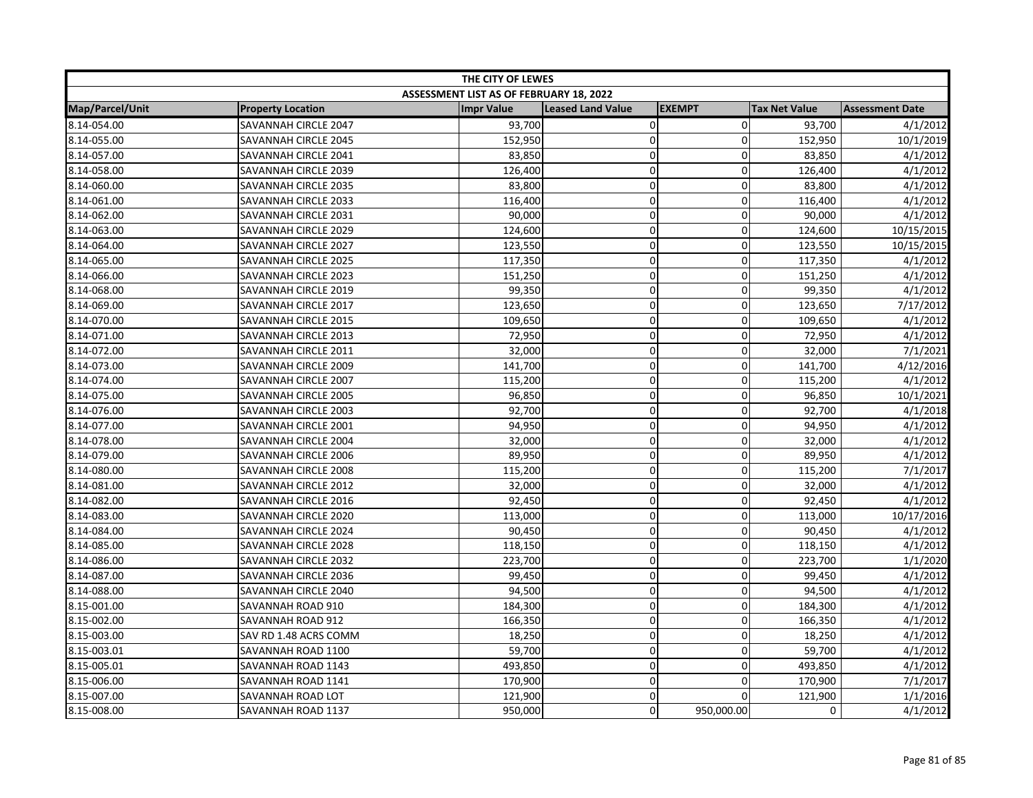| THE CITY OF LEWES | | | | | | |
|---|---|---|---|---|---|---|
| ASSESSMENT LIST AS OF FEBRUARY 18, 2022 | | | | | | |
| Map/Parcel/Unit | Property Location | Impr Value | Leased Land Value | EXEMPT | Tax Net Value | Assessment Date |
| 8.14-054.00 | SAVANNAH CIRCLE 2047 | 93,700 | 0 | 0 | 93,700 | 4/1/2012 |
| 8.14-055.00 | SAVANNAH CIRCLE 2045 | 152,950 | 0 | 0 | 152,950 | 10/1/2019 |
| 8.14-057.00 | SAVANNAH CIRCLE 2041 | 83,850 | 0 | 0 | 83,850 | 4/1/2012 |
| 8.14-058.00 | SAVANNAH CIRCLE 2039 | 126,400 | 0 | 0 | 126,400 | 4/1/2012 |
| 8.14-060.00 | SAVANNAH CIRCLE 2035 | 83,800 | 0 | 0 | 83,800 | 4/1/2012 |
| 8.14-061.00 | SAVANNAH CIRCLE 2033 | 116,400 | 0 | 0 | 116,400 | 4/1/2012 |
| 8.14-062.00 | SAVANNAH CIRCLE 2031 | 90,000 | 0 | 0 | 90,000 | 4/1/2012 |
| 8.14-063.00 | SAVANNAH CIRCLE 2029 | 124,600 | 0 | 0 | 124,600 | 10/15/2015 |
| 8.14-064.00 | SAVANNAH CIRCLE 2027 | 123,550 | 0 | 0 | 123,550 | 10/15/2015 |
| 8.14-065.00 | SAVANNAH CIRCLE 2025 | 117,350 | 0 | 0 | 117,350 | 4/1/2012 |
| 8.14-066.00 | SAVANNAH CIRCLE 2023 | 151,250 | 0 | 0 | 151,250 | 4/1/2012 |
| 8.14-068.00 | SAVANNAH CIRCLE 2019 | 99,350 | 0 | 0 | 99,350 | 4/1/2012 |
| 8.14-069.00 | SAVANNAH CIRCLE 2017 | 123,650 | 0 | 0 | 123,650 | 7/17/2012 |
| 8.14-070.00 | SAVANNAH CIRCLE 2015 | 109,650 | 0 | 0 | 109,650 | 4/1/2012 |
| 8.14-071.00 | SAVANNAH CIRCLE 2013 | 72,950 | 0 | 0 | 72,950 | 4/1/2012 |
| 8.14-072.00 | SAVANNAH CIRCLE 2011 | 32,000 | 0 | 0 | 32,000 | 7/1/2021 |
| 8.14-073.00 | SAVANNAH CIRCLE 2009 | 141,700 | 0 | 0 | 141,700 | 4/12/2016 |
| 8.14-074.00 | SAVANNAH CIRCLE 2007 | 115,200 | 0 | 0 | 115,200 | 4/1/2012 |
| 8.14-075.00 | SAVANNAH CIRCLE 2005 | 96,850 | 0 | 0 | 96,850 | 10/1/2021 |
| 8.14-076.00 | SAVANNAH CIRCLE 2003 | 92,700 | 0 | 0 | 92,700 | 4/1/2018 |
| 8.14-077.00 | SAVANNAH CIRCLE 2001 | 94,950 | 0 | 0 | 94,950 | 4/1/2012 |
| 8.14-078.00 | SAVANNAH CIRCLE 2004 | 32,000 | 0 | 0 | 32,000 | 4/1/2012 |
| 8.14-079.00 | SAVANNAH CIRCLE 2006 | 89,950 | 0 | 0 | 89,950 | 4/1/2012 |
| 8.14-080.00 | SAVANNAH CIRCLE 2008 | 115,200 | 0 | 0 | 115,200 | 7/1/2017 |
| 8.14-081.00 | SAVANNAH CIRCLE 2012 | 32,000 | 0 | 0 | 32,000 | 4/1/2012 |
| 8.14-082.00 | SAVANNAH CIRCLE 2016 | 92,450 | 0 | 0 | 92,450 | 4/1/2012 |
| 8.14-083.00 | SAVANNAH CIRCLE 2020 | 113,000 | 0 | 0 | 113,000 | 10/17/2016 |
| 8.14-084.00 | SAVANNAH CIRCLE 2024 | 90,450 | 0 | 0 | 90,450 | 4/1/2012 |
| 8.14-085.00 | SAVANNAH CIRCLE 2028 | 118,150 | 0 | 0 | 118,150 | 4/1/2012 |
| 8.14-086.00 | SAVANNAH CIRCLE 2032 | 223,700 | 0 | 0 | 223,700 | 1/1/2020 |
| 8.14-087.00 | SAVANNAH CIRCLE 2036 | 99,450 | 0 | 0 | 99,450 | 4/1/2012 |
| 8.14-088.00 | SAVANNAH CIRCLE 2040 | 94,500 | 0 | 0 | 94,500 | 4/1/2012 |
| 8.15-001.00 | SAVANNAH ROAD 910 | 184,300 | 0 | 0 | 184,300 | 4/1/2012 |
| 8.15-002.00 | SAVANNAH ROAD 912 | 166,350 | 0 | 0 | 166,350 | 4/1/2012 |
| 8.15-003.00 | SAV RD 1.48 ACRS COMM | 18,250 | 0 | 0 | 18,250 | 4/1/2012 |
| 8.15-003.01 | SAVANNAH ROAD 1100 | 59,700 | 0 | 0 | 59,700 | 4/1/2012 |
| 8.15-005.01 | SAVANNAH ROAD 1143 | 493,850 | 0 | 0 | 493,850 | 4/1/2012 |
| 8.15-006.00 | SAVANNAH ROAD 1141 | 170,900 | 0 | 0 | 170,900 | 7/1/2017 |
| 8.15-007.00 | SAVANNAH ROAD LOT | 121,900 | 0 | 0 | 121,900 | 1/1/2016 |
| 8.15-008.00 | SAVANNAH ROAD 1137 | 950,000 | 0 | 950,000.00 | 0 | 4/1/2012 |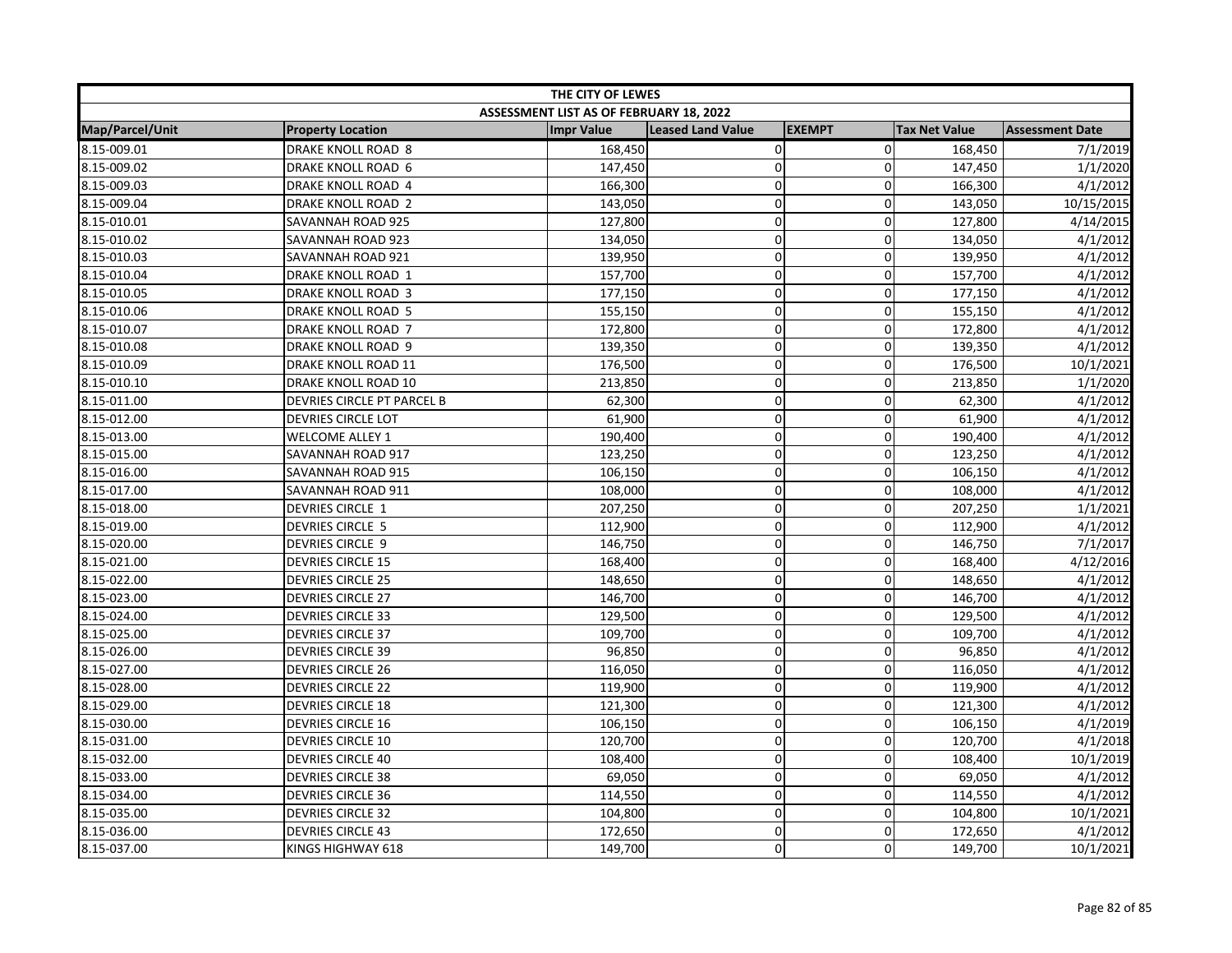| THE CITY OF LEWES | | | | | | |
|---|---|---|---|---|---|---|
| ASSESSMENT LIST AS OF FEBRUARY 18, 2022 | | | | | | |
| Map/Parcel/Unit | Property Location | Impr Value | Leased Land Value | EXEMPT | Tax Net Value | Assessment Date |
| 8.15-009.01 | DRAKE KNOLL ROAD 8 | 168,450 | 0 | 0 | 168,450 | 7/1/2019 |
| 8.15-009.02 | DRAKE KNOLL ROAD 6 | 147,450 | 0 | 0 | 147,450 | 1/1/2020 |
| 8.15-009.03 | DRAKE KNOLL ROAD 4 | 166,300 | 0 | 0 | 166,300 | 4/1/2012 |
| 8.15-009.04 | DRAKE KNOLL ROAD 2 | 143,050 | 0 | 0 | 143,050 | 10/15/2015 |
| 8.15-010.01 | SAVANNAH ROAD 925 | 127,800 | 0 | 0 | 127,800 | 4/14/2015 |
| 8.15-010.02 | SAVANNAH ROAD 923 | 134,050 | 0 | 0 | 134,050 | 4/1/2012 |
| 8.15-010.03 | SAVANNAH ROAD 921 | 139,950 | 0 | 0 | 139,950 | 4/1/2012 |
| 8.15-010.04 | DRAKE KNOLL ROAD 1 | 157,700 | 0 | 0 | 157,700 | 4/1/2012 |
| 8.15-010.05 | DRAKE KNOLL ROAD 3 | 177,150 | 0 | 0 | 177,150 | 4/1/2012 |
| 8.15-010.06 | DRAKE KNOLL ROAD 5 | 155,150 | 0 | 0 | 155,150 | 4/1/2012 |
| 8.15-010.07 | DRAKE KNOLL ROAD 7 | 172,800 | 0 | 0 | 172,800 | 4/1/2012 |
| 8.15-010.08 | DRAKE KNOLL ROAD 9 | 139,350 | 0 | 0 | 139,350 | 4/1/2012 |
| 8.15-010.09 | DRAKE KNOLL ROAD 11 | 176,500 | 0 | 0 | 176,500 | 10/1/2021 |
| 8.15-010.10 | DRAKE KNOLL ROAD 10 | 213,850 | 0 | 0 | 213,850 | 1/1/2020 |
| 8.15-011.00 | DEVRIES CIRCLE PT PARCEL B | 62,300 | 0 | 0 | 62,300 | 4/1/2012 |
| 8.15-012.00 | DEVRIES CIRCLE LOT | 61,900 | 0 | 0 | 61,900 | 4/1/2012 |
| 8.15-013.00 | WELCOME ALLEY 1 | 190,400 | 0 | 0 | 190,400 | 4/1/2012 |
| 8.15-015.00 | SAVANNAH ROAD 917 | 123,250 | 0 | 0 | 123,250 | 4/1/2012 |
| 8.15-016.00 | SAVANNAH ROAD 915 | 106,150 | 0 | 0 | 106,150 | 4/1/2012 |
| 8.15-017.00 | SAVANNAH ROAD 911 | 108,000 | 0 | 0 | 108,000 | 4/1/2012 |
| 8.15-018.00 | DEVRIES CIRCLE 1 | 207,250 | 0 | 0 | 207,250 | 1/1/2021 |
| 8.15-019.00 | DEVRIES CIRCLE 5 | 112,900 | 0 | 0 | 112,900 | 4/1/2012 |
| 8.15-020.00 | DEVRIES CIRCLE 9 | 146,750 | 0 | 0 | 146,750 | 7/1/2017 |
| 8.15-021.00 | DEVRIES CIRCLE 15 | 168,400 | 0 | 0 | 168,400 | 4/12/2016 |
| 8.15-022.00 | DEVRIES CIRCLE 25 | 148,650 | 0 | 0 | 148,650 | 4/1/2012 |
| 8.15-023.00 | DEVRIES CIRCLE 27 | 146,700 | 0 | 0 | 146,700 | 4/1/2012 |
| 8.15-024.00 | DEVRIES CIRCLE 33 | 129,500 | 0 | 0 | 129,500 | 4/1/2012 |
| 8.15-025.00 | DEVRIES CIRCLE 37 | 109,700 | 0 | 0 | 109,700 | 4/1/2012 |
| 8.15-026.00 | DEVRIES CIRCLE 39 | 96,850 | 0 | 0 | 96,850 | 4/1/2012 |
| 8.15-027.00 | DEVRIES CIRCLE 26 | 116,050 | 0 | 0 | 116,050 | 4/1/2012 |
| 8.15-028.00 | DEVRIES CIRCLE 22 | 119,900 | 0 | 0 | 119,900 | 4/1/2012 |
| 8.15-029.00 | DEVRIES CIRCLE 18 | 121,300 | 0 | 0 | 121,300 | 4/1/2012 |
| 8.15-030.00 | DEVRIES CIRCLE 16 | 106,150 | 0 | 0 | 106,150 | 4/1/2019 |
| 8.15-031.00 | DEVRIES CIRCLE 10 | 120,700 | 0 | 0 | 120,700 | 4/1/2018 |
| 8.15-032.00 | DEVRIES CIRCLE 40 | 108,400 | 0 | 0 | 108,400 | 10/1/2019 |
| 8.15-033.00 | DEVRIES CIRCLE 38 | 69,050 | 0 | 0 | 69,050 | 4/1/2012 |
| 8.15-034.00 | DEVRIES CIRCLE 36 | 114,550 | 0 | 0 | 114,550 | 4/1/2012 |
| 8.15-035.00 | DEVRIES CIRCLE 32 | 104,800 | 0 | 0 | 104,800 | 10/1/2021 |
| 8.15-036.00 | DEVRIES CIRCLE 43 | 172,650 | 0 | 0 | 172,650 | 4/1/2012 |
| 8.15-037.00 | KINGS HIGHWAY 618 | 149,700 | 0 | 0 | 149,700 | 10/1/2021 |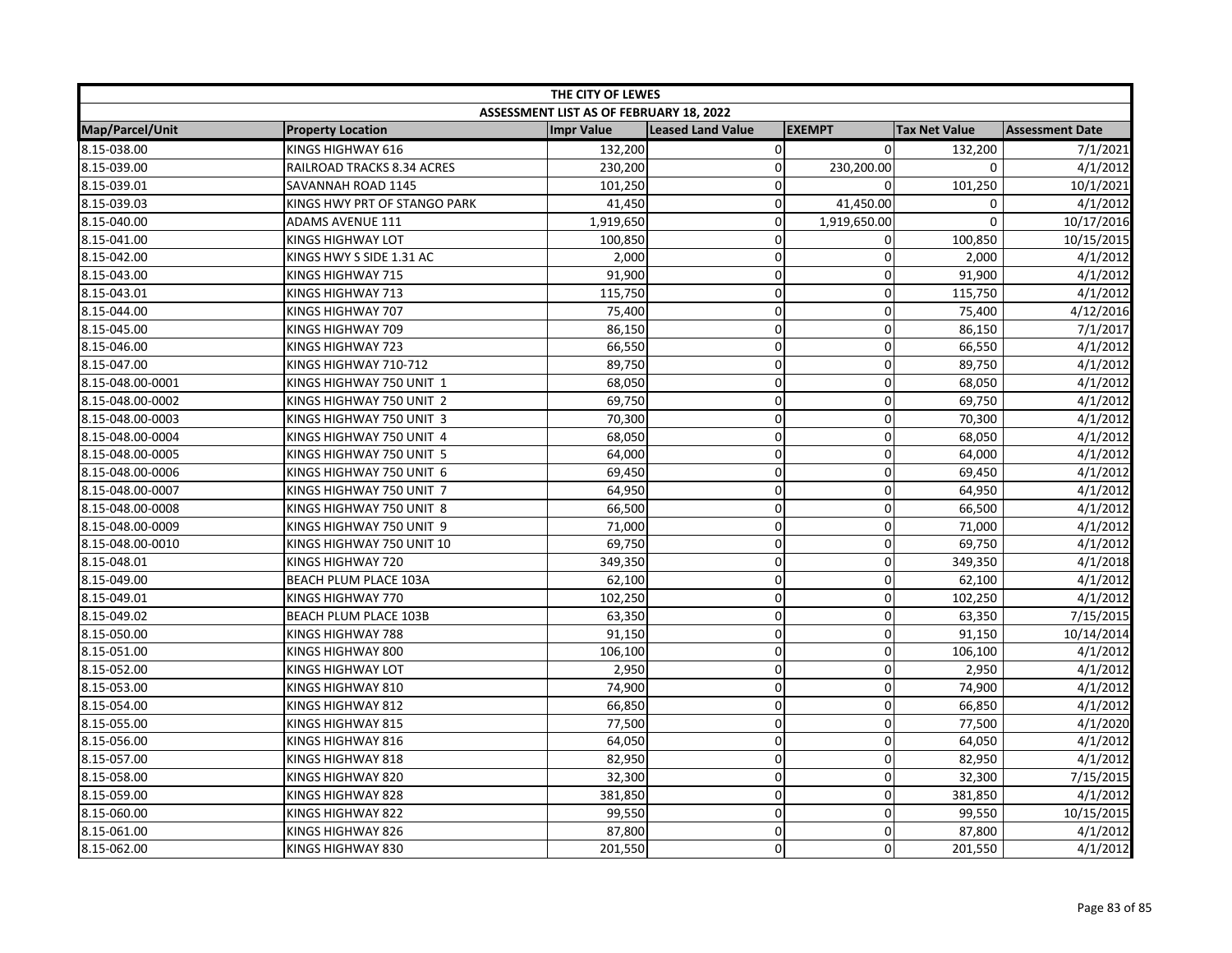| THE CITY OF LEWES | | | | | | |
|---|---|---|---|---|---|---|
| ASSESSMENT LIST AS OF FEBRUARY 18, 2022 | | | | | | |
| Map/Parcel/Unit | Property Location | Impr Value | Leased Land Value | EXEMPT | Tax Net Value | Assessment Date |
| 8.15-038.00 | KINGS HIGHWAY 616 | 132,200 | 0 | 0 | 132,200 | 7/1/2021 |
| 8.15-039.00 | RAILROAD TRACKS 8.34 ACRES | 230,200 | 0 | 230,200.00 | 0 | 4/1/2012 |
| 8.15-039.01 | SAVANNAH ROAD 1145 | 101,250 | 0 | 0 | 101,250 | 10/1/2021 |
| 8.15-039.03 | KINGS HWY PRT OF STANGO PARK | 41,450 | 0 | 41,450.00 | 0 | 4/1/2012 |
| 8.15-040.00 | ADAMS AVENUE 111 | 1,919,650 | 0 | 1,919,650.00 | 0 | 10/17/2016 |
| 8.15-041.00 | KINGS HIGHWAY LOT | 100,850 | 0 | 0 | 100,850 | 10/15/2015 |
| 8.15-042.00 | KINGS HWY S SIDE 1.31 AC | 2,000 | 0 | 0 | 2,000 | 4/1/2012 |
| 8.15-043.00 | KINGS HIGHWAY 715 | 91,900 | 0 | 0 | 91,900 | 4/1/2012 |
| 8.15-043.01 | KINGS HIGHWAY 713 | 115,750 | 0 | 0 | 115,750 | 4/1/2012 |
| 8.15-044.00 | KINGS HIGHWAY 707 | 75,400 | 0 | 0 | 75,400 | 4/12/2016 |
| 8.15-045.00 | KINGS HIGHWAY 709 | 86,150 | 0 | 0 | 86,150 | 7/1/2017 |
| 8.15-046.00 | KINGS HIGHWAY 723 | 66,550 | 0 | 0 | 66,550 | 4/1/2012 |
| 8.15-047.00 | KINGS HIGHWAY 710-712 | 89,750 | 0 | 0 | 89,750 | 4/1/2012 |
| 8.15-048.00-0001 | KINGS HIGHWAY 750 UNIT 1 | 68,050 | 0 | 0 | 68,050 | 4/1/2012 |
| 8.15-048.00-0002 | KINGS HIGHWAY 750 UNIT 2 | 69,750 | 0 | 0 | 69,750 | 4/1/2012 |
| 8.15-048.00-0003 | KINGS HIGHWAY 750 UNIT 3 | 70,300 | 0 | 0 | 70,300 | 4/1/2012 |
| 8.15-048.00-0004 | KINGS HIGHWAY 750 UNIT 4 | 68,050 | 0 | 0 | 68,050 | 4/1/2012 |
| 8.15-048.00-0005 | KINGS HIGHWAY 750 UNIT 5 | 64,000 | 0 | 0 | 64,000 | 4/1/2012 |
| 8.15-048.00-0006 | KINGS HIGHWAY 750 UNIT 6 | 69,450 | 0 | 0 | 69,450 | 4/1/2012 |
| 8.15-048.00-0007 | KINGS HIGHWAY 750 UNIT 7 | 64,950 | 0 | 0 | 64,950 | 4/1/2012 |
| 8.15-048.00-0008 | KINGS HIGHWAY 750 UNIT 8 | 66,500 | 0 | 0 | 66,500 | 4/1/2012 |
| 8.15-048.00-0009 | KINGS HIGHWAY 750 UNIT 9 | 71,000 | 0 | 0 | 71,000 | 4/1/2012 |
| 8.15-048.00-0010 | KINGS HIGHWAY 750 UNIT 10 | 69,750 | 0 | 0 | 69,750 | 4/1/2012 |
| 8.15-048.01 | KINGS HIGHWAY 720 | 349,350 | 0 | 0 | 349,350 | 4/1/2018 |
| 8.15-049.00 | BEACH PLUM PLACE 103A | 62,100 | 0 | 0 | 62,100 | 4/1/2012 |
| 8.15-049.01 | KINGS HIGHWAY 770 | 102,250 | 0 | 0 | 102,250 | 4/1/2012 |
| 8.15-049.02 | BEACH PLUM PLACE 103B | 63,350 | 0 | 0 | 63,350 | 7/15/2015 |
| 8.15-050.00 | KINGS HIGHWAY 788 | 91,150 | 0 | 0 | 91,150 | 10/14/2014 |
| 8.15-051.00 | KINGS HIGHWAY 800 | 106,100 | 0 | 0 | 106,100 | 4/1/2012 |
| 8.15-052.00 | KINGS HIGHWAY LOT | 2,950 | 0 | 0 | 2,950 | 4/1/2012 |
| 8.15-053.00 | KINGS HIGHWAY 810 | 74,900 | 0 | 0 | 74,900 | 4/1/2012 |
| 8.15-054.00 | KINGS HIGHWAY 812 | 66,850 | 0 | 0 | 66,850 | 4/1/2012 |
| 8.15-055.00 | KINGS HIGHWAY 815 | 77,500 | 0 | 0 | 77,500 | 4/1/2020 |
| 8.15-056.00 | KINGS HIGHWAY 816 | 64,050 | 0 | 0 | 64,050 | 4/1/2012 |
| 8.15-057.00 | KINGS HIGHWAY 818 | 82,950 | 0 | 0 | 82,950 | 4/1/2012 |
| 8.15-058.00 | KINGS HIGHWAY 820 | 32,300 | 0 | 0 | 32,300 | 7/15/2015 |
| 8.15-059.00 | KINGS HIGHWAY 828 | 381,850 | 0 | 0 | 381,850 | 4/1/2012 |
| 8.15-060.00 | KINGS HIGHWAY 822 | 99,550 | 0 | 0 | 99,550 | 10/15/2015 |
| 8.15-061.00 | KINGS HIGHWAY 826 | 87,800 | 0 | 0 | 87,800 | 4/1/2012 |
| 8.15-062.00 | KINGS HIGHWAY 830 | 201,550 | 0 | 0 | 201,550 | 4/1/2012 |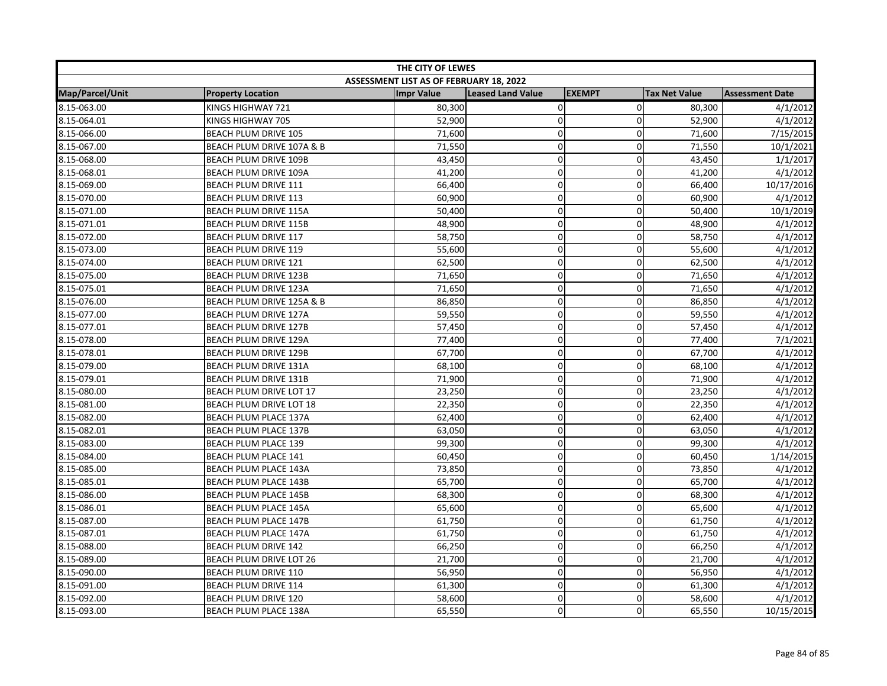| THE CITY OF LEWES | | | | | | |
|---|---|---|---|---|---|---|
| ASSESSMENT LIST AS OF FEBRUARY 18, 2022 | | | | | | |
| Map/Parcel/Unit | Property Location | Impr Value | Leased Land Value | EXEMPT | Tax Net Value | Assessment Date |
| 8.15-063.00 | KINGS HIGHWAY 721 | 80,300 | 0 | 0 | 80,300 | 4/1/2012 |
| 8.15-064.01 | KINGS HIGHWAY 705 | 52,900 | 0 | 0 | 52,900 | 4/1/2012 |
| 8.15-066.00 | BEACH PLUM DRIVE 105 | 71,600 | 0 | 0 | 71,600 | 7/15/2015 |
| 8.15-067.00 | BEACH PLUM DRIVE 107A & B | 71,550 | 0 | 0 | 71,550 | 10/1/2021 |
| 8.15-068.00 | BEACH PLUM DRIVE 109B | 43,450 | 0 | 0 | 43,450 | 1/1/2017 |
| 8.15-068.01 | BEACH PLUM DRIVE 109A | 41,200 | 0 | 0 | 41,200 | 4/1/2012 |
| 8.15-069.00 | BEACH PLUM DRIVE 111 | 66,400 | 0 | 0 | 66,400 | 10/17/2016 |
| 8.15-070.00 | BEACH PLUM DRIVE 113 | 60,900 | 0 | 0 | 60,900 | 4/1/2012 |
| 8.15-071.00 | BEACH PLUM DRIVE 115A | 50,400 | 0 | 0 | 50,400 | 10/1/2019 |
| 8.15-071.01 | BEACH PLUM DRIVE 115B | 48,900 | 0 | 0 | 48,900 | 4/1/2012 |
| 8.15-072.00 | BEACH PLUM DRIVE 117 | 58,750 | 0 | 0 | 58,750 | 4/1/2012 |
| 8.15-073.00 | BEACH PLUM DRIVE 119 | 55,600 | 0 | 0 | 55,600 | 4/1/2012 |
| 8.15-074.00 | BEACH PLUM DRIVE 121 | 62,500 | 0 | 0 | 62,500 | 4/1/2012 |
| 8.15-075.00 | BEACH PLUM DRIVE 123B | 71,650 | 0 | 0 | 71,650 | 4/1/2012 |
| 8.15-075.01 | BEACH PLUM DRIVE 123A | 71,650 | 0 | 0 | 71,650 | 4/1/2012 |
| 8.15-076.00 | BEACH PLUM DRIVE 125A & B | 86,850 | 0 | 0 | 86,850 | 4/1/2012 |
| 8.15-077.00 | BEACH PLUM DRIVE 127A | 59,550 | 0 | 0 | 59,550 | 4/1/2012 |
| 8.15-077.01 | BEACH PLUM DRIVE 127B | 57,450 | 0 | 0 | 57,450 | 4/1/2012 |
| 8.15-078.00 | BEACH PLUM DRIVE 129A | 77,400 | 0 | 0 | 77,400 | 7/1/2021 |
| 8.15-078.01 | BEACH PLUM DRIVE 129B | 67,700 | 0 | 0 | 67,700 | 4/1/2012 |
| 8.15-079.00 | BEACH PLUM DRIVE 131A | 68,100 | 0 | 0 | 68,100 | 4/1/2012 |
| 8.15-079.01 | BEACH PLUM DRIVE 131B | 71,900 | 0 | 0 | 71,900 | 4/1/2012 |
| 8.15-080.00 | BEACH PLUM DRIVE LOT 17 | 23,250 | 0 | 0 | 23,250 | 4/1/2012 |
| 8.15-081.00 | BEACH PLUM DRIVE LOT 18 | 22,350 | 0 | 0 | 22,350 | 4/1/2012 |
| 8.15-082.00 | BEACH PLUM PLACE 137A | 62,400 | 0 | 0 | 62,400 | 4/1/2012 |
| 8.15-082.01 | BEACH PLUM PLACE 137B | 63,050 | 0 | 0 | 63,050 | 4/1/2012 |
| 8.15-083.00 | BEACH PLUM PLACE 139 | 99,300 | 0 | 0 | 99,300 | 4/1/2012 |
| 8.15-084.00 | BEACH PLUM PLACE 141 | 60,450 | 0 | 0 | 60,450 | 1/14/2015 |
| 8.15-085.00 | BEACH PLUM PLACE 143A | 73,850 | 0 | 0 | 73,850 | 4/1/2012 |
| 8.15-085.01 | BEACH PLUM PLACE 143B | 65,700 | 0 | 0 | 65,700 | 4/1/2012 |
| 8.15-086.00 | BEACH PLUM PLACE 145B | 68,300 | 0 | 0 | 68,300 | 4/1/2012 |
| 8.15-086.01 | BEACH PLUM PLACE 145A | 65,600 | 0 | 0 | 65,600 | 4/1/2012 |
| 8.15-087.00 | BEACH PLUM PLACE 147B | 61,750 | 0 | 0 | 61,750 | 4/1/2012 |
| 8.15-087.01 | BEACH PLUM PLACE 147A | 61,750 | 0 | 0 | 61,750 | 4/1/2012 |
| 8.15-088.00 | BEACH PLUM DRIVE 142 | 66,250 | 0 | 0 | 66,250 | 4/1/2012 |
| 8.15-089.00 | BEACH PLUM DRIVE LOT 26 | 21,700 | 0 | 0 | 21,700 | 4/1/2012 |
| 8.15-090.00 | BEACH PLUM DRIVE 110 | 56,950 | 0 | 0 | 56,950 | 4/1/2012 |
| 8.15-091.00 | BEACH PLUM DRIVE 114 | 61,300 | 0 | 0 | 61,300 | 4/1/2012 |
| 8.15-092.00 | BEACH PLUM DRIVE 120 | 58,600 | 0 | 0 | 58,600 | 4/1/2012 |
| 8.15-093.00 | BEACH PLUM PLACE 138A | 65,550 | 0 | 0 | 65,550 | 10/15/2015 |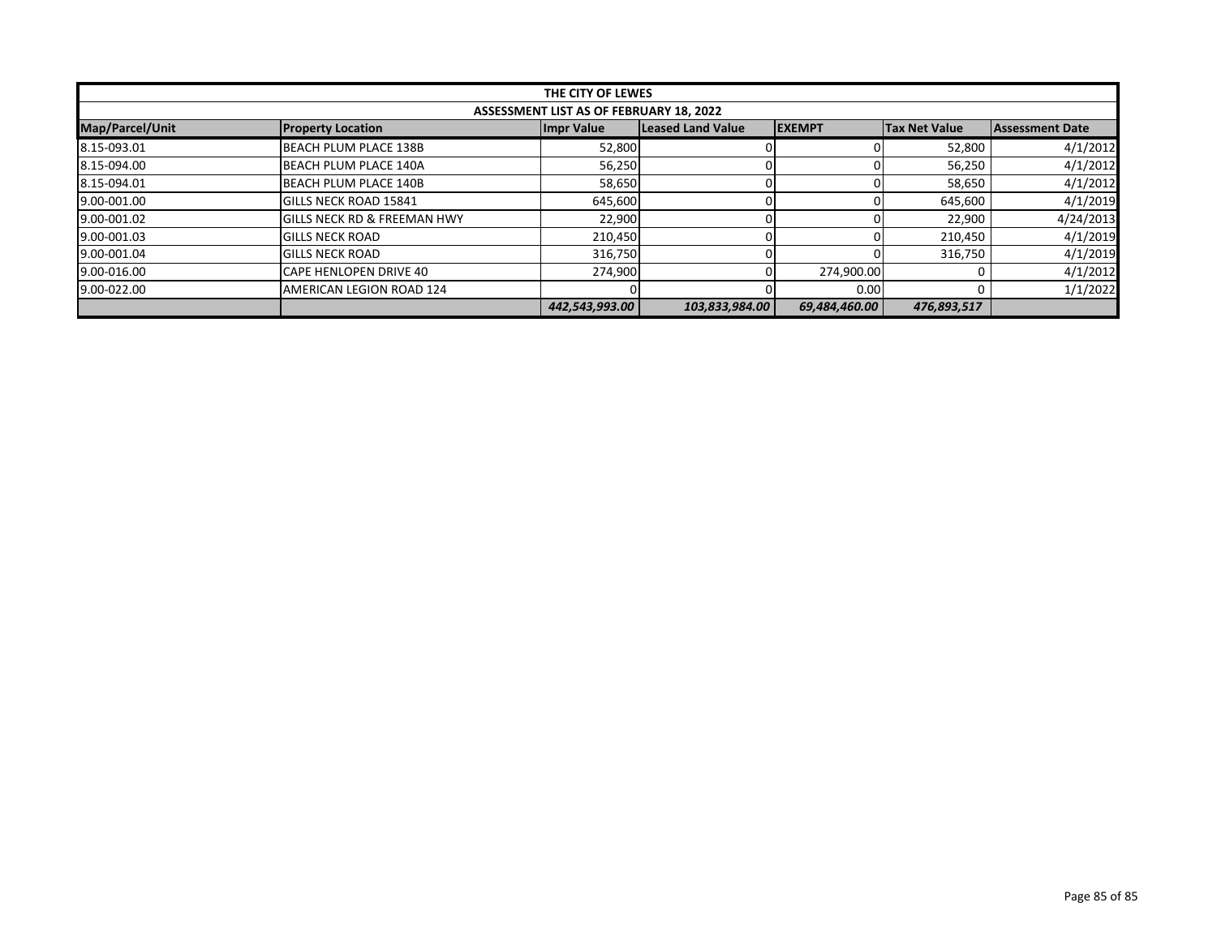| THE CITY OF LEWES | | | | | | |
|---|---|---|---|---|---|---|
| ASSESSMENT LIST AS OF FEBRUARY 18, 2022 | | | | | | |
| **Map/Parcel/Unit** | **Property Location** | **Impr Value** | **Leased Land Value** | **EXEMPT** | **Tax Net Value** | **Assessment Date** |
| 8.15-093.01 | BEACH PLUM PLACE 138B | 52,800 | 0 | 0 | 52,800 | 4/1/2012 |
| 8.15-094.00 | BEACH PLUM PLACE 140A | 56,250 | 0 | 0 | 56,250 | 4/1/2012 |
| 8.15-094.01 | BEACH PLUM PLACE 140B | 58,650 | 0 | 0 | 58,650 | 4/1/2012 |
| 9.00-001.00 | GILLS NECK ROAD 15841 | 645,600 | 0 | 0 | 645,600 | 4/1/2019 |
| 9.00-001.02 | GILLS NECK RD & FREEMAN HWY | 22,900 | 0 | 0 | 22,900 | 4/24/2013 |
| 9.00-001.03 | GILLS NECK ROAD | 210,450 | 0 | 0 | 210,450 | 4/1/2019 |
| 9.00-001.04 | GILLS NECK ROAD | 316,750 | 0 | 0 | 316,750 | 4/1/2019 |
| 9.00-016.00 | CAPE HENLOPEN DRIVE 40 | 274,900 | 0 | 274,900.00 | 0 | 4/1/2012 |
| 9.00-022.00 | AMERICAN LEGION ROAD 124 | 0 | 0 | 0.00 | 0 | 1/1/2022 |
| | | ***442,543,993.00*** | ***103,833,984.00*** | ***69,484,460.00*** | ***476,893,517*** | |